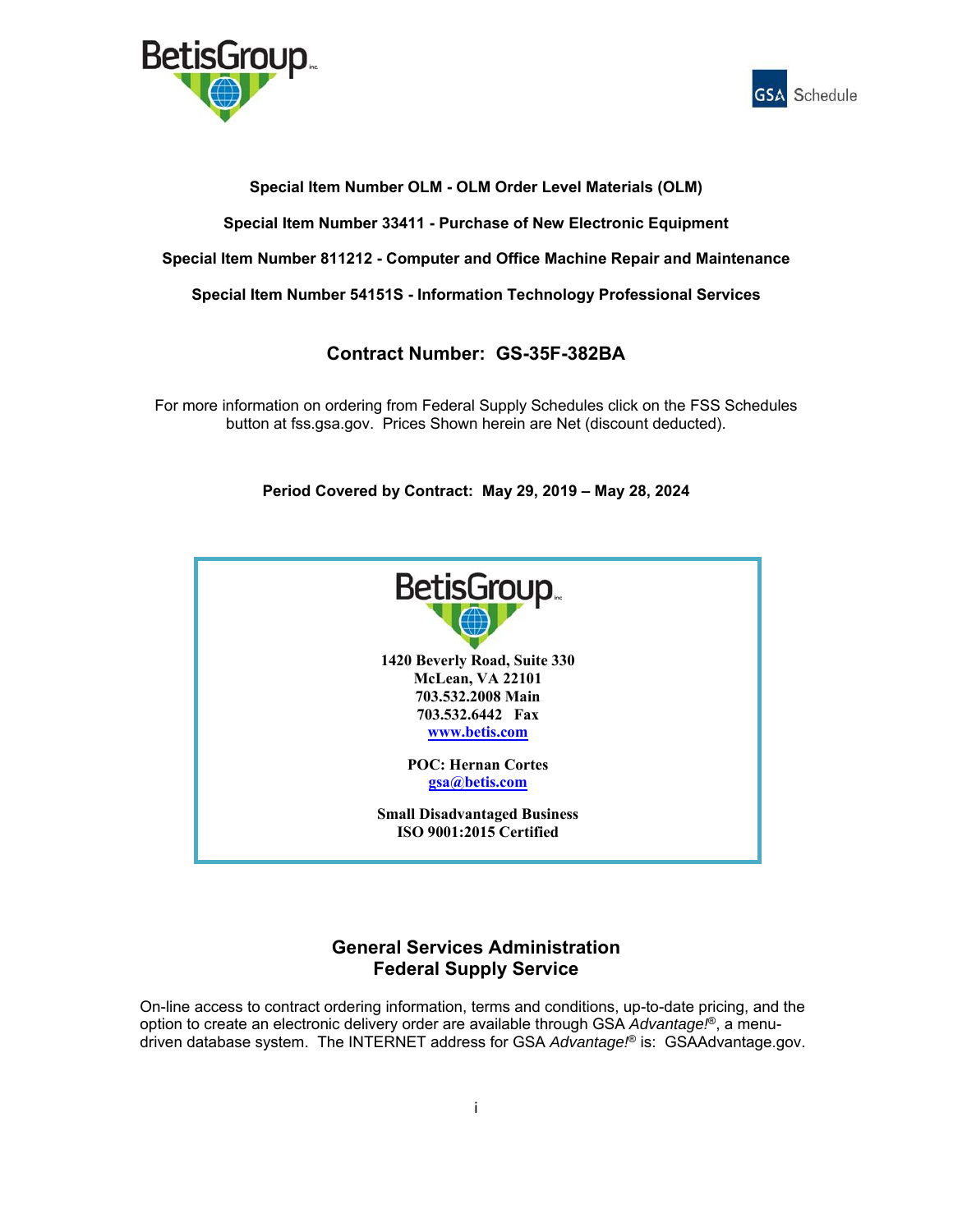**Special Item Number OLM - OLM Order Level Materials (OLM)**

**Special Item Number 33411 - Purchase of New Electronic Equipment**

**Special Item Number 811212 - Computer and Office Machine Repair and Maintenance**

**Special Item Number 54151S - Information Technology Professional Services**

## Contract Number: GS-35F-382BA

For more information on ordering from Federal Supply Schedules click on the FSS Schedules button at fss.gsa.gov. Prices Shown herein are Net (discount deducted).

**Period Covered by Contract: May 29, 2019 – May 28, 2024**

**1420 Beverly Road, Suite 330**
**McLean, VA 22101**
**703.532.2008 Main**
**703.532.6442 Fax**
**www.betis.com**

**POC: Hernan Cortes**
**gsa@betis.com**

**Small Disadvantaged Business**
**ISO 9001:2015 Certified**

## General Services Administration
## Federal Supply Service

On-line access to contract ordering information, terms and conditions, up-to-date pricing, and the option to create an electronic delivery order are available through GSA *Advantage!*®, a menu-driven database system. The INTERNET address for GSA *Advantage!*® is: GSAAdvantage.gov.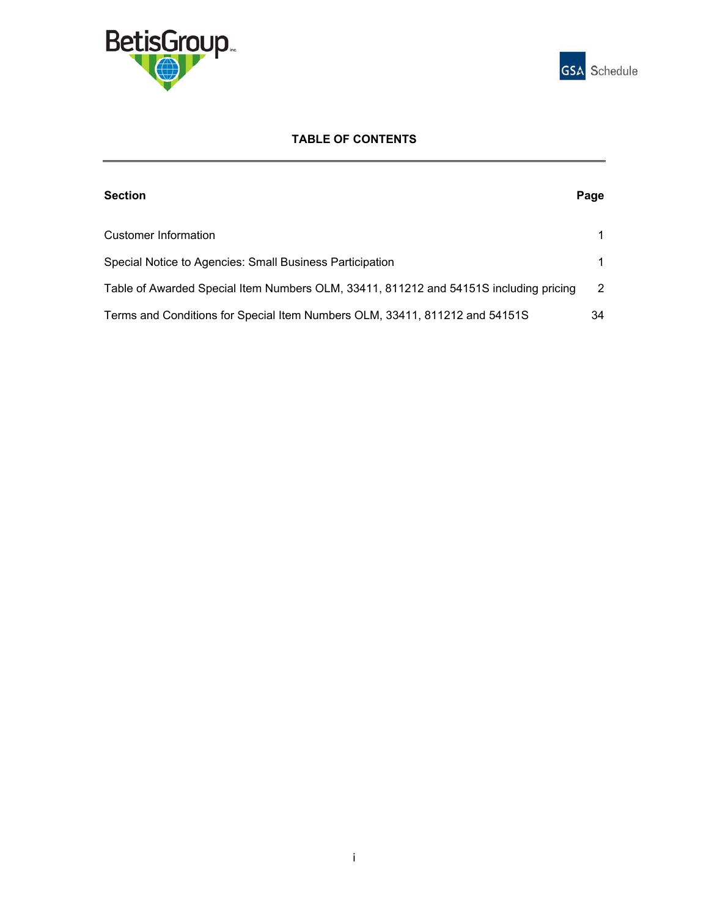# TABLE OF CONTENTS

| Section | Page |
|---|---|
| Customer Information | 1 |
| Special Notice to Agencies: Small Business Participation | 1 |
| Table of Awarded Special Item Numbers OLM, 33411, 811212 and 54151S including pricing | 2 |
| Terms and Conditions for Special Item Numbers OLM, 33411, 811212 and 54151S | 34 |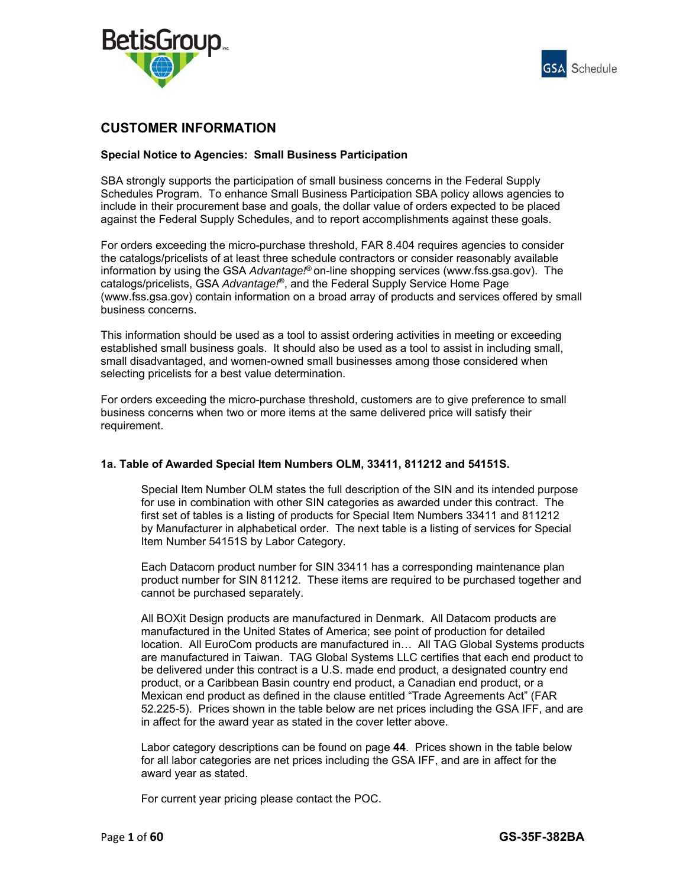## CUSTOMER INFORMATION

### Special Notice to Agencies: Small Business Participation

SBA strongly supports the participation of small business concerns in the Federal Supply Schedules Program. To enhance Small Business Participation SBA policy allows agencies to include in their procurement base and goals, the dollar value of orders expected to be placed against the Federal Supply Schedules, and to report accomplishments against these goals.

For orders exceeding the micro-purchase threshold, FAR 8.404 requires agencies to consider the catalogs/pricelists of at least three schedule contractors or consider reasonably available information by using the GSA *Advantage!*® on-line shopping services (www.fss.gsa.gov). The catalogs/pricelists, GSA *Advantage!*®, and the Federal Supply Service Home Page (www.fss.gsa.gov) contain information on a broad array of products and services offered by small business concerns.

This information should be used as a tool to assist ordering activities in meeting or exceeding established small business goals. It should also be used as a tool to assist in including small, small disadvantaged, and women-owned small businesses among those considered when selecting pricelists for a best value determination.

For orders exceeding the micro-purchase threshold, customers are to give preference to small business concerns when two or more items at the same delivered price will satisfy their requirement.

### 1a. Table of Awarded Special Item Numbers OLM, 33411, 811212 and 54151S.

Special Item Number OLM states the full description of the SIN and its intended purpose for use in combination with other SIN categories as awarded under this contract. The first set of tables is a listing of products for Special Item Numbers 33411 and 811212 by Manufacturer in alphabetical order. The next table is a listing of services for Special Item Number 54151S by Labor Category.

Each Datacom product number for SIN 33411 has a corresponding maintenance plan product number for SIN 811212. These items are required to be purchased together and cannot be purchased separately.

All BOXit Design products are manufactured in Denmark. All Datacom products are manufactured in the United States of America; see point of production for detailed location. All EuroCom products are manufactured in… All TAG Global Systems products are manufactured in Taiwan. TAG Global Systems LLC certifies that each end product to be delivered under this contract is a U.S. made end product, a designated country end product, a Caribbean Basin country end product, a Canadian end product, or a Mexican end product as defined in the clause entitled "Trade Agreements Act" (FAR 52.225-5). Prices shown in the table below are net prices including the GSA IFF, and are in affect for the award year as stated in the cover letter above.

Labor category descriptions can be found on page **44**. Prices shown in the table below for all labor categories are net prices including the GSA IFF, and are in affect for the award year as stated.

For current year pricing please contact the POC.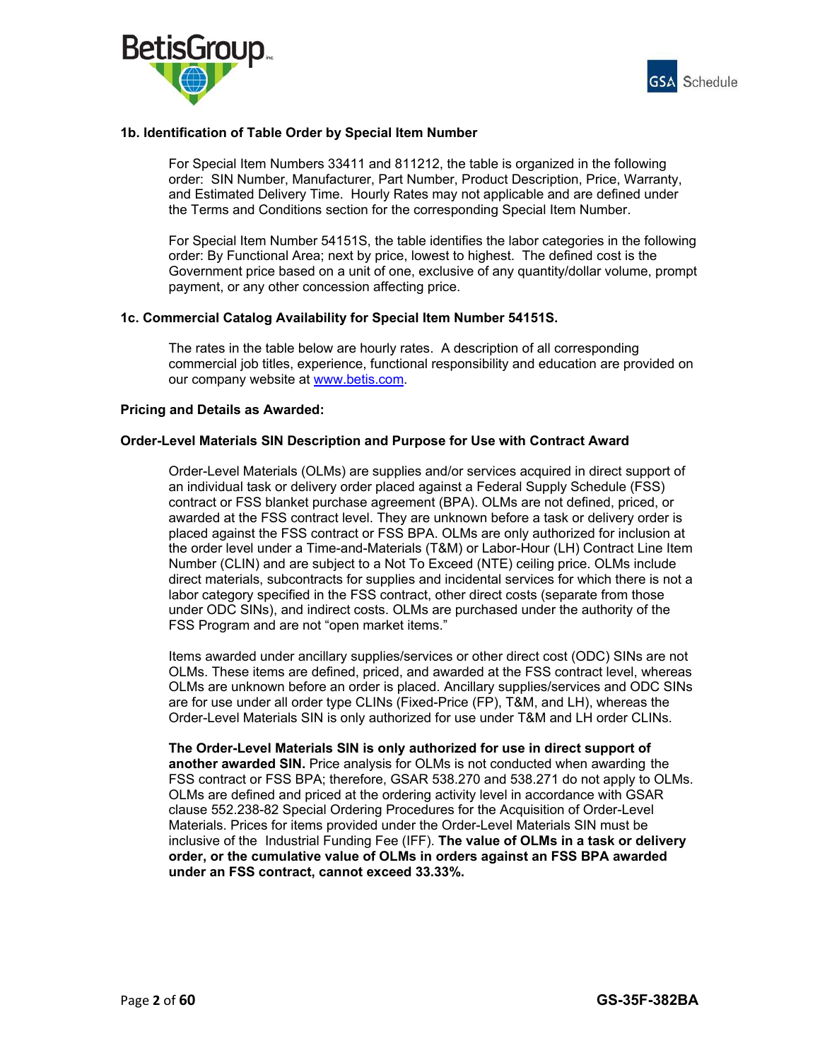### 1b. Identification of Table Order by Special Item Number

For Special Item Numbers 33411 and 811212, the table is organized in the following order: SIN Number, Manufacturer, Part Number, Product Description, Price, Warranty, and Estimated Delivery Time. Hourly Rates may not applicable and are defined under the Terms and Conditions section for the corresponding Special Item Number.

For Special Item Number 54151S, the table identifies the labor categories in the following order: By Functional Area; next by price, lowest to highest. The defined cost is the Government price based on a unit of one, exclusive of any quantity/dollar volume, prompt payment, or any other concession affecting price.

### 1c. Commercial Catalog Availability for Special Item Number 54151S.

The rates in the table below are hourly rates. A description of all corresponding commercial job titles, experience, functional responsibility and education are provided on our company website at www.betis.com.

**Pricing and Details as Awarded:**

**Order-Level Materials SIN Description and Purpose for Use with Contract Award**

Order-Level Materials (OLMs) are supplies and/or services acquired in direct support of an individual task or delivery order placed against a Federal Supply Schedule (FSS) contract or FSS blanket purchase agreement (BPA). OLMs are not defined, priced, or awarded at the FSS contract level. They are unknown before a task or delivery order is placed against the FSS contract or FSS BPA. OLMs are only authorized for inclusion at the order level under a Time-and-Materials (T&M) or Labor-Hour (LH) Contract Line Item Number (CLIN) and are subject to a Not To Exceed (NTE) ceiling price. OLMs include direct materials, subcontracts for supplies and incidental services for which there is not a labor category specified in the FSS contract, other direct costs (separate from those under ODC SINs), and indirect costs. OLMs are purchased under the authority of the FSS Program and are not "open market items."

Items awarded under ancillary supplies/services or other direct cost (ODC) SINs are not OLMs. These items are defined, priced, and awarded at the FSS contract level, whereas OLMs are unknown before an order is placed. Ancillary supplies/services and ODC SINs are for use under all order type CLINs (Fixed-Price (FP), T&M, and LH), whereas the Order-Level Materials SIN is only authorized for use under T&M and LH order CLINs.

**The Order-Level Materials SIN is only authorized for use in direct support of another awarded SIN.** Price analysis for OLMs is not conducted when awarding the FSS contract or FSS BPA; therefore, GSAR 538.270 and 538.271 do not apply to OLMs. OLMs are defined and priced at the ordering activity level in accordance with GSAR clause 552.238-82 Special Ordering Procedures for the Acquisition of Order-Level Materials. Prices for items provided under the Order-Level Materials SIN must be inclusive of the Industrial Funding Fee (IFF). **The value of OLMs in a task or delivery order, or the cumulative value of OLMs in orders against an FSS BPA awarded under an FSS contract, cannot exceed 33.33%.**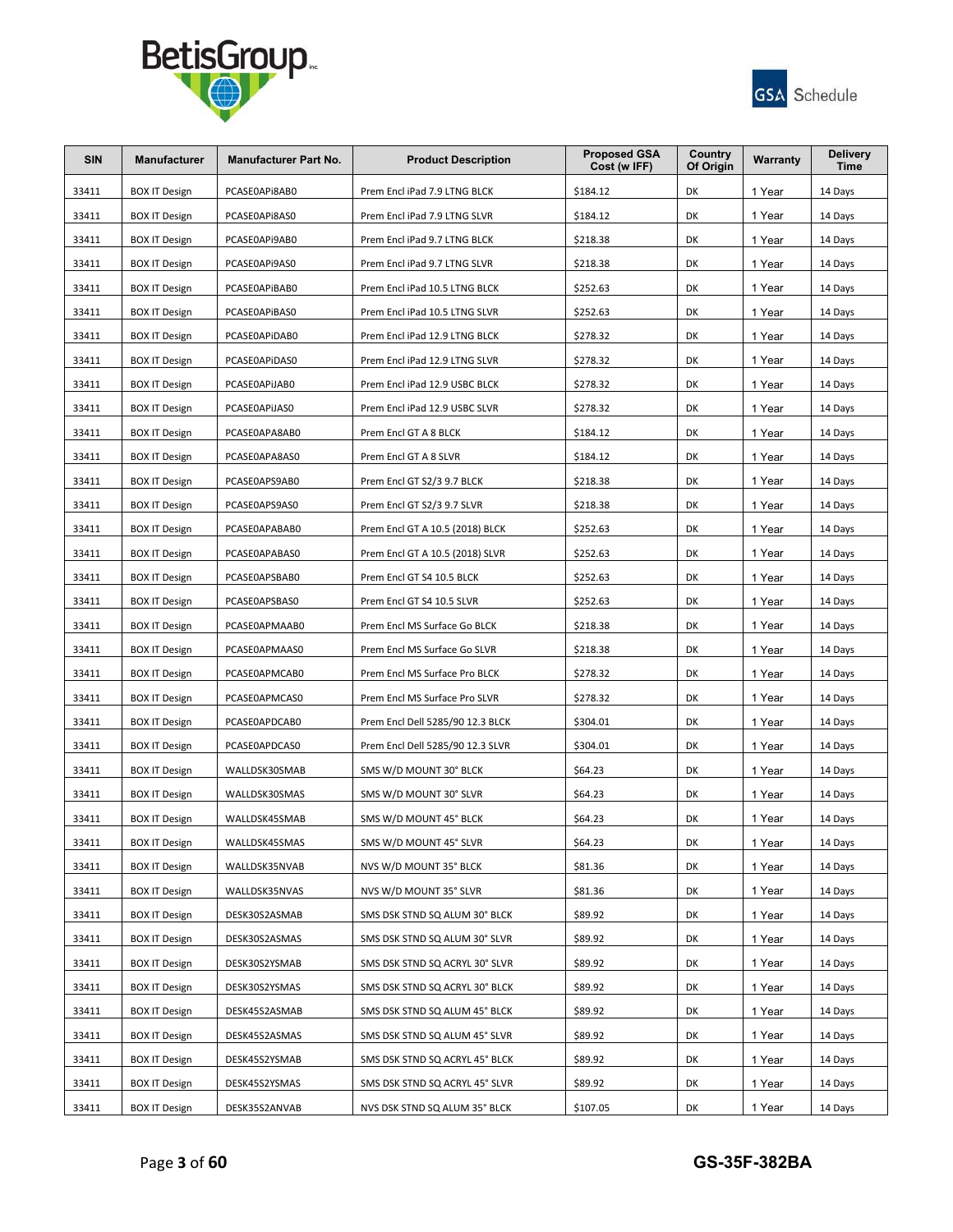| SIN | Manufacturer | Manufacturer Part No. | Product Description | Proposed GSA Cost (w IFF) | Country Of Origin | Warranty | Delivery Time |
|---|---|---|---|---|---|---|---|
| 33411 | BOX IT Design | PCASE0APi8AB0 | Prem Encl iPad 7.9 LTNG BLCK | $184.12 | DK | 1 Year | 14 Days |
| 33411 | BOX IT Design | PCASE0APi8AS0 | Prem Encl iPad 7.9 LTNG SLVR | $184.12 | DK | 1 Year | 14 Days |
| 33411 | BOX IT Design | PCASE0APi9AB0 | Prem Encl iPad 9.7 LTNG BLCK | $218.38 | DK | 1 Year | 14 Days |
| 33411 | BOX IT Design | PCASE0APi9AS0 | Prem Encl iPad 9.7 LTNG SLVR | $218.38 | DK | 1 Year | 14 Days |
| 33411 | BOX IT Design | PCASE0APiBAB0 | Prem Encl iPad 10.5 LTNG BLCK | $252.63 | DK | 1 Year | 14 Days |
| 33411 | BOX IT Design | PCASE0APiBAS0 | Prem Encl iPad 10.5 LTNG SLVR | $252.63 | DK | 1 Year | 14 Days |
| 33411 | BOX IT Design | PCASE0APiDAB0 | Prem Encl iPad 12.9 LTNG BLCK | $278.32 | DK | 1 Year | 14 Days |
| 33411 | BOX IT Design | PCASE0APiDAS0 | Prem Encl iPad 12.9 LTNG SLVR | $278.32 | DK | 1 Year | 14 Days |
| 33411 | BOX IT Design | PCASE0APiJAB0 | Prem Encl iPad 12.9 USBC BLCK | $278.32 | DK | 1 Year | 14 Days |
| 33411 | BOX IT Design | PCASE0APiJAS0 | Prem Encl iPad 12.9 USBC SLVR | $278.32 | DK | 1 Year | 14 Days |
| 33411 | BOX IT Design | PCASE0APA8AB0 | Prem Encl GT A 8 BLCK | $184.12 | DK | 1 Year | 14 Days |
| 33411 | BOX IT Design | PCASE0APA8AS0 | Prem Encl GT A 8 SLVR | $184.12 | DK | 1 Year | 14 Days |
| 33411 | BOX IT Design | PCASE0APS9AB0 | Prem Encl GT S2/3 9.7 BLCK | $218.38 | DK | 1 Year | 14 Days |
| 33411 | BOX IT Design | PCASE0APS9AS0 | Prem Encl GT S2/3 9.7 SLVR | $218.38 | DK | 1 Year | 14 Days |
| 33411 | BOX IT Design | PCASE0APABAB0 | Prem Encl GT A 10.5 (2018) BLCK | $252.63 | DK | 1 Year | 14 Days |
| 33411 | BOX IT Design | PCASE0APABAS0 | Prem Encl GT A 10.5 (2018) SLVR | $252.63 | DK | 1 Year | 14 Days |
| 33411 | BOX IT Design | PCASE0APSBAB0 | Prem Encl GT S4 10.5 BLCK | $252.63 | DK | 1 Year | 14 Days |
| 33411 | BOX IT Design | PCASE0APSBAS0 | Prem Encl GT S4 10.5 SLVR | $252.63 | DK | 1 Year | 14 Days |
| 33411 | BOX IT Design | PCASE0APMAAB0 | Prem Encl MS Surface Go BLCK | $218.38 | DK | 1 Year | 14 Days |
| 33411 | BOX IT Design | PCASE0APMAAS0 | Prem Encl MS Surface Go SLVR | $218.38 | DK | 1 Year | 14 Days |
| 33411 | BOX IT Design | PCASE0APMCAB0 | Prem Encl MS Surface Pro BLCK | $278.32 | DK | 1 Year | 14 Days |
| 33411 | BOX IT Design | PCASE0APMCAS0 | Prem Encl MS Surface Pro SLVR | $278.32 | DK | 1 Year | 14 Days |
| 33411 | BOX IT Design | PCASE0APDCAB0 | Prem Encl Dell 5285/90 12.3 BLCK | $304.01 | DK | 1 Year | 14 Days |
| 33411 | BOX IT Design | PCASE0APDCAS0 | Prem Encl Dell 5285/90 12.3 SLVR | $304.01 | DK | 1 Year | 14 Days |
| 33411 | BOX IT Design | WALLDSK30SMAB | SMS W/D MOUNT 30° BLCK | $64.23 | DK | 1 Year | 14 Days |
| 33411 | BOX IT Design | WALLDSK30SMAS | SMS W/D MOUNT 30° SLVR | $64.23 | DK | 1 Year | 14 Days |
| 33411 | BOX IT Design | WALLDSK45SMAB | SMS W/D MOUNT 45° BLCK | $64.23 | DK | 1 Year | 14 Days |
| 33411 | BOX IT Design | WALLDSK45SMAS | SMS W/D MOUNT 45° SLVR | $64.23 | DK | 1 Year | 14 Days |
| 33411 | BOX IT Design | WALLDSK35NVAB | NVS W/D MOUNT 35° BLCK | $81.36 | DK | 1 Year | 14 Days |
| 33411 | BOX IT Design | WALLDSK35NVAS | NVS W/D MOUNT 35° SLVR | $81.36 | DK | 1 Year | 14 Days |
| 33411 | BOX IT Design | DESK30S2ASMAB | SMS DSK STND SQ ALUM 30° BLCK | $89.92 | DK | 1 Year | 14 Days |
| 33411 | BOX IT Design | DESK30S2ASMAS | SMS DSK STND SQ ALUM 30° SLVR | $89.92 | DK | 1 Year | 14 Days |
| 33411 | BOX IT Design | DESK30S2YSMAB | SMS DSK STND SQ ACRYL 30° SLVR | $89.92 | DK | 1 Year | 14 Days |
| 33411 | BOX IT Design | DESK30S2YSMAS | SMS DSK STND SQ ACRYL 30° BLCK | $89.92 | DK | 1 Year | 14 Days |
| 33411 | BOX IT Design | DESK45S2ASMAB | SMS DSK STND SQ ALUM 45° BLCK | $89.92 | DK | 1 Year | 14 Days |
| 33411 | BOX IT Design | DESK45S2ASMAS | SMS DSK STND SQ ALUM 45° SLVR | $89.92 | DK | 1 Year | 14 Days |
| 33411 | BOX IT Design | DESK45S2YSMAB | SMS DSK STND SQ ACRYL 45° BLCK | $89.92 | DK | 1 Year | 14 Days |
| 33411 | BOX IT Design | DESK45S2YSMAS | SMS DSK STND SQ ACRYL 45° SLVR | $89.92 | DK | 1 Year | 14 Days |
| 33411 | BOX IT Design | DESK35S2ANVAB | NVS DSK STND SQ ALUM 35° BLCK | $107.05 | DK | 1 Year | 14 Days |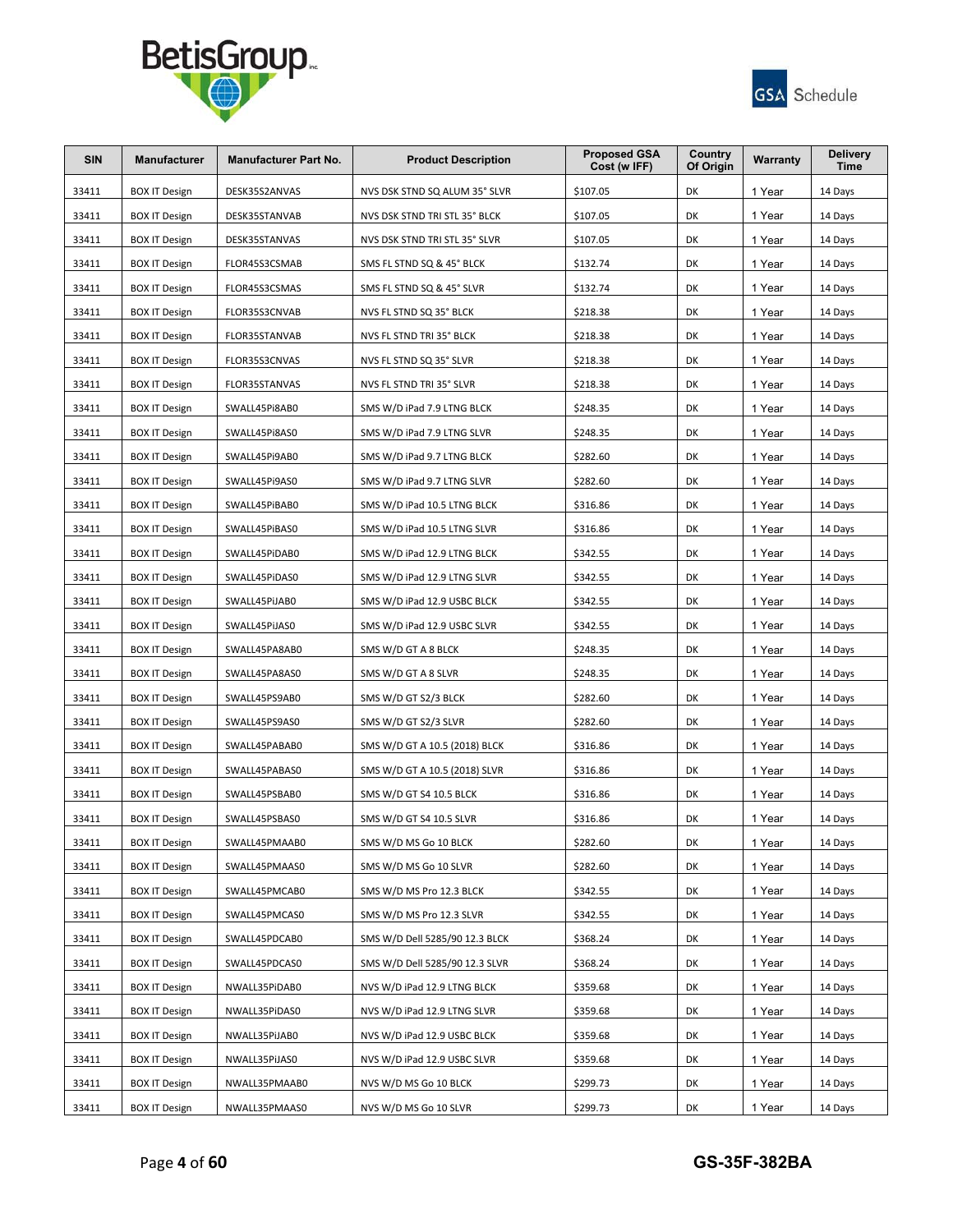| SIN | Manufacturer | Manufacturer Part No. | Product Description | Proposed GSA Cost (w IFF) | Country Of Origin | Warranty | Delivery Time |
|---|---|---|---|---|---|---|---|
| 33411 | BOX IT Design | DESK35S2ANVAS | NVS DSK STND SQ ALUM 35° SLVR | $107.05 | DK | 1 Year | 14 Days |
| 33411 | BOX IT Design | DESK35STANVAB | NVS DSK STND TRI STL 35° BLCK | $107.05 | DK | 1 Year | 14 Days |
| 33411 | BOX IT Design | DESK35STANVAS | NVS DSK STND TRI STL 35° SLVR | $107.05 | DK | 1 Year | 14 Days |
| 33411 | BOX IT Design | FLOR45S3CSMAB | SMS FL STND SQ & 45° BLCK | $132.74 | DK | 1 Year | 14 Days |
| 33411 | BOX IT Design | FLOR45S3CSMAS | SMS FL STND SQ & 45° SLVR | $132.74 | DK | 1 Year | 14 Days |
| 33411 | BOX IT Design | FLOR35S3CNVAB | NVS FL STND SQ 35° BLCK | $218.38 | DK | 1 Year | 14 Days |
| 33411 | BOX IT Design | FLOR35STANVAB | NVS FL STND TRI 35° BLCK | $218.38 | DK | 1 Year | 14 Days |
| 33411 | BOX IT Design | FLOR35S3CNVAS | NVS FL STND SQ 35° SLVR | $218.38 | DK | 1 Year | 14 Days |
| 33411 | BOX IT Design | FLOR35STANVAS | NVS FL STND TRI 35° SLVR | $218.38 | DK | 1 Year | 14 Days |
| 33411 | BOX IT Design | SWALL45Pi8AB0 | SMS W/D iPad 7.9 LTNG BLCK | $248.35 | DK | 1 Year | 14 Days |
| 33411 | BOX IT Design | SWALL45Pi8AS0 | SMS W/D iPad 7.9 LTNG SLVR | $248.35 | DK | 1 Year | 14 Days |
| 33411 | BOX IT Design | SWALL45Pi9AB0 | SMS W/D iPad 9.7 LTNG BLCK | $282.60 | DK | 1 Year | 14 Days |
| 33411 | BOX IT Design | SWALL45Pi9AS0 | SMS W/D iPad 9.7 LTNG SLVR | $282.60 | DK | 1 Year | 14 Days |
| 33411 | BOX IT Design | SWALL45PiBAB0 | SMS W/D iPad 10.5 LTNG BLCK | $316.86 | DK | 1 Year | 14 Days |
| 33411 | BOX IT Design | SWALL45PiBAS0 | SMS W/D iPad 10.5 LTNG SLVR | $316.86 | DK | 1 Year | 14 Days |
| 33411 | BOX IT Design | SWALL45PiDAB0 | SMS W/D iPad 12.9 LTNG BLCK | $342.55 | DK | 1 Year | 14 Days |
| 33411 | BOX IT Design | SWALL45PiDAS0 | SMS W/D iPad 12.9 LTNG SLVR | $342.55 | DK | 1 Year | 14 Days |
| 33411 | BOX IT Design | SWALL45PiJAB0 | SMS W/D iPad 12.9 USBC BLCK | $342.55 | DK | 1 Year | 14 Days |
| 33411 | BOX IT Design | SWALL45PiJAS0 | SMS W/D iPad 12.9 USBC SLVR | $342.55 | DK | 1 Year | 14 Days |
| 33411 | BOX IT Design | SWALL45PA8AB0 | SMS W/D GT A 8 BLCK | $248.35 | DK | 1 Year | 14 Days |
| 33411 | BOX IT Design | SWALL45PA8AS0 | SMS W/D GT A 8 SLVR | $248.35 | DK | 1 Year | 14 Days |
| 33411 | BOX IT Design | SWALL45PS9AB0 | SMS W/D GT S2/3 BLCK | $282.60 | DK | 1 Year | 14 Days |
| 33411 | BOX IT Design | SWALL45PS9AS0 | SMS W/D GT S2/3 SLVR | $282.60 | DK | 1 Year | 14 Days |
| 33411 | BOX IT Design | SWALL45PABAB0 | SMS W/D GT A 10.5 (2018) BLCK | $316.86 | DK | 1 Year | 14 Days |
| 33411 | BOX IT Design | SWALL45PABAS0 | SMS W/D GT A 10.5 (2018) SLVR | $316.86 | DK | 1 Year | 14 Days |
| 33411 | BOX IT Design | SWALL45PSBAB0 | SMS W/D GT S4 10.5 BLCK | $316.86 | DK | 1 Year | 14 Days |
| 33411 | BOX IT Design | SWALL45PSBAS0 | SMS W/D GT S4 10.5 SLVR | $316.86 | DK | 1 Year | 14 Days |
| 33411 | BOX IT Design | SWALL45PMAAB0 | SMS W/D MS Go 10 BLCK | $282.60 | DK | 1 Year | 14 Days |
| 33411 | BOX IT Design | SWALL45PMAAS0 | SMS W/D MS Go 10 SLVR | $282.60 | DK | 1 Year | 14 Days |
| 33411 | BOX IT Design | SWALL45PMCAB0 | SMS W/D MS Pro 12.3 BLCK | $342.55 | DK | 1 Year | 14 Days |
| 33411 | BOX IT Design | SWALL45PMCAS0 | SMS W/D MS Pro 12.3 SLVR | $342.55 | DK | 1 Year | 14 Days |
| 33411 | BOX IT Design | SWALL45PDCAB0 | SMS W/D Dell 5285/90 12.3 BLCK | $368.24 | DK | 1 Year | 14 Days |
| 33411 | BOX IT Design | SWALL45PDCAS0 | SMS W/D Dell 5285/90 12.3 SLVR | $368.24 | DK | 1 Year | 14 Days |
| 33411 | BOX IT Design | NWALL35PiDAB0 | NVS W/D iPad 12.9 LTNG BLCK | $359.68 | DK | 1 Year | 14 Days |
| 33411 | BOX IT Design | NWALL35PiDAS0 | NVS W/D iPad 12.9 LTNG SLVR | $359.68 | DK | 1 Year | 14 Days |
| 33411 | BOX IT Design | NWALL35PiJAB0 | NVS W/D iPad 12.9 USBC BLCK | $359.68 | DK | 1 Year | 14 Days |
| 33411 | BOX IT Design | NWALL35PiJAS0 | NVS W/D iPad 12.9 USBC SLVR | $359.68 | DK | 1 Year | 14 Days |
| 33411 | BOX IT Design | NWALL35PMAAB0 | NVS W/D MS Go 10 BLCK | $299.73 | DK | 1 Year | 14 Days |
| 33411 | BOX IT Design | NWALL35PMAAS0 | NVS W/D MS Go 10 SLVR | $299.73 | DK | 1 Year | 14 Days |

GS-35F-382BA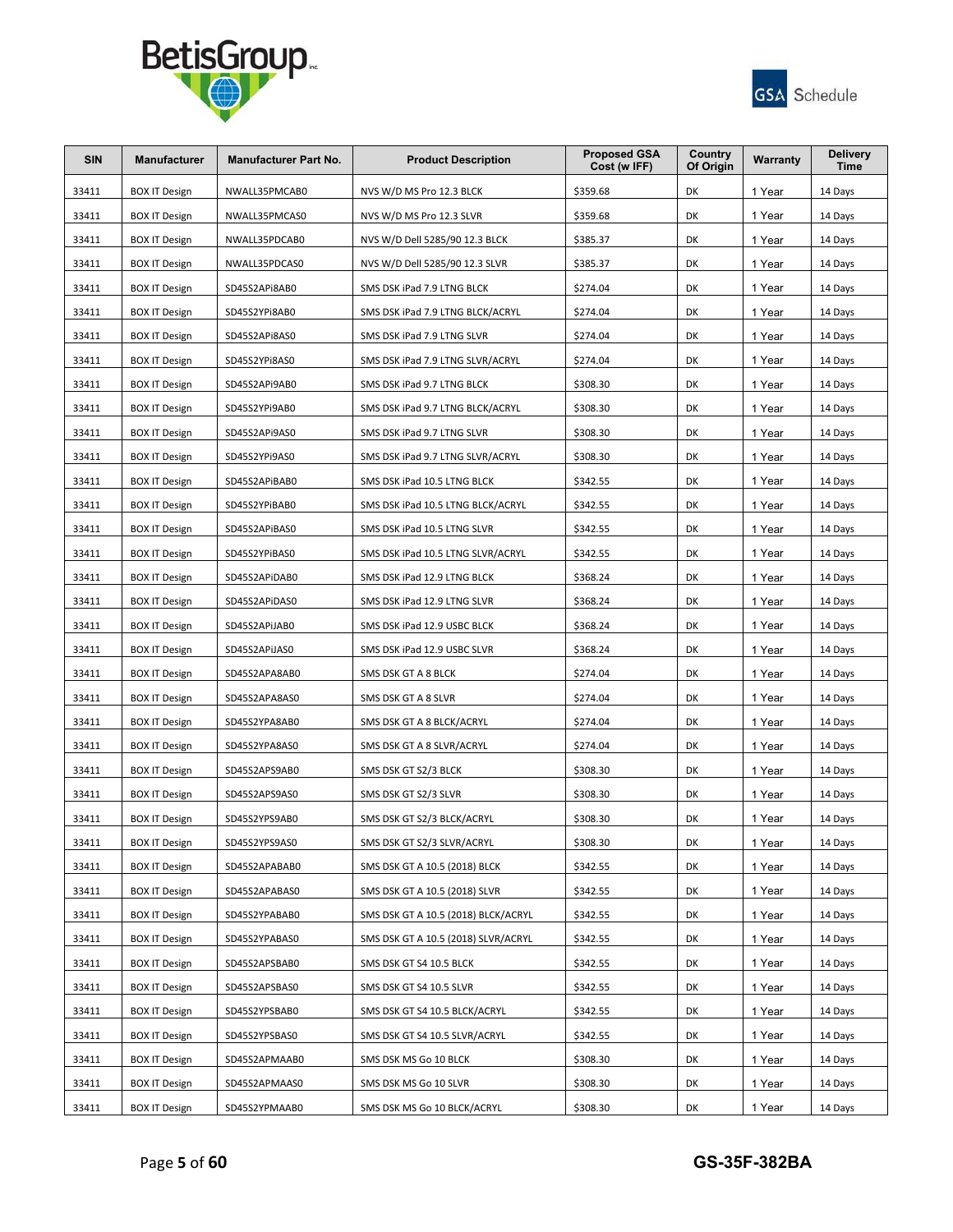| SIN | Manufacturer | Manufacturer Part No. | Product Description | Proposed GSA Cost (w IFF) | Country Of Origin | Warranty | Delivery Time |
|---|---|---|---|---|---|---|---|
| 33411 | BOX IT Design | NWALL35PMCAB0 | NVS W/D MS Pro 12.3 BLCK | $359.68 | DK | 1 Year | 14 Days |
| 33411 | BOX IT Design | NWALL35PMCAS0 | NVS W/D MS Pro 12.3 SLVR | $359.68 | DK | 1 Year | 14 Days |
| 33411 | BOX IT Design | NWALL35PDCAB0 | NVS W/D Dell 5285/90 12.3 BLCK | $385.37 | DK | 1 Year | 14 Days |
| 33411 | BOX IT Design | NWALL35PDCAS0 | NVS W/D Dell 5285/90 12.3 SLVR | $385.37 | DK | 1 Year | 14 Days |
| 33411 | BOX IT Design | SD45S2APi8AB0 | SMS DSK iPad 7.9 LTNG BLCK | $274.04 | DK | 1 Year | 14 Days |
| 33411 | BOX IT Design | SD45S2YPi8AB0 | SMS DSK iPad 7.9 LTNG BLCK/ACRYL | $274.04 | DK | 1 Year | 14 Days |
| 33411 | BOX IT Design | SD45S2APi8AS0 | SMS DSK iPad 7.9 LTNG SLVR | $274.04 | DK | 1 Year | 14 Days |
| 33411 | BOX IT Design | SD45S2YPi8AS0 | SMS DSK iPad 7.9 LTNG SLVR/ACRYL | $274.04 | DK | 1 Year | 14 Days |
| 33411 | BOX IT Design | SD45S2APi9AB0 | SMS DSK iPad 9.7 LTNG BLCK | $308.30 | DK | 1 Year | 14 Days |
| 33411 | BOX IT Design | SD45S2YPi9AB0 | SMS DSK iPad 9.7 LTNG BLCK/ACRYL | $308.30 | DK | 1 Year | 14 Days |
| 33411 | BOX IT Design | SD45S2APi9AS0 | SMS DSK iPad 9.7 LTNG SLVR | $308.30 | DK | 1 Year | 14 Days |
| 33411 | BOX IT Design | SD45S2YPi9AS0 | SMS DSK iPad 9.7 LTNG SLVR/ACRYL | $308.30 | DK | 1 Year | 14 Days |
| 33411 | BOX IT Design | SD45S2APiBAB0 | SMS DSK iPad 10.5 LTNG BLCK | $342.55 | DK | 1 Year | 14 Days |
| 33411 | BOX IT Design | SD45S2YPiBAB0 | SMS DSK iPad 10.5 LTNG BLCK/ACRYL | $342.55 | DK | 1 Year | 14 Days |
| 33411 | BOX IT Design | SD45S2APiBAS0 | SMS DSK iPad 10.5 LTNG SLVR | $342.55 | DK | 1 Year | 14 Days |
| 33411 | BOX IT Design | SD45S2YPiBAS0 | SMS DSK iPad 10.5 LTNG SLVR/ACRYL | $342.55 | DK | 1 Year | 14 Days |
| 33411 | BOX IT Design | SD45S2APiDAB0 | SMS DSK iPad 12.9 LTNG BLCK | $368.24 | DK | 1 Year | 14 Days |
| 33411 | BOX IT Design | SD45S2APiDAS0 | SMS DSK iPad 12.9 LTNG SLVR | $368.24 | DK | 1 Year | 14 Days |
| 33411 | BOX IT Design | SD45S2APiJAB0 | SMS DSK iPad 12.9 USBC BLCK | $368.24 | DK | 1 Year | 14 Days |
| 33411 | BOX IT Design | SD45S2APiJAS0 | SMS DSK iPad 12.9 USBC SLVR | $368.24 | DK | 1 Year | 14 Days |
| 33411 | BOX IT Design | SD45S2APA8AB0 | SMS DSK GT A 8 BLCK | $274.04 | DK | 1 Year | 14 Days |
| 33411 | BOX IT Design | SD45S2APA8AS0 | SMS DSK GT A 8 SLVR | $274.04 | DK | 1 Year | 14 Days |
| 33411 | BOX IT Design | SD45S2YPA8AB0 | SMS DSK GT A 8 BLCK/ACRYL | $274.04 | DK | 1 Year | 14 Days |
| 33411 | BOX IT Design | SD45S2YPA8AS0 | SMS DSK GT A 8 SLVR/ACRYL | $274.04 | DK | 1 Year | 14 Days |
| 33411 | BOX IT Design | SD45S2APS9AB0 | SMS DSK GT S2/3 BLCK | $308.30 | DK | 1 Year | 14 Days |
| 33411 | BOX IT Design | SD45S2APS9AS0 | SMS DSK GT S2/3 SLVR | $308.30 | DK | 1 Year | 14 Days |
| 33411 | BOX IT Design | SD45S2YPS9AB0 | SMS DSK GT S2/3 BLCK/ACRYL | $308.30 | DK | 1 Year | 14 Days |
| 33411 | BOX IT Design | SD45S2YPS9AS0 | SMS DSK GT S2/3 SLVR/ACRYL | $308.30 | DK | 1 Year | 14 Days |
| 33411 | BOX IT Design | SD45S2APABAB0 | SMS DSK GT A 10.5 (2018) BLCK | $342.55 | DK | 1 Year | 14 Days |
| 33411 | BOX IT Design | SD45S2APABAS0 | SMS DSK GT A 10.5 (2018) SLVR | $342.55 | DK | 1 Year | 14 Days |
| 33411 | BOX IT Design | SD45S2YPABAB0 | SMS DSK GT A 10.5 (2018) BLCK/ACRYL | $342.55 | DK | 1 Year | 14 Days |
| 33411 | BOX IT Design | SD45S2YPABAS0 | SMS DSK GT A 10.5 (2018) SLVR/ACRYL | $342.55 | DK | 1 Year | 14 Days |
| 33411 | BOX IT Design | SD45S2APSBAB0 | SMS DSK GT S4 10.5 BLCK | $342.55 | DK | 1 Year | 14 Days |
| 33411 | BOX IT Design | SD45S2APSBAS0 | SMS DSK GT S4 10.5 SLVR | $342.55 | DK | 1 Year | 14 Days |
| 33411 | BOX IT Design | SD45S2YPSBAB0 | SMS DSK GT S4 10.5 BLCK/ACRYL | $342.55 | DK | 1 Year | 14 Days |
| 33411 | BOX IT Design | SD45S2YPSBAS0 | SMS DSK GT S4 10.5 SLVR/ACRYL | $342.55 | DK | 1 Year | 14 Days |
| 33411 | BOX IT Design | SD45S2APMAAB0 | SMS DSK MS Go 10 BLCK | $308.30 | DK | 1 Year | 14 Days |
| 33411 | BOX IT Design | SD45S2APMAAS0 | SMS DSK MS Go 10 SLVR | $308.30 | DK | 1 Year | 14 Days |
| 33411 | BOX IT Design | SD45S2YPMAAB0 | SMS DSK MS Go 10 BLCK/ACRYL | $308.30 | DK | 1 Year | 14 Days |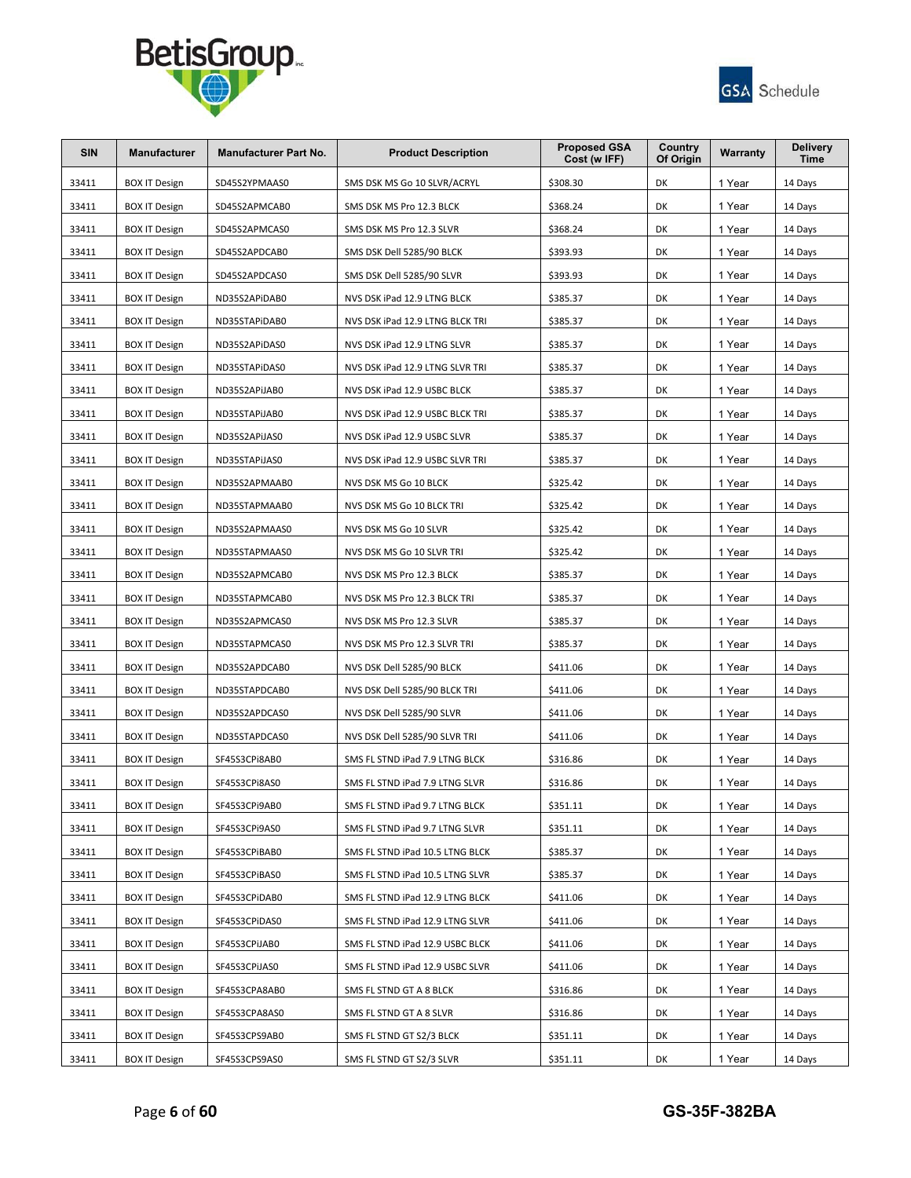| SIN | Manufacturer | Manufacturer Part No. | Product Description | Proposed GSA Cost (w IFF) | Country Of Origin | Warranty | Delivery Time |
|---|---|---|---|---|---|---|---|
| 33411 | BOX IT Design | SD45S2YPMAAS0 | SMS DSK MS Go 10 SLVR/ACRYL | $308.30 | DK | 1 Year | 14 Days |
| 33411 | BOX IT Design | SD45S2APMCAB0 | SMS DSK MS Pro 12.3 BLCK | $368.24 | DK | 1 Year | 14 Days |
| 33411 | BOX IT Design | SD45S2APMCAS0 | SMS DSK MS Pro 12.3 SLVR | $368.24 | DK | 1 Year | 14 Days |
| 33411 | BOX IT Design | SD45S2APDCAB0 | SMS DSK Dell 5285/90 BLCK | $393.93 | DK | 1 Year | 14 Days |
| 33411 | BOX IT Design | SD45S2APDCAS0 | SMS DSK Dell 5285/90 SLVR | $393.93 | DK | 1 Year | 14 Days |
| 33411 | BOX IT Design | ND35S2APiDAB0 | NVS DSK iPad 12.9 LTNG BLCK | $385.37 | DK | 1 Year | 14 Days |
| 33411 | BOX IT Design | ND35STAPiDAB0 | NVS DSK iPad 12.9 LTNG BLCK TRI | $385.37 | DK | 1 Year | 14 Days |
| 33411 | BOX IT Design | ND35S2APiDAS0 | NVS DSK iPad 12.9 LTNG SLVR | $385.37 | DK | 1 Year | 14 Days |
| 33411 | BOX IT Design | ND35STAPiDAS0 | NVS DSK iPad 12.9 LTNG SLVR TRI | $385.37 | DK | 1 Year | 14 Days |
| 33411 | BOX IT Design | ND35S2APiJAB0 | NVS DSK iPad 12.9 USBC BLCK | $385.37 | DK | 1 Year | 14 Days |
| 33411 | BOX IT Design | ND35STAPiJAB0 | NVS DSK iPad 12.9 USBC BLCK TRI | $385.37 | DK | 1 Year | 14 Days |
| 33411 | BOX IT Design | ND35S2APiJAS0 | NVS DSK iPad 12.9 USBC SLVR | $385.37 | DK | 1 Year | 14 Days |
| 33411 | BOX IT Design | ND35STAPiJAS0 | NVS DSK iPad 12.9 USBC SLVR TRI | $385.37 | DK | 1 Year | 14 Days |
| 33411 | BOX IT Design | ND35S2APMAAB0 | NVS DSK MS Go 10 BLCK | $325.42 | DK | 1 Year | 14 Days |
| 33411 | BOX IT Design | ND35STAPMAAB0 | NVS DSK MS Go 10 BLCK TRI | $325.42 | DK | 1 Year | 14 Days |
| 33411 | BOX IT Design | ND35S2APMAAS0 | NVS DSK MS Go 10 SLVR | $325.42 | DK | 1 Year | 14 Days |
| 33411 | BOX IT Design | ND35STAPMAAS0 | NVS DSK MS Go 10 SLVR TRI | $325.42 | DK | 1 Year | 14 Days |
| 33411 | BOX IT Design | ND35S2APMCAB0 | NVS DSK MS Pro 12.3 BLCK | $385.37 | DK | 1 Year | 14 Days |
| 33411 | BOX IT Design | ND35STAPMCAB0 | NVS DSK MS Pro 12.3 BLCK TRI | $385.37 | DK | 1 Year | 14 Days |
| 33411 | BOX IT Design | ND35S2APMCAS0 | NVS DSK MS Pro 12.3 SLVR | $385.37 | DK | 1 Year | 14 Days |
| 33411 | BOX IT Design | ND35STAPMCAS0 | NVS DSK MS Pro 12.3 SLVR TRI | $385.37 | DK | 1 Year | 14 Days |
| 33411 | BOX IT Design | ND35S2APDCAB0 | NVS DSK Dell 5285/90 BLCK | $411.06 | DK | 1 Year | 14 Days |
| 33411 | BOX IT Design | ND35STAPDCAB0 | NVS DSK Dell 5285/90 BLCK TRI | $411.06 | DK | 1 Year | 14 Days |
| 33411 | BOX IT Design | ND35S2APDCAS0 | NVS DSK Dell 5285/90 SLVR | $411.06 | DK | 1 Year | 14 Days |
| 33411 | BOX IT Design | ND35STAPDCAS0 | NVS DSK Dell 5285/90 SLVR TRI | $411.06 | DK | 1 Year | 14 Days |
| 33411 | BOX IT Design | SF45S3CPi8AB0 | SMS FL STND iPad 7.9 LTNG BLCK | $316.86 | DK | 1 Year | 14 Days |
| 33411 | BOX IT Design | SF45S3CPi8AS0 | SMS FL STND iPad 7.9 LTNG SLVR | $316.86 | DK | 1 Year | 14 Days |
| 33411 | BOX IT Design | SF45S3CPi9AB0 | SMS FL STND iPad 9.7 LTNG BLCK | $351.11 | DK | 1 Year | 14 Days |
| 33411 | BOX IT Design | SF45S3CPi9AS0 | SMS FL STND iPad 9.7 LTNG SLVR | $351.11 | DK | 1 Year | 14 Days |
| 33411 | BOX IT Design | SF45S3CPiBAB0 | SMS FL STND iPad 10.5 LTNG BLCK | $385.37 | DK | 1 Year | 14 Days |
| 33411 | BOX IT Design | SF45S3CPiBAS0 | SMS FL STND iPad 10.5 LTNG SLVR | $385.37 | DK | 1 Year | 14 Days |
| 33411 | BOX IT Design | SF45S3CPiDAB0 | SMS FL STND iPad 12.9 LTNG BLCK | $411.06 | DK | 1 Year | 14 Days |
| 33411 | BOX IT Design | SF45S3CPiDAS0 | SMS FL STND iPad 12.9 LTNG SLVR | $411.06 | DK | 1 Year | 14 Days |
| 33411 | BOX IT Design | SF45S3CPiJAB0 | SMS FL STND iPad 12.9 USBC BLCK | $411.06 | DK | 1 Year | 14 Days |
| 33411 | BOX IT Design | SF45S3CPiJAS0 | SMS FL STND iPad 12.9 USBC SLVR | $411.06 | DK | 1 Year | 14 Days |
| 33411 | BOX IT Design | SF45S3CPA8AB0 | SMS FL STND GT A 8 BLCK | $316.86 | DK | 1 Year | 14 Days |
| 33411 | BOX IT Design | SF45S3CPA8AS0 | SMS FL STND GT A 8 SLVR | $316.86 | DK | 1 Year | 14 Days |
| 33411 | BOX IT Design | SF45S3CPS9AB0 | SMS FL STND GT S2/3 BLCK | $351.11 | DK | 1 Year | 14 Days |
| 33411 | BOX IT Design | SF45S3CPS9AS0 | SMS FL STND GT S2/3 SLVR | $351.11 | DK | 1 Year | 14 Days |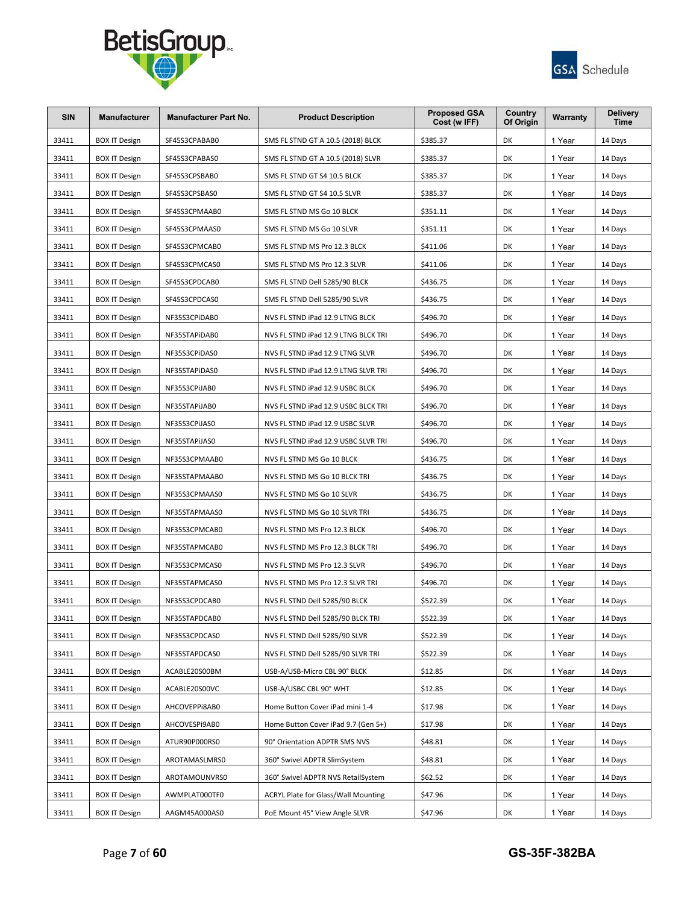| SIN | Manufacturer | Manufacturer Part No. | Product Description | Proposed GSA Cost (w IFF) | Country Of Origin | Warranty | Delivery Time |
|---|---|---|---|---|---|---|---|
| 33411 | BOX IT Design | SF45S3CPABAB0 | SMS FL STND GT A 10.5 (2018) BLCK | $385.37 | DK | 1 Year | 14 Days |
| 33411 | BOX IT Design | SF45S3CPABAS0 | SMS FL STND GT A 10.5 (2018) SLVR | $385.37 | DK | 1 Year | 14 Days |
| 33411 | BOX IT Design | SF45S3CPSBAB0 | SMS FL STND GT S4 10.5 BLCK | $385.37 | DK | 1 Year | 14 Days |
| 33411 | BOX IT Design | SF45S3CPSBAS0 | SMS FL STND GT S4 10.5 SLVR | $385.37 | DK | 1 Year | 14 Days |
| 33411 | BOX IT Design | SF45S3CPMAAB0 | SMS FL STND MS Go 10 BLCK | $351.11 | DK | 1 Year | 14 Days |
| 33411 | BOX IT Design | SF45S3CPMAAS0 | SMS FL STND MS Go 10 SLVR | $351.11 | DK | 1 Year | 14 Days |
| 33411 | BOX IT Design | SF45S3CPMCAB0 | SMS FL STND MS Pro 12.3 BLCK | $411.06 | DK | 1 Year | 14 Days |
| 33411 | BOX IT Design | SF45S3CPMCAS0 | SMS FL STND MS Pro 12.3 SLVR | $411.06 | DK | 1 Year | 14 Days |
| 33411 | BOX IT Design | SF45S3CPDCAB0 | SMS FL STND Dell 5285/90 BLCK | $436.75 | DK | 1 Year | 14 Days |
| 33411 | BOX IT Design | SF45S3CPDCAS0 | SMS FL STND Dell 5285/90 SLVR | $436.75 | DK | 1 Year | 14 Days |
| 33411 | BOX IT Design | NF35S3CPiDAB0 | NVS FL STND iPad 12.9 LTNG BLCK | $496.70 | DK | 1 Year | 14 Days |
| 33411 | BOX IT Design | NF35STAPiDAB0 | NVS FL STND iPad 12.9 LTNG BLCK TRI | $496.70 | DK | 1 Year | 14 Days |
| 33411 | BOX IT Design | NF35S3CPiDAS0 | NVS FL STND iPad 12.9 LTNG SLVR | $496.70 | DK | 1 Year | 14 Days |
| 33411 | BOX IT Design | NF35STAPiDAS0 | NVS FL STND iPad 12.9 LTNG SLVR TRI | $496.70 | DK | 1 Year | 14 Days |
| 33411 | BOX IT Design | NF35S3CPiJAB0 | NVS FL STND iPad 12.9 USBC BLCK | $496.70 | DK | 1 Year | 14 Days |
| 33411 | BOX IT Design | NF35STAPiJAB0 | NVS FL STND iPad 12.9 USBC BLCK TRI | $496.70 | DK | 1 Year | 14 Days |
| 33411 | BOX IT Design | NF35S3CPiJAS0 | NVS FL STND iPad 12.9 USBC SLVR | $496.70 | DK | 1 Year | 14 Days |
| 33411 | BOX IT Design | NF35STAPiJAS0 | NVS FL STND iPad 12.9 USBC SLVR TRI | $496.70 | DK | 1 Year | 14 Days |
| 33411 | BOX IT Design | NF35S3CPMAAB0 | NVS FL STND MS Go 10 BLCK | $436.75 | DK | 1 Year | 14 Days |
| 33411 | BOX IT Design | NF35STAPMAAB0 | NVS FL STND MS Go 10 BLCK TRI | $436.75 | DK | 1 Year | 14 Days |
| 33411 | BOX IT Design | NF35S3CPMAAS0 | NVS FL STND MS Go 10 SLVR | $436.75 | DK | 1 Year | 14 Days |
| 33411 | BOX IT Design | NF35STAPMAAS0 | NVS FL STND MS Go 10 SLVR TRI | $436.75 | DK | 1 Year | 14 Days |
| 33411 | BOX IT Design | NF35S3CPMCAB0 | NVS FL STND MS Pro 12.3 BLCK | $496.70 | DK | 1 Year | 14 Days |
| 33411 | BOX IT Design | NF35STAPMCAB0 | NVS FL STND MS Pro 12.3 BLCK TRI | $496.70 | DK | 1 Year | 14 Days |
| 33411 | BOX IT Design | NF35S3CPMCAS0 | NVS FL STND MS Pro 12.3 SLVR | $496.70 | DK | 1 Year | 14 Days |
| 33411 | BOX IT Design | NF35STAPMCAS0 | NVS FL STND MS Pro 12.3 SLVR TRI | $496.70 | DK | 1 Year | 14 Days |
| 33411 | BOX IT Design | NF35S3CPDCAB0 | NVS FL STND Dell 5285/90 BLCK | $522.39 | DK | 1 Year | 14 Days |
| 33411 | BOX IT Design | NF35STAPDCAB0 | NVS FL STND Dell 5285/90 BLCK TRI | $522.39 | DK | 1 Year | 14 Days |
| 33411 | BOX IT Design | NF35S3CPDCAS0 | NVS FL STND Dell 5285/90 SLVR | $522.39 | DK | 1 Year | 14 Days |
| 33411 | BOX IT Design | NF35STAPDCAS0 | NVS FL STND Dell 5285/90 SLVR TRI | $522.39 | DK | 1 Year | 14 Days |
| 33411 | BOX IT Design | ACABLE20S00BM | USB-A/USB-Micro CBL 90° BLCK | $12.85 | DK | 1 Year | 14 Days |
| 33411 | BOX IT Design | ACABLE20S00VC | USB-A/USBC CBL 90° WHT | $12.85 | DK | 1 Year | 14 Days |
| 33411 | BOX IT Design | AHCOVEPPi8AB0 | Home Button Cover iPad mini 1-4 | $17.98 | DK | 1 Year | 14 Days |
| 33411 | BOX IT Design | AHCOVESPi9AB0 | Home Button Cover iPad 9.7 (Gen 5+) | $17.98 | DK | 1 Year | 14 Days |
| 33411 | BOX IT Design | ATUR90P000RS0 | 90° Orientation ADPTR SMS NVS | $48.81 | DK | 1 Year | 14 Days |
| 33411 | BOX IT Design | AROTAMASLMRS0 | 360° Swivel ADPTR SlimSystem | $48.81 | DK | 1 Year | 14 Days |
| 33411 | BOX IT Design | AROTAMOUNVRS0 | 360° Swivel ADPTR NVS RetailSystem | $62.52 | DK | 1 Year | 14 Days |
| 33411 | BOX IT Design | AWMPLAT000TF0 | ACRYL Plate for Glass/Wall Mounting | $47.96 | DK | 1 Year | 14 Days |
| 33411 | BOX IT Design | AAGM45A000AS0 | PoE Mount 45° View Angle SLVR | $47.96 | DK | 1 Year | 14 Days |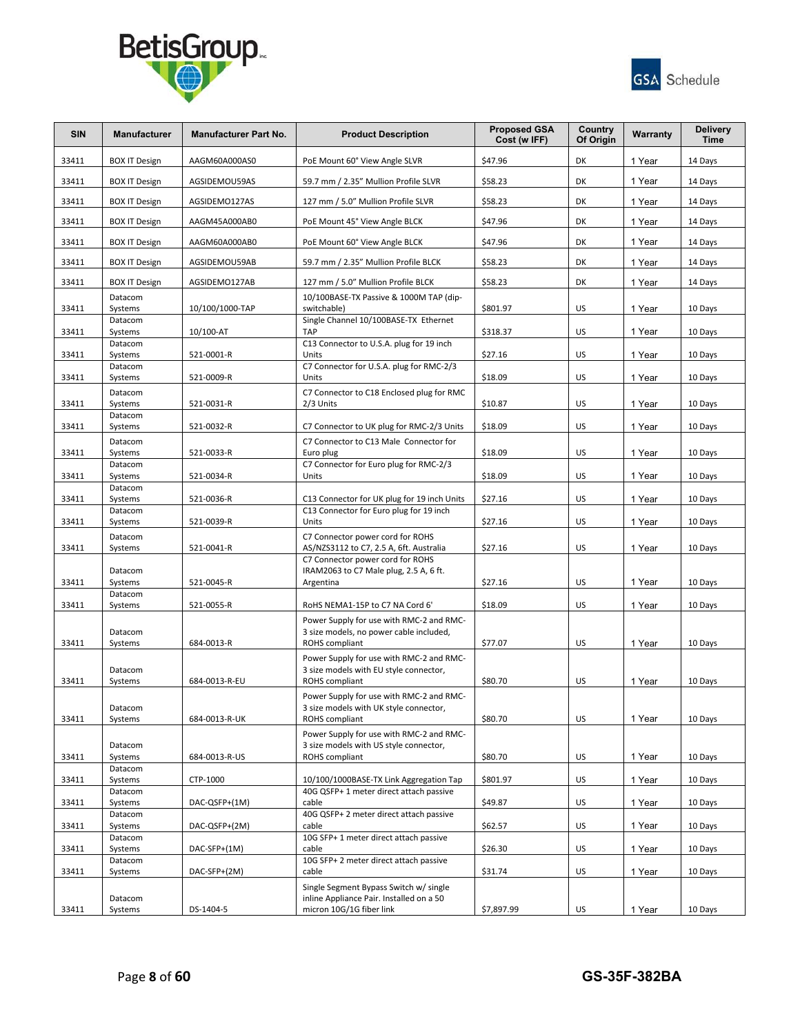| SIN | Manufacturer | Manufacturer Part No. | Product Description | Proposed GSA Cost (w IFF) | Country Of Origin | Warranty | Delivery Time |
|---|---|---|---|---|---|---|---|
| 33411 | BOX IT Design | AAGM60A000AS0 | PoE Mount 60° View Angle SLVR | $47.96 | DK | 1 Year | 14 Days |
| 33411 | BOX IT Design | AGSIDEMOU59AS | 59.7 mm / 2.35" Mullion Profile SLVR | $58.23 | DK | 1 Year | 14 Days |
| 33411 | BOX IT Design | AGSIDEMO127AS | 127 mm / 5.0" Mullion Profile SLVR | $58.23 | DK | 1 Year | 14 Days |
| 33411 | BOX IT Design | AAGM45A000AB0 | PoE Mount 45° View Angle BLCK | $47.96 | DK | 1 Year | 14 Days |
| 33411 | BOX IT Design | AAGM60A000AB0 | PoE Mount 60° View Angle BLCK | $47.96 | DK | 1 Year | 14 Days |
| 33411 | BOX IT Design | AGSIDEMOU59AB | 59.7 mm / 2.35" Mullion Profile BLCK | $58.23 | DK | 1 Year | 14 Days |
| 33411 | BOX IT Design | AGSIDEMO127AB | 127 mm / 5.0" Mullion Profile BLCK | $58.23 | DK | 1 Year | 14 Days |
| 33411 | Datacom Systems | 10/100/1000-TAP | 10/100BASE-TX Passive & 1000M TAP (dip-switchable) | $801.97 | US | 1 Year | 10 Days |
| 33411 | Datacom Systems | 10/100-AT | Single Channel 10/100BASE-TX Ethernet TAP | $318.37 | US | 1 Year | 10 Days |
| 33411 | Datacom Systems | 521-0001-R | C13 Connector to U.S.A. plug for 19 inch Units | $27.16 | US | 1 Year | 10 Days |
| 33411 | Datacom Systems | 521-0009-R | C7 Connector for U.S.A. plug for RMC-2/3 Units | $18.09 | US | 1 Year | 10 Days |
| 33411 | Datacom Systems | 521-0031-R | C7 Connector to C18 Enclosed plug for RMC 2/3 Units | $10.87 | US | 1 Year | 10 Days |
| 33411 | Datacom Systems | 521-0032-R | C7 Connector to UK plug for RMC-2/3 Units | $18.09 | US | 1 Year | 10 Days |
| 33411 | Datacom Systems | 521-0033-R | C7 Connector to C13 Male Connector for Euro plug | $18.09 | US | 1 Year | 10 Days |
| 33411 | Datacom Systems | 521-0034-R | C7 Connector for Euro plug for RMC-2/3 Units | $18.09 | US | 1 Year | 10 Days |
| 33411 | Datacom Systems | 521-0036-R | C13 Connector for UK plug for 19 inch Units | $27.16 | US | 1 Year | 10 Days |
| 33411 | Datacom Systems | 521-0039-R | C13 Connector for Euro plug for 19 inch Units | $27.16 | US | 1 Year | 10 Days |
| 33411 | Datacom Systems | 521-0041-R | C7 Connector power cord for ROHS AS/NZS3112 to C7, 2.5 A, 6ft. Australia | $27.16 | US | 1 Year | 10 Days |
| 33411 | Datacom Systems | 521-0045-R | C7 Connector power cord for ROHS IRAM2063 to C7 Male plug, 2.5 A, 6 ft. Argentina | $27.16 | US | 1 Year | 10 Days |
| 33411 | Datacom Systems | 521-0055-R | RoHS NEMA1-15P to C7 NA Cord 6' | $18.09 | US | 1 Year | 10 Days |
| 33411 | Datacom Systems | 684-0013-R | Power Supply for use with RMC-2 and RMC-3 size models, no power cable included, ROHS compliant | $77.07 | US | 1 Year | 10 Days |
| 33411 | Datacom Systems | 684-0013-R-EU | Power Supply for use with RMC-2 and RMC-3 size models with EU style connector, ROHS compliant | $80.70 | US | 1 Year | 10 Days |
| 33411 | Datacom Systems | 684-0013-R-UK | Power Supply for use with RMC-2 and RMC-3 size models with UK style connector, ROHS compliant | $80.70 | US | 1 Year | 10 Days |
| 33411 | Datacom Systems | 684-0013-R-US | Power Supply for use with RMC-2 and RMC-3 size models with US style connector, ROHS compliant | $80.70 | US | 1 Year | 10 Days |
| 33411 | Datacom Systems | CTP-1000 | 10/100/1000BASE-TX Link Aggregation Tap | $801.97 | US | 1 Year | 10 Days |
| 33411 | Datacom Systems | DAC-QSFP+(1M) | 40G QSFP+ 1 meter direct attach passive cable | $49.87 | US | 1 Year | 10 Days |
| 33411 | Datacom Systems | DAC-QSFP+(2M) | 40G QSFP+ 2 meter direct attach passive cable | $62.57 | US | 1 Year | 10 Days |
| 33411 | Datacom Systems | DAC-SFP+(1M) | 10G SFP+ 1 meter direct attach passive cable | $26.30 | US | 1 Year | 10 Days |
| 33411 | Datacom Systems | DAC-SFP+(2M) | 10G SFP+ 2 meter direct attach passive cable | $31.74 | US | 1 Year | 10 Days |
| 33411 | Datacom Systems | DS-1404-5 | Single Segment Bypass Switch w/ single inline Appliance Pair. Installed on a 50 micron 10G/1G fiber link | $7,897.99 | US | 1 Year | 10 Days |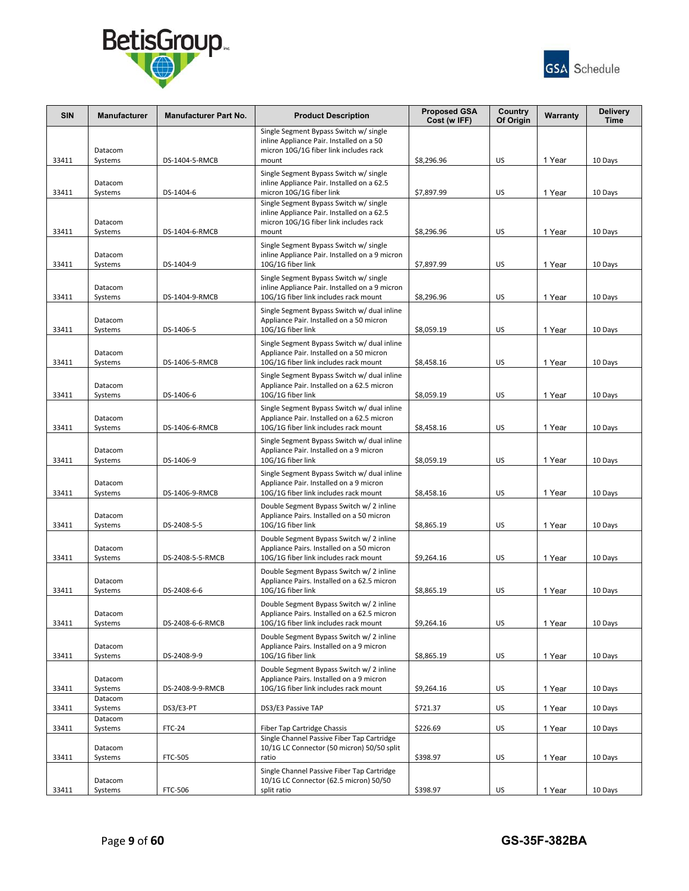| SIN | Manufacturer | Manufacturer Part No. | Product Description | Proposed GSA Cost (w IFF) | Country Of Origin | Warranty | Delivery Time |
|---|---|---|---|---|---|---|---|
| 33411 | Datacom Systems | DS-1404-5-RMCB | Single Segment Bypass Switch w/ single inline Appliance Pair. Installed on a 50 micron 10G/1G fiber link includes rack mount | $8,296.96 | US | 1 Year | 10 Days |
| 33411 | Datacom Systems | DS-1404-6 | Single Segment Bypass Switch w/ single inline Appliance Pair. Installed on a 62.5 micron 10G/1G fiber link | $7,897.99 | US | 1 Year | 10 Days |
| 33411 | Datacom Systems | DS-1404-6-RMCB | Single Segment Bypass Switch w/ single inline Appliance Pair. Installed on a 62.5 micron 10G/1G fiber link includes rack mount | $8,296.96 | US | 1 Year | 10 Days |
| 33411 | Datacom Systems | DS-1404-9 | Single Segment Bypass Switch w/ single inline Appliance Pair. Installed on a 9 micron 10G/1G fiber link | $7,897.99 | US | 1 Year | 10 Days |
| 33411 | Datacom Systems | DS-1404-9-RMCB | Single Segment Bypass Switch w/ single inline Appliance Pair. Installed on a 9 micron 10G/1G fiber link includes rack mount | $8,296.96 | US | 1 Year | 10 Days |
| 33411 | Datacom Systems | DS-1406-5 | Single Segment Bypass Switch w/ dual inline Appliance Pair. Installed on a 50 micron 10G/1G fiber link | $8,059.19 | US | 1 Year | 10 Days |
| 33411 | Datacom Systems | DS-1406-5-RMCB | Single Segment Bypass Switch w/ dual inline Appliance Pair. Installed on a 50 micron 10G/1G fiber link includes rack mount | $8,458.16 | US | 1 Year | 10 Days |
| 33411 | Datacom Systems | DS-1406-6 | Single Segment Bypass Switch w/ dual inline Appliance Pair. Installed on a 62.5 micron 10G/1G fiber link | $8,059.19 | US | 1 Year | 10 Days |
| 33411 | Datacom Systems | DS-1406-6-RMCB | Single Segment Bypass Switch w/ dual inline Appliance Pair. Installed on a 62.5 micron 10G/1G fiber link includes rack mount | $8,458.16 | US | 1 Year | 10 Days |
| 33411 | Datacom Systems | DS-1406-9 | Single Segment Bypass Switch w/ dual inline Appliance Pair. Installed on a 9 micron 10G/1G fiber link | $8,059.19 | US | 1 Year | 10 Days |
| 33411 | Datacom Systems | DS-1406-9-RMCB | Single Segment Bypass Switch w/ dual inline Appliance Pair. Installed on a 9 micron 10G/1G fiber link includes rack mount | $8,458.16 | US | 1 Year | 10 Days |
| 33411 | Datacom Systems | DS-2408-5-5 | Double Segment Bypass Switch w/ 2 inline Appliance Pairs. Installed on a 50 micron 10G/1G fiber link | $8,865.19 | US | 1 Year | 10 Days |
| 33411 | Datacom Systems | DS-2408-5-5-RMCB | Double Segment Bypass Switch w/ 2 inline Appliance Pairs. Installed on a 50 micron 10G/1G fiber link includes rack mount | $9,264.16 | US | 1 Year | 10 Days |
| 33411 | Datacom Systems | DS-2408-6-6 | Double Segment Bypass Switch w/ 2 inline Appliance Pairs. Installed on a 62.5 micron 10G/1G fiber link | $8,865.19 | US | 1 Year | 10 Days |
| 33411 | Datacom Systems | DS-2408-6-6-RMCB | Double Segment Bypass Switch w/ 2 inline Appliance Pairs. Installed on a 62.5 micron 10G/1G fiber link includes rack mount | $9,264.16 | US | 1 Year | 10 Days |
| 33411 | Datacom Systems | DS-2408-9-9 | Double Segment Bypass Switch w/ 2 inline Appliance Pairs. Installed on a 9 micron 10G/1G fiber link | $8,865.19 | US | 1 Year | 10 Days |
| 33411 | Datacom Systems | DS-2408-9-9-RMCB | Double Segment Bypass Switch w/ 2 inline Appliance Pairs. Installed on a 9 micron 10G/1G fiber link includes rack mount | $9,264.16 | US | 1 Year | 10 Days |
| 33411 | Datacom Systems | DS3/E3-PT | DS3/E3 Passive TAP | $721.37 | US | 1 Year | 10 Days |
| 33411 | Datacom Systems | FTC-24 | Fiber Tap Cartridge Chassis | $226.69 | US | 1 Year | 10 Days |
| 33411 | Datacom Systems | FTC-505 | Single Channel Passive Fiber Tap Cartridge 10/1G LC Connector (50 micron) 50/50 split ratio | $398.97 | US | 1 Year | 10 Days |
| 33411 | Datacom Systems | FTC-506 | Single Channel Passive Fiber Tap Cartridge 10/1G LC Connector (62.5 micron) 50/50 split ratio | $398.97 | US | 1 Year | 10 Days |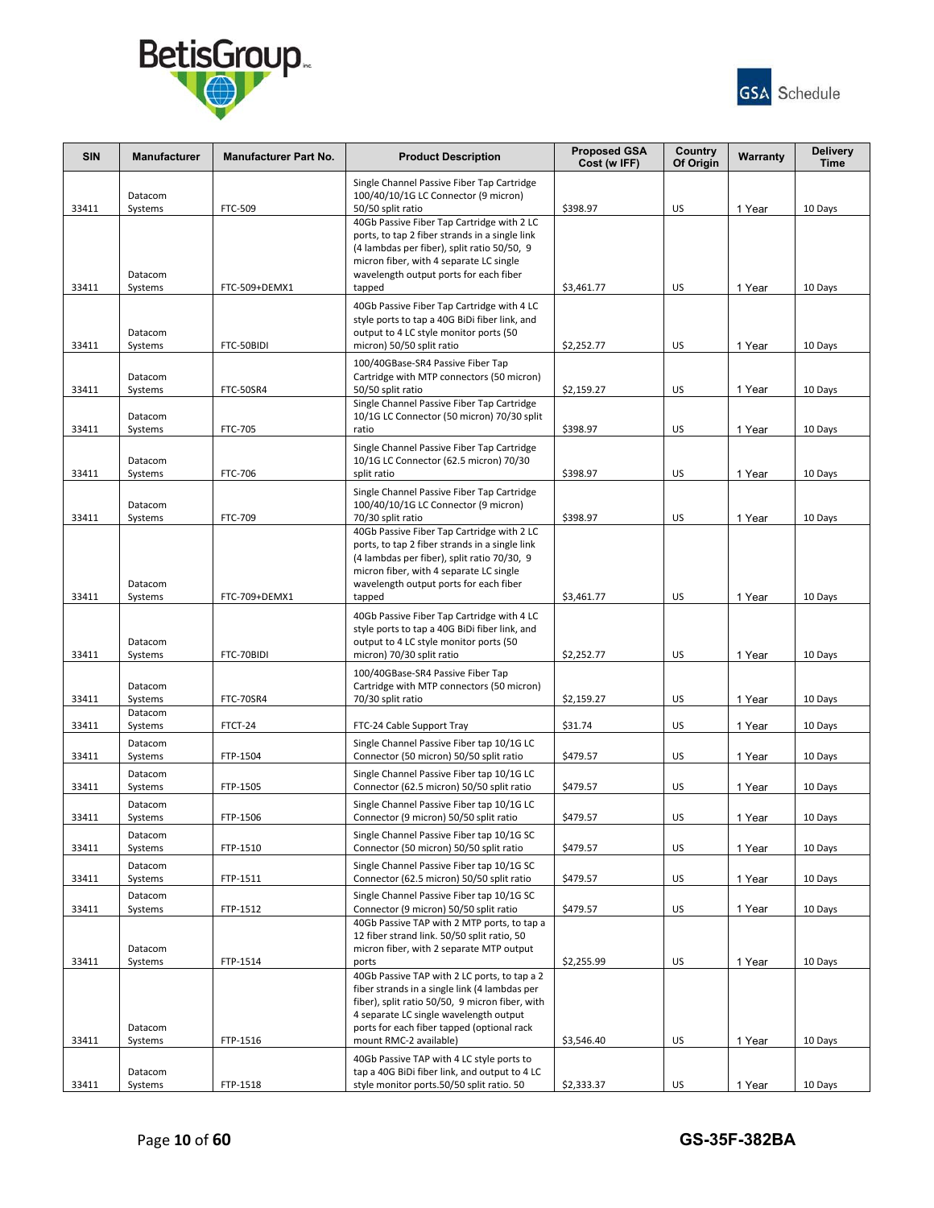| SIN | Manufacturer | Manufacturer Part No. | Product Description | Proposed GSA Cost (w IFF) | Country Of Origin | Warranty | Delivery Time |
|---|---|---|---|---|---|---|---|
| 33411 | Datacom Systems | FTC-509 | Single Channel Passive Fiber Tap Cartridge 100/40/10/1G LC Connector (9 micron) 50/50 split ratio | $398.97 | US | 1 Year | 10 Days |
| 33411 | Datacom Systems | FTC-509+DEMX1 | 40Gb Passive Fiber Tap Cartridge with 2 LC ports, to tap 2 fiber strands in a single link (4 lambdas per fiber), split ratio 50/50, 9 micron fiber, with 4 separate LC single wavelength output ports for each fiber tapped | $3,461.77 | US | 1 Year | 10 Days |
| 33411 | Datacom Systems | FTC-50BIDI | 40Gb Passive Fiber Tap Cartridge with 4 LC style ports to tap a 40G BiDi fiber link, and output to 4 LC style monitor ports (50 micron) 50/50 split ratio | $2,252.77 | US | 1 Year | 10 Days |
| 33411 | Datacom Systems | FTC-50SR4 | 100/40GBase-SR4 Passive Fiber Tap Cartridge with MTP connectors (50 micron) 50/50 split ratio | $2,159.27 | US | 1 Year | 10 Days |
| 33411 | Datacom Systems | FTC-705 | Single Channel Passive Fiber Tap Cartridge 10/1G LC Connector (50 micron) 70/30 split ratio | $398.97 | US | 1 Year | 10 Days |
| 33411 | Datacom Systems | FTC-706 | Single Channel Passive Fiber Tap Cartridge 10/1G LC Connector (62.5 micron) 70/30 split ratio | $398.97 | US | 1 Year | 10 Days |
| 33411 | Datacom Systems | FTC-709 | Single Channel Passive Fiber Tap Cartridge 100/40/10/1G LC Connector (9 micron) 70/30 split ratio | $398.97 | US | 1 Year | 10 Days |
| 33411 | Datacom Systems | FTC-709+DEMX1 | 40Gb Passive Fiber Tap Cartridge with 2 LC ports, to tap 2 fiber strands in a single link (4 lambdas per fiber), split ratio 70/30, 9 micron fiber, with 4 separate LC single wavelength output ports for each fiber tapped | $3,461.77 | US | 1 Year | 10 Days |
| 33411 | Datacom Systems | FTC-70BIDI | 40Gb Passive Fiber Tap Cartridge with 4 LC style ports to tap a 40G BiDi fiber link, and output to 4 LC style monitor ports (50 micron) 70/30 split ratio | $2,252.77 | US | 1 Year | 10 Days |
| 33411 | Datacom Systems | FTC-70SR4 | 100/40GBase-SR4 Passive Fiber Tap Cartridge with MTP connectors (50 micron) 70/30 split ratio | $2,159.27 | US | 1 Year | 10 Days |
| 33411 | Datacom Systems | FTCT-24 | FTC-24 Cable Support Tray | $31.74 | US | 1 Year | 10 Days |
| 33411 | Datacom Systems | FTP-1504 | Single Channel Passive Fiber tap 10/1G LC Connector (50 micron) 50/50 split ratio | $479.57 | US | 1 Year | 10 Days |
| 33411 | Datacom Systems | FTP-1505 | Single Channel Passive Fiber tap 10/1G LC Connector (62.5 micron) 50/50 split ratio | $479.57 | US | 1 Year | 10 Days |
| 33411 | Datacom Systems | FTP-1506 | Single Channel Passive Fiber tap 10/1G LC Connector (9 micron) 50/50 split ratio | $479.57 | US | 1 Year | 10 Days |
| 33411 | Datacom Systems | FTP-1510 | Single Channel Passive Fiber tap 10/1G SC Connector (50 micron) 50/50 split ratio | $479.57 | US | 1 Year | 10 Days |
| 33411 | Datacom Systems | FTP-1511 | Single Channel Passive Fiber tap 10/1G SC Connector (62.5 micron) 50/50 split ratio | $479.57 | US | 1 Year | 10 Days |
| 33411 | Datacom Systems | FTP-1512 | Single Channel Passive Fiber tap 10/1G SC Connector (9 micron) 50/50 split ratio | $479.57 | US | 1 Year | 10 Days |
| 33411 | Datacom Systems | FTP-1514 | 40Gb Passive TAP with 2 MTP ports, to tap a 12 fiber strand link. 50/50 split ratio, 50 micron fiber, with 2 separate MTP output ports | $2,255.99 | US | 1 Year | 10 Days |
| 33411 | Datacom Systems | FTP-1516 | 40Gb Passive TAP with 2 LC ports, to tap a 2 fiber strands in a single link (4 lambdas per fiber), split ratio 50/50, 9 micron fiber, with 4 separate LC single wavelength output ports for each fiber tapped (optional rack mount RMC-2 available) | $3,546.40 | US | 1 Year | 10 Days |
| 33411 | Datacom Systems | FTP-1518 | 40Gb Passive TAP with 4 LC style ports to tap a 40G BiDi fiber link, and output to 4 LC style monitor ports.50/50 split ratio. 50 | $2,333.37 | US | 1 Year | 10 Days |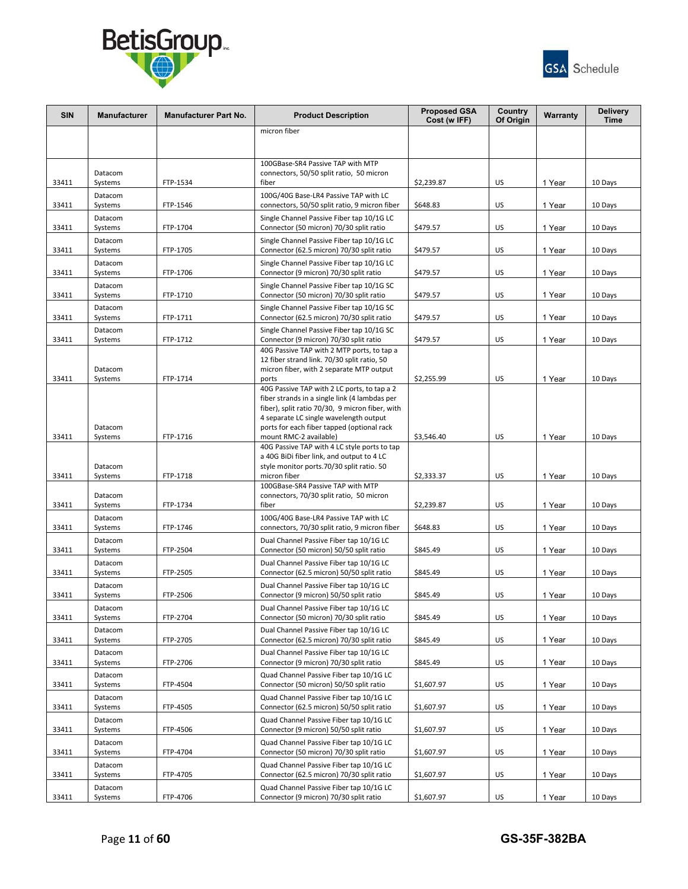| SIN | Manufacturer | Manufacturer Part No. | Product Description | Proposed GSA Cost (w IFF) | Country Of Origin | Warranty | Delivery Time |
|---|---|---|---|---|---|---|---|
| | | | micron fiber | | | | |
| 33411 | Datacom Systems | FTP-1534 | 100GBase-SR4 Passive TAP with MTP connectors, 50/50 split ratio, 50 micron fiber | $2,239.87 | US | 1 Year | 10 Days |
| 33411 | Datacom Systems | FTP-1546 | 100G/40G Base-LR4 Passive TAP with LC connectors, 50/50 split ratio, 9 micron fiber | $648.83 | US | 1 Year | 10 Days |
| 33411 | Datacom Systems | FTP-1704 | Single Channel Passive Fiber tap 10/1G LC Connector (50 micron) 70/30 split ratio | $479.57 | US | 1 Year | 10 Days |
| 33411 | Datacom Systems | FTP-1705 | Single Channel Passive Fiber tap 10/1G LC Connector (62.5 micron) 70/30 split ratio | $479.57 | US | 1 Year | 10 Days |
| 33411 | Datacom Systems | FTP-1706 | Single Channel Passive Fiber tap 10/1G LC Connector (9 micron) 70/30 split ratio | $479.57 | US | 1 Year | 10 Days |
| 33411 | Datacom Systems | FTP-1710 | Single Channel Passive Fiber tap 10/1G SC Connector (50 micron) 70/30 split ratio | $479.57 | US | 1 Year | 10 Days |
| 33411 | Datacom Systems | FTP-1711 | Single Channel Passive Fiber tap 10/1G SC Connector (62.5 micron) 70/30 split ratio | $479.57 | US | 1 Year | 10 Days |
| 33411 | Datacom Systems | FTP-1712 | Single Channel Passive Fiber tap 10/1G SC Connector (9 micron) 70/30 split ratio | $479.57 | US | 1 Year | 10 Days |
| 33411 | Datacom Systems | FTP-1714 | 40G Passive TAP with 2 MTP ports, to tap a 12 fiber strand link. 70/30 split ratio, 50 micron fiber, with 2 separate MTP output ports | $2,255.99 | US | 1 Year | 10 Days |
| 33411 | Datacom Systems | FTP-1716 | 40G Passive TAP with 2 LC ports, to tap a 2 fiber strands in a single link (4 lambdas per fiber), split ratio 70/30, 9 micron fiber, with 4 separate LC single wavelength output ports for each fiber tapped (optional rack mount RMC-2 available) | $3,546.40 | US | 1 Year | 10 Days |
| 33411 | Datacom Systems | FTP-1718 | 40G Passive TAP with 4 LC style ports to tap a 40G BiDi fiber link, and output to 4 LC style monitor ports.70/30 split ratio. 50 micron fiber | $2,333.37 | US | 1 Year | 10 Days |
| 33411 | Datacom Systems | FTP-1734 | 100GBase-SR4 Passive TAP with MTP connectors, 70/30 split ratio, 50 micron fiber | $2,239.87 | US | 1 Year | 10 Days |
| 33411 | Datacom Systems | FTP-1746 | 100G/40G Base-LR4 Passive TAP with LC connectors, 70/30 split ratio, 9 micron fiber | $648.83 | US | 1 Year | 10 Days |
| 33411 | Datacom Systems | FTP-2504 | Dual Channel Passive Fiber tap 10/1G LC Connector (50 micron) 50/50 split ratio | $845.49 | US | 1 Year | 10 Days |
| 33411 | Datacom Systems | FTP-2505 | Dual Channel Passive Fiber tap 10/1G LC Connector (62.5 micron) 50/50 split ratio | $845.49 | US | 1 Year | 10 Days |
| 33411 | Datacom Systems | FTP-2506 | Dual Channel Passive Fiber tap 10/1G LC Connector (9 micron) 50/50 split ratio | $845.49 | US | 1 Year | 10 Days |
| 33411 | Datacom Systems | FTP-2704 | Dual Channel Passive Fiber tap 10/1G LC Connector (50 micron) 70/30 split ratio | $845.49 | US | 1 Year | 10 Days |
| 33411 | Datacom Systems | FTP-2705 | Dual Channel Passive Fiber tap 10/1G LC Connector (62.5 micron) 70/30 split ratio | $845.49 | US | 1 Year | 10 Days |
| 33411 | Datacom Systems | FTP-2706 | Dual Channel Passive Fiber tap 10/1G LC Connector (9 micron) 70/30 split ratio | $845.49 | US | 1 Year | 10 Days |
| 33411 | Datacom Systems | FTP-4504 | Quad Channel Passive Fiber tap 10/1G LC Connector (50 micron) 50/50 split ratio | $1,607.97 | US | 1 Year | 10 Days |
| 33411 | Datacom Systems | FTP-4505 | Quad Channel Passive Fiber tap 10/1G LC Connector (62.5 micron) 50/50 split ratio | $1,607.97 | US | 1 Year | 10 Days |
| 33411 | Datacom Systems | FTP-4506 | Quad Channel Passive Fiber tap 10/1G LC Connector (9 micron) 50/50 split ratio | $1,607.97 | US | 1 Year | 10 Days |
| 33411 | Datacom Systems | FTP-4704 | Quad Channel Passive Fiber tap 10/1G LC Connector (50 micron) 70/30 split ratio | $1,607.97 | US | 1 Year | 10 Days |
| 33411 | Datacom Systems | FTP-4705 | Quad Channel Passive Fiber tap 10/1G LC Connector (62.5 micron) 70/30 split ratio | $1,607.97 | US | 1 Year | 10 Days |
| 33411 | Datacom Systems | FTP-4706 | Quad Channel Passive Fiber tap 10/1G LC Connector (9 micron) 70/30 split ratio | $1,607.97 | US | 1 Year | 10 Days |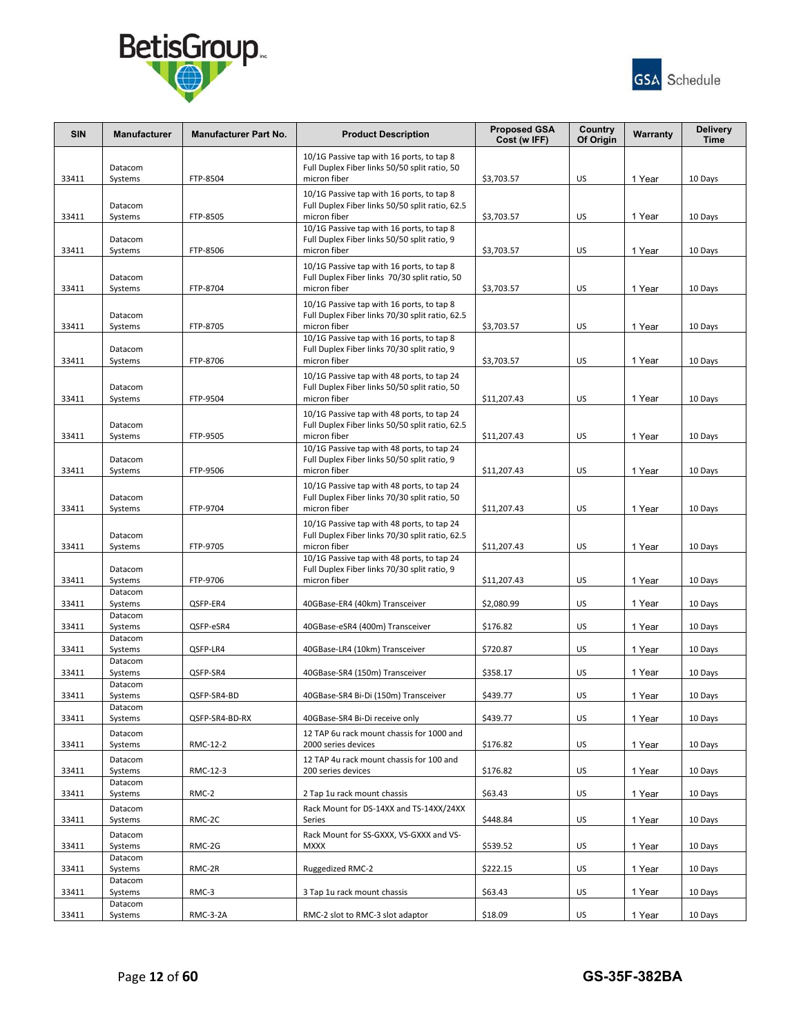| SIN | Manufacturer | Manufacturer Part No. | Product Description | Proposed GSA Cost (w IFF) | Country Of Origin | Warranty | Delivery Time |
|---|---|---|---|---|---|---|---|
| 33411 | Datacom Systems | FTP-8504 | 10/1G Passive tap with 16 ports, to tap 8 Full Duplex Fiber links 50/50 split ratio, 50 micron fiber | $3,703.57 | US | 1 Year | 10 Days |
| 33411 | Datacom Systems | FTP-8505 | 10/1G Passive tap with 16 ports, to tap 8 Full Duplex Fiber links 50/50 split ratio, 62.5 micron fiber | $3,703.57 | US | 1 Year | 10 Days |
| 33411 | Datacom Systems | FTP-8506 | 10/1G Passive tap with 16 ports, to tap 8 Full Duplex Fiber links 50/50 split ratio, 9 micron fiber | $3,703.57 | US | 1 Year | 10 Days |
| 33411 | Datacom Systems | FTP-8704 | 10/1G Passive tap with 16 ports, to tap 8 Full Duplex Fiber links 70/30 split ratio, 50 micron fiber | $3,703.57 | US | 1 Year | 10 Days |
| 33411 | Datacom Systems | FTP-8705 | 10/1G Passive tap with 16 ports, to tap 8 Full Duplex Fiber links 70/30 split ratio, 62.5 micron fiber | $3,703.57 | US | 1 Year | 10 Days |
| 33411 | Datacom Systems | FTP-8706 | 10/1G Passive tap with 16 ports, to tap 8 Full Duplex Fiber links 70/30 split ratio, 9 micron fiber | $3,703.57 | US | 1 Year | 10 Days |
| 33411 | Datacom Systems | FTP-9504 | 10/1G Passive tap with 48 ports, to tap 24 Full Duplex Fiber links 50/50 split ratio, 50 micron fiber | $11,207.43 | US | 1 Year | 10 Days |
| 33411 | Datacom Systems | FTP-9505 | 10/1G Passive tap with 48 ports, to tap 24 Full Duplex Fiber links 50/50 split ratio, 62.5 micron fiber | $11,207.43 | US | 1 Year | 10 Days |
| 33411 | Datacom Systems | FTP-9506 | 10/1G Passive tap with 48 ports, to tap 24 Full Duplex Fiber links 50/50 split ratio, 9 micron fiber | $11,207.43 | US | 1 Year | 10 Days |
| 33411 | Datacom Systems | FTP-9704 | 10/1G Passive tap with 48 ports, to tap 24 Full Duplex Fiber links 70/30 split ratio, 50 micron fiber | $11,207.43 | US | 1 Year | 10 Days |
| 33411 | Datacom Systems | FTP-9705 | 10/1G Passive tap with 48 ports, to tap 24 Full Duplex Fiber links 70/30 split ratio, 62.5 micron fiber | $11,207.43 | US | 1 Year | 10 Days |
| 33411 | Datacom Systems | FTP-9706 | 10/1G Passive tap with 48 ports, to tap 24 Full Duplex Fiber links 70/30 split ratio, 9 micron fiber | $11,207.43 | US | 1 Year | 10 Days |
| 33411 | Datacom Systems | QSFP-ER4 | 40GBase-ER4 (40km) Transceiver | $2,080.99 | US | 1 Year | 10 Days |
| 33411 | Datacom Systems | QSFP-eSR4 | 40GBase-eSR4 (400m) Transceiver | $176.82 | US | 1 Year | 10 Days |
| 33411 | Datacom Systems | QSFP-LR4 | 40GBase-LR4 (10km) Transceiver | $720.87 | US | 1 Year | 10 Days |
| 33411 | Datacom Systems | QSFP-SR4 | 40GBase-SR4 (150m) Transceiver | $358.17 | US | 1 Year | 10 Days |
| 33411 | Datacom Systems | QSFP-SR4-BD | 40GBase-SR4 Bi-Di (150m) Transceiver | $439.77 | US | 1 Year | 10 Days |
| 33411 | Datacom Systems | QSFP-SR4-BD-RX | 40GBase-SR4 Bi-Di receive only | $439.77 | US | 1 Year | 10 Days |
| 33411 | Datacom Systems | RMC-12-2 | 12 TAP 6u rack mount chassis for 1000 and 2000 series devices | $176.82 | US | 1 Year | 10 Days |
| 33411 | Datacom Systems | RMC-12-3 | 12 TAP 4u rack mount chassis for 100 and 200 series devices | $176.82 | US | 1 Year | 10 Days |
| 33411 | Datacom Systems | RMC-2 | 2 Tap 1u rack mount chassis | $63.43 | US | 1 Year | 10 Days |
| 33411 | Datacom Systems | RMC-2C | Rack Mount for DS-14XX and TS-14XX/24XX Series | $448.84 | US | 1 Year | 10 Days |
| 33411 | Datacom Systems | RMC-2G | Rack Mount for SS-GXXX, VS-GXXX and VS-MXXX | $539.52 | US | 1 Year | 10 Days |
| 33411 | Datacom Systems | RMC-2R | Ruggedized RMC-2 | $222.15 | US | 1 Year | 10 Days |
| 33411 | Datacom Systems | RMC-3 | 3 Tap 1u rack mount chassis | $63.43 | US | 1 Year | 10 Days |
| 33411 | Datacom Systems | RMC-3-2A | RMC-2 slot to RMC-3 slot adaptor | $18.09 | US | 1 Year | 10 Days |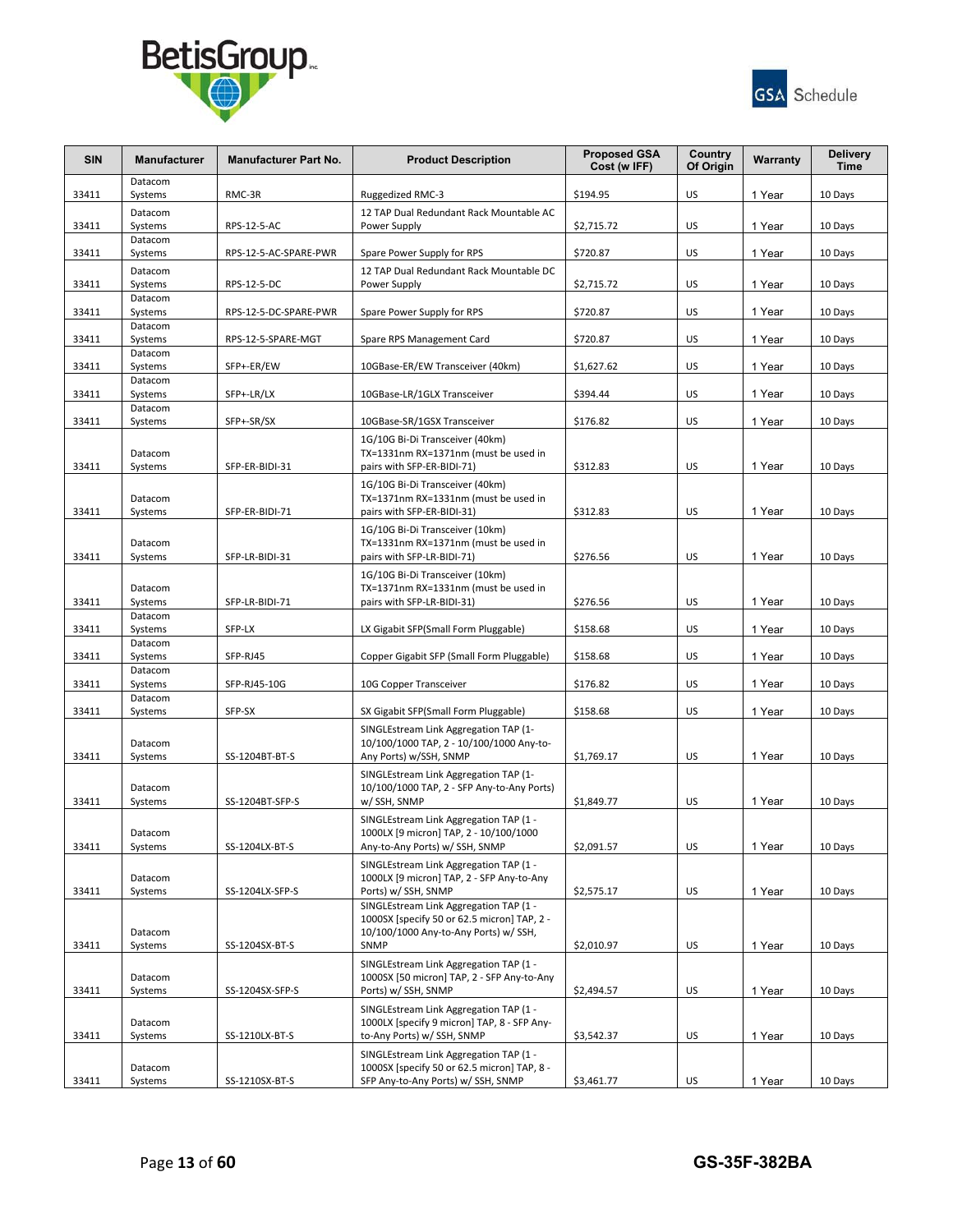| SIN | Manufacturer | Manufacturer Part No. | Product Description | Proposed GSA Cost (w IFF) | Country Of Origin | Warranty | Delivery Time |
|---|---|---|---|---|---|---|---|
| 33411 | Datacom Systems | RMC-3R | Ruggedized RMC-3 | $194.95 | US | 1 Year | 10 Days |
| 33411 | Datacom Systems | RPS-12-5-AC | 12 TAP Dual Redundant Rack Mountable AC Power Supply | $2,715.72 | US | 1 Year | 10 Days |
| 33411 | Datacom Systems | RPS-12-5-AC-SPARE-PWR | Spare Power Supply for RPS | $720.87 | US | 1 Year | 10 Days |
| 33411 | Datacom Systems | RPS-12-5-DC | 12 TAP Dual Redundant Rack Mountable DC Power Supply | $2,715.72 | US | 1 Year | 10 Days |
| 33411 | Datacom Systems | RPS-12-5-DC-SPARE-PWR | Spare Power Supply for RPS | $720.87 | US | 1 Year | 10 Days |
| 33411 | Datacom Systems | RPS-12-5-SPARE-MGT | Spare RPS Management Card | $720.87 | US | 1 Year | 10 Days |
| 33411 | Datacom Systems | SFP+-ER/EW | 10GBase-ER/EW Transceiver (40km) | $1,627.62 | US | 1 Year | 10 Days |
| 33411 | Datacom Systems | SFP+-LR/LX | 10GBase-LR/1GLX Transceiver | $394.44 | US | 1 Year | 10 Days |
| 33411 | Datacom Systems | SFP+-SR/SX | 10GBase-SR/1GSX Transceiver | $176.82 | US | 1 Year | 10 Days |
| 33411 | Datacom Systems | SFP-ER-BIDI-31 | 1G/10G Bi-Di Transceiver (40km) TX=1331nm RX=1371nm (must be used in pairs with SFP-ER-BIDI-71) | $312.83 | US | 1 Year | 10 Days |
| 33411 | Datacom Systems | SFP-ER-BIDI-71 | 1G/10G Bi-Di Transceiver (40km) TX=1371nm RX=1331nm (must be used in pairs with SFP-ER-BIDI-31) | $312.83 | US | 1 Year | 10 Days |
| 33411 | Datacom Systems | SFP-LR-BIDI-31 | 1G/10G Bi-Di Transceiver (10km) TX=1331nm RX=1371nm (must be used in pairs with SFP-LR-BIDI-71) | $276.56 | US | 1 Year | 10 Days |
| 33411 | Datacom Systems | SFP-LR-BIDI-71 | 1G/10G Bi-Di Transceiver (10km) TX=1371nm RX=1331nm (must be used in pairs with SFP-LR-BIDI-31) | $276.56 | US | 1 Year | 10 Days |
| 33411 | Datacom Systems | SFP-LX | LX Gigabit SFP(Small Form Pluggable) | $158.68 | US | 1 Year | 10 Days |
| 33411 | Datacom Systems | SFP-RJ45 | Copper Gigabit SFP (Small Form Pluggable) | $158.68 | US | 1 Year | 10 Days |
| 33411 | Datacom Systems | SFP-RJ45-10G | 10G Copper Transceiver | $176.82 | US | 1 Year | 10 Days |
| 33411 | Datacom Systems | SFP-SX | SX Gigabit SFP(Small Form Pluggable) | $158.68 | US | 1 Year | 10 Days |
| 33411 | Datacom Systems | SS-1204BT-BT-S | SINGLEstream Link Aggregation TAP (1-10/100/1000 TAP, 2 - 10/100/1000 Any-to-Any Ports) w/SSH, SNMP | $1,769.17 | US | 1 Year | 10 Days |
| 33411 | Datacom Systems | SS-1204BT-SFP-S | SINGLEstream Link Aggregation TAP (1-10/100/1000 TAP, 2 - SFP Any-to-Any Ports) w/ SSH, SNMP | $1,849.77 | US | 1 Year | 10 Days |
| 33411 | Datacom Systems | SS-1204LX-BT-S | SINGLEstream Link Aggregation TAP (1 - 1000LX [9 micron] TAP, 2 - 10/100/1000 Any-to-Any Ports) w/ SSH, SNMP | $2,091.57 | US | 1 Year | 10 Days |
| 33411 | Datacom Systems | SS-1204LX-SFP-S | SINGLEstream Link Aggregation TAP (1 - 1000LX [9 micron] TAP, 2 - SFP Any-to-Any Ports) w/ SSH, SNMP | $2,575.17 | US | 1 Year | 10 Days |
| 33411 | Datacom Systems | SS-1204SX-BT-S | SINGLEstream Link Aggregation TAP (1 - 1000SX [specify 50 or 62.5 micron] TAP, 2 - 10/100/1000 Any-to-Any Ports) w/ SSH, SNMP | $2,010.97 | US | 1 Year | 10 Days |
| 33411 | Datacom Systems | SS-1204SX-SFP-S | SINGLEstream Link Aggregation TAP (1 - 1000SX [50 micron] TAP, 2 - SFP Any-to-Any Ports) w/ SSH, SNMP | $2,494.57 | US | 1 Year | 10 Days |
| 33411 | Datacom Systems | SS-1210LX-BT-S | SINGLEstream Link Aggregation TAP (1 - 1000LX [specify 9 micron] TAP, 8 - SFP Any-to-Any Ports) w/ SSH, SNMP | $3,542.37 | US | 1 Year | 10 Days |
| 33411 | Datacom Systems | SS-1210SX-BT-S | SINGLEstream Link Aggregation TAP (1 - 1000SX [specify 50 or 62.5 micron] TAP, 8 - SFP Any-to-Any Ports) w/ SSH, SNMP | $3,461.77 | US | 1 Year | 10 Days |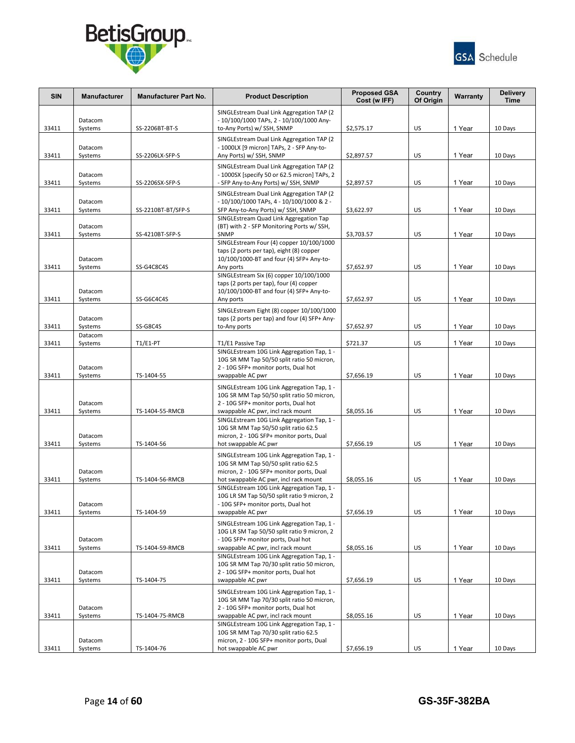| SIN | Manufacturer | Manufacturer Part No. | Product Description | Proposed GSA Cost (w IFF) | Country Of Origin | Warranty | Delivery Time |
|---|---|---|---|---|---|---|---|
| 33411 | Datacom Systems | SS-2206BT-BT-S | SINGLEstream Dual Link Aggregation TAP (2 - 10/100/1000 TAPs, 2 - 10/100/1000 Any-to-Any Ports) w/ SSH, SNMP | $2,575.17 | US | 1 Year | 10 Days |
| 33411 | Datacom Systems | SS-2206LX-SFP-S | SINGLEstream Dual Link Aggregation TAP (2 - 1000LX [9 micron] TAPs, 2 - SFP Any-to-Any Ports) w/ SSH, SNMP | $2,897.57 | US | 1 Year | 10 Days |
| 33411 | Datacom Systems | SS-2206SX-SFP-S | SINGLEstream Dual Link Aggregation TAP (2 - 1000SX [specify 50 or 62.5 micron] TAPs, 2 - SFP Any-to-Any Ports) w/ SSH, SNMP | $2,897.57 | US | 1 Year | 10 Days |
| 33411 | Datacom Systems | SS-2210BT-BT/SFP-S | SINGLEstream Dual Link Aggregation TAP (2 - 10/100/1000 TAPs, 4 - 10/100/1000 & 2 - SFP Any-to-Any Ports) w/ SSH, SNMP | $3,622.97 | US | 1 Year | 10 Days |
| 33411 | Datacom Systems | SS-4210BT-SFP-S | SINGLEstream Quad Link Aggregation Tap (BT) with 2 - SFP Monitoring Ports w/ SSH, SNMP | $3,703.57 | US | 1 Year | 10 Days |
| 33411 | Datacom Systems | SS-G4C8C4S | SINGLEstream Four (4) copper 10/100/1000 taps (2 ports per tap), eight (8) copper 10/100/1000-BT and four (4) SFP+ Any-to-Any ports | $7,652.97 | US | 1 Year | 10 Days |
| 33411 | Datacom Systems | SS-G6C4C4S | SINGLEstream Six (6) copper 10/100/1000 taps (2 ports per tap), four (4) copper 10/100/1000-BT and four (4) SFP+ Any-to-Any ports | $7,652.97 | US | 1 Year | 10 Days |
| 33411 | Datacom Systems | SS-G8C4S | SINGLEstream Eight (8) copper 10/100/1000 taps (2 ports per tap) and four (4) SFP+ Any-to-Any ports | $7,652.97 | US | 1 Year | 10 Days |
| 33411 | Datacom Systems | T1/E1-PT | T1/E1 Passive Tap | $721.37 | US | 1 Year | 10 Days |
| 33411 | Datacom Systems | TS-1404-55 | SINGLEstream 10G Link Aggregation Tap, 1 - 10G SR MM Tap 50/50 split ratio 50 micron, 2 - 10G SFP+ monitor ports, Dual hot swappable AC pwr | $7,656.19 | US | 1 Year | 10 Days |
| 33411 | Datacom Systems | TS-1404-55-RMCB | SINGLEstream 10G Link Aggregation Tap, 1 - 10G SR MM Tap 50/50 split ratio 50 micron, 2 - 10G SFP+ monitor ports, Dual hot swappable AC pwr, incl rack mount | $8,055.16 | US | 1 Year | 10 Days |
| 33411 | Datacom Systems | TS-1404-56 | SINGLEstream 10G Link Aggregation Tap, 1 - 10G SR MM Tap 50/50 split ratio 62.5 micron, 2 - 10G SFP+ monitor ports, Dual hot swappable AC pwr | $7,656.19 | US | 1 Year | 10 Days |
| 33411 | Datacom Systems | TS-1404-56-RMCB | SINGLEstream 10G Link Aggregation Tap, 1 - 10G SR MM Tap 50/50 split ratio 62.5 micron, 2 - 10G SFP+ monitor ports, Dual hot swappable AC pwr, incl rack mount | $8,055.16 | US | 1 Year | 10 Days |
| 33411 | Datacom Systems | TS-1404-59 | SINGLEstream 10G Link Aggregation Tap, 1 - 10G LR SM Tap 50/50 split ratio 9 micron, 2 - 10G SFP+ monitor ports, Dual hot swappable AC pwr | $7,656.19 | US | 1 Year | 10 Days |
| 33411 | Datacom Systems | TS-1404-59-RMCB | SINGLEstream 10G Link Aggregation Tap, 1 - 10G LR SM Tap 50/50 split ratio 9 micron, 2 - 10G SFP+ monitor ports, Dual hot swappable AC pwr, incl rack mount | $8,055.16 | US | 1 Year | 10 Days |
| 33411 | Datacom Systems | TS-1404-75 | SINGLEstream 10G Link Aggregation Tap, 1 - 10G SR MM Tap 70/30 split ratio 50 micron, 2 - 10G SFP+ monitor ports, Dual hot swappable AC pwr | $7,656.19 | US | 1 Year | 10 Days |
| 33411 | Datacom Systems | TS-1404-75-RMCB | SINGLEstream 10G Link Aggregation Tap, 1 - 10G SR MM Tap 70/30 split ratio 50 micron, 2 - 10G SFP+ monitor ports, Dual hot swappable AC pwr, incl rack mount | $8,055.16 | US | 1 Year | 10 Days |
| 33411 | Datacom Systems | TS-1404-76 | SINGLEstream 10G Link Aggregation Tap, 1 - 10G SR MM Tap 70/30 split ratio 62.5 micron, 2 - 10G SFP+ monitor ports, Dual hot swappable AC pwr | $7,656.19 | US | 1 Year | 10 Days |

GS-35F-382BA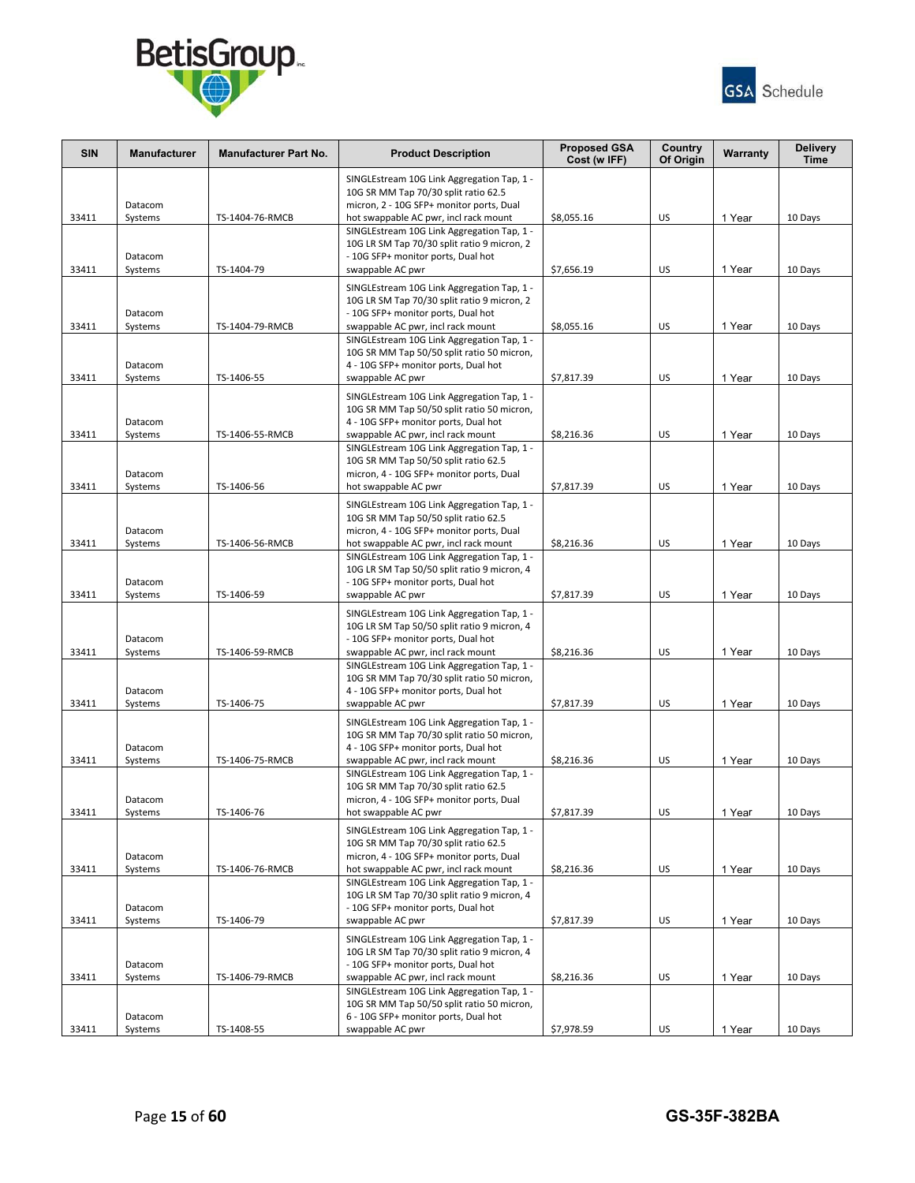| SIN | Manufacturer | Manufacturer Part No. | Product Description | Proposed GSA Cost (w IFF) | Country Of Origin | Warranty | Delivery Time |
|---|---|---|---|---|---|---|---|
| 33411 | Datacom Systems | TS-1404-76-RMCB | SINGLEstream 10G Link Aggregation Tap, 1 - 10G SR MM Tap 70/30 split ratio 62.5 micron, 2 - 10G SFP+ monitor ports, Dual hot swappable AC pwr, incl rack mount | $8,055.16 | US | 1 Year | 10 Days |
| 33411 | Datacom Systems | TS-1404-79 | SINGLEstream 10G Link Aggregation Tap, 1 - 10G LR SM Tap 70/30 split ratio 9 micron, 2 - 10G SFP+ monitor ports, Dual hot swappable AC pwr | $7,656.19 | US | 1 Year | 10 Days |
| 33411 | Datacom Systems | TS-1404-79-RMCB | SINGLEstream 10G Link Aggregation Tap, 1 - 10G LR SM Tap 70/30 split ratio 9 micron, 2 - 10G SFP+ monitor ports, Dual hot swappable AC pwr, incl rack mount | $8,055.16 | US | 1 Year | 10 Days |
| 33411 | Datacom Systems | TS-1406-55 | SINGLEstream 10G Link Aggregation Tap, 1 - 10G SR MM Tap 50/50 split ratio 50 micron, 4 - 10G SFP+ monitor ports, Dual hot swappable AC pwr | $7,817.39 | US | 1 Year | 10 Days |
| 33411 | Datacom Systems | TS-1406-55-RMCB | SINGLEstream 10G Link Aggregation Tap, 1 - 10G SR MM Tap 50/50 split ratio 50 micron, 4 - 10G SFP+ monitor ports, Dual hot swappable AC pwr, incl rack mount | $8,216.36 | US | 1 Year | 10 Days |
| 33411 | Datacom Systems | TS-1406-56 | SINGLEstream 10G Link Aggregation Tap, 1 - 10G SR MM Tap 50/50 split ratio 62.5 micron, 4 - 10G SFP+ monitor ports, Dual hot swappable AC pwr | $7,817.39 | US | 1 Year | 10 Days |
| 33411 | Datacom Systems | TS-1406-56-RMCB | SINGLEstream 10G Link Aggregation Tap, 1 - 10G SR MM Tap 50/50 split ratio 62.5 micron, 4 - 10G SFP+ monitor ports, Dual hot swappable AC pwr, incl rack mount | $8,216.36 | US | 1 Year | 10 Days |
| 33411 | Datacom Systems | TS-1406-59 | SINGLEstream 10G Link Aggregation Tap, 1 - 10G LR SM Tap 50/50 split ratio 9 micron, 4 - 10G SFP+ monitor ports, Dual hot swappable AC pwr | $7,817.39 | US | 1 Year | 10 Days |
| 33411 | Datacom Systems | TS-1406-59-RMCB | SINGLEstream 10G Link Aggregation Tap, 1 - 10G LR SM Tap 50/50 split ratio 9 micron, 4 - 10G SFP+ monitor ports, Dual hot swappable AC pwr, incl rack mount | $8,216.36 | US | 1 Year | 10 Days |
| 33411 | Datacom Systems | TS-1406-75 | SINGLEstream 10G Link Aggregation Tap, 1 - 10G SR MM Tap 70/30 split ratio 50 micron, 4 - 10G SFP+ monitor ports, Dual hot swappable AC pwr | $7,817.39 | US | 1 Year | 10 Days |
| 33411 | Datacom Systems | TS-1406-75-RMCB | SINGLEstream 10G Link Aggregation Tap, 1 - 10G SR MM Tap 70/30 split ratio 50 micron, 4 - 10G SFP+ monitor ports, Dual hot swappable AC pwr, incl rack mount | $8,216.36 | US | 1 Year | 10 Days |
| 33411 | Datacom Systems | TS-1406-76 | SINGLEstream 10G Link Aggregation Tap, 1 - 10G SR MM Tap 70/30 split ratio 62.5 micron, 4 - 10G SFP+ monitor ports, Dual hot swappable AC pwr | $7,817.39 | US | 1 Year | 10 Days |
| 33411 | Datacom Systems | TS-1406-76-RMCB | SINGLEstream 10G Link Aggregation Tap, 1 - 10G SR MM Tap 70/30 split ratio 62.5 micron, 4 - 10G SFP+ monitor ports, Dual hot swappable AC pwr, incl rack mount | $8,216.36 | US | 1 Year | 10 Days |
| 33411 | Datacom Systems | TS-1406-79 | SINGLEstream 10G Link Aggregation Tap, 1 - 10G LR SM Tap 70/30 split ratio 9 micron, 4 - 10G SFP+ monitor ports, Dual hot swappable AC pwr | $7,817.39 | US | 1 Year | 10 Days |
| 33411 | Datacom Systems | TS-1406-79-RMCB | SINGLEstream 10G Link Aggregation Tap, 1 - 10G LR SM Tap 70/30 split ratio 9 micron, 4 - 10G SFP+ monitor ports, Dual hot swappable AC pwr, incl rack mount | $8,216.36 | US | 1 Year | 10 Days |
| 33411 | Datacom Systems | TS-1408-55 | SINGLEstream 10G Link Aggregation Tap, 1 - 10G SR MM Tap 50/50 split ratio 50 micron, 6 - 10G SFP+ monitor ports, Dual hot swappable AC pwr | $7,978.59 | US | 1 Year | 10 Days |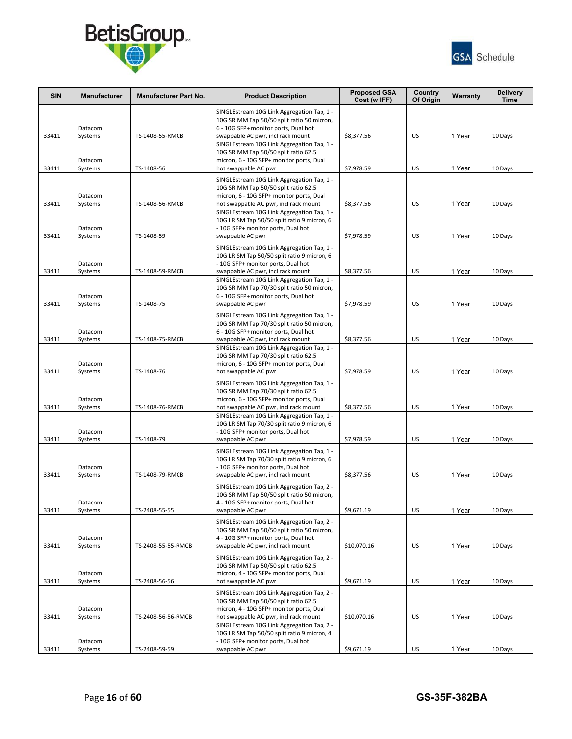| SIN | Manufacturer | Manufacturer Part No. | Product Description | Proposed GSA Cost (w IFF) | Country Of Origin | Warranty | Delivery Time |
|---|---|---|---|---|---|---|---|
| 33411 | Datacom Systems | TS-1408-55-RMCB | SINGLEstream 10G Link Aggregation Tap, 1 - 10G SR MM Tap 50/50 split ratio 50 micron, 6 - 10G SFP+ monitor ports, Dual hot swappable AC pwr, incl rack mount | $8,377.56 | US | 1 Year | 10 Days |
| 33411 | Datacom Systems | TS-1408-56 | SINGLEstream 10G Link Aggregation Tap, 1 - 10G SR MM Tap 50/50 split ratio 62.5 micron, 6 - 10G SFP+ monitor ports, Dual hot swappable AC pwr | $7,978.59 | US | 1 Year | 10 Days |
| 33411 | Datacom Systems | TS-1408-56-RMCB | SINGLEstream 10G Link Aggregation Tap, 1 - 10G SR MM Tap 50/50 split ratio 62.5 micron, 6 - 10G SFP+ monitor ports, Dual hot swappable AC pwr, incl rack mount | $8,377.56 | US | 1 Year | 10 Days |
| 33411 | Datacom Systems | TS-1408-59 | SINGLEstream 10G Link Aggregation Tap, 1 - 10G LR SM Tap 50/50 split ratio 9 micron, 6 - 10G SFP+ monitor ports, Dual hot swappable AC pwr | $7,978.59 | US | 1 Year | 10 Days |
| 33411 | Datacom Systems | TS-1408-59-RMCB | SINGLEstream 10G Link Aggregation Tap, 1 - 10G LR SM Tap 50/50 split ratio 9 micron, 6 - 10G SFP+ monitor ports, Dual hot swappable AC pwr, incl rack mount | $8,377.56 | US | 1 Year | 10 Days |
| 33411 | Datacom Systems | TS-1408-75 | SINGLEstream 10G Link Aggregation Tap, 1 - 10G SR MM Tap 70/30 split ratio 50 micron, 6 - 10G SFP+ monitor ports, Dual hot swappable AC pwr | $7,978.59 | US | 1 Year | 10 Days |
| 33411 | Datacom Systems | TS-1408-75-RMCB | SINGLEstream 10G Link Aggregation Tap, 1 - 10G SR MM Tap 70/30 split ratio 50 micron, 6 - 10G SFP+ monitor ports, Dual hot swappable AC pwr, incl rack mount | $8,377.56 | US | 1 Year | 10 Days |
| 33411 | Datacom Systems | TS-1408-76 | SINGLEstream 10G Link Aggregation Tap, 1 - 10G SR MM Tap 70/30 split ratio 62.5 micron, 6 - 10G SFP+ monitor ports, Dual hot swappable AC pwr | $7,978.59 | US | 1 Year | 10 Days |
| 33411 | Datacom Systems | TS-1408-76-RMCB | SINGLEstream 10G Link Aggregation Tap, 1 - 10G SR MM Tap 70/30 split ratio 62.5 micron, 6 - 10G SFP+ monitor ports, Dual hot swappable AC pwr, incl rack mount | $8,377.56 | US | 1 Year | 10 Days |
| 33411 | Datacom Systems | TS-1408-79 | SINGLEstream 10G Link Aggregation Tap, 1 - 10G LR SM Tap 70/30 split ratio 9 micron, 6 - 10G SFP+ monitor ports, Dual hot swappable AC pwr | $7,978.59 | US | 1 Year | 10 Days |
| 33411 | Datacom Systems | TS-1408-79-RMCB | SINGLEstream 10G Link Aggregation Tap, 1 - 10G LR SM Tap 70/30 split ratio 9 micron, 6 - 10G SFP+ monitor ports, Dual hot swappable AC pwr, incl rack mount | $8,377.56 | US | 1 Year | 10 Days |
| 33411 | Datacom Systems | TS-2408-55-55 | SINGLEstream 10G Link Aggregation Tap, 2 - 10G SR MM Tap 50/50 split ratio 50 micron, 4 - 10G SFP+ monitor ports, Dual hot swappable AC pwr | $9,671.19 | US | 1 Year | 10 Days |
| 33411 | Datacom Systems | TS-2408-55-55-RMCB | SINGLEstream 10G Link Aggregation Tap, 2 - 10G SR MM Tap 50/50 split ratio 50 micron, 4 - 10G SFP+ monitor ports, Dual hot swappable AC pwr, incl rack mount | $10,070.16 | US | 1 Year | 10 Days |
| 33411 | Datacom Systems | TS-2408-56-56 | SINGLEstream 10G Link Aggregation Tap, 2 - 10G SR MM Tap 50/50 split ratio 62.5 micron, 4 - 10G SFP+ monitor ports, Dual hot swappable AC pwr | $9,671.19 | US | 1 Year | 10 Days |
| 33411 | Datacom Systems | TS-2408-56-56-RMCB | SINGLEstream 10G Link Aggregation Tap, 2 - 10G SR MM Tap 50/50 split ratio 62.5 micron, 4 - 10G SFP+ monitor ports, Dual hot swappable AC pwr, incl rack mount | $10,070.16 | US | 1 Year | 10 Days |
| 33411 | Datacom Systems | TS-2408-59-59 | SINGLEstream 10G Link Aggregation Tap, 2 - 10G LR SM Tap 50/50 split ratio 9 micron, 4 - 10G SFP+ monitor ports, Dual hot swappable AC pwr | $9,671.19 | US | 1 Year | 10 Days |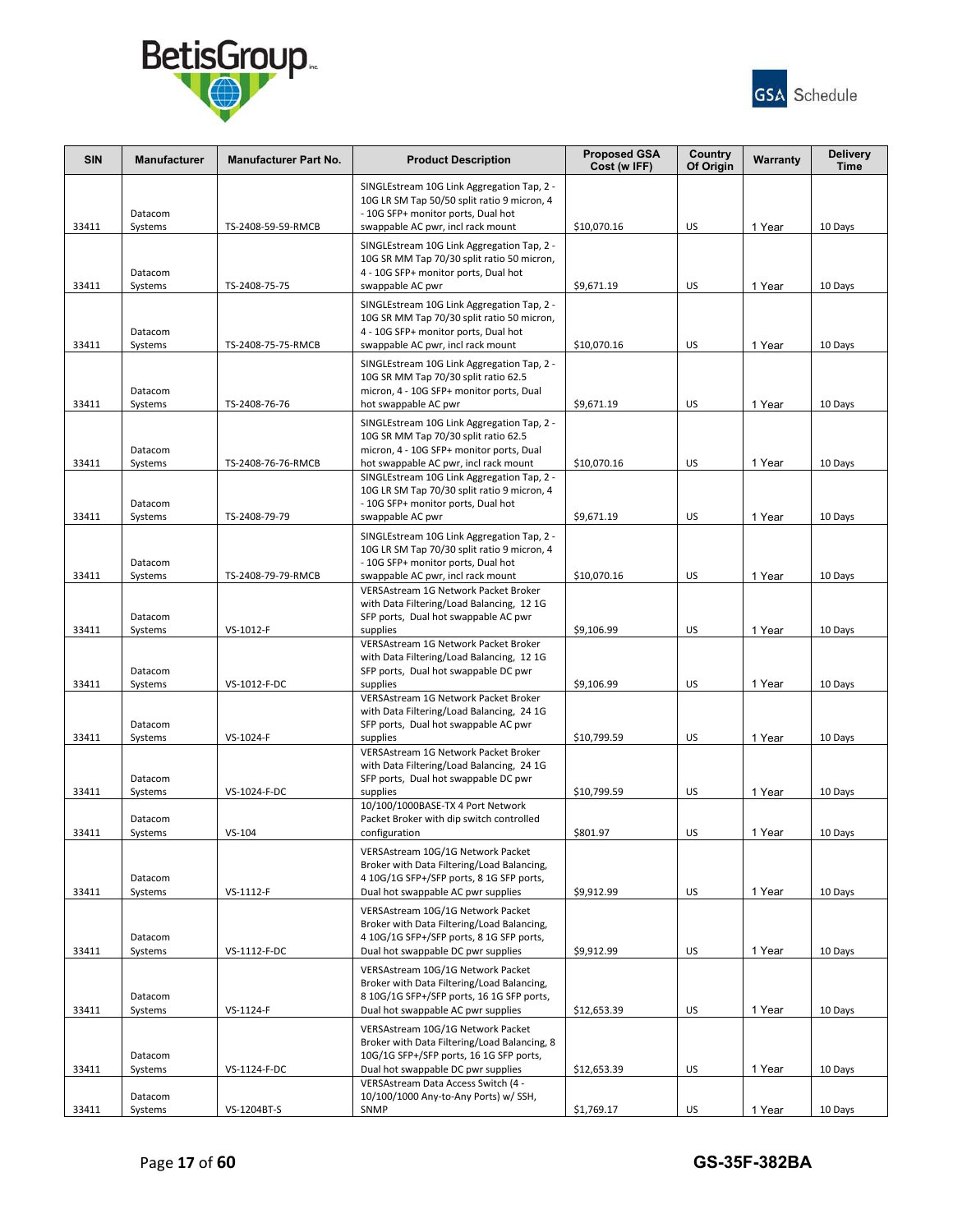| SIN | Manufacturer | Manufacturer Part No. | Product Description | Proposed GSA Cost (w IFF) | Country Of Origin | Warranty | Delivery Time |
|---|---|---|---|---|---|---|---|
| 33411 | Datacom Systems | TS-2408-59-59-RMCB | SINGLEstream 10G Link Aggregation Tap, 2 - 10G LR SM Tap 50/50 split ratio 9 micron, 4 - 10G SFP+ monitor ports, Dual hot swappable AC pwr, incl rack mount | $10,070.16 | US | 1 Year | 10 Days |
| 33411 | Datacom Systems | TS-2408-75-75 | SINGLEstream 10G Link Aggregation Tap, 2 - 10G SR MM Tap 70/30 split ratio 50 micron, 4 - 10G SFP+ monitor ports, Dual hot swappable AC pwr | $9,671.19 | US | 1 Year | 10 Days |
| 33411 | Datacom Systems | TS-2408-75-75-RMCB | SINGLEstream 10G Link Aggregation Tap, 2 - 10G SR MM Tap 70/30 split ratio 50 micron, 4 - 10G SFP+ monitor ports, Dual hot swappable AC pwr, incl rack mount | $10,070.16 | US | 1 Year | 10 Days |
| 33411 | Datacom Systems | TS-2408-76-76 | SINGLEstream 10G Link Aggregation Tap, 2 - 10G SR MM Tap 70/30 split ratio 62.5 micron, 4 - 10G SFP+ monitor ports, Dual hot swappable AC pwr | $9,671.19 | US | 1 Year | 10 Days |
| 33411 | Datacom Systems | TS-2408-76-76-RMCB | SINGLEstream 10G Link Aggregation Tap, 2 - 10G SR MM Tap 70/30 split ratio 62.5 micron, 4 - 10G SFP+ monitor ports, Dual hot swappable AC pwr, incl rack mount | $10,070.16 | US | 1 Year | 10 Days |
| 33411 | Datacom Systems | TS-2408-79-79 | SINGLEstream 10G Link Aggregation Tap, 2 - 10G LR SM Tap 70/30 split ratio 9 micron, 4 - 10G SFP+ monitor ports, Dual hot swappable AC pwr | $9,671.19 | US | 1 Year | 10 Days |
| 33411 | Datacom Systems | TS-2408-79-79-RMCB | SINGLEstream 10G Link Aggregation Tap, 2 - 10G LR SM Tap 70/30 split ratio 9 micron, 4 - 10G SFP+ monitor ports, Dual hot swappable AC pwr, incl rack mount | $10,070.16 | US | 1 Year | 10 Days |
| 33411 | Datacom Systems | VS-1012-F | VERSAstream 1G Network Packet Broker with Data Filtering/Load Balancing, 12 1G SFP ports, Dual hot swappable AC pwr supplies | $9,106.99 | US | 1 Year | 10 Days |
| 33411 | Datacom Systems | VS-1012-F-DC | VERSAstream 1G Network Packet Broker with Data Filtering/Load Balancing, 12 1G SFP ports, Dual hot swappable DC pwr supplies | $9,106.99 | US | 1 Year | 10 Days |
| 33411 | Datacom Systems | VS-1024-F | VERSAstream 1G Network Packet Broker with Data Filtering/Load Balancing, 24 1G SFP ports, Dual hot swappable AC pwr supplies | $10,799.59 | US | 1 Year | 10 Days |
| 33411 | Datacom Systems | VS-1024-F-DC | VERSAstream 1G Network Packet Broker with Data Filtering/Load Balancing, 24 1G SFP ports, Dual hot swappable DC pwr supplies | $10,799.59 | US | 1 Year | 10 Days |
| 33411 | Datacom Systems | VS-104 | 10/100/1000BASE-TX 4 Port Network Packet Broker with dip switch controlled configuration | $801.97 | US | 1 Year | 10 Days |
| 33411 | Datacom Systems | VS-1112-F | VERSAstream 10G/1G Network Packet Broker with Data Filtering/Load Balancing, 4 10G/1G SFP+/SFP ports, 8 1G SFP ports, Dual hot swappable AC pwr supplies | $9,912.99 | US | 1 Year | 10 Days |
| 33411 | Datacom Systems | VS-1112-F-DC | VERSAstream 10G/1G Network Packet Broker with Data Filtering/Load Balancing, 4 10G/1G SFP+/SFP ports, 8 1G SFP ports, Dual hot swappable DC pwr supplies | $9,912.99 | US | 1 Year | 10 Days |
| 33411 | Datacom Systems | VS-1124-F | VERSAstream 10G/1G Network Packet Broker with Data Filtering/Load Balancing, 8 10G/1G SFP+/SFP ports, 16 1G SFP ports, Dual hot swappable AC pwr supplies | $12,653.39 | US | 1 Year | 10 Days |
| 33411 | Datacom Systems | VS-1124-F-DC | VERSAstream 10G/1G Network Packet Broker with Data Filtering/Load Balancing, 8 10G/1G SFP+/SFP ports, 16 1G SFP ports, Dual hot swappable DC pwr supplies | $12,653.39 | US | 1 Year | 10 Days |
| 33411 | Datacom Systems | VS-1204BT-S | VERSAstream Data Access Switch (4 - 10/100/1000 Any-to-Any Ports) w/ SSH, SNMP | $1,769.17 | US | 1 Year | 10 Days |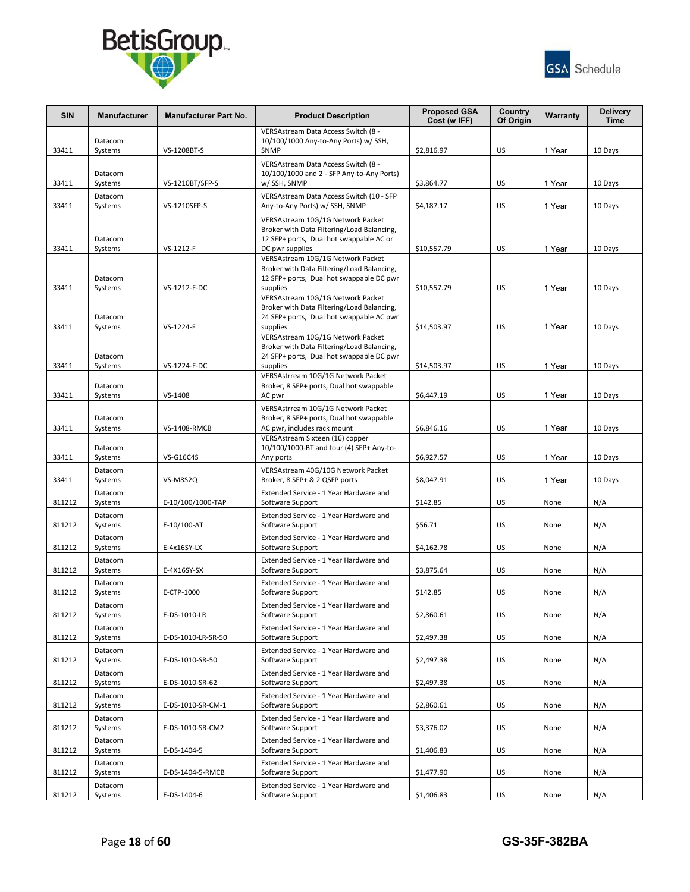| SIN | Manufacturer | Manufacturer Part No. | Product Description | Proposed GSA Cost (w IFF) | Country Of Origin | Warranty | Delivery Time |
|---|---|---|---|---|---|---|---|
| 33411 | Datacom Systems | VS-1208BT-S | VERSAstream Data Access Switch (8 - 10/100/1000 Any-to-Any Ports) w/ SSH, SNMP | $2,816.97 | US | 1 Year | 10 Days |
| 33411 | Datacom Systems | VS-1210BT/SFP-S | VERSAstream Data Access Switch (8 - 10/100/1000 and 2 - SFP Any-to-Any Ports) w/ SSH, SNMP | $3,864.77 | US | 1 Year | 10 Days |
| 33411 | Datacom Systems | VS-1210SFP-S | VERSAstream Data Access Switch (10 - SFP Any-to-Any Ports) w/ SSH, SNMP | $4,187.17 | US | 1 Year | 10 Days |
| 33411 | Datacom Systems | VS-1212-F | VERSAstream 10G/1G Network Packet Broker with Data Filtering/Load Balancing, 12 SFP+ ports, Dual hot swappable AC or DC pwr supplies | $10,557.79 | US | 1 Year | 10 Days |
| 33411 | Datacom Systems | VS-1212-F-DC | VERSAstream 10G/1G Network Packet Broker with Data Filtering/Load Balancing, 12 SFP+ ports, Dual hot swappable DC pwr supplies | $10,557.79 | US | 1 Year | 10 Days |
| 33411 | Datacom Systems | VS-1224-F | VERSAstream 10G/1G Network Packet Broker with Data Filtering/Load Balancing, 24 SFP+ ports, Dual hot swappable AC pwr supplies | $14,503.97 | US | 1 Year | 10 Days |
| 33411 | Datacom Systems | VS-1224-F-DC | VERSAstream 10G/1G Network Packet Broker with Data Filtering/Load Balancing, 24 SFP+ ports, Dual hot swappable DC pwr supplies | $14,503.97 | US | 1 Year | 10 Days |
| 33411 | Datacom Systems | VS-1408 | VERSAstrream 10G/1G Network Packet Broker, 8 SFP+ ports, Dual hot swappable AC pwr | $6,447.19 | US | 1 Year | 10 Days |
| 33411 | Datacom Systems | VS-1408-RMCB | VERSAstrream 10G/1G Network Packet Broker, 8 SFP+ ports, Dual hot swappable AC pwr, includes rack mount | $6,846.16 | US | 1 Year | 10 Days |
| 33411 | Datacom Systems | VS-G16C4S | VERSAstream Sixteen (16) copper 10/100/1000-BT and four (4) SFP+ Any-to-Any ports | $6,927.57 | US | 1 Year | 10 Days |
| 33411 | Datacom Systems | VS-M8S2Q | VERSAstream 40G/10G Network Packet Broker, 8 SFP+ & 2 QSFP ports | $8,047.91 | US | 1 Year | 10 Days |
| 811212 | Datacom Systems | E-10/100/1000-TAP | Extended Service - 1 Year Hardware and Software Support | $142.85 | US | None | N/A |
| 811212 | Datacom Systems | E-10/100-AT | Extended Service - 1 Year Hardware and Software Support | $56.71 | US | None | N/A |
| 811212 | Datacom Systems | E-4x16SY-LX | Extended Service - 1 Year Hardware and Software Support | $4,162.78 | US | None | N/A |
| 811212 | Datacom Systems | E-4X16SY-SX | Extended Service - 1 Year Hardware and Software Support | $3,875.64 | US | None | N/A |
| 811212 | Datacom Systems | E-CTP-1000 | Extended Service - 1 Year Hardware and Software Support | $142.85 | US | None | N/A |
| 811212 | Datacom Systems | E-DS-1010-LR | Extended Service - 1 Year Hardware and Software Support | $2,860.61 | US | None | N/A |
| 811212 | Datacom Systems | E-DS-1010-LR-SR-50 | Extended Service - 1 Year Hardware and Software Support | $2,497.38 | US | None | N/A |
| 811212 | Datacom Systems | E-DS-1010-SR-50 | Extended Service - 1 Year Hardware and Software Support | $2,497.38 | US | None | N/A |
| 811212 | Datacom Systems | E-DS-1010-SR-62 | Extended Service - 1 Year Hardware and Software Support | $2,497.38 | US | None | N/A |
| 811212 | Datacom Systems | E-DS-1010-SR-CM-1 | Extended Service - 1 Year Hardware and Software Support | $2,860.61 | US | None | N/A |
| 811212 | Datacom Systems | E-DS-1010-SR-CM2 | Extended Service - 1 Year Hardware and Software Support | $3,376.02 | US | None | N/A |
| 811212 | Datacom Systems | E-DS-1404-5 | Extended Service - 1 Year Hardware and Software Support | $1,406.83 | US | None | N/A |
| 811212 | Datacom Systems | E-DS-1404-5-RMCB | Extended Service - 1 Year Hardware and Software Support | $1,477.90 | US | None | N/A |
| 811212 | Datacom Systems | E-DS-1404-6 | Extended Service - 1 Year Hardware and Software Support | $1,406.83 | US | None | N/A |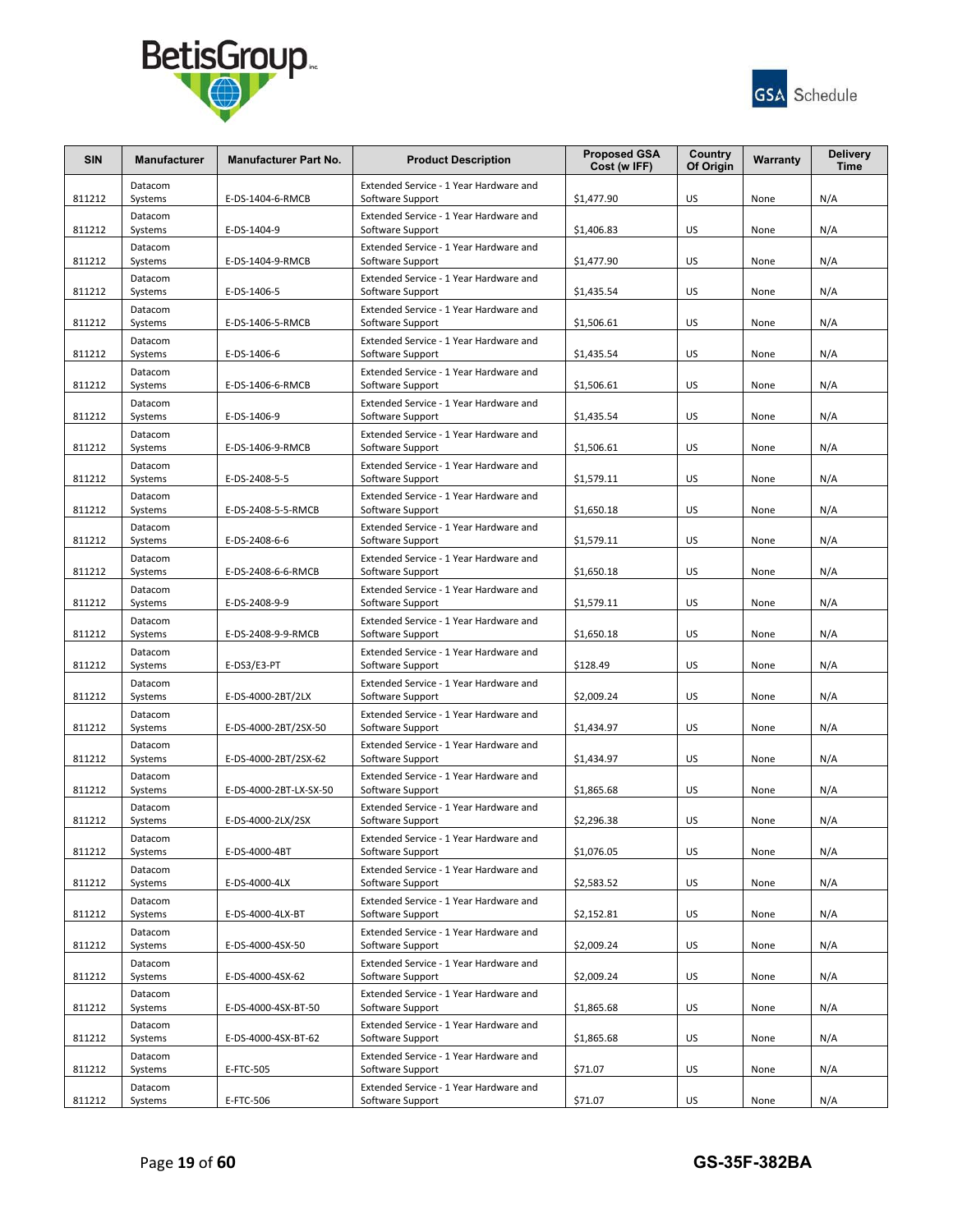| SIN | Manufacturer | Manufacturer Part No. | Product Description | Proposed GSA Cost (w IFF) | Country Of Origin | Warranty | Delivery Time |
|---|---|---|---|---|---|---|---|
| 811212 | Datacom Systems | E-DS-1404-6-RMCB | Extended Service - 1 Year Hardware and Software Support | $1,477.90 | US | None | N/A |
| 811212 | Datacom Systems | E-DS-1404-9 | Extended Service - 1 Year Hardware and Software Support | $1,406.83 | US | None | N/A |
| 811212 | Datacom Systems | E-DS-1404-9-RMCB | Extended Service - 1 Year Hardware and Software Support | $1,477.90 | US | None | N/A |
| 811212 | Datacom Systems | E-DS-1406-5 | Extended Service - 1 Year Hardware and Software Support | $1,435.54 | US | None | N/A |
| 811212 | Datacom Systems | E-DS-1406-5-RMCB | Extended Service - 1 Year Hardware and Software Support | $1,506.61 | US | None | N/A |
| 811212 | Datacom Systems | E-DS-1406-6 | Extended Service - 1 Year Hardware and Software Support | $1,435.54 | US | None | N/A |
| 811212 | Datacom Systems | E-DS-1406-6-RMCB | Extended Service - 1 Year Hardware and Software Support | $1,506.61 | US | None | N/A |
| 811212 | Datacom Systems | E-DS-1406-9 | Extended Service - 1 Year Hardware and Software Support | $1,435.54 | US | None | N/A |
| 811212 | Datacom Systems | E-DS-1406-9-RMCB | Extended Service - 1 Year Hardware and Software Support | $1,506.61 | US | None | N/A |
| 811212 | Datacom Systems | E-DS-2408-5-5 | Extended Service - 1 Year Hardware and Software Support | $1,579.11 | US | None | N/A |
| 811212 | Datacom Systems | E-DS-2408-5-5-RMCB | Extended Service - 1 Year Hardware and Software Support | $1,650.18 | US | None | N/A |
| 811212 | Datacom Systems | E-DS-2408-6-6 | Extended Service - 1 Year Hardware and Software Support | $1,579.11 | US | None | N/A |
| 811212 | Datacom Systems | E-DS-2408-6-6-RMCB | Extended Service - 1 Year Hardware and Software Support | $1,650.18 | US | None | N/A |
| 811212 | Datacom Systems | E-DS-2408-9-9 | Extended Service - 1 Year Hardware and Software Support | $1,579.11 | US | None | N/A |
| 811212 | Datacom Systems | E-DS-2408-9-9-RMCB | Extended Service - 1 Year Hardware and Software Support | $1,650.18 | US | None | N/A |
| 811212 | Datacom Systems | E-DS3/E3-PT | Extended Service - 1 Year Hardware and Software Support | $128.49 | US | None | N/A |
| 811212 | Datacom Systems | E-DS-4000-2BT/2LX | Extended Service - 1 Year Hardware and Software Support | $2,009.24 | US | None | N/A |
| 811212 | Datacom Systems | E-DS-4000-2BT/2SX-50 | Extended Service - 1 Year Hardware and Software Support | $1,434.97 | US | None | N/A |
| 811212 | Datacom Systems | E-DS-4000-2BT/2SX-62 | Extended Service - 1 Year Hardware and Software Support | $1,434.97 | US | None | N/A |
| 811212 | Datacom Systems | E-DS-4000-2BT-LX-SX-50 | Extended Service - 1 Year Hardware and Software Support | $1,865.68 | US | None | N/A |
| 811212 | Datacom Systems | E-DS-4000-2LX/2SX | Extended Service - 1 Year Hardware and Software Support | $2,296.38 | US | None | N/A |
| 811212 | Datacom Systems | E-DS-4000-4BT | Extended Service - 1 Year Hardware and Software Support | $1,076.05 | US | None | N/A |
| 811212 | Datacom Systems | E-DS-4000-4LX | Extended Service - 1 Year Hardware and Software Support | $2,583.52 | US | None | N/A |
| 811212 | Datacom Systems | E-DS-4000-4LX-BT | Extended Service - 1 Year Hardware and Software Support | $2,152.81 | US | None | N/A |
| 811212 | Datacom Systems | E-DS-4000-4SX-50 | Extended Service - 1 Year Hardware and Software Support | $2,009.24 | US | None | N/A |
| 811212 | Datacom Systems | E-DS-4000-4SX-62 | Extended Service - 1 Year Hardware and Software Support | $2,009.24 | US | None | N/A |
| 811212 | Datacom Systems | E-DS-4000-4SX-BT-50 | Extended Service - 1 Year Hardware and Software Support | $1,865.68 | US | None | N/A |
| 811212 | Datacom Systems | E-DS-4000-4SX-BT-62 | Extended Service - 1 Year Hardware and Software Support | $1,865.68 | US | None | N/A |
| 811212 | Datacom Systems | E-FTC-505 | Extended Service - 1 Year Hardware and Software Support | $71.07 | US | None | N/A |
| 811212 | Datacom Systems | E-FTC-506 | Extended Service - 1 Year Hardware and Software Support | $71.07 | US | None | N/A |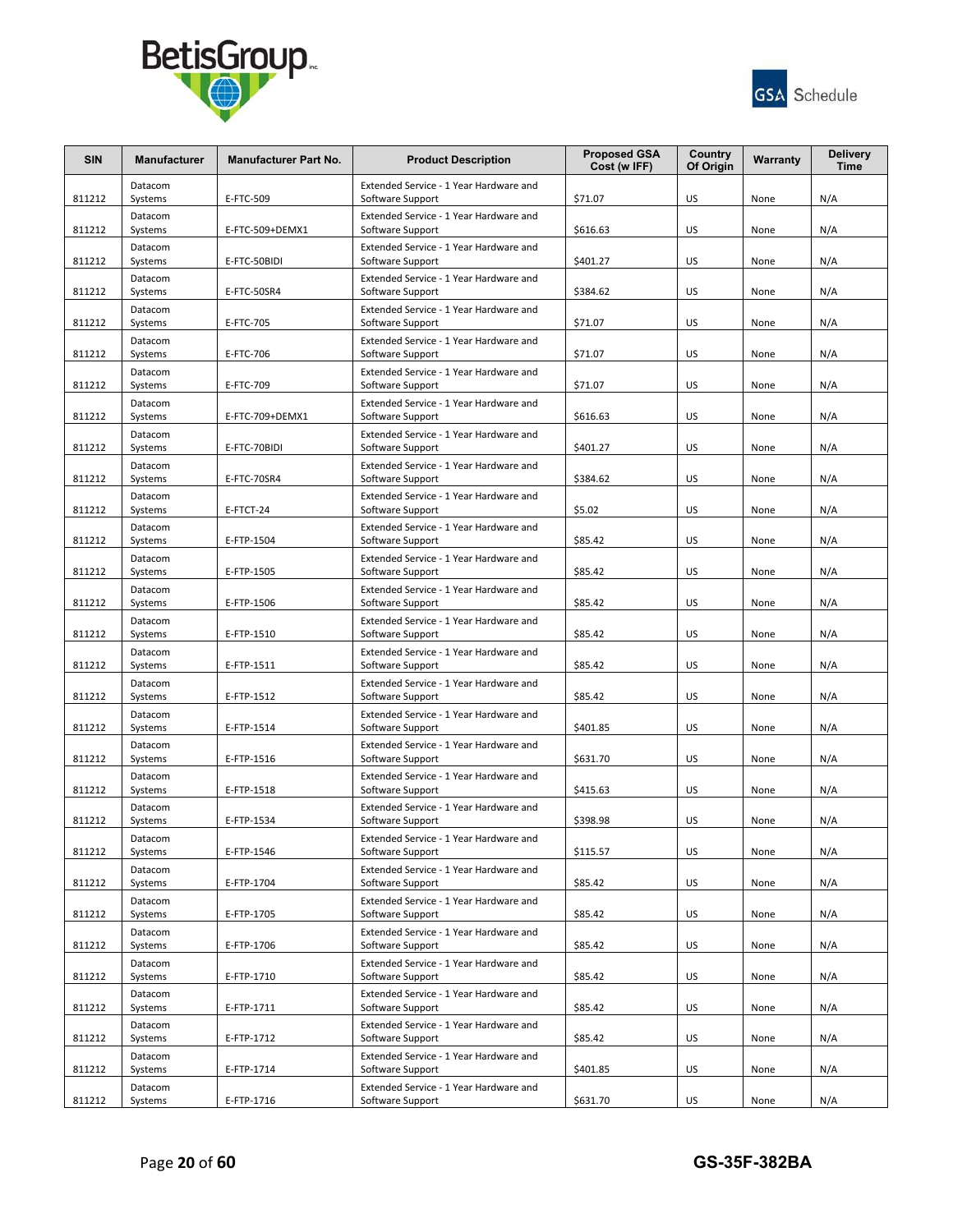| SIN | Manufacturer | Manufacturer Part No. | Product Description | Proposed GSA Cost (w IFF) | Country Of Origin | Warranty | Delivery Time |
|---|---|---|---|---|---|---|---|
| 811212 | Datacom Systems | E-FTC-509 | Extended Service - 1 Year Hardware and Software Support | $71.07 | US | None | N/A |
| 811212 | Datacom Systems | E-FTC-509+DEMX1 | Extended Service - 1 Year Hardware and Software Support | $616.63 | US | None | N/A |
| 811212 | Datacom Systems | E-FTC-50BIDI | Extended Service - 1 Year Hardware and Software Support | $401.27 | US | None | N/A |
| 811212 | Datacom Systems | E-FTC-50SR4 | Extended Service - 1 Year Hardware and Software Support | $384.62 | US | None | N/A |
| 811212 | Datacom Systems | E-FTC-705 | Extended Service - 1 Year Hardware and Software Support | $71.07 | US | None | N/A |
| 811212 | Datacom Systems | E-FTC-706 | Extended Service - 1 Year Hardware and Software Support | $71.07 | US | None | N/A |
| 811212 | Datacom Systems | E-FTC-709 | Extended Service - 1 Year Hardware and Software Support | $71.07 | US | None | N/A |
| 811212 | Datacom Systems | E-FTC-709+DEMX1 | Extended Service - 1 Year Hardware and Software Support | $616.63 | US | None | N/A |
| 811212 | Datacom Systems | E-FTC-70BIDI | Extended Service - 1 Year Hardware and Software Support | $401.27 | US | None | N/A |
| 811212 | Datacom Systems | E-FTC-70SR4 | Extended Service - 1 Year Hardware and Software Support | $384.62 | US | None | N/A |
| 811212 | Datacom Systems | E-FTCT-24 | Extended Service - 1 Year Hardware and Software Support | $5.02 | US | None | N/A |
| 811212 | Datacom Systems | E-FTP-1504 | Extended Service - 1 Year Hardware and Software Support | $85.42 | US | None | N/A |
| 811212 | Datacom Systems | E-FTP-1505 | Extended Service - 1 Year Hardware and Software Support | $85.42 | US | None | N/A |
| 811212 | Datacom Systems | E-FTP-1506 | Extended Service - 1 Year Hardware and Software Support | $85.42 | US | None | N/A |
| 811212 | Datacom Systems | E-FTP-1510 | Extended Service - 1 Year Hardware and Software Support | $85.42 | US | None | N/A |
| 811212 | Datacom Systems | E-FTP-1511 | Extended Service - 1 Year Hardware and Software Support | $85.42 | US | None | N/A |
| 811212 | Datacom Systems | E-FTP-1512 | Extended Service - 1 Year Hardware and Software Support | $85.42 | US | None | N/A |
| 811212 | Datacom Systems | E-FTP-1514 | Extended Service - 1 Year Hardware and Software Support | $401.85 | US | None | N/A |
| 811212 | Datacom Systems | E-FTP-1516 | Extended Service - 1 Year Hardware and Software Support | $631.70 | US | None | N/A |
| 811212 | Datacom Systems | E-FTP-1518 | Extended Service - 1 Year Hardware and Software Support | $415.63 | US | None | N/A |
| 811212 | Datacom Systems | E-FTP-1534 | Extended Service - 1 Year Hardware and Software Support | $398.98 | US | None | N/A |
| 811212 | Datacom Systems | E-FTP-1546 | Extended Service - 1 Year Hardware and Software Support | $115.57 | US | None | N/A |
| 811212 | Datacom Systems | E-FTP-1704 | Extended Service - 1 Year Hardware and Software Support | $85.42 | US | None | N/A |
| 811212 | Datacom Systems | E-FTP-1705 | Extended Service - 1 Year Hardware and Software Support | $85.42 | US | None | N/A |
| 811212 | Datacom Systems | E-FTP-1706 | Extended Service - 1 Year Hardware and Software Support | $85.42 | US | None | N/A |
| 811212 | Datacom Systems | E-FTP-1710 | Extended Service - 1 Year Hardware and Software Support | $85.42 | US | None | N/A |
| 811212 | Datacom Systems | E-FTP-1711 | Extended Service - 1 Year Hardware and Software Support | $85.42 | US | None | N/A |
| 811212 | Datacom Systems | E-FTP-1712 | Extended Service - 1 Year Hardware and Software Support | $85.42 | US | None | N/A |
| 811212 | Datacom Systems | E-FTP-1714 | Extended Service - 1 Year Hardware and Software Support | $401.85 | US | None | N/A |
| 811212 | Datacom Systems | E-FTP-1716 | Extended Service - 1 Year Hardware and Software Support | $631.70 | US | None | N/A |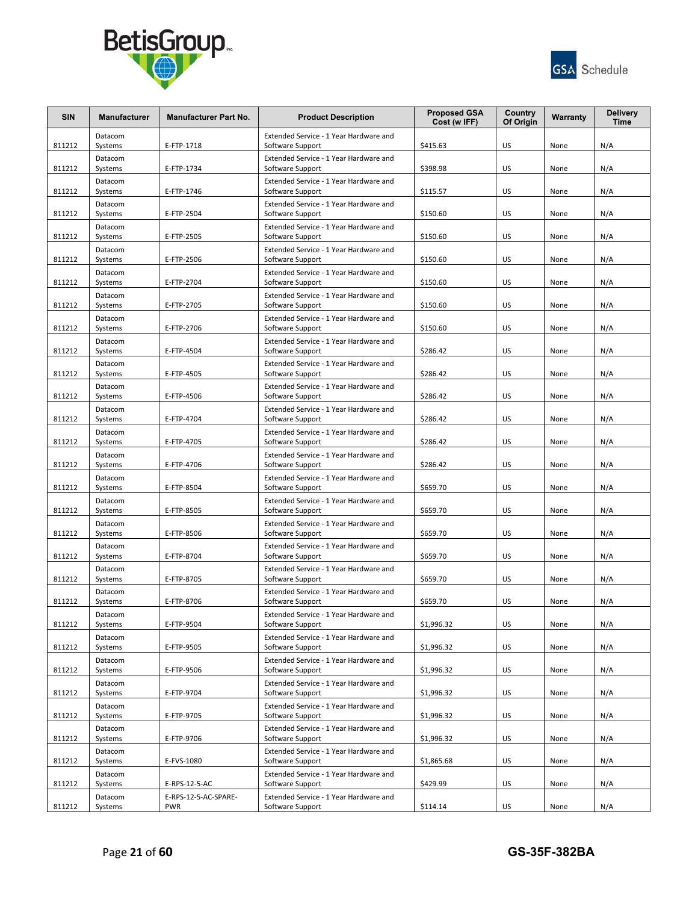| SIN | Manufacturer | Manufacturer Part No. | Product Description | Proposed GSA Cost (w IFF) | Country Of Origin | Warranty | Delivery Time |
|---|---|---|---|---|---|---|---|
| 811212 | Datacom Systems | E-FTP-1718 | Extended Service - 1 Year Hardware and Software Support | $415.63 | US | None | N/A |
| 811212 | Datacom Systems | E-FTP-1734 | Extended Service - 1 Year Hardware and Software Support | $398.98 | US | None | N/A |
| 811212 | Datacom Systems | E-FTP-1746 | Extended Service - 1 Year Hardware and Software Support | $115.57 | US | None | N/A |
| 811212 | Datacom Systems | E-FTP-2504 | Extended Service - 1 Year Hardware and Software Support | $150.60 | US | None | N/A |
| 811212 | Datacom Systems | E-FTP-2505 | Extended Service - 1 Year Hardware and Software Support | $150.60 | US | None | N/A |
| 811212 | Datacom Systems | E-FTP-2506 | Extended Service - 1 Year Hardware and Software Support | $150.60 | US | None | N/A |
| 811212 | Datacom Systems | E-FTP-2704 | Extended Service - 1 Year Hardware and Software Support | $150.60 | US | None | N/A |
| 811212 | Datacom Systems | E-FTP-2705 | Extended Service - 1 Year Hardware and Software Support | $150.60 | US | None | N/A |
| 811212 | Datacom Systems | E-FTP-2706 | Extended Service - 1 Year Hardware and Software Support | $150.60 | US | None | N/A |
| 811212 | Datacom Systems | E-FTP-4504 | Extended Service - 1 Year Hardware and Software Support | $286.42 | US | None | N/A |
| 811212 | Datacom Systems | E-FTP-4505 | Extended Service - 1 Year Hardware and Software Support | $286.42 | US | None | N/A |
| 811212 | Datacom Systems | E-FTP-4506 | Extended Service - 1 Year Hardware and Software Support | $286.42 | US | None | N/A |
| 811212 | Datacom Systems | E-FTP-4704 | Extended Service - 1 Year Hardware and Software Support | $286.42 | US | None | N/A |
| 811212 | Datacom Systems | E-FTP-4705 | Extended Service - 1 Year Hardware and Software Support | $286.42 | US | None | N/A |
| 811212 | Datacom Systems | E-FTP-4706 | Extended Service - 1 Year Hardware and Software Support | $286.42 | US | None | N/A |
| 811212 | Datacom Systems | E-FTP-8504 | Extended Service - 1 Year Hardware and Software Support | $659.70 | US | None | N/A |
| 811212 | Datacom Systems | E-FTP-8505 | Extended Service - 1 Year Hardware and Software Support | $659.70 | US | None | N/A |
| 811212 | Datacom Systems | E-FTP-8506 | Extended Service - 1 Year Hardware and Software Support | $659.70 | US | None | N/A |
| 811212 | Datacom Systems | E-FTP-8704 | Extended Service - 1 Year Hardware and Software Support | $659.70 | US | None | N/A |
| 811212 | Datacom Systems | E-FTP-8705 | Extended Service - 1 Year Hardware and Software Support | $659.70 | US | None | N/A |
| 811212 | Datacom Systems | E-FTP-8706 | Extended Service - 1 Year Hardware and Software Support | $659.70 | US | None | N/A |
| 811212 | Datacom Systems | E-FTP-9504 | Extended Service - 1 Year Hardware and Software Support | $1,996.32 | US | None | N/A |
| 811212 | Datacom Systems | E-FTP-9505 | Extended Service - 1 Year Hardware and Software Support | $1,996.32 | US | None | N/A |
| 811212 | Datacom Systems | E-FTP-9506 | Extended Service - 1 Year Hardware and Software Support | $1,996.32 | US | None | N/A |
| 811212 | Datacom Systems | E-FTP-9704 | Extended Service - 1 Year Hardware and Software Support | $1,996.32 | US | None | N/A |
| 811212 | Datacom Systems | E-FTP-9705 | Extended Service - 1 Year Hardware and Software Support | $1,996.32 | US | None | N/A |
| 811212 | Datacom Systems | E-FTP-9706 | Extended Service - 1 Year Hardware and Software Support | $1,996.32 | US | None | N/A |
| 811212 | Datacom Systems | E-FVS-1080 | Extended Service - 1 Year Hardware and Software Support | $1,865.68 | US | None | N/A |
| 811212 | Datacom Systems | E-RPS-12-5-AC | Extended Service - 1 Year Hardware and Software Support | $429.99 | US | None | N/A |
| 811212 | Datacom Systems | E-RPS-12-5-AC-SPARE-PWR | Extended Service - 1 Year Hardware and Software Support | $114.14 | US | None | N/A |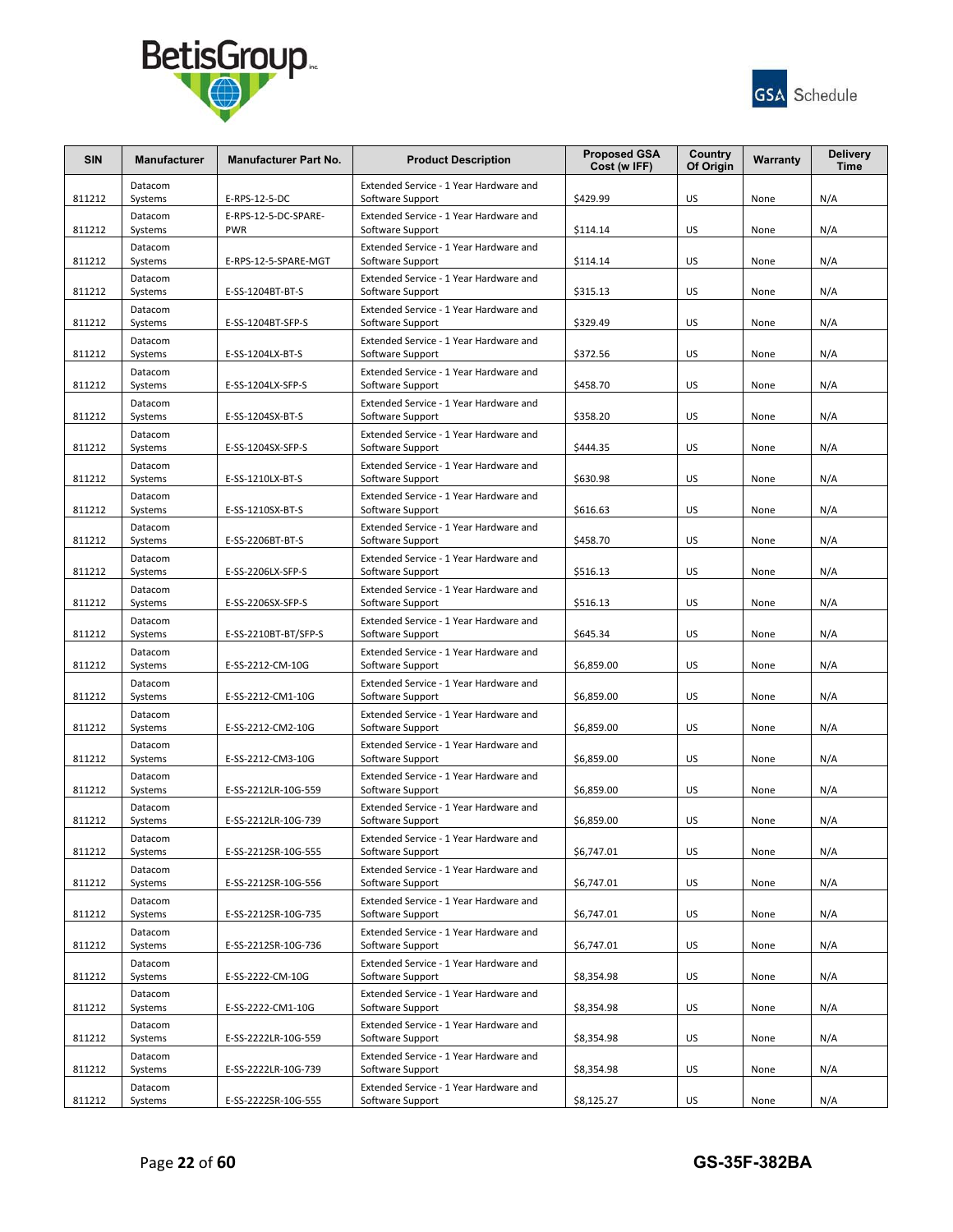| SIN | Manufacturer | Manufacturer Part No. | Product Description | Proposed GSA Cost (w IFF) | Country Of Origin | Warranty | Delivery Time |
|---|---|---|---|---|---|---|---|
| 811212 | Datacom Systems | E-RPS-12-5-DC | Extended Service - 1 Year Hardware and Software Support | $429.99 | US | None | N/A |
| 811212 | Datacom Systems | E-RPS-12-5-DC-SPARE-PWR | Extended Service - 1 Year Hardware and Software Support | $114.14 | US | None | N/A |
| 811212 | Datacom Systems | E-RPS-12-5-SPARE-MGT | Extended Service - 1 Year Hardware and Software Support | $114.14 | US | None | N/A |
| 811212 | Datacom Systems | E-SS-1204BT-BT-S | Extended Service - 1 Year Hardware and Software Support | $315.13 | US | None | N/A |
| 811212 | Datacom Systems | E-SS-1204BT-SFP-S | Extended Service - 1 Year Hardware and Software Support | $329.49 | US | None | N/A |
| 811212 | Datacom Systems | E-SS-1204LX-BT-S | Extended Service - 1 Year Hardware and Software Support | $372.56 | US | None | N/A |
| 811212 | Datacom Systems | E-SS-1204LX-SFP-S | Extended Service - 1 Year Hardware and Software Support | $458.70 | US | None | N/A |
| 811212 | Datacom Systems | E-SS-1204SX-BT-S | Extended Service - 1 Year Hardware and Software Support | $358.20 | US | None | N/A |
| 811212 | Datacom Systems | E-SS-1204SX-SFP-S | Extended Service - 1 Year Hardware and Software Support | $444.35 | US | None | N/A |
| 811212 | Datacom Systems | E-SS-1210LX-BT-S | Extended Service - 1 Year Hardware and Software Support | $630.98 | US | None | N/A |
| 811212 | Datacom Systems | E-SS-1210SX-BT-S | Extended Service - 1 Year Hardware and Software Support | $616.63 | US | None | N/A |
| 811212 | Datacom Systems | E-SS-2206BT-BT-S | Extended Service - 1 Year Hardware and Software Support | $458.70 | US | None | N/A |
| 811212 | Datacom Systems | E-SS-2206LX-SFP-S | Extended Service - 1 Year Hardware and Software Support | $516.13 | US | None | N/A |
| 811212 | Datacom Systems | E-SS-2206SX-SFP-S | Extended Service - 1 Year Hardware and Software Support | $516.13 | US | None | N/A |
| 811212 | Datacom Systems | E-SS-2210BT-BT/SFP-S | Extended Service - 1 Year Hardware and Software Support | $645.34 | US | None | N/A |
| 811212 | Datacom Systems | E-SS-2212-CM-10G | Extended Service - 1 Year Hardware and Software Support | $6,859.00 | US | None | N/A |
| 811212 | Datacom Systems | E-SS-2212-CM1-10G | Extended Service - 1 Year Hardware and Software Support | $6,859.00 | US | None | N/A |
| 811212 | Datacom Systems | E-SS-2212-CM2-10G | Extended Service - 1 Year Hardware and Software Support | $6,859.00 | US | None | N/A |
| 811212 | Datacom Systems | E-SS-2212-CM3-10G | Extended Service - 1 Year Hardware and Software Support | $6,859.00 | US | None | N/A |
| 811212 | Datacom Systems | E-SS-2212LR-10G-559 | Extended Service - 1 Year Hardware and Software Support | $6,859.00 | US | None | N/A |
| 811212 | Datacom Systems | E-SS-2212LR-10G-739 | Extended Service - 1 Year Hardware and Software Support | $6,859.00 | US | None | N/A |
| 811212 | Datacom Systems | E-SS-2212SR-10G-555 | Extended Service - 1 Year Hardware and Software Support | $6,747.01 | US | None | N/A |
| 811212 | Datacom Systems | E-SS-2212SR-10G-556 | Extended Service - 1 Year Hardware and Software Support | $6,747.01 | US | None | N/A |
| 811212 | Datacom Systems | E-SS-2212SR-10G-735 | Extended Service - 1 Year Hardware and Software Support | $6,747.01 | US | None | N/A |
| 811212 | Datacom Systems | E-SS-2212SR-10G-736 | Extended Service - 1 Year Hardware and Software Support | $6,747.01 | US | None | N/A |
| 811212 | Datacom Systems | E-SS-2222-CM-10G | Extended Service - 1 Year Hardware and Software Support | $8,354.98 | US | None | N/A |
| 811212 | Datacom Systems | E-SS-2222-CM1-10G | Extended Service - 1 Year Hardware and Software Support | $8,354.98 | US | None | N/A |
| 811212 | Datacom Systems | E-SS-2222LR-10G-559 | Extended Service - 1 Year Hardware and Software Support | $8,354.98 | US | None | N/A |
| 811212 | Datacom Systems | E-SS-2222LR-10G-739 | Extended Service - 1 Year Hardware and Software Support | $8,354.98 | US | None | N/A |
| 811212 | Datacom Systems | E-SS-2222SR-10G-555 | Extended Service - 1 Year Hardware and Software Support | $8,125.27 | US | None | N/A |

GS-35F-382BA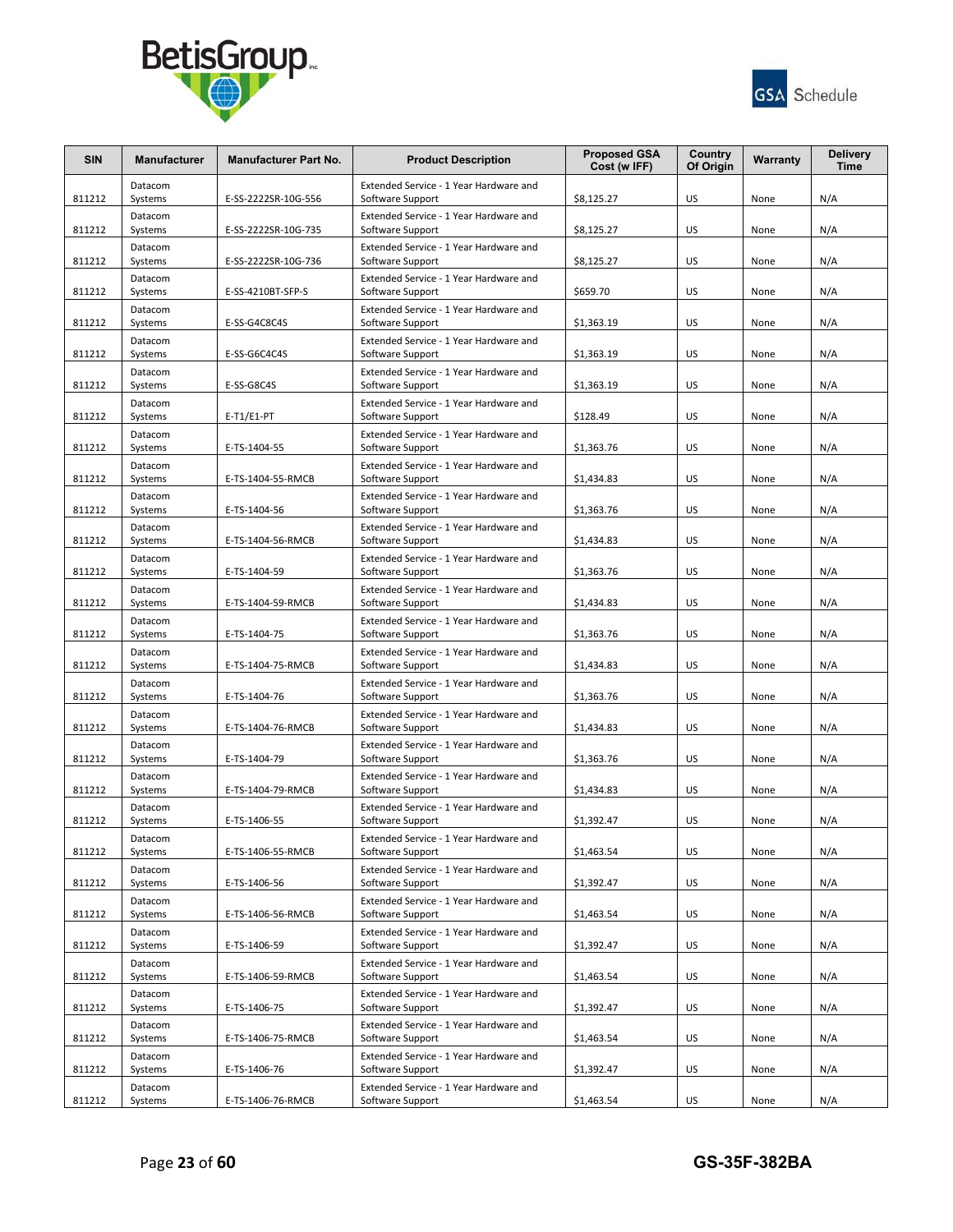| SIN | Manufacturer | Manufacturer Part No. | Product Description | Proposed GSA Cost (w IFF) | Country Of Origin | Warranty | Delivery Time |
|---|---|---|---|---|---|---|---|
| 811212 | Datacom Systems | E-SS-2222SR-10G-556 | Extended Service - 1 Year Hardware and Software Support | $8,125.27 | US | None | N/A |
| 811212 | Datacom Systems | E-SS-2222SR-10G-735 | Extended Service - 1 Year Hardware and Software Support | $8,125.27 | US | None | N/A |
| 811212 | Datacom Systems | E-SS-2222SR-10G-736 | Extended Service - 1 Year Hardware and Software Support | $8,125.27 | US | None | N/A |
| 811212 | Datacom Systems | E-SS-4210BT-SFP-S | Extended Service - 1 Year Hardware and Software Support | $659.70 | US | None | N/A |
| 811212 | Datacom Systems | E-SS-G4C8C4S | Extended Service - 1 Year Hardware and Software Support | $1,363.19 | US | None | N/A |
| 811212 | Datacom Systems | E-SS-G6C4C4S | Extended Service - 1 Year Hardware and Software Support | $1,363.19 | US | None | N/A |
| 811212 | Datacom Systems | E-SS-G8C4S | Extended Service - 1 Year Hardware and Software Support | $1,363.19 | US | None | N/A |
| 811212 | Datacom Systems | E-T1/E1-PT | Extended Service - 1 Year Hardware and Software Support | $128.49 | US | None | N/A |
| 811212 | Datacom Systems | E-TS-1404-55 | Extended Service - 1 Year Hardware and Software Support | $1,363.76 | US | None | N/A |
| 811212 | Datacom Systems | E-TS-1404-55-RMCB | Extended Service - 1 Year Hardware and Software Support | $1,434.83 | US | None | N/A |
| 811212 | Datacom Systems | E-TS-1404-56 | Extended Service - 1 Year Hardware and Software Support | $1,363.76 | US | None | N/A |
| 811212 | Datacom Systems | E-TS-1404-56-RMCB | Extended Service - 1 Year Hardware and Software Support | $1,434.83 | US | None | N/A |
| 811212 | Datacom Systems | E-TS-1404-59 | Extended Service - 1 Year Hardware and Software Support | $1,363.76 | US | None | N/A |
| 811212 | Datacom Systems | E-TS-1404-59-RMCB | Extended Service - 1 Year Hardware and Software Support | $1,434.83 | US | None | N/A |
| 811212 | Datacom Systems | E-TS-1404-75 | Extended Service - 1 Year Hardware and Software Support | $1,363.76 | US | None | N/A |
| 811212 | Datacom Systems | E-TS-1404-75-RMCB | Extended Service - 1 Year Hardware and Software Support | $1,434.83 | US | None | N/A |
| 811212 | Datacom Systems | E-TS-1404-76 | Extended Service - 1 Year Hardware and Software Support | $1,363.76 | US | None | N/A |
| 811212 | Datacom Systems | E-TS-1404-76-RMCB | Extended Service - 1 Year Hardware and Software Support | $1,434.83 | US | None | N/A |
| 811212 | Datacom Systems | E-TS-1404-79 | Extended Service - 1 Year Hardware and Software Support | $1,363.76 | US | None | N/A |
| 811212 | Datacom Systems | E-TS-1404-79-RMCB | Extended Service - 1 Year Hardware and Software Support | $1,434.83 | US | None | N/A |
| 811212 | Datacom Systems | E-TS-1406-55 | Extended Service - 1 Year Hardware and Software Support | $1,392.47 | US | None | N/A |
| 811212 | Datacom Systems | E-TS-1406-55-RMCB | Extended Service - 1 Year Hardware and Software Support | $1,463.54 | US | None | N/A |
| 811212 | Datacom Systems | E-TS-1406-56 | Extended Service - 1 Year Hardware and Software Support | $1,392.47 | US | None | N/A |
| 811212 | Datacom Systems | E-TS-1406-56-RMCB | Extended Service - 1 Year Hardware and Software Support | $1,463.54 | US | None | N/A |
| 811212 | Datacom Systems | E-TS-1406-59 | Extended Service - 1 Year Hardware and Software Support | $1,392.47 | US | None | N/A |
| 811212 | Datacom Systems | E-TS-1406-59-RMCB | Extended Service - 1 Year Hardware and Software Support | $1,463.54 | US | None | N/A |
| 811212 | Datacom Systems | E-TS-1406-75 | Extended Service - 1 Year Hardware and Software Support | $1,392.47 | US | None | N/A |
| 811212 | Datacom Systems | E-TS-1406-75-RMCB | Extended Service - 1 Year Hardware and Software Support | $1,463.54 | US | None | N/A |
| 811212 | Datacom Systems | E-TS-1406-76 | Extended Service - 1 Year Hardware and Software Support | $1,392.47 | US | None | N/A |
| 811212 | Datacom Systems | E-TS-1406-76-RMCB | Extended Service - 1 Year Hardware and Software Support | $1,463.54 | US | None | N/A |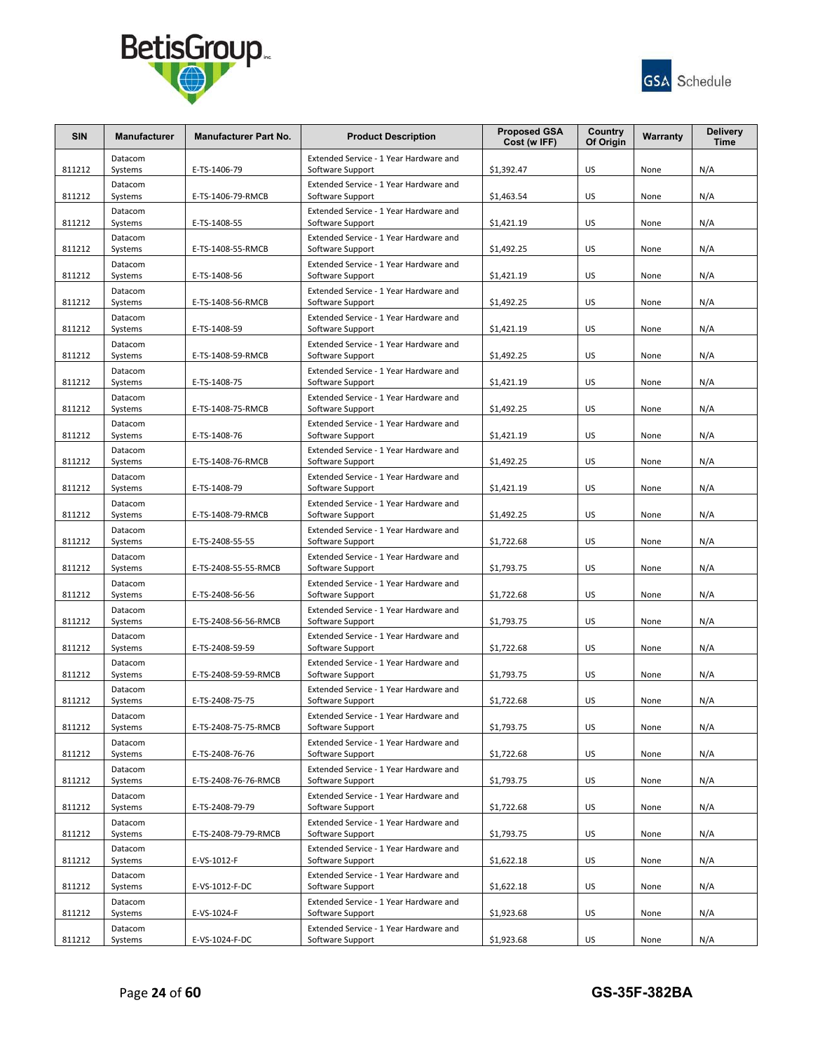| SIN | Manufacturer | Manufacturer Part No. | Product Description | Proposed GSA Cost (w IFF) | Country Of Origin | Warranty | Delivery Time |
|---|---|---|---|---|---|---|---|
| 811212 | Datacom Systems | E-TS-1406-79 | Extended Service - 1 Year Hardware and Software Support | $1,392.47 | US | None | N/A |
| 811212 | Datacom Systems | E-TS-1406-79-RMCB | Extended Service - 1 Year Hardware and Software Support | $1,463.54 | US | None | N/A |
| 811212 | Datacom Systems | E-TS-1408-55 | Extended Service - 1 Year Hardware and Software Support | $1,421.19 | US | None | N/A |
| 811212 | Datacom Systems | E-TS-1408-55-RMCB | Extended Service - 1 Year Hardware and Software Support | $1,492.25 | US | None | N/A |
| 811212 | Datacom Systems | E-TS-1408-56 | Extended Service - 1 Year Hardware and Software Support | $1,421.19 | US | None | N/A |
| 811212 | Datacom Systems | E-TS-1408-56-RMCB | Extended Service - 1 Year Hardware and Software Support | $1,492.25 | US | None | N/A |
| 811212 | Datacom Systems | E-TS-1408-59 | Extended Service - 1 Year Hardware and Software Support | $1,421.19 | US | None | N/A |
| 811212 | Datacom Systems | E-TS-1408-59-RMCB | Extended Service - 1 Year Hardware and Software Support | $1,492.25 | US | None | N/A |
| 811212 | Datacom Systems | E-TS-1408-75 | Extended Service - 1 Year Hardware and Software Support | $1,421.19 | US | None | N/A |
| 811212 | Datacom Systems | E-TS-1408-75-RMCB | Extended Service - 1 Year Hardware and Software Support | $1,492.25 | US | None | N/A |
| 811212 | Datacom Systems | E-TS-1408-76 | Extended Service - 1 Year Hardware and Software Support | $1,421.19 | US | None | N/A |
| 811212 | Datacom Systems | E-TS-1408-76-RMCB | Extended Service - 1 Year Hardware and Software Support | $1,492.25 | US | None | N/A |
| 811212 | Datacom Systems | E-TS-1408-79 | Extended Service - 1 Year Hardware and Software Support | $1,421.19 | US | None | N/A |
| 811212 | Datacom Systems | E-TS-1408-79-RMCB | Extended Service - 1 Year Hardware and Software Support | $1,492.25 | US | None | N/A |
| 811212 | Datacom Systems | E-TS-2408-55-55 | Extended Service - 1 Year Hardware and Software Support | $1,722.68 | US | None | N/A |
| 811212 | Datacom Systems | E-TS-2408-55-55-RMCB | Extended Service - 1 Year Hardware and Software Support | $1,793.75 | US | None | N/A |
| 811212 | Datacom Systems | E-TS-2408-56-56 | Extended Service - 1 Year Hardware and Software Support | $1,722.68 | US | None | N/A |
| 811212 | Datacom Systems | E-TS-2408-56-56-RMCB | Extended Service - 1 Year Hardware and Software Support | $1,793.75 | US | None | N/A |
| 811212 | Datacom Systems | E-TS-2408-59-59 | Extended Service - 1 Year Hardware and Software Support | $1,722.68 | US | None | N/A |
| 811212 | Datacom Systems | E-TS-2408-59-59-RMCB | Extended Service - 1 Year Hardware and Software Support | $1,793.75 | US | None | N/A |
| 811212 | Datacom Systems | E-TS-2408-75-75 | Extended Service - 1 Year Hardware and Software Support | $1,722.68 | US | None | N/A |
| 811212 | Datacom Systems | E-TS-2408-75-75-RMCB | Extended Service - 1 Year Hardware and Software Support | $1,793.75 | US | None | N/A |
| 811212 | Datacom Systems | E-TS-2408-76-76 | Extended Service - 1 Year Hardware and Software Support | $1,722.68 | US | None | N/A |
| 811212 | Datacom Systems | E-TS-2408-76-76-RMCB | Extended Service - 1 Year Hardware and Software Support | $1,793.75 | US | None | N/A |
| 811212 | Datacom Systems | E-TS-2408-79-79 | Extended Service - 1 Year Hardware and Software Support | $1,722.68 | US | None | N/A |
| 811212 | Datacom Systems | E-TS-2408-79-79-RMCB | Extended Service - 1 Year Hardware and Software Support | $1,793.75 | US | None | N/A |
| 811212 | Datacom Systems | E-VS-1012-F | Extended Service - 1 Year Hardware and Software Support | $1,622.18 | US | None | N/A |
| 811212 | Datacom Systems | E-VS-1012-F-DC | Extended Service - 1 Year Hardware and Software Support | $1,622.18 | US | None | N/A |
| 811212 | Datacom Systems | E-VS-1024-F | Extended Service - 1 Year Hardware and Software Support | $1,923.68 | US | None | N/A |
| 811212 | Datacom Systems | E-VS-1024-F-DC | Extended Service - 1 Year Hardware and Software Support | $1,923.68 | US | None | N/A |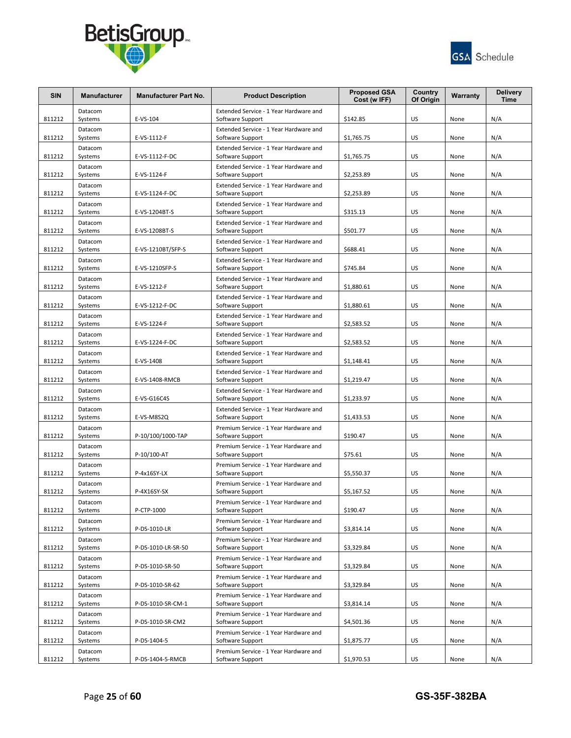| SIN | Manufacturer | Manufacturer Part No. | Product Description | Proposed GSA Cost (w IFF) | Country Of Origin | Warranty | Delivery Time |
|---|---|---|---|---|---|---|---|
| 811212 | Datacom Systems | E-VS-104 | Extended Service - 1 Year Hardware and Software Support | $142.85 | US | None | N/A |
| 811212 | Datacom Systems | E-VS-1112-F | Extended Service - 1 Year Hardware and Software Support | $1,765.75 | US | None | N/A |
| 811212 | Datacom Systems | E-VS-1112-F-DC | Extended Service - 1 Year Hardware and Software Support | $1,765.75 | US | None | N/A |
| 811212 | Datacom Systems | E-VS-1124-F | Extended Service - 1 Year Hardware and Software Support | $2,253.89 | US | None | N/A |
| 811212 | Datacom Systems | E-VS-1124-F-DC | Extended Service - 1 Year Hardware and Software Support | $2,253.89 | US | None | N/A |
| 811212 | Datacom Systems | E-VS-1204BT-S | Extended Service - 1 Year Hardware and Software Support | $315.13 | US | None | N/A |
| 811212 | Datacom Systems | E-VS-1208BT-S | Extended Service - 1 Year Hardware and Software Support | $501.77 | US | None | N/A |
| 811212 | Datacom Systems | E-VS-1210BT/SFP-S | Extended Service - 1 Year Hardware and Software Support | $688.41 | US | None | N/A |
| 811212 | Datacom Systems | E-VS-1210SFP-S | Extended Service - 1 Year Hardware and Software Support | $745.84 | US | None | N/A |
| 811212 | Datacom Systems | E-VS-1212-F | Extended Service - 1 Year Hardware and Software Support | $1,880.61 | US | None | N/A |
| 811212 | Datacom Systems | E-VS-1212-F-DC | Extended Service - 1 Year Hardware and Software Support | $1,880.61 | US | None | N/A |
| 811212 | Datacom Systems | E-VS-1224-F | Extended Service - 1 Year Hardware and Software Support | $2,583.52 | US | None | N/A |
| 811212 | Datacom Systems | E-VS-1224-F-DC | Extended Service - 1 Year Hardware and Software Support | $2,583.52 | US | None | N/A |
| 811212 | Datacom Systems | E-VS-1408 | Extended Service - 1 Year Hardware and Software Support | $1,148.41 | US | None | N/A |
| 811212 | Datacom Systems | E-VS-1408-RMCB | Extended Service - 1 Year Hardware and Software Support | $1,219.47 | US | None | N/A |
| 811212 | Datacom Systems | E-VS-G16C4S | Extended Service - 1 Year Hardware and Software Support | $1,233.97 | US | None | N/A |
| 811212 | Datacom Systems | E-VS-M8S2Q | Extended Service - 1 Year Hardware and Software Support | $1,433.53 | US | None | N/A |
| 811212 | Datacom Systems | P-10/100/1000-TAP | Premium Service - 1 Year Hardware and Software Support | $190.47 | US | None | N/A |
| 811212 | Datacom Systems | P-10/100-AT | Premium Service - 1 Year Hardware and Software Support | $75.61 | US | None | N/A |
| 811212 | Datacom Systems | P-4x16SY-LX | Premium Service - 1 Year Hardware and Software Support | $5,550.37 | US | None | N/A |
| 811212 | Datacom Systems | P-4X16SY-SX | Premium Service - 1 Year Hardware and Software Support | $5,167.52 | US | None | N/A |
| 811212 | Datacom Systems | P-CTP-1000 | Premium Service - 1 Year Hardware and Software Support | $190.47 | US | None | N/A |
| 811212 | Datacom Systems | P-DS-1010-LR | Premium Service - 1 Year Hardware and Software Support | $3,814.14 | US | None | N/A |
| 811212 | Datacom Systems | P-DS-1010-LR-SR-50 | Premium Service - 1 Year Hardware and Software Support | $3,329.84 | US | None | N/A |
| 811212 | Datacom Systems | P-DS-1010-SR-50 | Premium Service - 1 Year Hardware and Software Support | $3,329.84 | US | None | N/A |
| 811212 | Datacom Systems | P-DS-1010-SR-62 | Premium Service - 1 Year Hardware and Software Support | $3,329.84 | US | None | N/A |
| 811212 | Datacom Systems | P-DS-1010-SR-CM-1 | Premium Service - 1 Year Hardware and Software Support | $3,814.14 | US | None | N/A |
| 811212 | Datacom Systems | P-DS-1010-SR-CM2 | Premium Service - 1 Year Hardware and Software Support | $4,501.36 | US | None | N/A |
| 811212 | Datacom Systems | P-DS-1404-5 | Premium Service - 1 Year Hardware and Software Support | $1,875.77 | US | None | N/A |
| 811212 | Datacom Systems | P-DS-1404-5-RMCB | Premium Service - 1 Year Hardware and Software Support | $1,970.53 | US | None | N/A |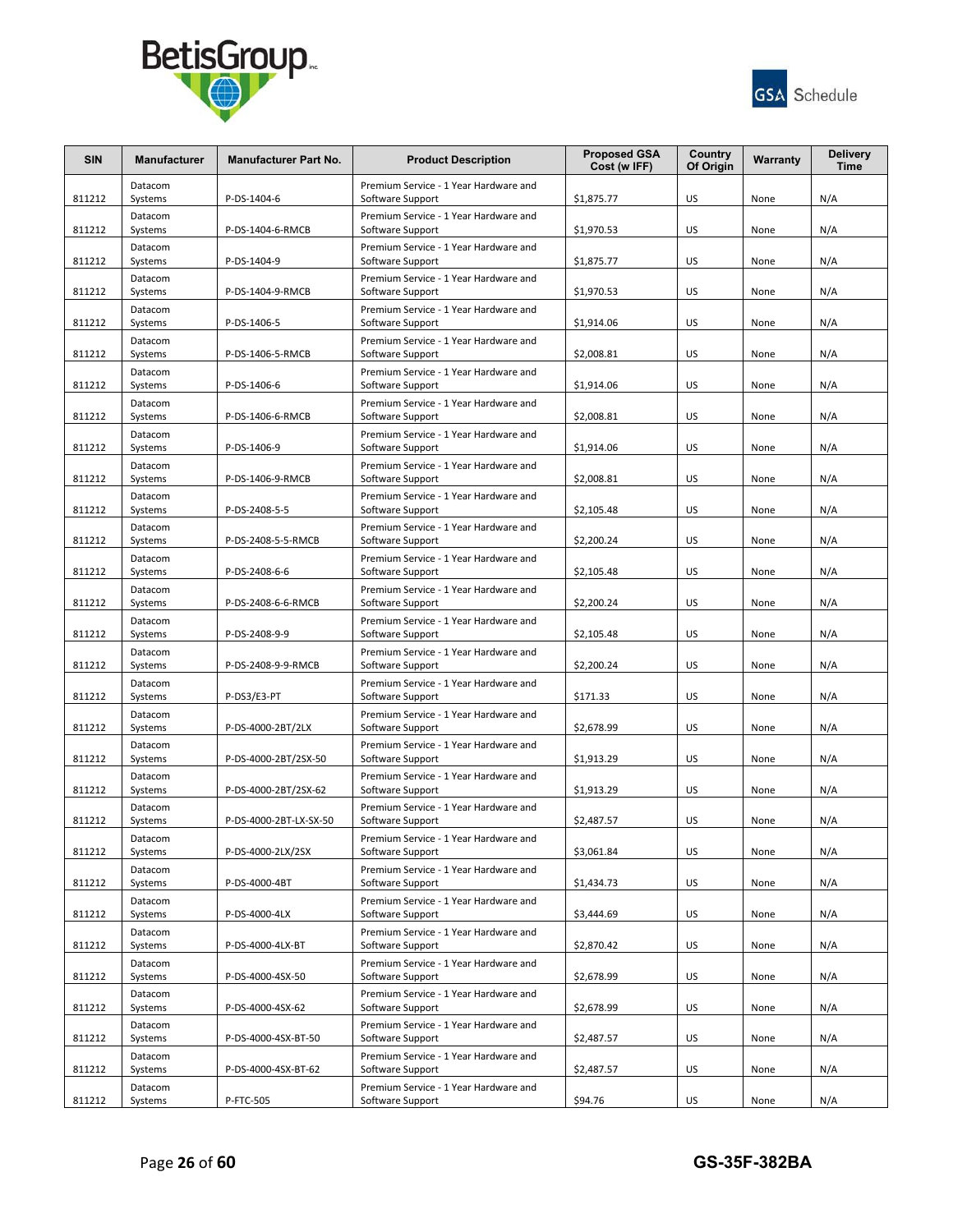| SIN | Manufacturer | Manufacturer Part No. | Product Description | Proposed GSA Cost (w IFF) | Country Of Origin | Warranty | Delivery Time |
|---|---|---|---|---|---|---|---|
| 811212 | Datacom Systems | P-DS-1404-6 | Premium Service - 1 Year Hardware and Software Support | $1,875.77 | US | None | N/A |
| 811212 | Datacom Systems | P-DS-1404-6-RMCB | Premium Service - 1 Year Hardware and Software Support | $1,970.53 | US | None | N/A |
| 811212 | Datacom Systems | P-DS-1404-9 | Premium Service - 1 Year Hardware and Software Support | $1,875.77 | US | None | N/A |
| 811212 | Datacom Systems | P-DS-1404-9-RMCB | Premium Service - 1 Year Hardware and Software Support | $1,970.53 | US | None | N/A |
| 811212 | Datacom Systems | P-DS-1406-5 | Premium Service - 1 Year Hardware and Software Support | $1,914.06 | US | None | N/A |
| 811212 | Datacom Systems | P-DS-1406-5-RMCB | Premium Service - 1 Year Hardware and Software Support | $2,008.81 | US | None | N/A |
| 811212 | Datacom Systems | P-DS-1406-6 | Premium Service - 1 Year Hardware and Software Support | $1,914.06 | US | None | N/A |
| 811212 | Datacom Systems | P-DS-1406-6-RMCB | Premium Service - 1 Year Hardware and Software Support | $2,008.81 | US | None | N/A |
| 811212 | Datacom Systems | P-DS-1406-9 | Premium Service - 1 Year Hardware and Software Support | $1,914.06 | US | None | N/A |
| 811212 | Datacom Systems | P-DS-1406-9-RMCB | Premium Service - 1 Year Hardware and Software Support | $2,008.81 | US | None | N/A |
| 811212 | Datacom Systems | P-DS-2408-5-5 | Premium Service - 1 Year Hardware and Software Support | $2,105.48 | US | None | N/A |
| 811212 | Datacom Systems | P-DS-2408-5-5-RMCB | Premium Service - 1 Year Hardware and Software Support | $2,200.24 | US | None | N/A |
| 811212 | Datacom Systems | P-DS-2408-6-6 | Premium Service - 1 Year Hardware and Software Support | $2,105.48 | US | None | N/A |
| 811212 | Datacom Systems | P-DS-2408-6-6-RMCB | Premium Service - 1 Year Hardware and Software Support | $2,200.24 | US | None | N/A |
| 811212 | Datacom Systems | P-DS-2408-9-9 | Premium Service - 1 Year Hardware and Software Support | $2,105.48 | US | None | N/A |
| 811212 | Datacom Systems | P-DS-2408-9-9-RMCB | Premium Service - 1 Year Hardware and Software Support | $2,200.24 | US | None | N/A |
| 811212 | Datacom Systems | P-DS3/E3-PT | Premium Service - 1 Year Hardware and Software Support | $171.33 | US | None | N/A |
| 811212 | Datacom Systems | P-DS-4000-2BT/2LX | Premium Service - 1 Year Hardware and Software Support | $2,678.99 | US | None | N/A |
| 811212 | Datacom Systems | P-DS-4000-2BT/2SX-50 | Premium Service - 1 Year Hardware and Software Support | $1,913.29 | US | None | N/A |
| 811212 | Datacom Systems | P-DS-4000-2BT/2SX-62 | Premium Service - 1 Year Hardware and Software Support | $1,913.29 | US | None | N/A |
| 811212 | Datacom Systems | P-DS-4000-2BT-LX-SX-50 | Premium Service - 1 Year Hardware and Software Support | $2,487.57 | US | None | N/A |
| 811212 | Datacom Systems | P-DS-4000-2LX/2SX | Premium Service - 1 Year Hardware and Software Support | $3,061.84 | US | None | N/A |
| 811212 | Datacom Systems | P-DS-4000-4BT | Premium Service - 1 Year Hardware and Software Support | $1,434.73 | US | None | N/A |
| 811212 | Datacom Systems | P-DS-4000-4LX | Premium Service - 1 Year Hardware and Software Support | $3,444.69 | US | None | N/A |
| 811212 | Datacom Systems | P-DS-4000-4LX-BT | Premium Service - 1 Year Hardware and Software Support | $2,870.42 | US | None | N/A |
| 811212 | Datacom Systems | P-DS-4000-4SX-50 | Premium Service - 1 Year Hardware and Software Support | $2,678.99 | US | None | N/A |
| 811212 | Datacom Systems | P-DS-4000-4SX-62 | Premium Service - 1 Year Hardware and Software Support | $2,678.99 | US | None | N/A |
| 811212 | Datacom Systems | P-DS-4000-4SX-BT-50 | Premium Service - 1 Year Hardware and Software Support | $2,487.57 | US | None | N/A |
| 811212 | Datacom Systems | P-DS-4000-4SX-BT-62 | Premium Service - 1 Year Hardware and Software Support | $2,487.57 | US | None | N/A |
| 811212 | Datacom Systems | P-FTC-505 | Premium Service - 1 Year Hardware and Software Support | $94.76 | US | None | N/A |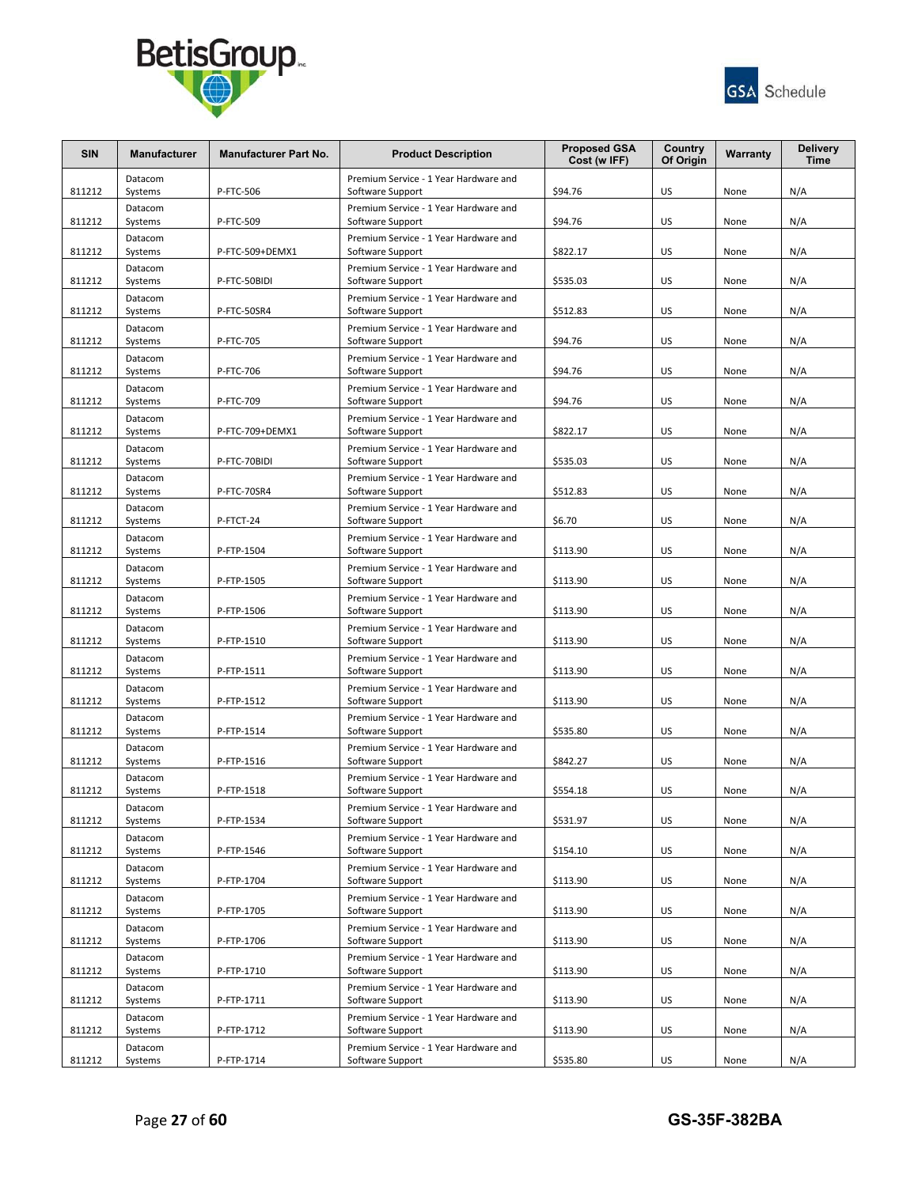| SIN | Manufacturer | Manufacturer Part No. | Product Description | Proposed GSA Cost (w IFF) | Country Of Origin | Warranty | Delivery Time |
|---|---|---|---|---|---|---|---|
| 811212 | Datacom Systems | P-FTC-506 | Premium Service - 1 Year Hardware and Software Support | $94.76 | US | None | N/A |
| 811212 | Datacom Systems | P-FTC-509 | Premium Service - 1 Year Hardware and Software Support | $94.76 | US | None | N/A |
| 811212 | Datacom Systems | P-FTC-509+DEMX1 | Premium Service - 1 Year Hardware and Software Support | $822.17 | US | None | N/A |
| 811212 | Datacom Systems | P-FTC-50BIDI | Premium Service - 1 Year Hardware and Software Support | $535.03 | US | None | N/A |
| 811212 | Datacom Systems | P-FTC-50SR4 | Premium Service - 1 Year Hardware and Software Support | $512.83 | US | None | N/A |
| 811212 | Datacom Systems | P-FTC-705 | Premium Service - 1 Year Hardware and Software Support | $94.76 | US | None | N/A |
| 811212 | Datacom Systems | P-FTC-706 | Premium Service - 1 Year Hardware and Software Support | $94.76 | US | None | N/A |
| 811212 | Datacom Systems | P-FTC-709 | Premium Service - 1 Year Hardware and Software Support | $94.76 | US | None | N/A |
| 811212 | Datacom Systems | P-FTC-709+DEMX1 | Premium Service - 1 Year Hardware and Software Support | $822.17 | US | None | N/A |
| 811212 | Datacom Systems | P-FTC-70BIDI | Premium Service - 1 Year Hardware and Software Support | $535.03 | US | None | N/A |
| 811212 | Datacom Systems | P-FTC-70SR4 | Premium Service - 1 Year Hardware and Software Support | $512.83 | US | None | N/A |
| 811212 | Datacom Systems | P-FTCT-24 | Premium Service - 1 Year Hardware and Software Support | $6.70 | US | None | N/A |
| 811212 | Datacom Systems | P-FTP-1504 | Premium Service - 1 Year Hardware and Software Support | $113.90 | US | None | N/A |
| 811212 | Datacom Systems | P-FTP-1505 | Premium Service - 1 Year Hardware and Software Support | $113.90 | US | None | N/A |
| 811212 | Datacom Systems | P-FTP-1506 | Premium Service - 1 Year Hardware and Software Support | $113.90 | US | None | N/A |
| 811212 | Datacom Systems | P-FTP-1510 | Premium Service - 1 Year Hardware and Software Support | $113.90 | US | None | N/A |
| 811212 | Datacom Systems | P-FTP-1511 | Premium Service - 1 Year Hardware and Software Support | $113.90 | US | None | N/A |
| 811212 | Datacom Systems | P-FTP-1512 | Premium Service - 1 Year Hardware and Software Support | $113.90 | US | None | N/A |
| 811212 | Datacom Systems | P-FTP-1514 | Premium Service - 1 Year Hardware and Software Support | $535.80 | US | None | N/A |
| 811212 | Datacom Systems | P-FTP-1516 | Premium Service - 1 Year Hardware and Software Support | $842.27 | US | None | N/A |
| 811212 | Datacom Systems | P-FTP-1518 | Premium Service - 1 Year Hardware and Software Support | $554.18 | US | None | N/A |
| 811212 | Datacom Systems | P-FTP-1534 | Premium Service - 1 Year Hardware and Software Support | $531.97 | US | None | N/A |
| 811212 | Datacom Systems | P-FTP-1546 | Premium Service - 1 Year Hardware and Software Support | $154.10 | US | None | N/A |
| 811212 | Datacom Systems | P-FTP-1704 | Premium Service - 1 Year Hardware and Software Support | $113.90 | US | None | N/A |
| 811212 | Datacom Systems | P-FTP-1705 | Premium Service - 1 Year Hardware and Software Support | $113.90 | US | None | N/A |
| 811212 | Datacom Systems | P-FTP-1706 | Premium Service - 1 Year Hardware and Software Support | $113.90 | US | None | N/A |
| 811212 | Datacom Systems | P-FTP-1710 | Premium Service - 1 Year Hardware and Software Support | $113.90 | US | None | N/A |
| 811212 | Datacom Systems | P-FTP-1711 | Premium Service - 1 Year Hardware and Software Support | $113.90 | US | None | N/A |
| 811212 | Datacom Systems | P-FTP-1712 | Premium Service - 1 Year Hardware and Software Support | $113.90 | US | None | N/A |
| 811212 | Datacom Systems | P-FTP-1714 | Premium Service - 1 Year Hardware and Software Support | $535.80 | US | None | N/A |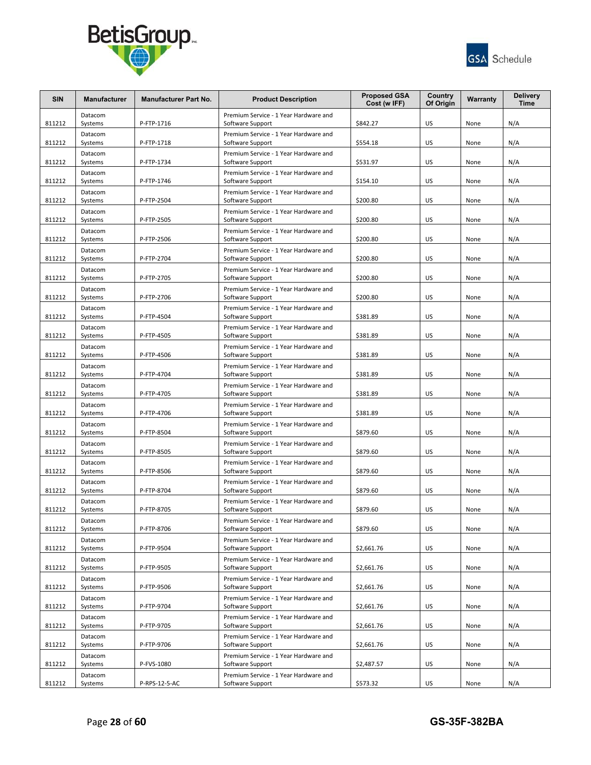| SIN | Manufacturer | Manufacturer Part No. | Product Description | Proposed GSA Cost (w IFF) | Country Of Origin | Warranty | Delivery Time |
|---|---|---|---|---|---|---|---|
| 811212 | Datacom Systems | P-FTP-1716 | Premium Service - 1 Year Hardware and Software Support | $842.27 | US | None | N/A |
| 811212 | Datacom Systems | P-FTP-1718 | Premium Service - 1 Year Hardware and Software Support | $554.18 | US | None | N/A |
| 811212 | Datacom Systems | P-FTP-1734 | Premium Service - 1 Year Hardware and Software Support | $531.97 | US | None | N/A |
| 811212 | Datacom Systems | P-FTP-1746 | Premium Service - 1 Year Hardware and Software Support | $154.10 | US | None | N/A |
| 811212 | Datacom Systems | P-FTP-2504 | Premium Service - 1 Year Hardware and Software Support | $200.80 | US | None | N/A |
| 811212 | Datacom Systems | P-FTP-2505 | Premium Service - 1 Year Hardware and Software Support | $200.80 | US | None | N/A |
| 811212 | Datacom Systems | P-FTP-2506 | Premium Service - 1 Year Hardware and Software Support | $200.80 | US | None | N/A |
| 811212 | Datacom Systems | P-FTP-2704 | Premium Service - 1 Year Hardware and Software Support | $200.80 | US | None | N/A |
| 811212 | Datacom Systems | P-FTP-2705 | Premium Service - 1 Year Hardware and Software Support | $200.80 | US | None | N/A |
| 811212 | Datacom Systems | P-FTP-2706 | Premium Service - 1 Year Hardware and Software Support | $200.80 | US | None | N/A |
| 811212 | Datacom Systems | P-FTP-4504 | Premium Service - 1 Year Hardware and Software Support | $381.89 | US | None | N/A |
| 811212 | Datacom Systems | P-FTP-4505 | Premium Service - 1 Year Hardware and Software Support | $381.89 | US | None | N/A |
| 811212 | Datacom Systems | P-FTP-4506 | Premium Service - 1 Year Hardware and Software Support | $381.89 | US | None | N/A |
| 811212 | Datacom Systems | P-FTP-4704 | Premium Service - 1 Year Hardware and Software Support | $381.89 | US | None | N/A |
| 811212 | Datacom Systems | P-FTP-4705 | Premium Service - 1 Year Hardware and Software Support | $381.89 | US | None | N/A |
| 811212 | Datacom Systems | P-FTP-4706 | Premium Service - 1 Year Hardware and Software Support | $381.89 | US | None | N/A |
| 811212 | Datacom Systems | P-FTP-8504 | Premium Service - 1 Year Hardware and Software Support | $879.60 | US | None | N/A |
| 811212 | Datacom Systems | P-FTP-8505 | Premium Service - 1 Year Hardware and Software Support | $879.60 | US | None | N/A |
| 811212 | Datacom Systems | P-FTP-8506 | Premium Service - 1 Year Hardware and Software Support | $879.60 | US | None | N/A |
| 811212 | Datacom Systems | P-FTP-8704 | Premium Service - 1 Year Hardware and Software Support | $879.60 | US | None | N/A |
| 811212 | Datacom Systems | P-FTP-8705 | Premium Service - 1 Year Hardware and Software Support | $879.60 | US | None | N/A |
| 811212 | Datacom Systems | P-FTP-8706 | Premium Service - 1 Year Hardware and Software Support | $879.60 | US | None | N/A |
| 811212 | Datacom Systems | P-FTP-9504 | Premium Service - 1 Year Hardware and Software Support | $2,661.76 | US | None | N/A |
| 811212 | Datacom Systems | P-FTP-9505 | Premium Service - 1 Year Hardware and Software Support | $2,661.76 | US | None | N/A |
| 811212 | Datacom Systems | P-FTP-9506 | Premium Service - 1 Year Hardware and Software Support | $2,661.76 | US | None | N/A |
| 811212 | Datacom Systems | P-FTP-9704 | Premium Service - 1 Year Hardware and Software Support | $2,661.76 | US | None | N/A |
| 811212 | Datacom Systems | P-FTP-9705 | Premium Service - 1 Year Hardware and Software Support | $2,661.76 | US | None | N/A |
| 811212 | Datacom Systems | P-FTP-9706 | Premium Service - 1 Year Hardware and Software Support | $2,661.76 | US | None | N/A |
| 811212 | Datacom Systems | P-FVS-1080 | Premium Service - 1 Year Hardware and Software Support | $2,487.57 | US | None | N/A |
| 811212 | Datacom Systems | P-RPS-12-5-AC | Premium Service - 1 Year Hardware and Software Support | $573.32 | US | None | N/A |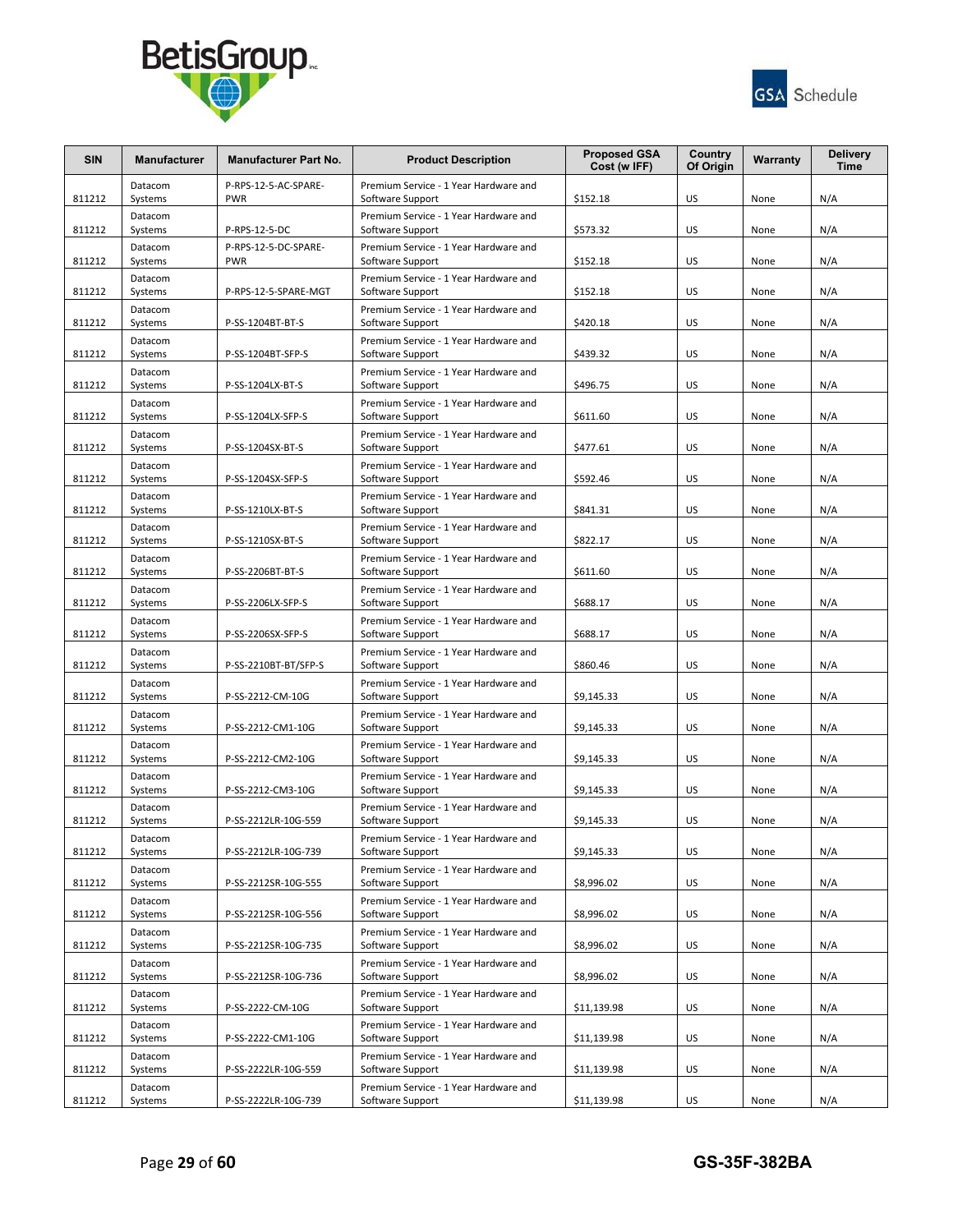| SIN | Manufacturer | Manufacturer Part No. | Product Description | Proposed GSA Cost (w IFF) | Country Of Origin | Warranty | Delivery Time |
|---|---|---|---|---|---|---|---|
| 811212 | Datacom Systems | P-RPS-12-5-AC-SPARE-PWR | Premium Service - 1 Year Hardware and Software Support | $152.18 | US | None | N/A |
| 811212 | Datacom Systems | P-RPS-12-5-DC | Premium Service - 1 Year Hardware and Software Support | $573.32 | US | None | N/A |
| 811212 | Datacom Systems | P-RPS-12-5-DC-SPARE-PWR | Premium Service - 1 Year Hardware and Software Support | $152.18 | US | None | N/A |
| 811212 | Datacom Systems | P-RPS-12-5-SPARE-MGT | Premium Service - 1 Year Hardware and Software Support | $152.18 | US | None | N/A |
| 811212 | Datacom Systems | P-SS-1204BT-BT-S | Premium Service - 1 Year Hardware and Software Support | $420.18 | US | None | N/A |
| 811212 | Datacom Systems | P-SS-1204BT-SFP-S | Premium Service - 1 Year Hardware and Software Support | $439.32 | US | None | N/A |
| 811212 | Datacom Systems | P-SS-1204LX-BT-S | Premium Service - 1 Year Hardware and Software Support | $496.75 | US | None | N/A |
| 811212 | Datacom Systems | P-SS-1204LX-SFP-S | Premium Service - 1 Year Hardware and Software Support | $611.60 | US | None | N/A |
| 811212 | Datacom Systems | P-SS-1204SX-BT-S | Premium Service - 1 Year Hardware and Software Support | $477.61 | US | None | N/A |
| 811212 | Datacom Systems | P-SS-1204SX-SFP-S | Premium Service - 1 Year Hardware and Software Support | $592.46 | US | None | N/A |
| 811212 | Datacom Systems | P-SS-1210LX-BT-S | Premium Service - 1 Year Hardware and Software Support | $841.31 | US | None | N/A |
| 811212 | Datacom Systems | P-SS-1210SX-BT-S | Premium Service - 1 Year Hardware and Software Support | $822.17 | US | None | N/A |
| 811212 | Datacom Systems | P-SS-2206BT-BT-S | Premium Service - 1 Year Hardware and Software Support | $611.60 | US | None | N/A |
| 811212 | Datacom Systems | P-SS-2206LX-SFP-S | Premium Service - 1 Year Hardware and Software Support | $688.17 | US | None | N/A |
| 811212 | Datacom Systems | P-SS-2206SX-SFP-S | Premium Service - 1 Year Hardware and Software Support | $688.17 | US | None | N/A |
| 811212 | Datacom Systems | P-SS-2210BT-BT/SFP-S | Premium Service - 1 Year Hardware and Software Support | $860.46 | US | None | N/A |
| 811212 | Datacom Systems | P-SS-2212-CM-10G | Premium Service - 1 Year Hardware and Software Support | $9,145.33 | US | None | N/A |
| 811212 | Datacom Systems | P-SS-2212-CM1-10G | Premium Service - 1 Year Hardware and Software Support | $9,145.33 | US | None | N/A |
| 811212 | Datacom Systems | P-SS-2212-CM2-10G | Premium Service - 1 Year Hardware and Software Support | $9,145.33 | US | None | N/A |
| 811212 | Datacom Systems | P-SS-2212-CM3-10G | Premium Service - 1 Year Hardware and Software Support | $9,145.33 | US | None | N/A |
| 811212 | Datacom Systems | P-SS-2212LR-10G-559 | Premium Service - 1 Year Hardware and Software Support | $9,145.33 | US | None | N/A |
| 811212 | Datacom Systems | P-SS-2212LR-10G-739 | Premium Service - 1 Year Hardware and Software Support | $9,145.33 | US | None | N/A |
| 811212 | Datacom Systems | P-SS-2212SR-10G-555 | Premium Service - 1 Year Hardware and Software Support | $8,996.02 | US | None | N/A |
| 811212 | Datacom Systems | P-SS-2212SR-10G-556 | Premium Service - 1 Year Hardware and Software Support | $8,996.02 | US | None | N/A |
| 811212 | Datacom Systems | P-SS-2212SR-10G-735 | Premium Service - 1 Year Hardware and Software Support | $8,996.02 | US | None | N/A |
| 811212 | Datacom Systems | P-SS-2212SR-10G-736 | Premium Service - 1 Year Hardware and Software Support | $8,996.02 | US | None | N/A |
| 811212 | Datacom Systems | P-SS-2222-CM-10G | Premium Service - 1 Year Hardware and Software Support | $11,139.98 | US | None | N/A |
| 811212 | Datacom Systems | P-SS-2222-CM1-10G | Premium Service - 1 Year Hardware and Software Support | $11,139.98 | US | None | N/A |
| 811212 | Datacom Systems | P-SS-2222LR-10G-559 | Premium Service - 1 Year Hardware and Software Support | $11,139.98 | US | None | N/A |
| 811212 | Datacom Systems | P-SS-2222LR-10G-739 | Premium Service - 1 Year Hardware and Software Support | $11,139.98 | US | None | N/A |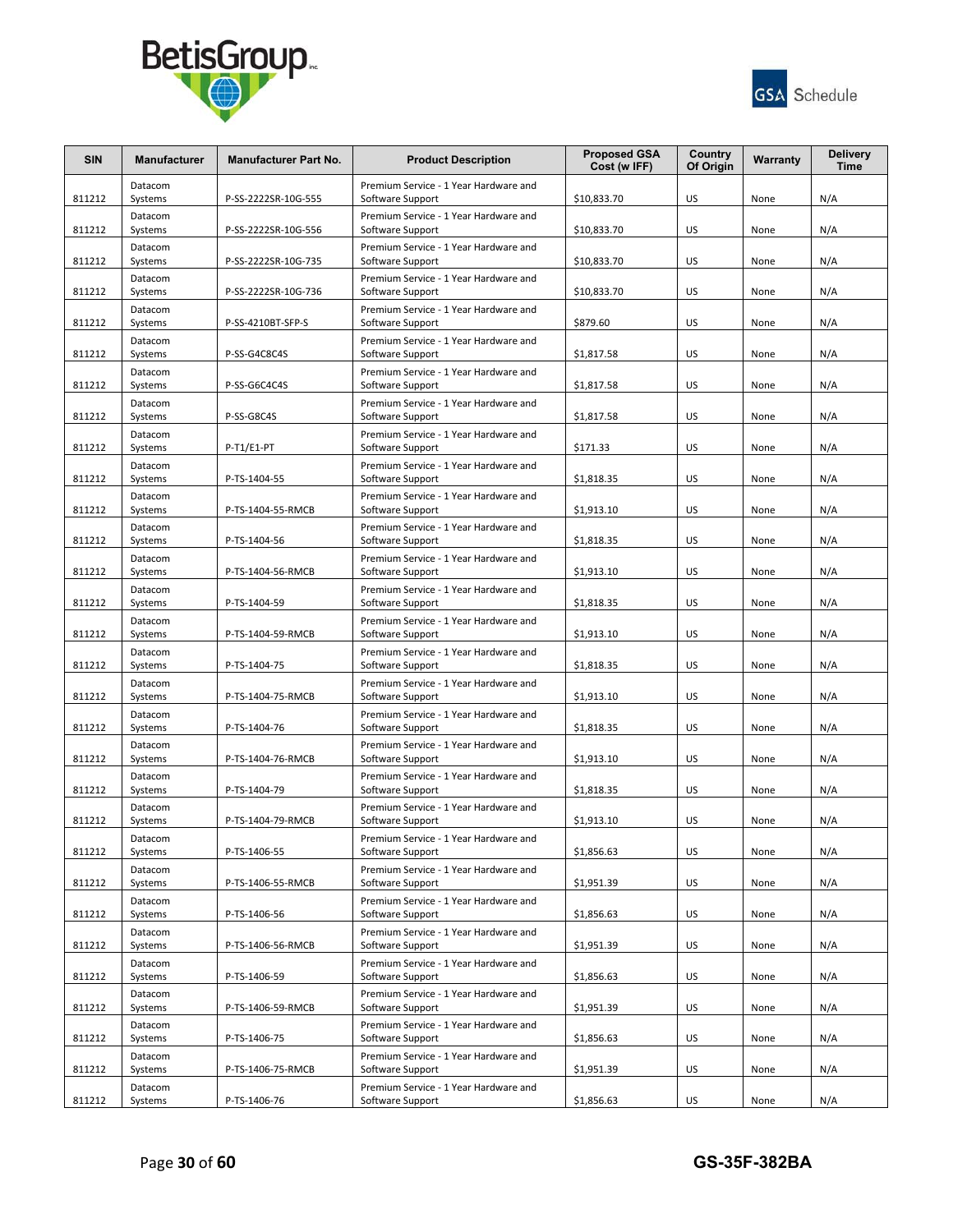| SIN | Manufacturer | Manufacturer Part No. | Product Description | Proposed GSA Cost (w IFF) | Country Of Origin | Warranty | Delivery Time |
|---|---|---|---|---|---|---|---|
| 811212 | Datacom Systems | P-SS-2222SR-10G-555 | Premium Service - 1 Year Hardware and Software Support | $10,833.70 | US | None | N/A |
| 811212 | Datacom Systems | P-SS-2222SR-10G-556 | Premium Service - 1 Year Hardware and Software Support | $10,833.70 | US | None | N/A |
| 811212 | Datacom Systems | P-SS-2222SR-10G-735 | Premium Service - 1 Year Hardware and Software Support | $10,833.70 | US | None | N/A |
| 811212 | Datacom Systems | P-SS-2222SR-10G-736 | Premium Service - 1 Year Hardware and Software Support | $10,833.70 | US | None | N/A |
| 811212 | Datacom Systems | P-SS-4210BT-SFP-S | Premium Service - 1 Year Hardware and Software Support | $879.60 | US | None | N/A |
| 811212 | Datacom Systems | P-SS-G4C8C4S | Premium Service - 1 Year Hardware and Software Support | $1,817.58 | US | None | N/A |
| 811212 | Datacom Systems | P-SS-G6C4C4S | Premium Service - 1 Year Hardware and Software Support | $1,817.58 | US | None | N/A |
| 811212 | Datacom Systems | P-SS-G8C4S | Premium Service - 1 Year Hardware and Software Support | $1,817.58 | US | None | N/A |
| 811212 | Datacom Systems | P-T1/E1-PT | Premium Service - 1 Year Hardware and Software Support | $171.33 | US | None | N/A |
| 811212 | Datacom Systems | P-TS-1404-55 | Premium Service - 1 Year Hardware and Software Support | $1,818.35 | US | None | N/A |
| 811212 | Datacom Systems | P-TS-1404-55-RMCB | Premium Service - 1 Year Hardware and Software Support | $1,913.10 | US | None | N/A |
| 811212 | Datacom Systems | P-TS-1404-56 | Premium Service - 1 Year Hardware and Software Support | $1,818.35 | US | None | N/A |
| 811212 | Datacom Systems | P-TS-1404-56-RMCB | Premium Service - 1 Year Hardware and Software Support | $1,913.10 | US | None | N/A |
| 811212 | Datacom Systems | P-TS-1404-59 | Premium Service - 1 Year Hardware and Software Support | $1,818.35 | US | None | N/A |
| 811212 | Datacom Systems | P-TS-1404-59-RMCB | Premium Service - 1 Year Hardware and Software Support | $1,913.10 | US | None | N/A |
| 811212 | Datacom Systems | P-TS-1404-75 | Premium Service - 1 Year Hardware and Software Support | $1,818.35 | US | None | N/A |
| 811212 | Datacom Systems | P-TS-1404-75-RMCB | Premium Service - 1 Year Hardware and Software Support | $1,913.10 | US | None | N/A |
| 811212 | Datacom Systems | P-TS-1404-76 | Premium Service - 1 Year Hardware and Software Support | $1,818.35 | US | None | N/A |
| 811212 | Datacom Systems | P-TS-1404-76-RMCB | Premium Service - 1 Year Hardware and Software Support | $1,913.10 | US | None | N/A |
| 811212 | Datacom Systems | P-TS-1404-79 | Premium Service - 1 Year Hardware and Software Support | $1,818.35 | US | None | N/A |
| 811212 | Datacom Systems | P-TS-1404-79-RMCB | Premium Service - 1 Year Hardware and Software Support | $1,913.10 | US | None | N/A |
| 811212 | Datacom Systems | P-TS-1406-55 | Premium Service - 1 Year Hardware and Software Support | $1,856.63 | US | None | N/A |
| 811212 | Datacom Systems | P-TS-1406-55-RMCB | Premium Service - 1 Year Hardware and Software Support | $1,951.39 | US | None | N/A |
| 811212 | Datacom Systems | P-TS-1406-56 | Premium Service - 1 Year Hardware and Software Support | $1,856.63 | US | None | N/A |
| 811212 | Datacom Systems | P-TS-1406-56-RMCB | Premium Service - 1 Year Hardware and Software Support | $1,951.39 | US | None | N/A |
| 811212 | Datacom Systems | P-TS-1406-59 | Premium Service - 1 Year Hardware and Software Support | $1,856.63 | US | None | N/A |
| 811212 | Datacom Systems | P-TS-1406-59-RMCB | Premium Service - 1 Year Hardware and Software Support | $1,951.39 | US | None | N/A |
| 811212 | Datacom Systems | P-TS-1406-75 | Premium Service - 1 Year Hardware and Software Support | $1,856.63 | US | None | N/A |
| 811212 | Datacom Systems | P-TS-1406-75-RMCB | Premium Service - 1 Year Hardware and Software Support | $1,951.39 | US | None | N/A |
| 811212 | Datacom Systems | P-TS-1406-76 | Premium Service - 1 Year Hardware and Software Support | $1,856.63 | US | None | N/A |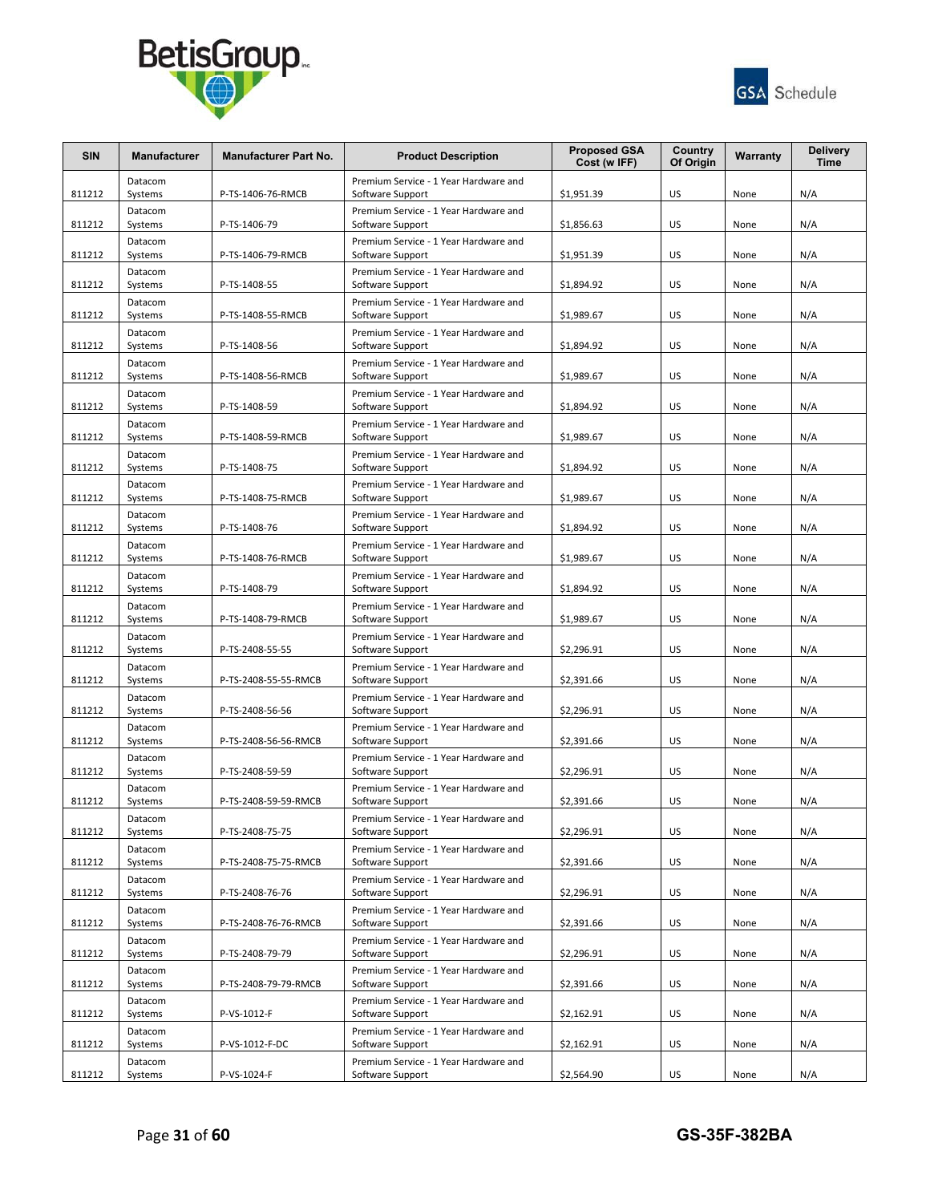| SIN | Manufacturer | Manufacturer Part No. | Product Description | Proposed GSA Cost (w IFF) | Country Of Origin | Warranty | Delivery Time |
|---|---|---|---|---|---|---|---|
| 811212 | Datacom Systems | P-TS-1406-76-RMCB | Premium Service - 1 Year Hardware and Software Support | $1,951.39 | US | None | N/A |
| 811212 | Datacom Systems | P-TS-1406-79 | Premium Service - 1 Year Hardware and Software Support | $1,856.63 | US | None | N/A |
| 811212 | Datacom Systems | P-TS-1406-79-RMCB | Premium Service - 1 Year Hardware and Software Support | $1,951.39 | US | None | N/A |
| 811212 | Datacom Systems | P-TS-1408-55 | Premium Service - 1 Year Hardware and Software Support | $1,894.92 | US | None | N/A |
| 811212 | Datacom Systems | P-TS-1408-55-RMCB | Premium Service - 1 Year Hardware and Software Support | $1,989.67 | US | None | N/A |
| 811212 | Datacom Systems | P-TS-1408-56 | Premium Service - 1 Year Hardware and Software Support | $1,894.92 | US | None | N/A |
| 811212 | Datacom Systems | P-TS-1408-56-RMCB | Premium Service - 1 Year Hardware and Software Support | $1,989.67 | US | None | N/A |
| 811212 | Datacom Systems | P-TS-1408-59 | Premium Service - 1 Year Hardware and Software Support | $1,894.92 | US | None | N/A |
| 811212 | Datacom Systems | P-TS-1408-59-RMCB | Premium Service - 1 Year Hardware and Software Support | $1,989.67 | US | None | N/A |
| 811212 | Datacom Systems | P-TS-1408-75 | Premium Service - 1 Year Hardware and Software Support | $1,894.92 | US | None | N/A |
| 811212 | Datacom Systems | P-TS-1408-75-RMCB | Premium Service - 1 Year Hardware and Software Support | $1,989.67 | US | None | N/A |
| 811212 | Datacom Systems | P-TS-1408-76 | Premium Service - 1 Year Hardware and Software Support | $1,894.92 | US | None | N/A |
| 811212 | Datacom Systems | P-TS-1408-76-RMCB | Premium Service - 1 Year Hardware and Software Support | $1,989.67 | US | None | N/A |
| 811212 | Datacom Systems | P-TS-1408-79 | Premium Service - 1 Year Hardware and Software Support | $1,894.92 | US | None | N/A |
| 811212 | Datacom Systems | P-TS-1408-79-RMCB | Premium Service - 1 Year Hardware and Software Support | $1,989.67 | US | None | N/A |
| 811212 | Datacom Systems | P-TS-2408-55-55 | Premium Service - 1 Year Hardware and Software Support | $2,296.91 | US | None | N/A |
| 811212 | Datacom Systems | P-TS-2408-55-55-RMCB | Premium Service - 1 Year Hardware and Software Support | $2,391.66 | US | None | N/A |
| 811212 | Datacom Systems | P-TS-2408-56-56 | Premium Service - 1 Year Hardware and Software Support | $2,296.91 | US | None | N/A |
| 811212 | Datacom Systems | P-TS-2408-56-56-RMCB | Premium Service - 1 Year Hardware and Software Support | $2,391.66 | US | None | N/A |
| 811212 | Datacom Systems | P-TS-2408-59-59 | Premium Service - 1 Year Hardware and Software Support | $2,296.91 | US | None | N/A |
| 811212 | Datacom Systems | P-TS-2408-59-59-RMCB | Premium Service - 1 Year Hardware and Software Support | $2,391.66 | US | None | N/A |
| 811212 | Datacom Systems | P-TS-2408-75-75 | Premium Service - 1 Year Hardware and Software Support | $2,296.91 | US | None | N/A |
| 811212 | Datacom Systems | P-TS-2408-75-75-RMCB | Premium Service - 1 Year Hardware and Software Support | $2,391.66 | US | None | N/A |
| 811212 | Datacom Systems | P-TS-2408-76-76 | Premium Service - 1 Year Hardware and Software Support | $2,296.91 | US | None | N/A |
| 811212 | Datacom Systems | P-TS-2408-76-76-RMCB | Premium Service - 1 Year Hardware and Software Support | $2,391.66 | US | None | N/A |
| 811212 | Datacom Systems | P-TS-2408-79-79 | Premium Service - 1 Year Hardware and Software Support | $2,296.91 | US | None | N/A |
| 811212 | Datacom Systems | P-TS-2408-79-79-RMCB | Premium Service - 1 Year Hardware and Software Support | $2,391.66 | US | None | N/A |
| 811212 | Datacom Systems | P-VS-1012-F | Premium Service - 1 Year Hardware and Software Support | $2,162.91 | US | None | N/A |
| 811212 | Datacom Systems | P-VS-1012-F-DC | Premium Service - 1 Year Hardware and Software Support | $2,162.91 | US | None | N/A |
| 811212 | Datacom Systems | P-VS-1024-F | Premium Service - 1 Year Hardware and Software Support | $2,564.90 | US | None | N/A |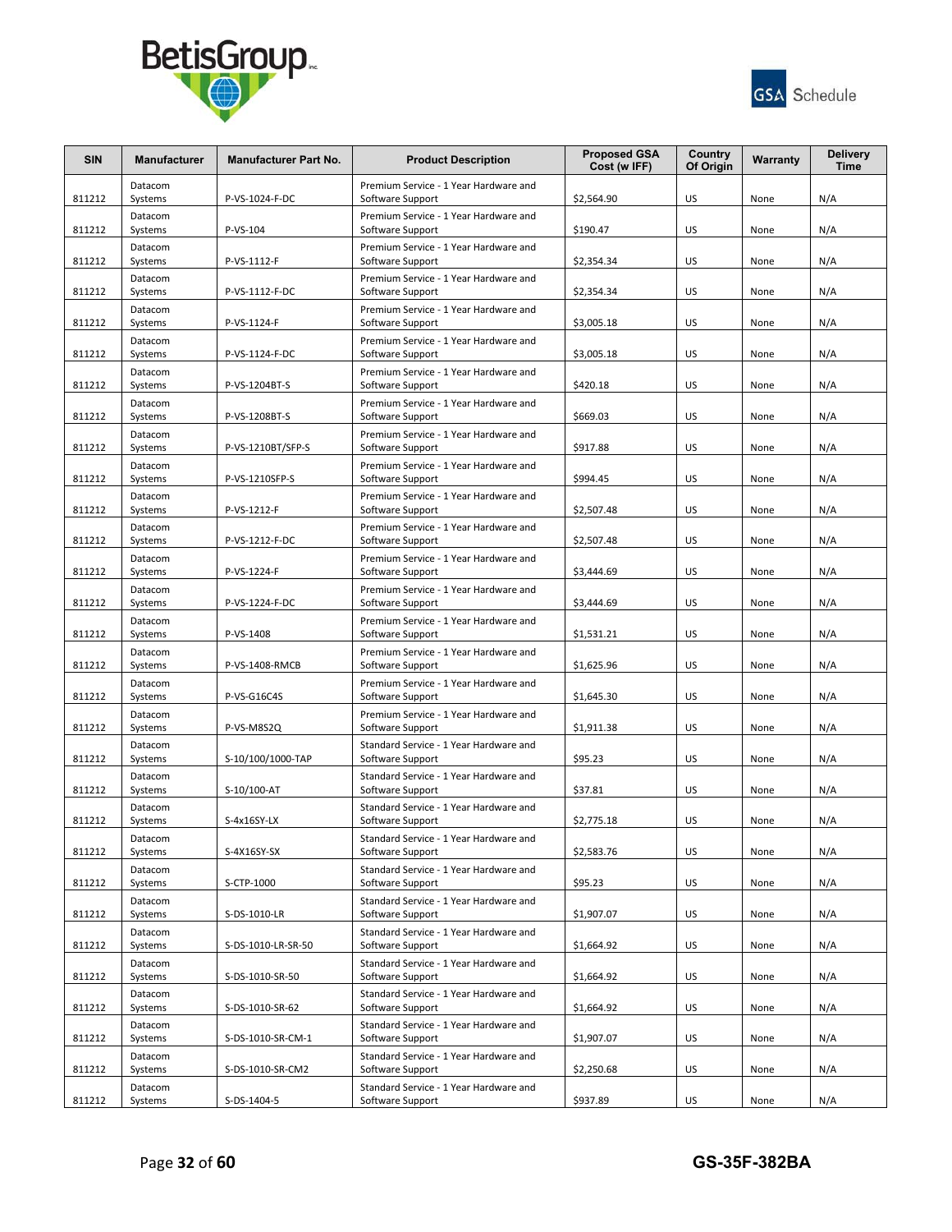| SIN | Manufacturer | Manufacturer Part No. | Product Description | Proposed GSA Cost (w IFF) | Country Of Origin | Warranty | Delivery Time |
|---|---|---|---|---|---|---|---|
| 811212 | Datacom Systems | P-VS-1024-F-DC | Premium Service - 1 Year Hardware and Software Support | $2,564.90 | US | None | N/A |
| 811212 | Datacom Systems | P-VS-104 | Premium Service - 1 Year Hardware and Software Support | $190.47 | US | None | N/A |
| 811212 | Datacom Systems | P-VS-1112-F | Premium Service - 1 Year Hardware and Software Support | $2,354.34 | US | None | N/A |
| 811212 | Datacom Systems | P-VS-1112-F-DC | Premium Service - 1 Year Hardware and Software Support | $2,354.34 | US | None | N/A |
| 811212 | Datacom Systems | P-VS-1124-F | Premium Service - 1 Year Hardware and Software Support | $3,005.18 | US | None | N/A |
| 811212 | Datacom Systems | P-VS-1124-F-DC | Premium Service - 1 Year Hardware and Software Support | $3,005.18 | US | None | N/A |
| 811212 | Datacom Systems | P-VS-1204BT-S | Premium Service - 1 Year Hardware and Software Support | $420.18 | US | None | N/A |
| 811212 | Datacom Systems | P-VS-1208BT-S | Premium Service - 1 Year Hardware and Software Support | $669.03 | US | None | N/A |
| 811212 | Datacom Systems | P-VS-1210BT/SFP-S | Premium Service - 1 Year Hardware and Software Support | $917.88 | US | None | N/A |
| 811212 | Datacom Systems | P-VS-1210SFP-S | Premium Service - 1 Year Hardware and Software Support | $994.45 | US | None | N/A |
| 811212 | Datacom Systems | P-VS-1212-F | Premium Service - 1 Year Hardware and Software Support | $2,507.48 | US | None | N/A |
| 811212 | Datacom Systems | P-VS-1212-F-DC | Premium Service - 1 Year Hardware and Software Support | $2,507.48 | US | None | N/A |
| 811212 | Datacom Systems | P-VS-1224-F | Premium Service - 1 Year Hardware and Software Support | $3,444.69 | US | None | N/A |
| 811212 | Datacom Systems | P-VS-1224-F-DC | Premium Service - 1 Year Hardware and Software Support | $3,444.69 | US | None | N/A |
| 811212 | Datacom Systems | P-VS-1408 | Premium Service - 1 Year Hardware and Software Support | $1,531.21 | US | None | N/A |
| 811212 | Datacom Systems | P-VS-1408-RMCB | Premium Service - 1 Year Hardware and Software Support | $1,625.96 | US | None | N/A |
| 811212 | Datacom Systems | P-VS-G16C4S | Premium Service - 1 Year Hardware and Software Support | $1,645.30 | US | None | N/A |
| 811212 | Datacom Systems | P-VS-M8S2Q | Premium Service - 1 Year Hardware and Software Support | $1,911.38 | US | None | N/A |
| 811212 | Datacom Systems | S-10/100/1000-TAP | Standard Service - 1 Year Hardware and Software Support | $95.23 | US | None | N/A |
| 811212 | Datacom Systems | S-10/100-AT | Standard Service - 1 Year Hardware and Software Support | $37.81 | US | None | N/A |
| 811212 | Datacom Systems | S-4x16SY-LX | Standard Service - 1 Year Hardware and Software Support | $2,775.18 | US | None | N/A |
| 811212 | Datacom Systems | S-4X16SY-SX | Standard Service - 1 Year Hardware and Software Support | $2,583.76 | US | None | N/A |
| 811212 | Datacom Systems | S-CTP-1000 | Standard Service - 1 Year Hardware and Software Support | $95.23 | US | None | N/A |
| 811212 | Datacom Systems | S-DS-1010-LR | Standard Service - 1 Year Hardware and Software Support | $1,907.07 | US | None | N/A |
| 811212 | Datacom Systems | S-DS-1010-LR-SR-50 | Standard Service - 1 Year Hardware and Software Support | $1,664.92 | US | None | N/A |
| 811212 | Datacom Systems | S-DS-1010-SR-50 | Standard Service - 1 Year Hardware and Software Support | $1,664.92 | US | None | N/A |
| 811212 | Datacom Systems | S-DS-1010-SR-62 | Standard Service - 1 Year Hardware and Software Support | $1,664.92 | US | None | N/A |
| 811212 | Datacom Systems | S-DS-1010-SR-CM-1 | Standard Service - 1 Year Hardware and Software Support | $1,907.07 | US | None | N/A |
| 811212 | Datacom Systems | S-DS-1010-SR-CM2 | Standard Service - 1 Year Hardware and Software Support | $2,250.68 | US | None | N/A |
| 811212 | Datacom Systems | S-DS-1404-5 | Standard Service - 1 Year Hardware and Software Support | $937.89 | US | None | N/A |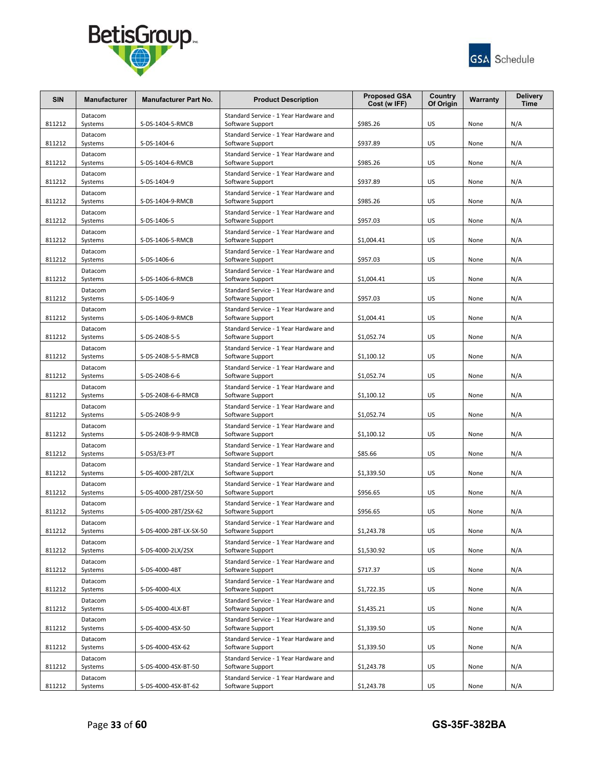| SIN | Manufacturer | Manufacturer Part No. | Product Description | Proposed GSA Cost (w IFF) | Country Of Origin | Warranty | Delivery Time |
|---|---|---|---|---|---|---|---|
| 811212 | Datacom Systems | S-DS-1404-5-RMCB | Standard Service - 1 Year Hardware and Software Support | $985.26 | US | None | N/A |
| 811212 | Datacom Systems | S-DS-1404-6 | Standard Service - 1 Year Hardware and Software Support | $937.89 | US | None | N/A |
| 811212 | Datacom Systems | S-DS-1404-6-RMCB | Standard Service - 1 Year Hardware and Software Support | $985.26 | US | None | N/A |
| 811212 | Datacom Systems | S-DS-1404-9 | Standard Service - 1 Year Hardware and Software Support | $937.89 | US | None | N/A |
| 811212 | Datacom Systems | S-DS-1404-9-RMCB | Standard Service - 1 Year Hardware and Software Support | $985.26 | US | None | N/A |
| 811212 | Datacom Systems | S-DS-1406-5 | Standard Service - 1 Year Hardware and Software Support | $957.03 | US | None | N/A |
| 811212 | Datacom Systems | S-DS-1406-5-RMCB | Standard Service - 1 Year Hardware and Software Support | $1,004.41 | US | None | N/A |
| 811212 | Datacom Systems | S-DS-1406-6 | Standard Service - 1 Year Hardware and Software Support | $957.03 | US | None | N/A |
| 811212 | Datacom Systems | S-DS-1406-6-RMCB | Standard Service - 1 Year Hardware and Software Support | $1,004.41 | US | None | N/A |
| 811212 | Datacom Systems | S-DS-1406-9 | Standard Service - 1 Year Hardware and Software Support | $957.03 | US | None | N/A |
| 811212 | Datacom Systems | S-DS-1406-9-RMCB | Standard Service - 1 Year Hardware and Software Support | $1,004.41 | US | None | N/A |
| 811212 | Datacom Systems | S-DS-2408-5-5 | Standard Service - 1 Year Hardware and Software Support | $1,052.74 | US | None | N/A |
| 811212 | Datacom Systems | S-DS-2408-5-5-RMCB | Standard Service - 1 Year Hardware and Software Support | $1,100.12 | US | None | N/A |
| 811212 | Datacom Systems | S-DS-2408-6-6 | Standard Service - 1 Year Hardware and Software Support | $1,052.74 | US | None | N/A |
| 811212 | Datacom Systems | S-DS-2408-6-6-RMCB | Standard Service - 1 Year Hardware and Software Support | $1,100.12 | US | None | N/A |
| 811212 | Datacom Systems | S-DS-2408-9-9 | Standard Service - 1 Year Hardware and Software Support | $1,052.74 | US | None | N/A |
| 811212 | Datacom Systems | S-DS-2408-9-9-RMCB | Standard Service - 1 Year Hardware and Software Support | $1,100.12 | US | None | N/A |
| 811212 | Datacom Systems | S-DS3/E3-PT | Standard Service - 1 Year Hardware and Software Support | $85.66 | US | None | N/A |
| 811212 | Datacom Systems | S-DS-4000-2BT/2LX | Standard Service - 1 Year Hardware and Software Support | $1,339.50 | US | None | N/A |
| 811212 | Datacom Systems | S-DS-4000-2BT/2SX-50 | Standard Service - 1 Year Hardware and Software Support | $956.65 | US | None | N/A |
| 811212 | Datacom Systems | S-DS-4000-2BT/2SX-62 | Standard Service - 1 Year Hardware and Software Support | $956.65 | US | None | N/A |
| 811212 | Datacom Systems | S-DS-4000-2BT-LX-SX-50 | Standard Service - 1 Year Hardware and Software Support | $1,243.78 | US | None | N/A |
| 811212 | Datacom Systems | S-DS-4000-2LX/2SX | Standard Service - 1 Year Hardware and Software Support | $1,530.92 | US | None | N/A |
| 811212 | Datacom Systems | S-DS-4000-4BT | Standard Service - 1 Year Hardware and Software Support | $717.37 | US | None | N/A |
| 811212 | Datacom Systems | S-DS-4000-4LX | Standard Service - 1 Year Hardware and Software Support | $1,722.35 | US | None | N/A |
| 811212 | Datacom Systems | S-DS-4000-4LX-BT | Standard Service - 1 Year Hardware and Software Support | $1,435.21 | US | None | N/A |
| 811212 | Datacom Systems | S-DS-4000-4SX-50 | Standard Service - 1 Year Hardware and Software Support | $1,339.50 | US | None | N/A |
| 811212 | Datacom Systems | S-DS-4000-4SX-62 | Standard Service - 1 Year Hardware and Software Support | $1,339.50 | US | None | N/A |
| 811212 | Datacom Systems | S-DS-4000-4SX-BT-50 | Standard Service - 1 Year Hardware and Software Support | $1,243.78 | US | None | N/A |
| 811212 | Datacom Systems | S-DS-4000-4SX-BT-62 | Standard Service - 1 Year Hardware and Software Support | $1,243.78 | US | None | N/A |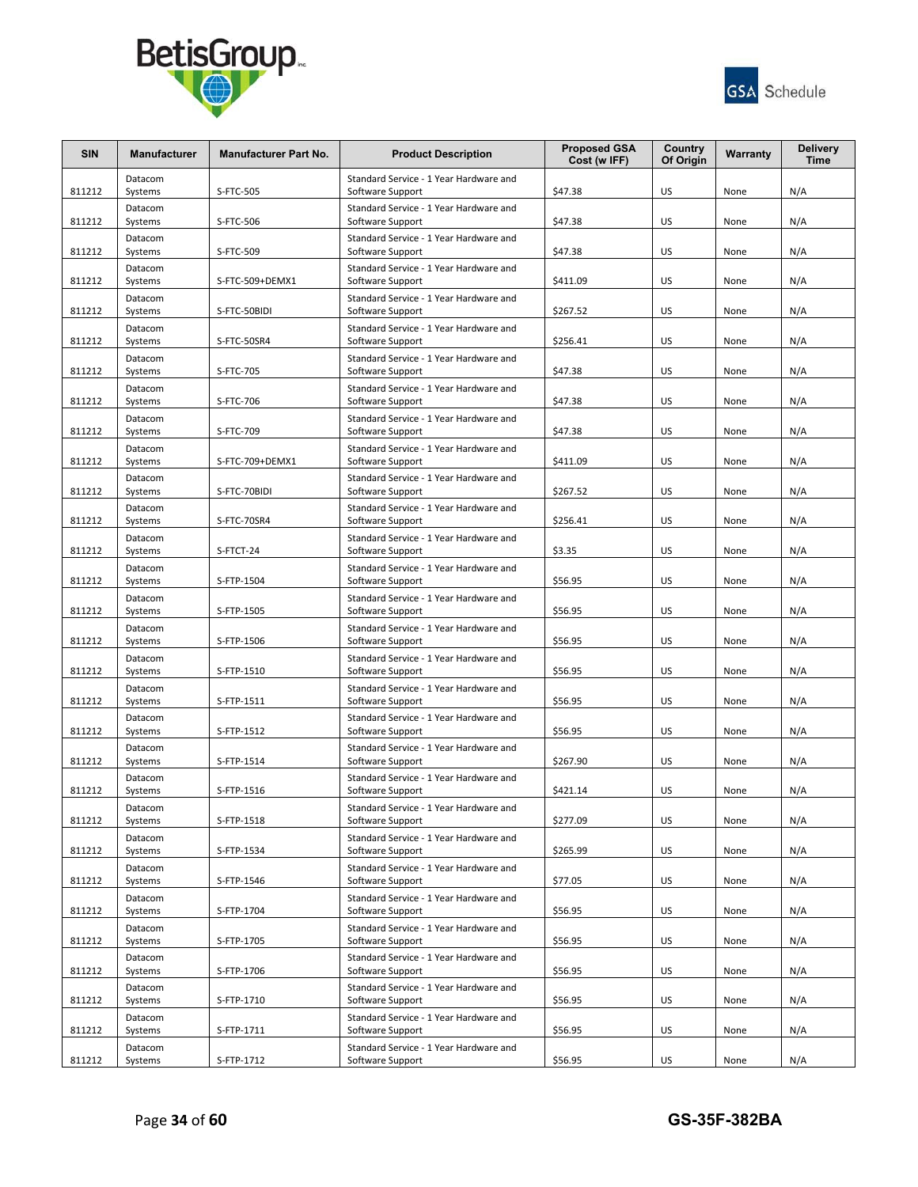| SIN | Manufacturer | Manufacturer Part No. | Product Description | Proposed GSA Cost (w IFF) | Country Of Origin | Warranty | Delivery Time |
|---|---|---|---|---|---|---|---|
| 811212 | Datacom Systems | S-FTC-505 | Standard Service - 1 Year Hardware and Software Support | $47.38 | US | None | N/A |
| 811212 | Datacom Systems | S-FTC-506 | Standard Service - 1 Year Hardware and Software Support | $47.38 | US | None | N/A |
| 811212 | Datacom Systems | S-FTC-509 | Standard Service - 1 Year Hardware and Software Support | $47.38 | US | None | N/A |
| 811212 | Datacom Systems | S-FTC-509+DEMX1 | Standard Service - 1 Year Hardware and Software Support | $411.09 | US | None | N/A |
| 811212 | Datacom Systems | S-FTC-50BIDI | Standard Service - 1 Year Hardware and Software Support | $267.52 | US | None | N/A |
| 811212 | Datacom Systems | S-FTC-50SR4 | Standard Service - 1 Year Hardware and Software Support | $256.41 | US | None | N/A |
| 811212 | Datacom Systems | S-FTC-705 | Standard Service - 1 Year Hardware and Software Support | $47.38 | US | None | N/A |
| 811212 | Datacom Systems | S-FTC-706 | Standard Service - 1 Year Hardware and Software Support | $47.38 | US | None | N/A |
| 811212 | Datacom Systems | S-FTC-709 | Standard Service - 1 Year Hardware and Software Support | $47.38 | US | None | N/A |
| 811212 | Datacom Systems | S-FTC-709+DEMX1 | Standard Service - 1 Year Hardware and Software Support | $411.09 | US | None | N/A |
| 811212 | Datacom Systems | S-FTC-70BIDI | Standard Service - 1 Year Hardware and Software Support | $267.52 | US | None | N/A |
| 811212 | Datacom Systems | S-FTC-70SR4 | Standard Service - 1 Year Hardware and Software Support | $256.41 | US | None | N/A |
| 811212 | Datacom Systems | S-FTCT-24 | Standard Service - 1 Year Hardware and Software Support | $3.35 | US | None | N/A |
| 811212 | Datacom Systems | S-FTP-1504 | Standard Service - 1 Year Hardware and Software Support | $56.95 | US | None | N/A |
| 811212 | Datacom Systems | S-FTP-1505 | Standard Service - 1 Year Hardware and Software Support | $56.95 | US | None | N/A |
| 811212 | Datacom Systems | S-FTP-1506 | Standard Service - 1 Year Hardware and Software Support | $56.95 | US | None | N/A |
| 811212 | Datacom Systems | S-FTP-1510 | Standard Service - 1 Year Hardware and Software Support | $56.95 | US | None | N/A |
| 811212 | Datacom Systems | S-FTP-1511 | Standard Service - 1 Year Hardware and Software Support | $56.95 | US | None | N/A |
| 811212 | Datacom Systems | S-FTP-1512 | Standard Service - 1 Year Hardware and Software Support | $56.95 | US | None | N/A |
| 811212 | Datacom Systems | S-FTP-1514 | Standard Service - 1 Year Hardware and Software Support | $267.90 | US | None | N/A |
| 811212 | Datacom Systems | S-FTP-1516 | Standard Service - 1 Year Hardware and Software Support | $421.14 | US | None | N/A |
| 811212 | Datacom Systems | S-FTP-1518 | Standard Service - 1 Year Hardware and Software Support | $277.09 | US | None | N/A |
| 811212 | Datacom Systems | S-FTP-1534 | Standard Service - 1 Year Hardware and Software Support | $265.99 | US | None | N/A |
| 811212 | Datacom Systems | S-FTP-1546 | Standard Service - 1 Year Hardware and Software Support | $77.05 | US | None | N/A |
| 811212 | Datacom Systems | S-FTP-1704 | Standard Service - 1 Year Hardware and Software Support | $56.95 | US | None | N/A |
| 811212 | Datacom Systems | S-FTP-1705 | Standard Service - 1 Year Hardware and Software Support | $56.95 | US | None | N/A |
| 811212 | Datacom Systems | S-FTP-1706 | Standard Service - 1 Year Hardware and Software Support | $56.95 | US | None | N/A |
| 811212 | Datacom Systems | S-FTP-1710 | Standard Service - 1 Year Hardware and Software Support | $56.95 | US | None | N/A |
| 811212 | Datacom Systems | S-FTP-1711 | Standard Service - 1 Year Hardware and Software Support | $56.95 | US | None | N/A |
| 811212 | Datacom Systems | S-FTP-1712 | Standard Service - 1 Year Hardware and Software Support | $56.95 | US | None | N/A |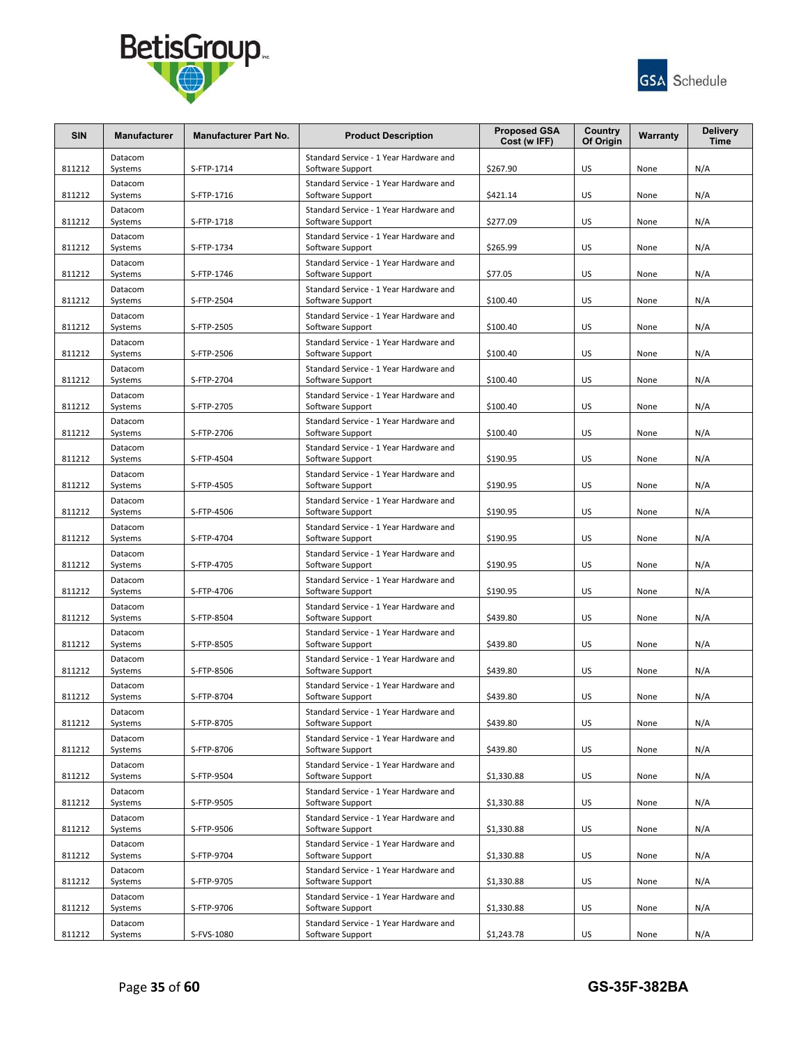| SIN | Manufacturer | Manufacturer Part No. | Product Description | Proposed GSA Cost (w IFF) | Country Of Origin | Warranty | Delivery Time |
|---|---|---|---|---|---|---|---|
| 811212 | Datacom Systems | S-FTP-1714 | Standard Service - 1 Year Hardware and Software Support | $267.90 | US | None | N/A |
| 811212 | Datacom Systems | S-FTP-1716 | Standard Service - 1 Year Hardware and Software Support | $421.14 | US | None | N/A |
| 811212 | Datacom Systems | S-FTP-1718 | Standard Service - 1 Year Hardware and Software Support | $277.09 | US | None | N/A |
| 811212 | Datacom Systems | S-FTP-1734 | Standard Service - 1 Year Hardware and Software Support | $265.99 | US | None | N/A |
| 811212 | Datacom Systems | S-FTP-1746 | Standard Service - 1 Year Hardware and Software Support | $77.05 | US | None | N/A |
| 811212 | Datacom Systems | S-FTP-2504 | Standard Service - 1 Year Hardware and Software Support | $100.40 | US | None | N/A |
| 811212 | Datacom Systems | S-FTP-2505 | Standard Service - 1 Year Hardware and Software Support | $100.40 | US | None | N/A |
| 811212 | Datacom Systems | S-FTP-2506 | Standard Service - 1 Year Hardware and Software Support | $100.40 | US | None | N/A |
| 811212 | Datacom Systems | S-FTP-2704 | Standard Service - 1 Year Hardware and Software Support | $100.40 | US | None | N/A |
| 811212 | Datacom Systems | S-FTP-2705 | Standard Service - 1 Year Hardware and Software Support | $100.40 | US | None | N/A |
| 811212 | Datacom Systems | S-FTP-2706 | Standard Service - 1 Year Hardware and Software Support | $100.40 | US | None | N/A |
| 811212 | Datacom Systems | S-FTP-4504 | Standard Service - 1 Year Hardware and Software Support | $190.95 | US | None | N/A |
| 811212 | Datacom Systems | S-FTP-4505 | Standard Service - 1 Year Hardware and Software Support | $190.95 | US | None | N/A |
| 811212 | Datacom Systems | S-FTP-4506 | Standard Service - 1 Year Hardware and Software Support | $190.95 | US | None | N/A |
| 811212 | Datacom Systems | S-FTP-4704 | Standard Service - 1 Year Hardware and Software Support | $190.95 | US | None | N/A |
| 811212 | Datacom Systems | S-FTP-4705 | Standard Service - 1 Year Hardware and Software Support | $190.95 | US | None | N/A |
| 811212 | Datacom Systems | S-FTP-4706 | Standard Service - 1 Year Hardware and Software Support | $190.95 | US | None | N/A |
| 811212 | Datacom Systems | S-FTP-8504 | Standard Service - 1 Year Hardware and Software Support | $439.80 | US | None | N/A |
| 811212 | Datacom Systems | S-FTP-8505 | Standard Service - 1 Year Hardware and Software Support | $439.80 | US | None | N/A |
| 811212 | Datacom Systems | S-FTP-8506 | Standard Service - 1 Year Hardware and Software Support | $439.80 | US | None | N/A |
| 811212 | Datacom Systems | S-FTP-8704 | Standard Service - 1 Year Hardware and Software Support | $439.80 | US | None | N/A |
| 811212 | Datacom Systems | S-FTP-8705 | Standard Service - 1 Year Hardware and Software Support | $439.80 | US | None | N/A |
| 811212 | Datacom Systems | S-FTP-8706 | Standard Service - 1 Year Hardware and Software Support | $439.80 | US | None | N/A |
| 811212 | Datacom Systems | S-FTP-9504 | Standard Service - 1 Year Hardware and Software Support | $1,330.88 | US | None | N/A |
| 811212 | Datacom Systems | S-FTP-9505 | Standard Service - 1 Year Hardware and Software Support | $1,330.88 | US | None | N/A |
| 811212 | Datacom Systems | S-FTP-9506 | Standard Service - 1 Year Hardware and Software Support | $1,330.88 | US | None | N/A |
| 811212 | Datacom Systems | S-FTP-9704 | Standard Service - 1 Year Hardware and Software Support | $1,330.88 | US | None | N/A |
| 811212 | Datacom Systems | S-FTP-9705 | Standard Service - 1 Year Hardware and Software Support | $1,330.88 | US | None | N/A |
| 811212 | Datacom Systems | S-FTP-9706 | Standard Service - 1 Year Hardware and Software Support | $1,330.88 | US | None | N/A |
| 811212 | Datacom Systems | S-FVS-1080 | Standard Service - 1 Year Hardware and Software Support | $1,243.78 | US | None | N/A |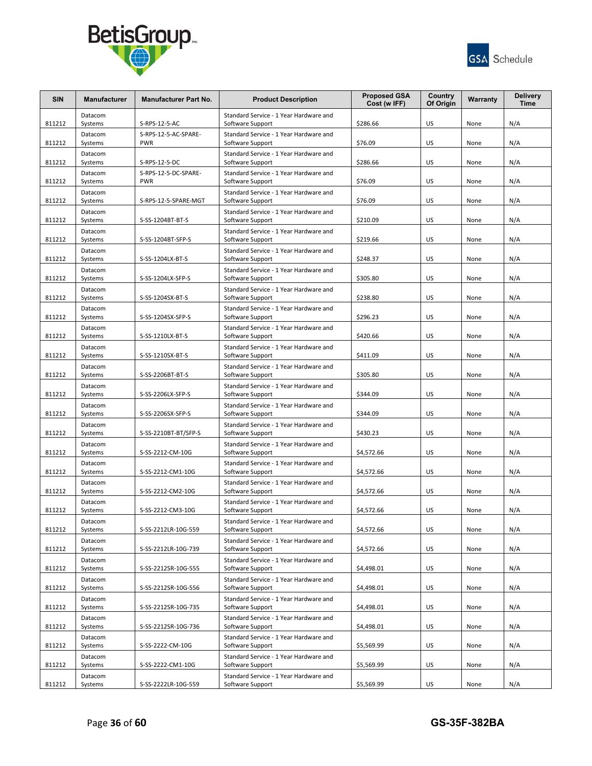| SIN | Manufacturer | Manufacturer Part No. | Product Description | Proposed GSA Cost (w IFF) | Country Of Origin | Warranty | Delivery Time |
|---|---|---|---|---|---|---|---|
| 811212 | Datacom Systems | S-RPS-12-5-AC | Standard Service - 1 Year Hardware and Software Support | $286.66 | US | None | N/A |
| 811212 | Datacom Systems | S-RPS-12-5-AC-SPARE-PWR | Standard Service - 1 Year Hardware and Software Support | $76.09 | US | None | N/A |
| 811212 | Datacom Systems | S-RPS-12-5-DC | Standard Service - 1 Year Hardware and Software Support | $286.66 | US | None | N/A |
| 811212 | Datacom Systems | S-RPS-12-5-DC-SPARE-PWR | Standard Service - 1 Year Hardware and Software Support | $76.09 | US | None | N/A |
| 811212 | Datacom Systems | S-RPS-12-5-SPARE-MGT | Standard Service - 1 Year Hardware and Software Support | $76.09 | US | None | N/A |
| 811212 | Datacom Systems | S-SS-1204BT-BT-S | Standard Service - 1 Year Hardware and Software Support | $210.09 | US | None | N/A |
| 811212 | Datacom Systems | S-SS-1204BT-SFP-S | Standard Service - 1 Year Hardware and Software Support | $219.66 | US | None | N/A |
| 811212 | Datacom Systems | S-SS-1204LX-BT-S | Standard Service - 1 Year Hardware and Software Support | $248.37 | US | None | N/A |
| 811212 | Datacom Systems | S-SS-1204LX-SFP-S | Standard Service - 1 Year Hardware and Software Support | $305.80 | US | None | N/A |
| 811212 | Datacom Systems | S-SS-1204SX-BT-S | Standard Service - 1 Year Hardware and Software Support | $238.80 | US | None | N/A |
| 811212 | Datacom Systems | S-SS-1204SX-SFP-S | Standard Service - 1 Year Hardware and Software Support | $296.23 | US | None | N/A |
| 811212 | Datacom Systems | S-SS-1210LX-BT-S | Standard Service - 1 Year Hardware and Software Support | $420.66 | US | None | N/A |
| 811212 | Datacom Systems | S-SS-1210SX-BT-S | Standard Service - 1 Year Hardware and Software Support | $411.09 | US | None | N/A |
| 811212 | Datacom Systems | S-SS-2206BT-BT-S | Standard Service - 1 Year Hardware and Software Support | $305.80 | US | None | N/A |
| 811212 | Datacom Systems | S-SS-2206LX-SFP-S | Standard Service - 1 Year Hardware and Software Support | $344.09 | US | None | N/A |
| 811212 | Datacom Systems | S-SS-2206SX-SFP-S | Standard Service - 1 Year Hardware and Software Support | $344.09 | US | None | N/A |
| 811212 | Datacom Systems | S-SS-2210BT-BT/SFP-S | Standard Service - 1 Year Hardware and Software Support | $430.23 | US | None | N/A |
| 811212 | Datacom Systems | S-SS-2212-CM-10G | Standard Service - 1 Year Hardware and Software Support | $4,572.66 | US | None | N/A |
| 811212 | Datacom Systems | S-SS-2212-CM1-10G | Standard Service - 1 Year Hardware and Software Support | $4,572.66 | US | None | N/A |
| 811212 | Datacom Systems | S-SS-2212-CM2-10G | Standard Service - 1 Year Hardware and Software Support | $4,572.66 | US | None | N/A |
| 811212 | Datacom Systems | S-SS-2212-CM3-10G | Standard Service - 1 Year Hardware and Software Support | $4,572.66 | US | None | N/A |
| 811212 | Datacom Systems | S-SS-2212LR-10G-559 | Standard Service - 1 Year Hardware and Software Support | $4,572.66 | US | None | N/A |
| 811212 | Datacom Systems | S-SS-2212LR-10G-739 | Standard Service - 1 Year Hardware and Software Support | $4,572.66 | US | None | N/A |
| 811212 | Datacom Systems | S-SS-2212SR-10G-555 | Standard Service - 1 Year Hardware and Software Support | $4,498.01 | US | None | N/A |
| 811212 | Datacom Systems | S-SS-2212SR-10G-556 | Standard Service - 1 Year Hardware and Software Support | $4,498.01 | US | None | N/A |
| 811212 | Datacom Systems | S-SS-2212SR-10G-735 | Standard Service - 1 Year Hardware and Software Support | $4,498.01 | US | None | N/A |
| 811212 | Datacom Systems | S-SS-2212SR-10G-736 | Standard Service - 1 Year Hardware and Software Support | $4,498.01 | US | None | N/A |
| 811212 | Datacom Systems | S-SS-2222-CM-10G | Standard Service - 1 Year Hardware and Software Support | $5,569.99 | US | None | N/A |
| 811212 | Datacom Systems | S-SS-2222-CM1-10G | Standard Service - 1 Year Hardware and Software Support | $5,569.99 | US | None | N/A |
| 811212 | Datacom Systems | S-SS-2222LR-10G-559 | Standard Service - 1 Year Hardware and Software Support | $5,569.99 | US | None | N/A |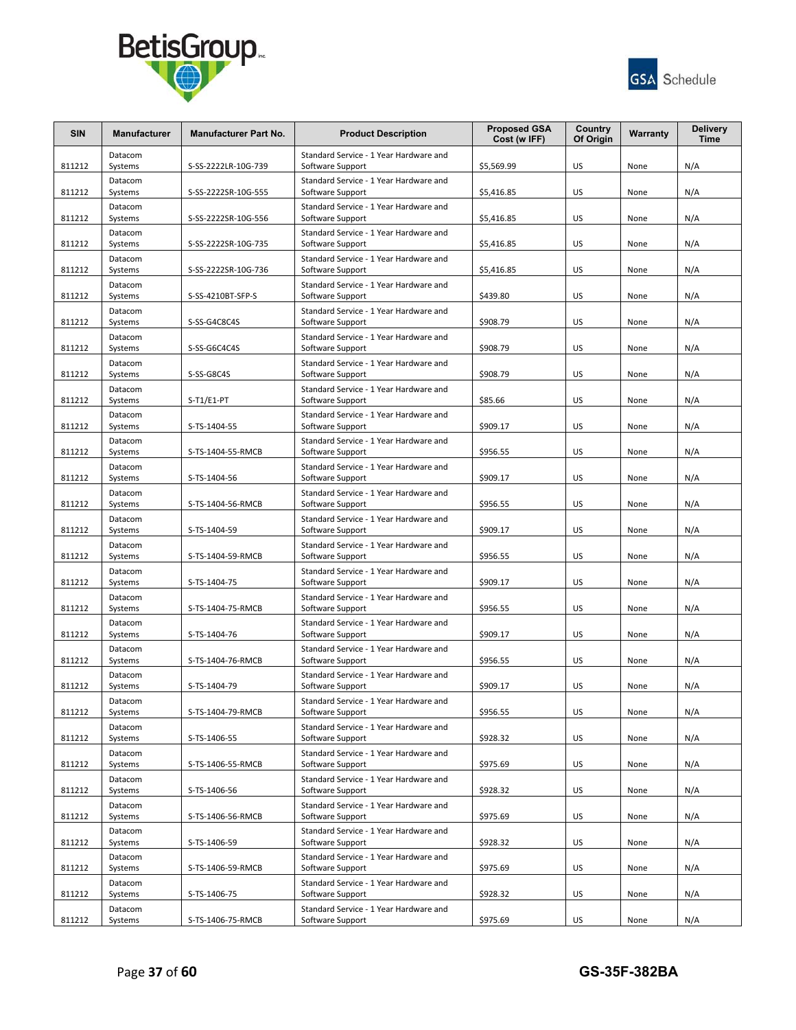| SIN | Manufacturer | Manufacturer Part No. | Product Description | Proposed GSA Cost (w IFF) | Country Of Origin | Warranty | Delivery Time |
|---|---|---|---|---|---|---|---|
| 811212 | Datacom Systems | S-SS-2222LR-10G-739 | Standard Service - 1 Year Hardware and Software Support | $5,569.99 | US | None | N/A |
| 811212 | Datacom Systems | S-SS-2222SR-10G-555 | Standard Service - 1 Year Hardware and Software Support | $5,416.85 | US | None | N/A |
| 811212 | Datacom Systems | S-SS-2222SR-10G-556 | Standard Service - 1 Year Hardware and Software Support | $5,416.85 | US | None | N/A |
| 811212 | Datacom Systems | S-SS-2222SR-10G-735 | Standard Service - 1 Year Hardware and Software Support | $5,416.85 | US | None | N/A |
| 811212 | Datacom Systems | S-SS-2222SR-10G-736 | Standard Service - 1 Year Hardware and Software Support | $5,416.85 | US | None | N/A |
| 811212 | Datacom Systems | S-SS-4210BT-SFP-S | Standard Service - 1 Year Hardware and Software Support | $439.80 | US | None | N/A |
| 811212 | Datacom Systems | S-SS-G4C8C4S | Standard Service - 1 Year Hardware and Software Support | $908.79 | US | None | N/A |
| 811212 | Datacom Systems | S-SS-G6C4C4S | Standard Service - 1 Year Hardware and Software Support | $908.79 | US | None | N/A |
| 811212 | Datacom Systems | S-SS-G8C4S | Standard Service - 1 Year Hardware and Software Support | $908.79 | US | None | N/A |
| 811212 | Datacom Systems | S-T1/E1-PT | Standard Service - 1 Year Hardware and Software Support | $85.66 | US | None | N/A |
| 811212 | Datacom Systems | S-TS-1404-55 | Standard Service - 1 Year Hardware and Software Support | $909.17 | US | None | N/A |
| 811212 | Datacom Systems | S-TS-1404-55-RMCB | Standard Service - 1 Year Hardware and Software Support | $956.55 | US | None | N/A |
| 811212 | Datacom Systems | S-TS-1404-56 | Standard Service - 1 Year Hardware and Software Support | $909.17 | US | None | N/A |
| 811212 | Datacom Systems | S-TS-1404-56-RMCB | Standard Service - 1 Year Hardware and Software Support | $956.55 | US | None | N/A |
| 811212 | Datacom Systems | S-TS-1404-59 | Standard Service - 1 Year Hardware and Software Support | $909.17 | US | None | N/A |
| 811212 | Datacom Systems | S-TS-1404-59-RMCB | Standard Service - 1 Year Hardware and Software Support | $956.55 | US | None | N/A |
| 811212 | Datacom Systems | S-TS-1404-75 | Standard Service - 1 Year Hardware and Software Support | $909.17 | US | None | N/A |
| 811212 | Datacom Systems | S-TS-1404-75-RMCB | Standard Service - 1 Year Hardware and Software Support | $956.55 | US | None | N/A |
| 811212 | Datacom Systems | S-TS-1404-76 | Standard Service - 1 Year Hardware and Software Support | $909.17 | US | None | N/A |
| 811212 | Datacom Systems | S-TS-1404-76-RMCB | Standard Service - 1 Year Hardware and Software Support | $956.55 | US | None | N/A |
| 811212 | Datacom Systems | S-TS-1404-79 | Standard Service - 1 Year Hardware and Software Support | $909.17 | US | None | N/A |
| 811212 | Datacom Systems | S-TS-1404-79-RMCB | Standard Service - 1 Year Hardware and Software Support | $956.55 | US | None | N/A |
| 811212 | Datacom Systems | S-TS-1406-55 | Standard Service - 1 Year Hardware and Software Support | $928.32 | US | None | N/A |
| 811212 | Datacom Systems | S-TS-1406-55-RMCB | Standard Service - 1 Year Hardware and Software Support | $975.69 | US | None | N/A |
| 811212 | Datacom Systems | S-TS-1406-56 | Standard Service - 1 Year Hardware and Software Support | $928.32 | US | None | N/A |
| 811212 | Datacom Systems | S-TS-1406-56-RMCB | Standard Service - 1 Year Hardware and Software Support | $975.69 | US | None | N/A |
| 811212 | Datacom Systems | S-TS-1406-59 | Standard Service - 1 Year Hardware and Software Support | $928.32 | US | None | N/A |
| 811212 | Datacom Systems | S-TS-1406-59-RMCB | Standard Service - 1 Year Hardware and Software Support | $975.69 | US | None | N/A |
| 811212 | Datacom Systems | S-TS-1406-75 | Standard Service - 1 Year Hardware and Software Support | $928.32 | US | None | N/A |
| 811212 | Datacom Systems | S-TS-1406-75-RMCB | Standard Service - 1 Year Hardware and Software Support | $975.69 | US | None | N/A |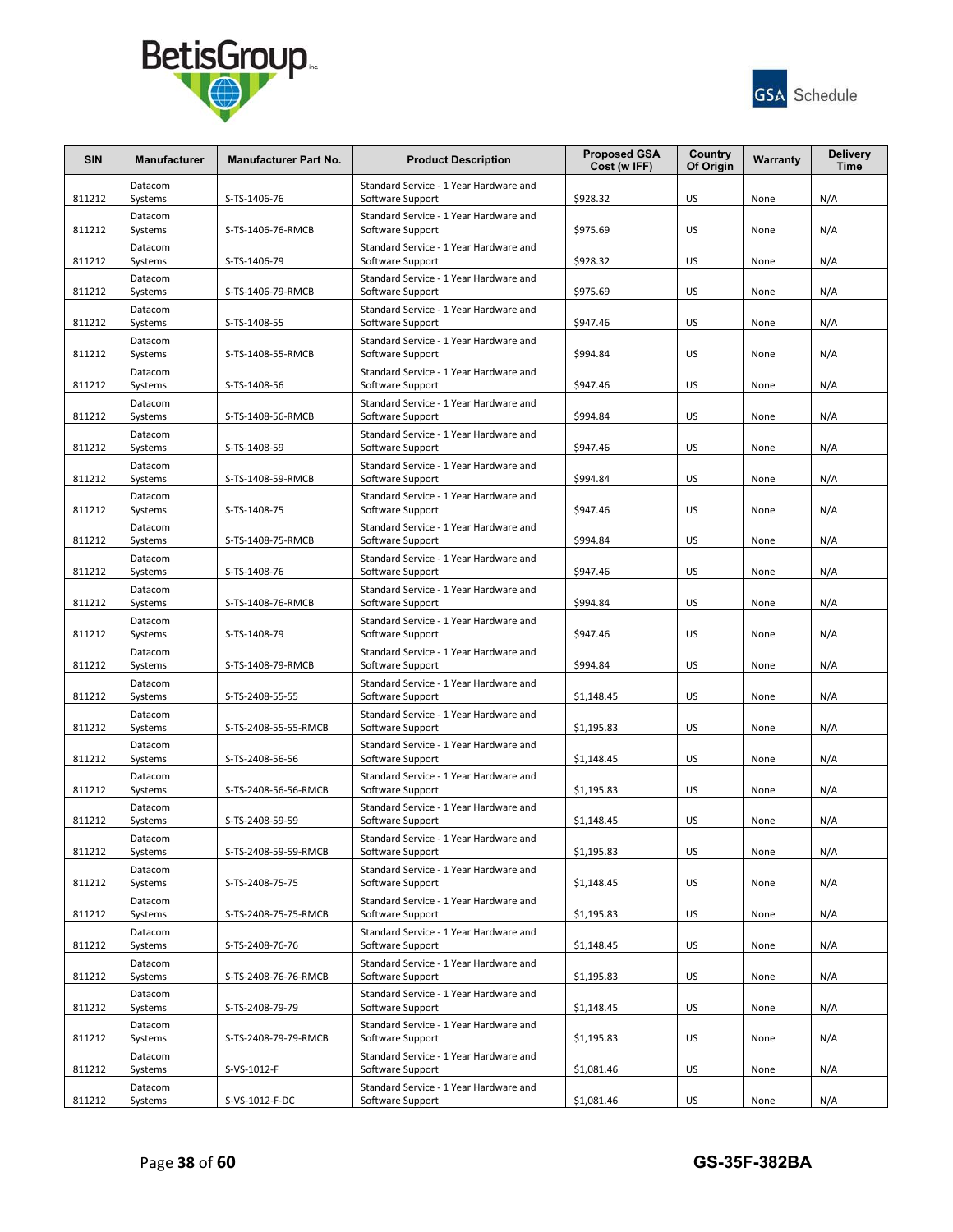| SIN | Manufacturer | Manufacturer Part No. | Product Description | Proposed GSA Cost (w IFF) | Country Of Origin | Warranty | Delivery Time |
|---|---|---|---|---|---|---|---|
| 811212 | Datacom Systems | S-TS-1406-76 | Standard Service - 1 Year Hardware and Software Support | $928.32 | US | None | N/A |
| 811212 | Datacom Systems | S-TS-1406-76-RMCB | Standard Service - 1 Year Hardware and Software Support | $975.69 | US | None | N/A |
| 811212 | Datacom Systems | S-TS-1406-79 | Standard Service - 1 Year Hardware and Software Support | $928.32 | US | None | N/A |
| 811212 | Datacom Systems | S-TS-1406-79-RMCB | Standard Service - 1 Year Hardware and Software Support | $975.69 | US | None | N/A |
| 811212 | Datacom Systems | S-TS-1408-55 | Standard Service - 1 Year Hardware and Software Support | $947.46 | US | None | N/A |
| 811212 | Datacom Systems | S-TS-1408-55-RMCB | Standard Service - 1 Year Hardware and Software Support | $994.84 | US | None | N/A |
| 811212 | Datacom Systems | S-TS-1408-56 | Standard Service - 1 Year Hardware and Software Support | $947.46 | US | None | N/A |
| 811212 | Datacom Systems | S-TS-1408-56-RMCB | Standard Service - 1 Year Hardware and Software Support | $994.84 | US | None | N/A |
| 811212 | Datacom Systems | S-TS-1408-59 | Standard Service - 1 Year Hardware and Software Support | $947.46 | US | None | N/A |
| 811212 | Datacom Systems | S-TS-1408-59-RMCB | Standard Service - 1 Year Hardware and Software Support | $994.84 | US | None | N/A |
| 811212 | Datacom Systems | S-TS-1408-75 | Standard Service - 1 Year Hardware and Software Support | $947.46 | US | None | N/A |
| 811212 | Datacom Systems | S-TS-1408-75-RMCB | Standard Service - 1 Year Hardware and Software Support | $994.84 | US | None | N/A |
| 811212 | Datacom Systems | S-TS-1408-76 | Standard Service - 1 Year Hardware and Software Support | $947.46 | US | None | N/A |
| 811212 | Datacom Systems | S-TS-1408-76-RMCB | Standard Service - 1 Year Hardware and Software Support | $994.84 | US | None | N/A |
| 811212 | Datacom Systems | S-TS-1408-79 | Standard Service - 1 Year Hardware and Software Support | $947.46 | US | None | N/A |
| 811212 | Datacom Systems | S-TS-1408-79-RMCB | Standard Service - 1 Year Hardware and Software Support | $994.84 | US | None | N/A |
| 811212 | Datacom Systems | S-TS-2408-55-55 | Standard Service - 1 Year Hardware and Software Support | $1,148.45 | US | None | N/A |
| 811212 | Datacom Systems | S-TS-2408-55-55-RMCB | Standard Service - 1 Year Hardware and Software Support | $1,195.83 | US | None | N/A |
| 811212 | Datacom Systems | S-TS-2408-56-56 | Standard Service - 1 Year Hardware and Software Support | $1,148.45 | US | None | N/A |
| 811212 | Datacom Systems | S-TS-2408-56-56-RMCB | Standard Service - 1 Year Hardware and Software Support | $1,195.83 | US | None | N/A |
| 811212 | Datacom Systems | S-TS-2408-59-59 | Standard Service - 1 Year Hardware and Software Support | $1,148.45 | US | None | N/A |
| 811212 | Datacom Systems | S-TS-2408-59-59-RMCB | Standard Service - 1 Year Hardware and Software Support | $1,195.83 | US | None | N/A |
| 811212 | Datacom Systems | S-TS-2408-75-75 | Standard Service - 1 Year Hardware and Software Support | $1,148.45 | US | None | N/A |
| 811212 | Datacom Systems | S-TS-2408-75-75-RMCB | Standard Service - 1 Year Hardware and Software Support | $1,195.83 | US | None | N/A |
| 811212 | Datacom Systems | S-TS-2408-76-76 | Standard Service - 1 Year Hardware and Software Support | $1,148.45 | US | None | N/A |
| 811212 | Datacom Systems | S-TS-2408-76-76-RMCB | Standard Service - 1 Year Hardware and Software Support | $1,195.83 | US | None | N/A |
| 811212 | Datacom Systems | S-TS-2408-79-79 | Standard Service - 1 Year Hardware and Software Support | $1,148.45 | US | None | N/A |
| 811212 | Datacom Systems | S-TS-2408-79-79-RMCB | Standard Service - 1 Year Hardware and Software Support | $1,195.83 | US | None | N/A |
| 811212 | Datacom Systems | S-VS-1012-F | Standard Service - 1 Year Hardware and Software Support | $1,081.46 | US | None | N/A |
| 811212 | Datacom Systems | S-VS-1012-F-DC | Standard Service - 1 Year Hardware and Software Support | $1,081.46 | US | None | N/A |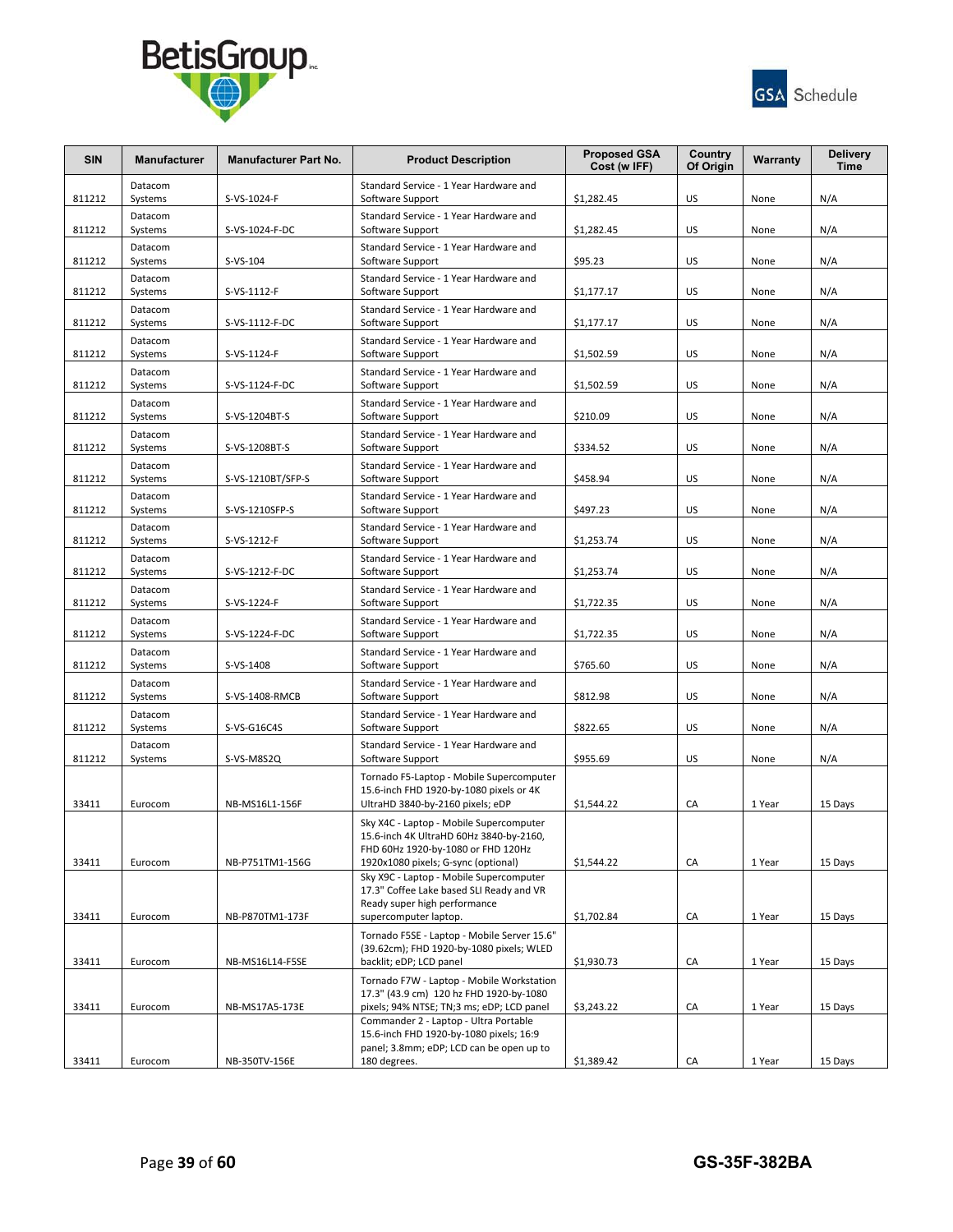| SIN | Manufacturer | Manufacturer Part No. | Product Description | Proposed GSA Cost (w IFF) | Country Of Origin | Warranty | Delivery Time |
|---|---|---|---|---|---|---|---|
| 811212 | Datacom Systems | S-VS-1024-F | Standard Service - 1 Year Hardware and Software Support | $1,282.45 | US | None | N/A |
| 811212 | Datacom Systems | S-VS-1024-F-DC | Standard Service - 1 Year Hardware and Software Support | $1,282.45 | US | None | N/A |
| 811212 | Datacom Systems | S-VS-104 | Standard Service - 1 Year Hardware and Software Support | $95.23 | US | None | N/A |
| 811212 | Datacom Systems | S-VS-1112-F | Standard Service - 1 Year Hardware and Software Support | $1,177.17 | US | None | N/A |
| 811212 | Datacom Systems | S-VS-1112-F-DC | Standard Service - 1 Year Hardware and Software Support | $1,177.17 | US | None | N/A |
| 811212 | Datacom Systems | S-VS-1124-F | Standard Service - 1 Year Hardware and Software Support | $1,502.59 | US | None | N/A |
| 811212 | Datacom Systems | S-VS-1124-F-DC | Standard Service - 1 Year Hardware and Software Support | $1,502.59 | US | None | N/A |
| 811212 | Datacom Systems | S-VS-1204BT-S | Standard Service - 1 Year Hardware and Software Support | $210.09 | US | None | N/A |
| 811212 | Datacom Systems | S-VS-1208BT-S | Standard Service - 1 Year Hardware and Software Support | $334.52 | US | None | N/A |
| 811212 | Datacom Systems | S-VS-1210BT/SFP-S | Standard Service - 1 Year Hardware and Software Support | $458.94 | US | None | N/A |
| 811212 | Datacom Systems | S-VS-1210SFP-S | Standard Service - 1 Year Hardware and Software Support | $497.23 | US | None | N/A |
| 811212 | Datacom Systems | S-VS-1212-F | Standard Service - 1 Year Hardware and Software Support | $1,253.74 | US | None | N/A |
| 811212 | Datacom Systems | S-VS-1212-F-DC | Standard Service - 1 Year Hardware and Software Support | $1,253.74 | US | None | N/A |
| 811212 | Datacom Systems | S-VS-1224-F | Standard Service - 1 Year Hardware and Software Support | $1,722.35 | US | None | N/A |
| 811212 | Datacom Systems | S-VS-1224-F-DC | Standard Service - 1 Year Hardware and Software Support | $1,722.35 | US | None | N/A |
| 811212 | Datacom Systems | S-VS-1408 | Standard Service - 1 Year Hardware and Software Support | $765.60 | US | None | N/A |
| 811212 | Datacom Systems | S-VS-1408-RMCB | Standard Service - 1 Year Hardware and Software Support | $812.98 | US | None | N/A |
| 811212 | Datacom Systems | S-VS-G16C4S | Standard Service - 1 Year Hardware and Software Support | $822.65 | US | None | N/A |
| 811212 | Datacom Systems | S-VS-M8S2Q | Standard Service - 1 Year Hardware and Software Support | $955.69 | US | None | N/A |
| 33411 | Eurocom | NB-MS16L1-156F | Tornado F5-Laptop - Mobile Supercomputer 15.6-inch FHD 1920-by-1080 pixels or 4K UltraHD 3840-by-2160 pixels; eDP | $1,544.22 | CA | 1 Year | 15 Days |
| 33411 | Eurocom | NB-P751TM1-156G | Sky X4C - Laptop - Mobile Supercomputer 15.6-inch 4K UltraHD 60Hz 3840-by-2160, FHD 60Hz 1920-by-1080 or FHD 120Hz 1920x1080 pixels; G-sync (optional) | $1,544.22 | CA | 1 Year | 15 Days |
| 33411 | Eurocom | NB-P870TM1-173F | Sky X9C - Laptop - Mobile Supercomputer 17.3" Coffee Lake based SLI Ready and VR Ready super high performance supercomputer laptop. | $1,702.84 | CA | 1 Year | 15 Days |
| 33411 | Eurocom | NB-MS16L14-F5SE | Tornado F5SE - Laptop - Mobile Server 15.6" (39.62cm); FHD 1920-by-1080 pixels; WLED backlit; eDP; LCD panel | $1,930.73 | CA | 1 Year | 15 Days |
| 33411 | Eurocom | NB-MS17A5-173E | Tornado F7W - Laptop - Mobile Workstation 17.3" (43.9 cm) 120 hz FHD 1920-by-1080 pixels; 94% NTSE; TN;3 ms; eDP; LCD panel | $3,243.22 | CA | 1 Year | 15 Days |
| 33411 | Eurocom | NB-350TV-156E | Commander 2 - Laptop - Ultra Portable 15.6-inch FHD 1920-by-1080 pixels; 16:9 panel; 3.8mm; eDP; LCD can be open up to 180 degrees. | $1,389.42 | CA | 1 Year | 15 Days |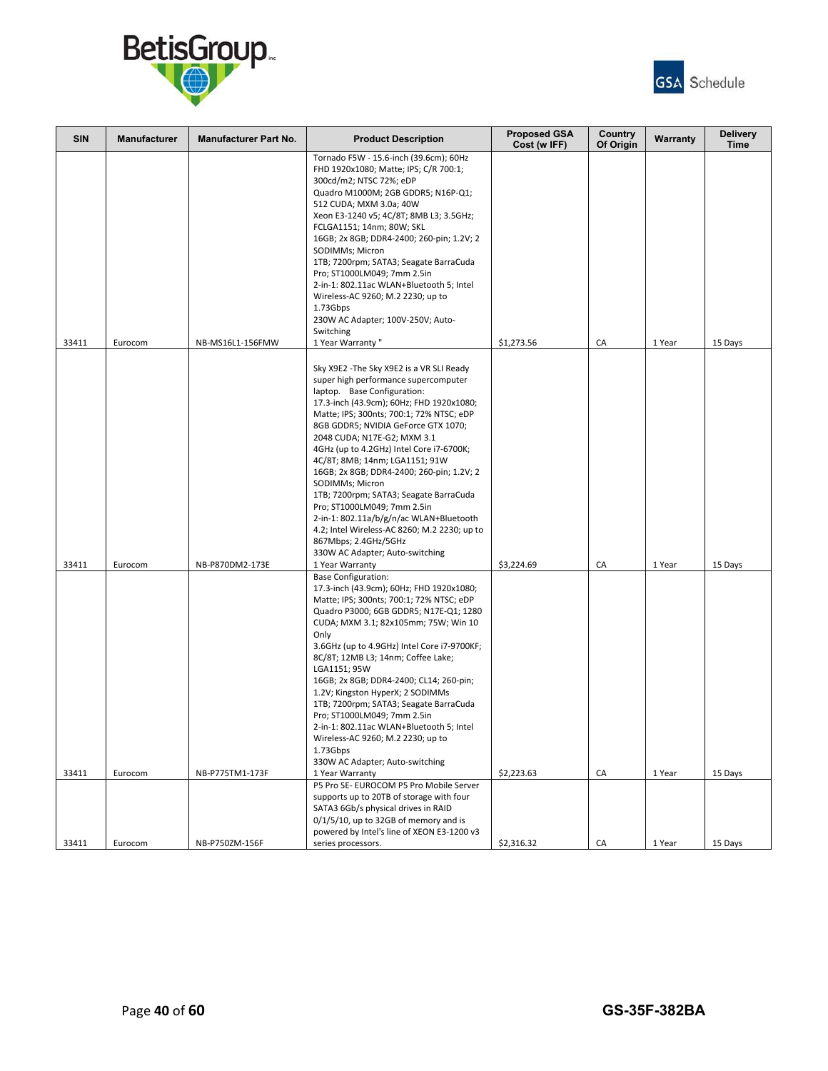| SIN | Manufacturer | Manufacturer Part No. | Product Description | Proposed GSA Cost (w IFF) | Country Of Origin | Warranty | Delivery Time |
|---|---|---|---|---|---|---|---|
| 33411 | Eurocom | NB-MS16L1-156FMW | Tornado F5W - 15.6-inch (39.6cm); 60Hz FHD 1920x1080; Matte; IPS; C/R 700:1; 300cd/m2; NTSC 72%; eDP Quadro M1000M; 2GB GDDR5; N16P-Q1; 512 CUDA; MXM 3.0a; 40W Xeon E3-1240 v5; 4C/8T; 8MB L3; 3.5GHz; FCLGA1151; 14nm; 80W; SKL 16GB; 2x 8GB; DDR4-2400; 260-pin; 1.2V; 2 SODIMMs; Micron 1TB; 7200rpm; SATA3; Seagate BarraCuda Pro; ST1000LM049; 7mm 2.5in 2-in-1: 802.11ac WLAN+Bluetooth 5; Intel Wireless-AC 9260; M.2 2230; up to 1.73Gbps 230W AC Adapter; 100V-250V; Auto-Switching 1 Year Warranty " | $1,273.56 | CA | 1 Year | 15 Days |
| 33411 | Eurocom | NB-P870DM2-173E | Sky X9E2 -The Sky X9E2 is a VR SLI Ready super high performance supercomputer laptop. Base Configuration: 17.3-inch (43.9cm); 60Hz; FHD 1920x1080; Matte; IPS; 300nts; 700:1; 72% NTSC; eDP 8GB GDDR5; NVIDIA GeForce GTX 1070; 2048 CUDA; N17E-G2; MXM 3.1 4GHz (up to 4.2GHz) Intel Core i7-6700K; 4C/8T; 8MB; 14nm; LGA1151; 91W 16GB; 2x 8GB; DDR4-2400; 260-pin; 1.2V; 2 SODIMMs; Micron 1TB; 7200rpm; SATA3; Seagate BarraCuda Pro; ST1000LM049; 7mm 2.5in 2-in-1: 802.11a/b/g/n/ac WLAN+Bluetooth 4.2; Intel Wireless-AC 8260; M.2 2230; up to 867Mbps; 2.4GHz/5GHz 330W AC Adapter; Auto-switching 1 Year Warranty | $3,224.69 | CA | 1 Year | 15 Days |
| 33411 | Eurocom | NB-P775TM1-173F | Base Configuration: 17.3-inch (43.9cm); 60Hz; FHD 1920x1080; Matte; IPS; 300nts; 700:1; 72% NTSC; eDP Quadro P3000; 6GB GDDR5; N17E-Q1; 1280 CUDA; MXM 3.1; 82x105mm; 75W; Win 10 Only 3.6GHz (up to 4.9GHz) Intel Core i7-9700KF; 8C/8T; 12MB L3; 14nm; Coffee Lake; LGA1151; 95W 16GB; 2x 8GB; DDR4-2400; CL14; 260-pin; 1.2V; Kingston HyperX; 2 SODIMMs 1TB; 7200rpm; SATA3; Seagate BarraCuda Pro; ST1000LM049; 7mm 2.5in 2-in-1: 802.11ac WLAN+Bluetooth 5; Intel Wireless-AC 9260; M.2 2230; up to 1.73Gbps 330W AC Adapter; Auto-switching 1 Year Warranty | $2,223.63 | CA | 1 Year | 15 Days |
| 33411 | Eurocom | NB-P750ZM-156F | P5 Pro SE- EUROCOM P5 Pro Mobile Server supports up to 20TB of storage with four SATA3 6Gb/s physical drives in RAID 0/1/5/10, up to 32GB of memory and is powered by Intel's line of XEON E3-1200 v3 series processors. | $2,316.32 | CA | 1 Year | 15 Days |

GS-35F-382BA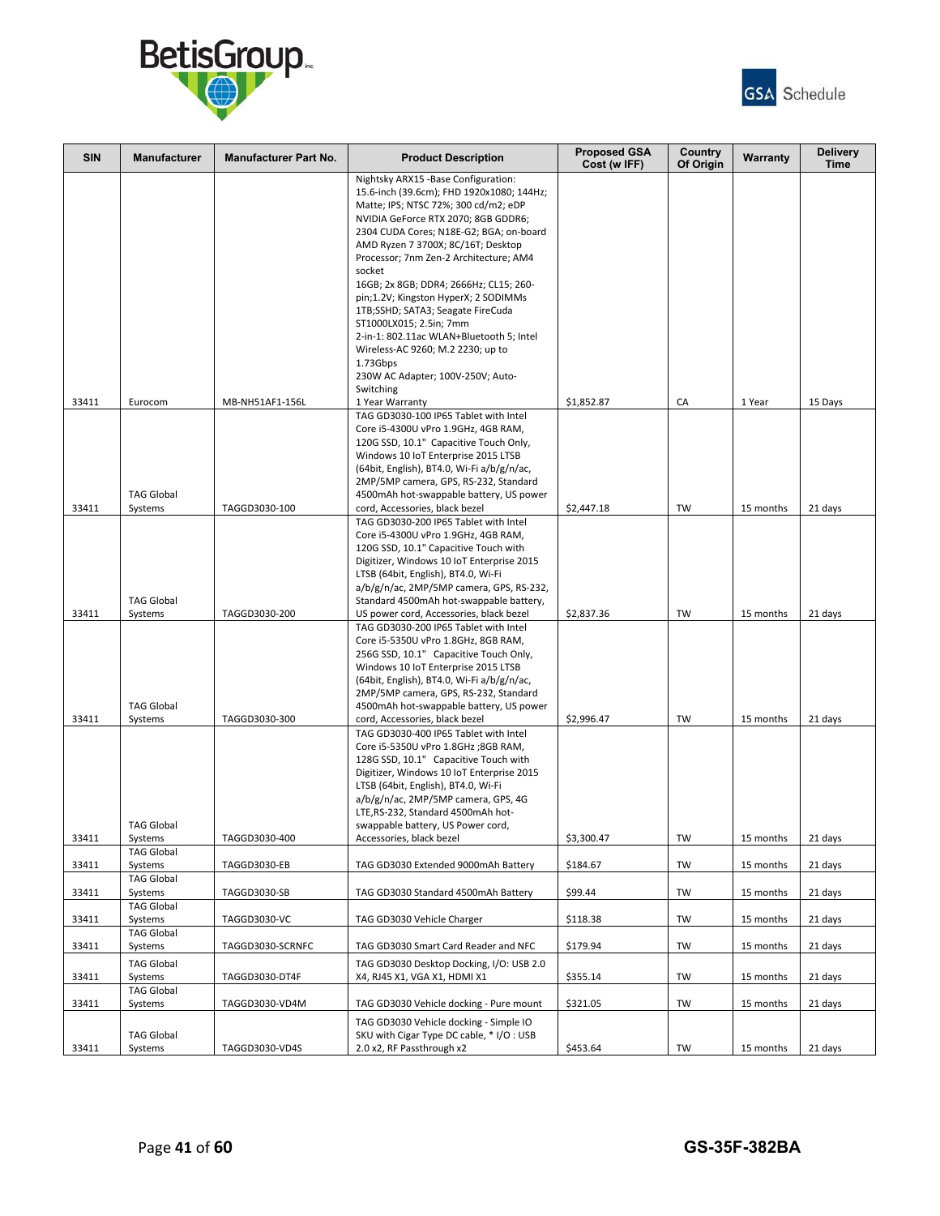| SIN | Manufacturer | Manufacturer Part No. | Product Description | Proposed GSA Cost (w IFF) | Country Of Origin | Warranty | Delivery Time |
|---|---|---|---|---|---|---|---|
| 33411 | Eurocom | MB-NH51AF1-156L | Nightsky ARX15 -Base Configuration: 15.6-inch (39.6cm); FHD 1920x1080; 144Hz; Matte; IPS; NTSC 72%; 300 cd/m2; eDP NVIDIA GeForce RTX 2070; 8GB GDDR6; 2304 CUDA Cores; N18E-G2; BGA; on-board AMD Ryzen 7 3700X; 8C/16T; Desktop Processor; 7nm Zen-2 Architecture; AM4 socket 16GB; 2x 8GB; DDR4; 2666Hz; CL15; 260-pin;1.2V; Kingston HyperX; 2 SODIMMs 1TB;SSHD; SATA3; Seagate FireCuda ST1000LX015; 2.5in; 7mm 2-in-1: 802.11ac WLAN+Bluetooth 5; Intel Wireless-AC 9260; M.2 2230; up to 1.73Gbps 230W AC Adapter; 100V-250V; Auto-Switching 1 Year Warranty | $1,852.87 | CA | 1 Year | 15 Days |
| 33411 | TAG Global Systems | TAGGD3030-100 | TAG GD3030-100 IP65 Tablet with Intel Core i5-4300U vPro 1.9GHz, 4GB RAM, 120G SSD, 10.1" Capacitive Touch Only, Windows 10 IoT Enterprise 2015 LTSB (64bit, English), BT4.0, Wi-Fi a/b/g/n/ac, 2MP/5MP camera, GPS, RS-232, Standard 4500mAh hot-swappable battery, US power cord, Accessories, black bezel | $2,447.18 | TW | 15 months | 21 days |
| 33411 | TAG Global Systems | TAGGD3030-200 | TAG GD3030-200 IP65 Tablet with Intel Core i5-4300U vPro 1.9GHz, 4GB RAM, 120G SSD, 10.1" Capacitive Touch with Digitizer, Windows 10 IoT Enterprise 2015 LTSB (64bit, English), BT4.0, Wi-Fi a/b/g/n/ac, 2MP/5MP camera, GPS, RS-232, Standard 4500mAh hot-swappable battery, US power cord, Accessories, black bezel | $2,837.36 | TW | 15 months | 21 days |
| 33411 | TAG Global Systems | TAGGD3030-300 | TAG GD3030-200 IP65 Tablet with Intel Core i5-5350U vPro 1.8GHz, 8GB RAM, 256G SSD, 10.1" Capacitive Touch Only, Windows 10 IoT Enterprise 2015 LTSB (64bit, English), BT4.0, Wi-Fi a/b/g/n/ac, 2MP/5MP camera, GPS, RS-232, Standard 4500mAh hot-swappable battery, US power cord, Accessories, black bezel | $2,996.47 | TW | 15 months | 21 days |
| 33411 | TAG Global Systems | TAGGD3030-400 | TAG GD3030-400 IP65 Tablet with Intel Core i5-5350U vPro 1.8GHz ;8GB RAM, 128G SSD, 10.1" Capacitive Touch with Digitizer, Windows 10 IoT Enterprise 2015 LTSB (64bit, English), BT4.0, Wi-Fi a/b/g/n/ac, 2MP/5MP camera, GPS, 4G LTE,RS-232, Standard 4500mAh hot-swappable battery, US Power cord, Accessories, black bezel | $3,300.47 | TW | 15 months | 21 days |
| 33411 | TAG Global Systems | TAGGD3030-EB | TAG GD3030 Extended 9000mAh Battery | $184.67 | TW | 15 months | 21 days |
| 33411 | TAG Global Systems | TAGGD3030-SB | TAG GD3030 Standard 4500mAh Battery | $99.44 | TW | 15 months | 21 days |
| 33411 | TAG Global Systems | TAGGD3030-VC | TAG GD3030 Vehicle Charger | $118.38 | TW | 15 months | 21 days |
| 33411 | TAG Global Systems | TAGGD3030-SCRNFC | TAG GD3030 Smart Card Reader and NFC | $179.94 | TW | 15 months | 21 days |
| 33411 | TAG Global Systems | TAGGD3030-DT4F | TAG GD3030 Desktop Docking, I/O: USB 2.0 X4, RJ45 X1, VGA X1, HDMI X1 | $355.14 | TW | 15 months | 21 days |
| 33411 | TAG Global Systems | TAGGD3030-VD4M | TAG GD3030 Vehicle docking - Pure mount | $321.05 | TW | 15 months | 21 days |
| 33411 | TAG Global Systems | TAGGD3030-VD4S | TAG GD3030 Vehicle docking - Simple IO SKU with Cigar Type DC cable, * I/O : USB 2.0 x2, RF Passthrough x2 | $453.64 | TW | 15 months | 21 days |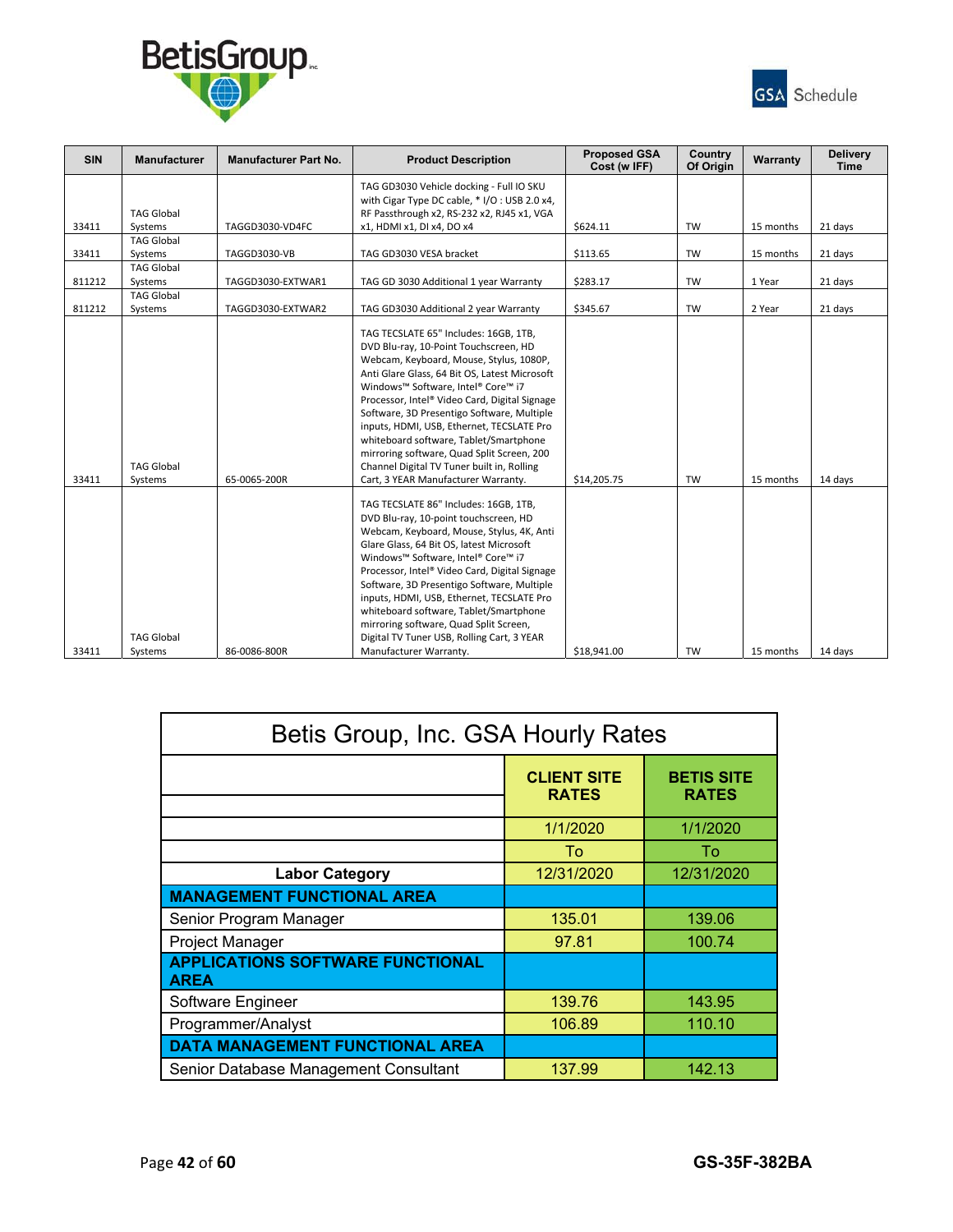| SIN | Manufacturer | Manufacturer Part No. | Product Description | Proposed GSA Cost (w IFF) | Country Of Origin | Warranty | Delivery Time |
|---|---|---|---|---|---|---|---|
| 33411 | TAG Global Systems | TAGGD3030-VD4FC | TAG GD3030 Vehicle docking - Full IO SKU with Cigar Type DC cable, * I/O : USB 2.0 x4, RF Passthrough x2, RS-232 x2, RJ45 x1, VGA x1, HDMI x1, DI x4, DO x4 | $624.11 | TW | 15 months | 21 days |
| 33411 | TAG Global Systems | TAGGD3030-VB | TAG GD3030 VESA bracket | $113.65 | TW | 15 months | 21 days |
| 811212 | TAG Global Systems | TAGGD3030-EXTWAR1 | TAG GD 3030 Additional 1 year Warranty | $283.17 | TW | 1 Year | 21 days |
| 811212 | TAG Global Systems | TAGGD3030-EXTWAR2 | TAG GD3030 Additional 2 year Warranty | $345.67 | TW | 2 Year | 21 days |
| 33411 | TAG Global Systems | 65-0065-200R | TAG TECSLATE 65" Includes: 16GB, 1TB, DVD Blu-ray, 10-Point Touchscreen, HD Webcam, Keyboard, Mouse, Stylus, 1080P, Anti Glare Glass, 64 Bit OS, Latest Microsoft Windows™ Software, Intel® Core™ i7 Processor, Intel® Video Card, Digital Signage Software, 3D Presentigo Software, Multiple inputs, HDMI, USB, Ethernet, TECSLATE Pro whiteboard software, Tablet/Smartphone mirroring software, Quad Split Screen, 200 Channel Digital TV Tuner built in, Rolling Cart, 3 YEAR Manufacturer Warranty. | $14,205.75 | TW | 15 months | 14 days |
| 33411 | TAG Global Systems | 86-0086-800R | TAG TECSLATE 86" Includes: 16GB, 1TB, DVD Blu-ray, 10-point touchscreen, HD Webcam, Keyboard, Mouse, Stylus, 4K, Anti Glare Glass, 64 Bit OS, latest Microsoft Windows™ Software, Intel® Core™ i7 Processor, Intel® Video Card, Digital Signage Software, 3D Presentigo Software, Multiple inputs, HDMI, USB, Ethernet, TECSLATE Pro whiteboard software, Tablet/Smartphone mirroring software, Quad Split Screen, Digital TV Tuner USB, Rolling Cart, 3 YEAR Manufacturer Warranty. | $18,941.00 | TW | 15 months | 14 days |

## Betis Group, Inc. GSA Hourly Rates

| Labor Category | CLIENT SITE RATES 1/1/2020 To 12/31/2020 | BETIS SITE RATES 1/1/2020 To 12/31/2020 |
|---|---|---|
| **MANAGEMENT FUNCTIONAL AREA** | | |
| Senior Program Manager | 135.01 | 139.06 |
| Project Manager | 97.81 | 100.74 |
| **APPLICATIONS SOFTWARE FUNCTIONAL AREA** | | |
| Software Engineer | 139.76 | 143.95 |
| Programmer/Analyst | 106.89 | 110.10 |
| **DATA MANAGEMENT FUNCTIONAL AREA** | | |
| Senior Database Management Consultant | 137.99 | 142.13 |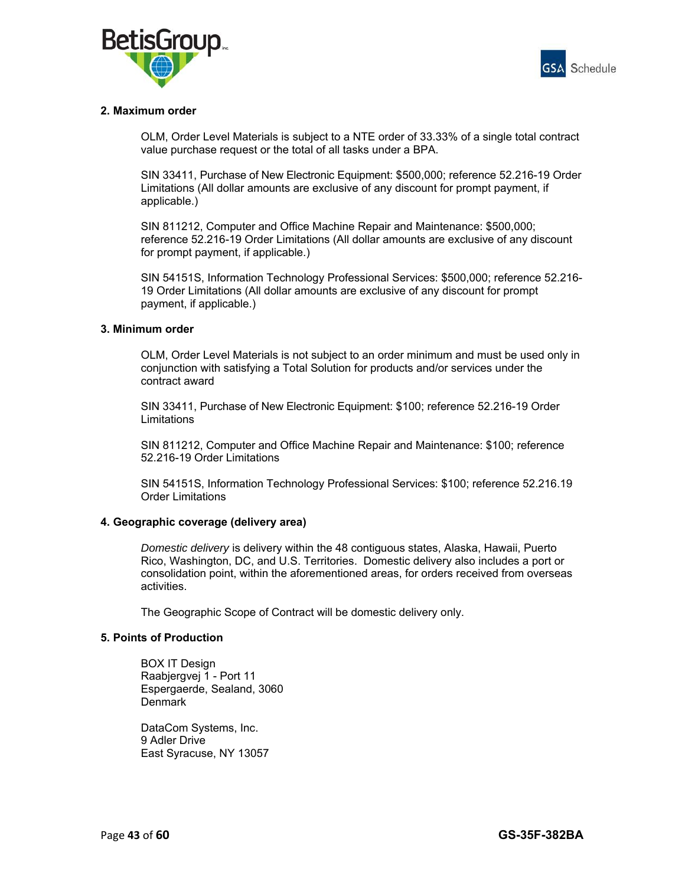**2. Maximum order**

OLM, Order Level Materials is subject to a NTE order of 33.33% of a single total contract value purchase request or the total of all tasks under a BPA.

SIN 33411, Purchase of New Electronic Equipment: $500,000; reference 52.216-19 Order Limitations (All dollar amounts are exclusive of any discount for prompt payment, if applicable.)

SIN 811212, Computer and Office Machine Repair and Maintenance: $500,000; reference 52.216-19 Order Limitations (All dollar amounts are exclusive of any discount for prompt payment, if applicable.)

SIN 54151S, Information Technology Professional Services: $500,000; reference 52.216-19 Order Limitations (All dollar amounts are exclusive of any discount for prompt payment, if applicable.)

**3. Minimum order**

OLM, Order Level Materials is not subject to an order minimum and must be used only in conjunction with satisfying a Total Solution for products and/or services under the contract award

SIN 33411, Purchase of New Electronic Equipment: $100; reference 52.216-19 Order Limitations

SIN 811212, Computer and Office Machine Repair and Maintenance: $100; reference 52.216-19 Order Limitations

SIN 54151S, Information Technology Professional Services: $100; reference 52.216.19 Order Limitations

**4. Geographic coverage (delivery area)**

*Domestic delivery* is delivery within the 48 contiguous states, Alaska, Hawaii, Puerto Rico, Washington, DC, and U.S. Territories. Domestic delivery also includes a port or consolidation point, within the aforementioned areas, for orders received from overseas activities.

The Geographic Scope of Contract will be domestic delivery only.

**5. Points of Production**

BOX IT Design
Raabjergvej 1 - Port 11
Espergaerde, Sealand, 3060
Denmark

DataCom Systems, Inc.
9 Adler Drive
East Syracuse, NY 13057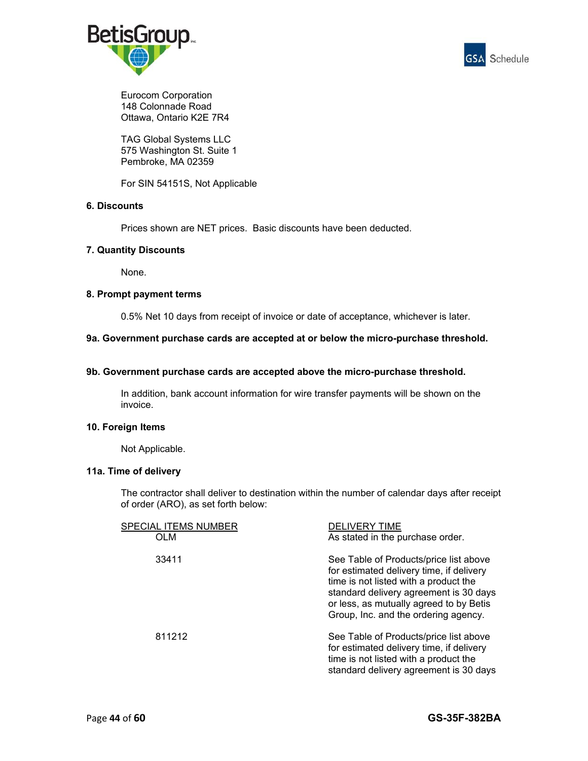Eurocom Corporation
148 Colonnade Road
Ottawa, Ontario K2E 7R4

TAG Global Systems LLC
575 Washington St. Suite 1
Pembroke, MA 02359

For SIN 54151S, Not Applicable

**6. Discounts**

Prices shown are NET prices. Basic discounts have been deducted.

**7. Quantity Discounts**

None.

**8. Prompt payment terms**

0.5% Net 10 days from receipt of invoice or date of acceptance, whichever is later.

**9a. Government purchase cards are accepted at or below the micro-purchase threshold.**

**9b. Government purchase cards are accepted above the micro-purchase threshold.**

In addition, bank account information for wire transfer payments will be shown on the invoice.

**10. Foreign Items**

Not Applicable.

**11a. Time of delivery**

The contractor shall deliver to destination within the number of calendar days after receipt of order (ARO), as set forth below:

| SPECIAL ITEMS NUMBER | DELIVERY TIME |
|---|---|
| OLM | As stated in the purchase order. |
| 33411 | See Table of Products/price list above for estimated delivery time, if delivery time is not listed with a product the standard delivery agreement is 30 days or less, as mutually agreed to by Betis Group, Inc. and the ordering agency. |
| 811212 | See Table of Products/price list above for estimated delivery time, if delivery time is not listed with a product the standard delivery agreement is 30 days |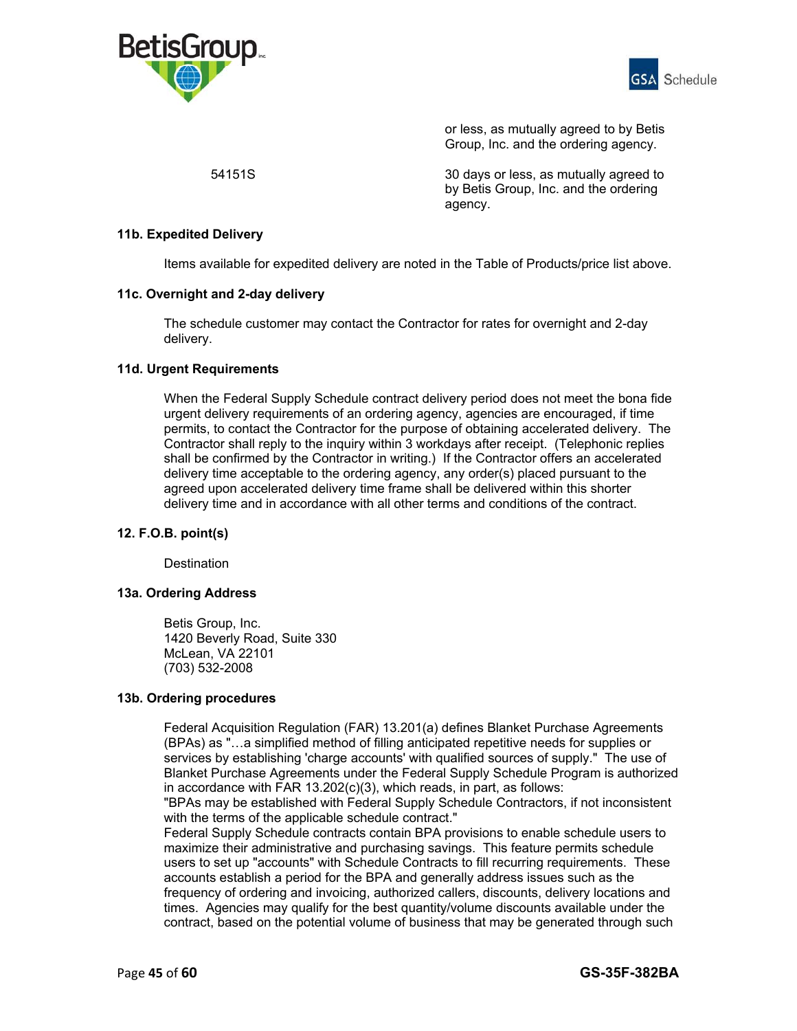| | |
|---|---|
| | or less, as mutually agreed to by Betis Group, Inc. and the ordering agency. |
| 54151S | 30 days or less, as mutually agreed to by Betis Group, Inc. and the ordering agency. |

**11b. Expedited Delivery**

Items available for expedited delivery are noted in the Table of Products/price list above.

**11c. Overnight and 2-day delivery**

The schedule customer may contact the Contractor for rates for overnight and 2-day delivery.

**11d. Urgent Requirements**

When the Federal Supply Schedule contract delivery period does not meet the bona fide urgent delivery requirements of an ordering agency, agencies are encouraged, if time permits, to contact the Contractor for the purpose of obtaining accelerated delivery. The Contractor shall reply to the inquiry within 3 workdays after receipt. (Telephonic replies shall be confirmed by the Contractor in writing.) If the Contractor offers an accelerated delivery time acceptable to the ordering agency, any order(s) placed pursuant to the agreed upon accelerated delivery time frame shall be delivered within this shorter delivery time and in accordance with all other terms and conditions of the contract.

**12. F.O.B. point(s)**

Destination

**13a. Ordering Address**

Betis Group, Inc.
1420 Beverly Road, Suite 330
McLean, VA 22101
(703) 532-2008

**13b. Ordering procedures**

Federal Acquisition Regulation (FAR) 13.201(a) defines Blanket Purchase Agreements (BPAs) as "…a simplified method of filling anticipated repetitive needs for supplies or services by establishing 'charge accounts' with qualified sources of supply." The use of Blanket Purchase Agreements under the Federal Supply Schedule Program is authorized in accordance with FAR 13.202(c)(3), which reads, in part, as follows:
"BPAs may be established with Federal Supply Schedule Contractors, if not inconsistent with the terms of the applicable schedule contract."
Federal Supply Schedule contracts contain BPA provisions to enable schedule users to maximize their administrative and purchasing savings. This feature permits schedule users to set up "accounts" with Schedule Contracts to fill recurring requirements. These accounts establish a period for the BPA and generally address issues such as the frequency of ordering and invoicing, authorized callers, discounts, delivery locations and times. Agencies may qualify for the best quantity/volume discounts available under the contract, based on the potential volume of business that may be generated through such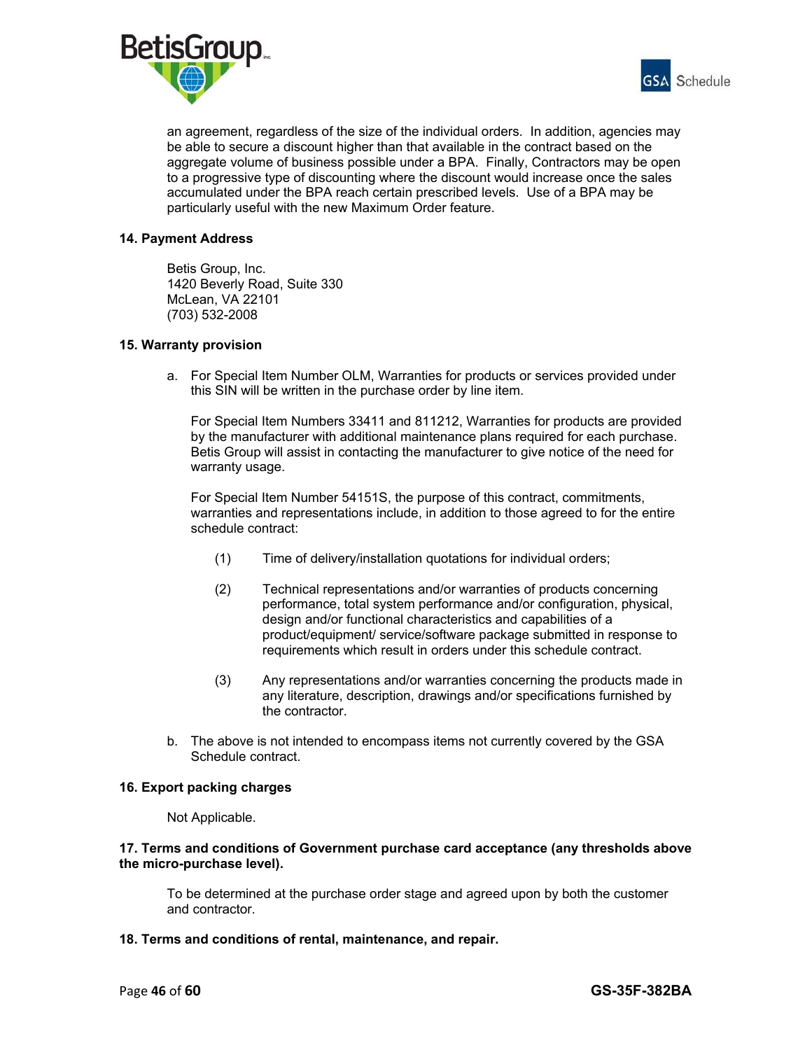an agreement, regardless of the size of the individual orders. In addition, agencies may be able to secure a discount higher than that available in the contract based on the aggregate volume of business possible under a BPA. Finally, Contractors may be open to a progressive type of discounting where the discount would increase once the sales accumulated under the BPA reach certain prescribed levels. Use of a BPA may be particularly useful with the new Maximum Order feature.

**14. Payment Address**

Betis Group, Inc.
1420 Beverly Road, Suite 330
McLean, VA 22101
(703) 532-2008

**15. Warranty provision**

a. For Special Item Number OLM, Warranties for products or services provided under this SIN will be written in the purchase order by line item.

   For Special Item Numbers 33411 and 811212, Warranties for products are provided by the manufacturer with additional maintenance plans required for each purchase. Betis Group will assist in contacting the manufacturer to give notice of the need for warranty usage.

   For Special Item Number 54151S, the purpose of this contract, commitments, warranties and representations include, in addition to those agreed to for the entire schedule contract:

   (1) Time of delivery/installation quotations for individual orders;

   (2) Technical representations and/or warranties of products concerning performance, total system performance and/or configuration, physical, design and/or functional characteristics and capabilities of a product/equipment/ service/software package submitted in response to requirements which result in orders under this schedule contract.

   (3) Any representations and/or warranties concerning the products made in any literature, description, drawings and/or specifications furnished by the contractor.

b. The above is not intended to encompass items not currently covered by the GSA Schedule contract.

**16. Export packing charges**

Not Applicable.

**17. Terms and conditions of Government purchase card acceptance (any thresholds above the micro-purchase level).**

To be determined at the purchase order stage and agreed upon by both the customer and contractor.

**18. Terms and conditions of rental, maintenance, and repair.**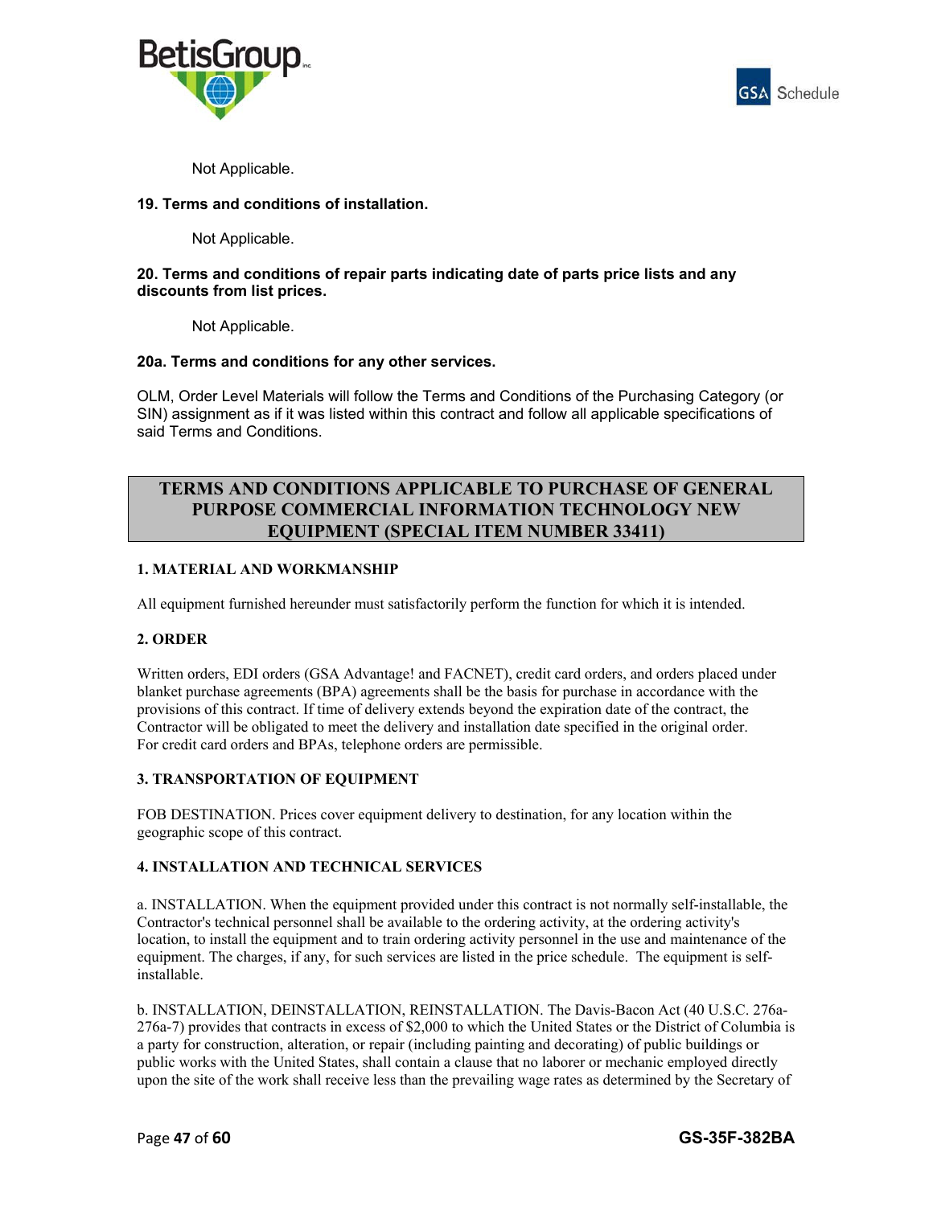Not Applicable.

**19. Terms and conditions of installation.**

Not Applicable.

**20. Terms and conditions of repair parts indicating date of parts price lists and any discounts from list prices.**

Not Applicable.

**20a. Terms and conditions for any other services.**

OLM, Order Level Materials will follow the Terms and Conditions of the Purchasing Category (or SIN) assignment as if it was listed within this contract and follow all applicable specifications of said Terms and Conditions.

## TERMS AND CONDITIONS APPLICABLE TO PURCHASE OF GENERAL PURPOSE COMMERCIAL INFORMATION TECHNOLOGY NEW EQUIPMENT (SPECIAL ITEM NUMBER 33411)

**1. MATERIAL AND WORKMANSHIP**

All equipment furnished hereunder must satisfactorily perform the function for which it is intended.

**2. ORDER**

Written orders, EDI orders (GSA Advantage! and FACNET), credit card orders, and orders placed under blanket purchase agreements (BPA) agreements shall be the basis for purchase in accordance with the provisions of this contract. If time of delivery extends beyond the expiration date of the contract, the Contractor will be obligated to meet the delivery and installation date specified in the original order. For credit card orders and BPAs, telephone orders are permissible.

**3. TRANSPORTATION OF EQUIPMENT**

FOB DESTINATION. Prices cover equipment delivery to destination, for any location within the geographic scope of this contract.

**4. INSTALLATION AND TECHNICAL SERVICES**

a. INSTALLATION. When the equipment provided under this contract is not normally self-installable, the Contractor's technical personnel shall be available to the ordering activity, at the ordering activity's location, to install the equipment and to train ordering activity personnel in the use and maintenance of the equipment. The charges, if any, for such services are listed in the price schedule. The equipment is self-installable.

b. INSTALLATION, DEINSTALLATION, REINSTALLATION. The Davis-Bacon Act (40 U.S.C. 276a-276a-7) provides that contracts in excess of $2,000 to which the United States or the District of Columbia is a party for construction, alteration, or repair (including painting and decorating) of public buildings or public works with the United States, shall contain a clause that no laborer or mechanic employed directly upon the site of the work shall receive less than the prevailing wage rates as determined by the Secretary of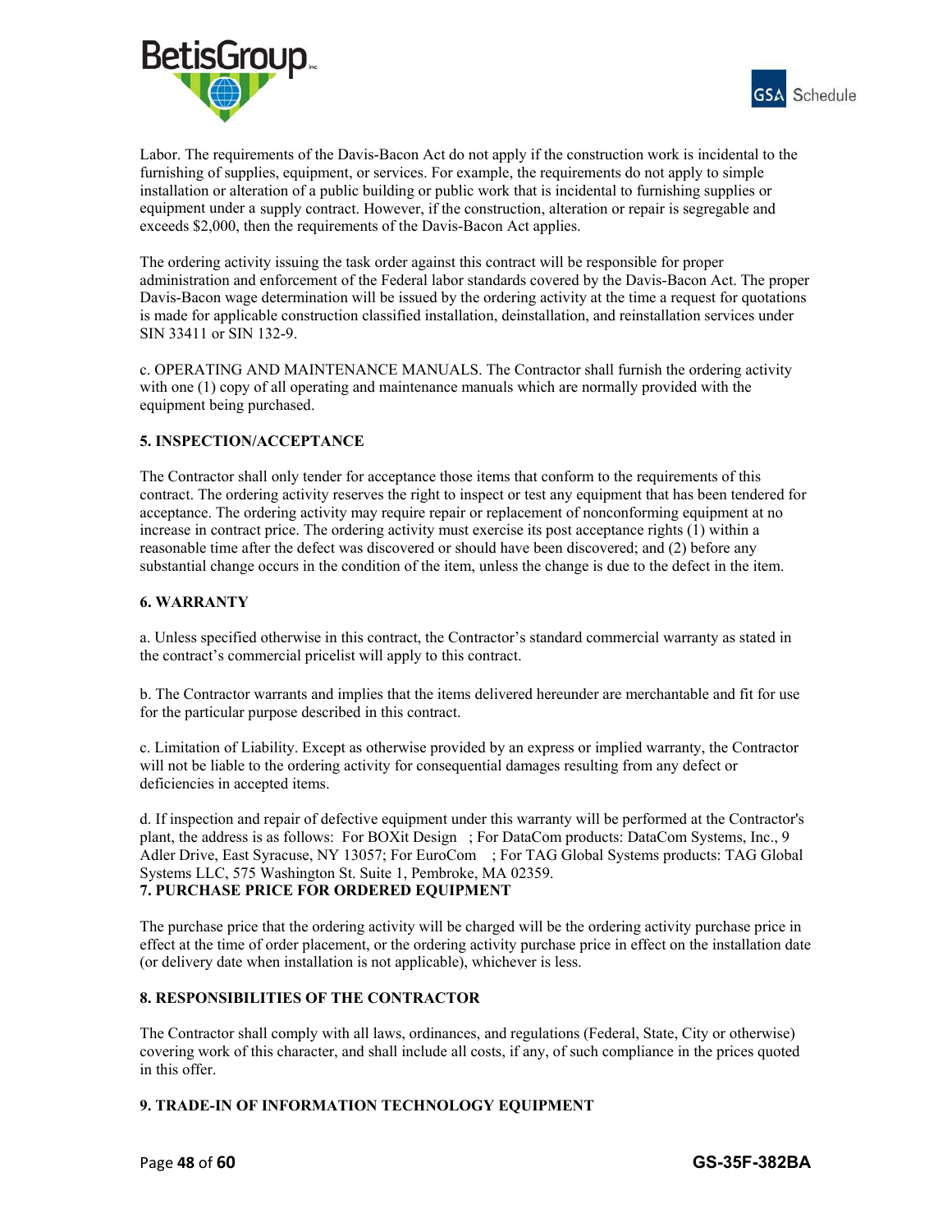Labor. The requirements of the Davis-Bacon Act do not apply if the construction work is incidental to the furnishing of supplies, equipment, or services. For example, the requirements do not apply to simple installation or alteration of a public building or public work that is incidental to furnishing supplies or equipment under a supply contract. However, if the construction, alteration or repair is segregable and exceeds $2,000, then the requirements of the Davis-Bacon Act applies.

The ordering activity issuing the task order against this contract will be responsible for proper administration and enforcement of the Federal labor standards covered by the Davis-Bacon Act. The proper Davis-Bacon wage determination will be issued by the ordering activity at the time a request for quotations is made for applicable construction classified installation, deinstallation, and reinstallation services under SIN 33411 or SIN 132-9.

c. OPERATING AND MAINTENANCE MANUALS. The Contractor shall furnish the ordering activity with one (1) copy of all operating and maintenance manuals which are normally provided with the equipment being purchased.

**5. INSPECTION/ACCEPTANCE**

The Contractor shall only tender for acceptance those items that conform to the requirements of this contract. The ordering activity reserves the right to inspect or test any equipment that has been tendered for acceptance. The ordering activity may require repair or replacement of nonconforming equipment at no increase in contract price. The ordering activity must exercise its post acceptance rights (1) within a reasonable time after the defect was discovered or should have been discovered; and (2) before any substantial change occurs in the condition of the item, unless the change is due to the defect in the item.

**6. WARRANTY**

a. Unless specified otherwise in this contract, the Contractor's standard commercial warranty as stated in the contract's commercial pricelist will apply to this contract.

b. The Contractor warrants and implies that the items delivered hereunder are merchantable and fit for use for the particular purpose described in this contract.

c. Limitation of Liability. Except as otherwise provided by an express or implied warranty, the Contractor will not be liable to the ordering activity for consequential damages resulting from any defect or deficiencies in accepted items.

d. If inspection and repair of defective equipment under this warranty will be performed at the Contractor's plant, the address is as follows: For BOXit Design ; For DataCom products: DataCom Systems, Inc., 9 Adler Drive, East Syracuse, NY 13057; For EuroCom ; For TAG Global Systems products: TAG Global Systems LLC, 575 Washington St. Suite 1, Pembroke, MA 02359.

**7. PURCHASE PRICE FOR ORDERED EQUIPMENT**

The purchase price that the ordering activity will be charged will be the ordering activity purchase price in effect at the time of order placement, or the ordering activity purchase price in effect on the installation date (or delivery date when installation is not applicable), whichever is less.

**8. RESPONSIBILITIES OF THE CONTRACTOR**

The Contractor shall comply with all laws, ordinances, and regulations (Federal, State, City or otherwise) covering work of this character, and shall include all costs, if any, of such compliance in the prices quoted in this offer.

**9. TRADE-IN OF INFORMATION TECHNOLOGY EQUIPMENT**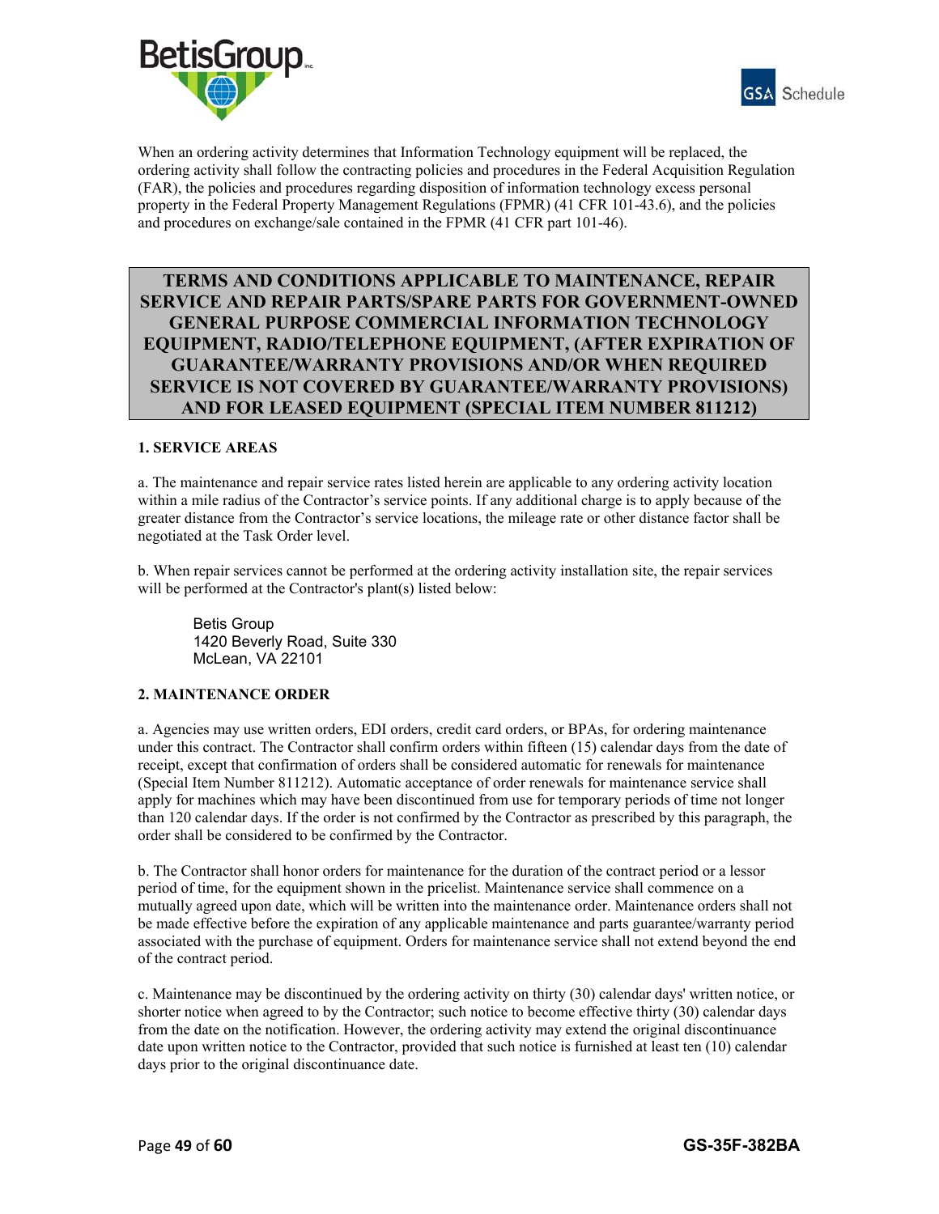When an ordering activity determines that Information Technology equipment will be replaced, the ordering activity shall follow the contracting policies and procedures in the Federal Acquisition Regulation (FAR), the policies and procedures regarding disposition of information technology excess personal property in the Federal Property Management Regulations (FPMR) (41 CFR 101-43.6), and the policies and procedures on exchange/sale contained in the FPMR (41 CFR part 101-46).

## TERMS AND CONDITIONS APPLICABLE TO MAINTENANCE, REPAIR SERVICE AND REPAIR PARTS/SPARE PARTS FOR GOVERNMENT-OWNED GENERAL PURPOSE COMMERCIAL INFORMATION TECHNOLOGY EQUIPMENT, RADIO/TELEPHONE EQUIPMENT, (AFTER EXPIRATION OF GUARANTEE/WARRANTY PROVISIONS AND/OR WHEN REQUIRED SERVICE IS NOT COVERED BY GUARANTEE/WARRANTY PROVISIONS) AND FOR LEASED EQUIPMENT (SPECIAL ITEM NUMBER 811212)

### 1. SERVICE AREAS

a. The maintenance and repair service rates listed herein are applicable to any ordering activity location within a mile radius of the Contractor's service points. If any additional charge is to apply because of the greater distance from the Contractor's service locations, the mileage rate or other distance factor shall be negotiated at the Task Order level.

b. When repair services cannot be performed at the ordering activity installation site, the repair services will be performed at the Contractor's plant(s) listed below:

Betis Group
1420 Beverly Road, Suite 330
McLean, VA 22101

### 2. MAINTENANCE ORDER

a. Agencies may use written orders, EDI orders, credit card orders, or BPAs, for ordering maintenance under this contract. The Contractor shall confirm orders within fifteen (15) calendar days from the date of receipt, except that confirmation of orders shall be considered automatic for renewals for maintenance (Special Item Number 811212). Automatic acceptance of order renewals for maintenance service shall apply for machines which may have been discontinued from use for temporary periods of time not longer than 120 calendar days. If the order is not confirmed by the Contractor as prescribed by this paragraph, the order shall be considered to be confirmed by the Contractor.

b. The Contractor shall honor orders for maintenance for the duration of the contract period or a lessor period of time, for the equipment shown in the pricelist. Maintenance service shall commence on a mutually agreed upon date, which will be written into the maintenance order. Maintenance orders shall not be made effective before the expiration of any applicable maintenance and parts guarantee/warranty period associated with the purchase of equipment. Orders for maintenance service shall not extend beyond the end of the contract period.

c. Maintenance may be discontinued by the ordering activity on thirty (30) calendar days' written notice, or shorter notice when agreed to by the Contractor; such notice to become effective thirty (30) calendar days from the date on the notification. However, the ordering activity may extend the original discontinuance date upon written notice to the Contractor, provided that such notice is furnished at least ten (10) calendar days prior to the original discontinuance date.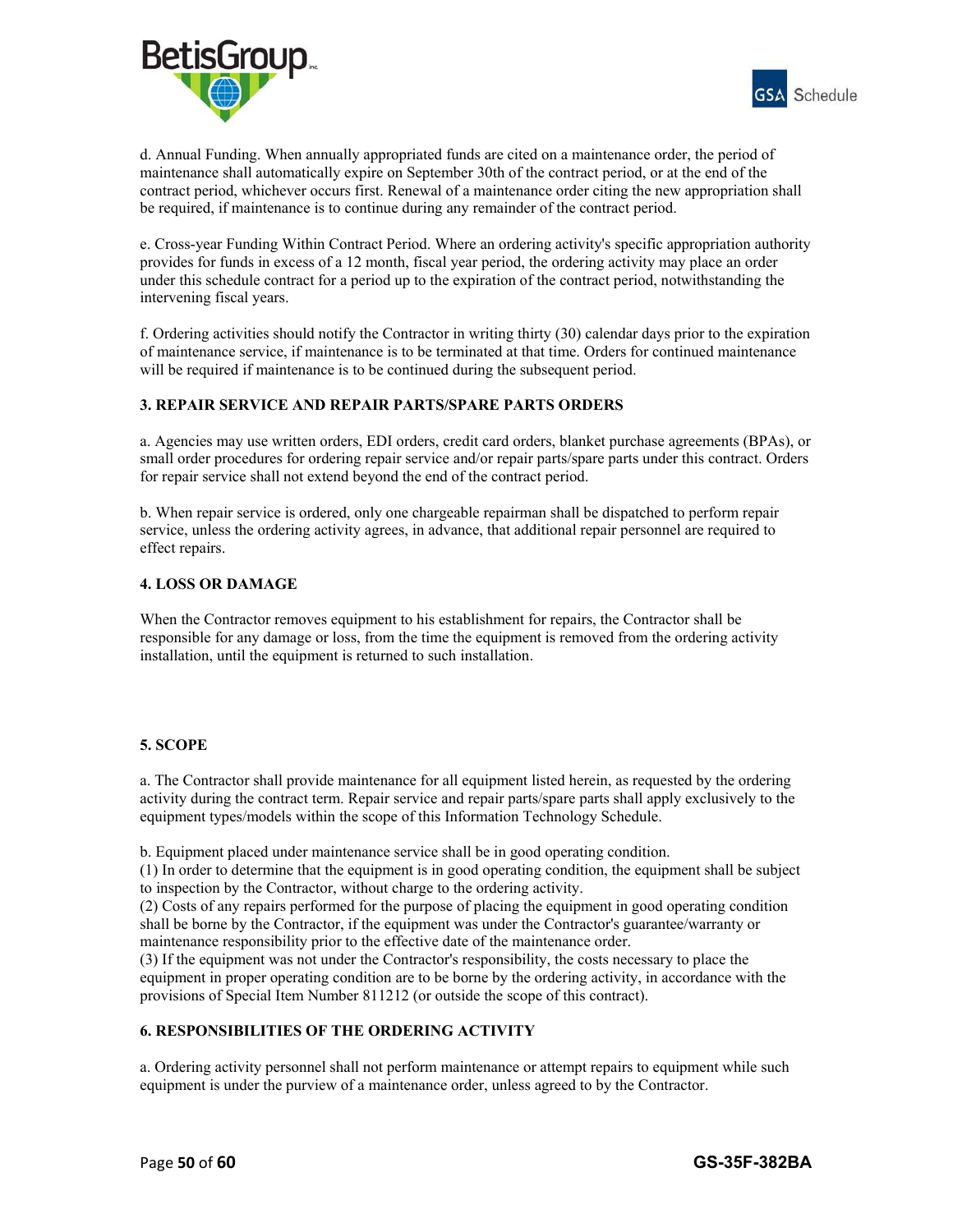d. Annual Funding. When annually appropriated funds are cited on a maintenance order, the period of maintenance shall automatically expire on September 30th of the contract period, or at the end of the contract period, whichever occurs first. Renewal of a maintenance order citing the new appropriation shall be required, if maintenance is to continue during any remainder of the contract period.

e. Cross-year Funding Within Contract Period. Where an ordering activity's specific appropriation authority provides for funds in excess of a 12 month, fiscal year period, the ordering activity may place an order under this schedule contract for a period up to the expiration of the contract period, notwithstanding the intervening fiscal years.

f. Ordering activities should notify the Contractor in writing thirty (30) calendar days prior to the expiration of maintenance service, if maintenance is to be terminated at that time. Orders for continued maintenance will be required if maintenance is to be continued during the subsequent period.

**3. REPAIR SERVICE AND REPAIR PARTS/SPARE PARTS ORDERS**

a. Agencies may use written orders, EDI orders, credit card orders, blanket purchase agreements (BPAs), or small order procedures for ordering repair service and/or repair parts/spare parts under this contract. Orders for repair service shall not extend beyond the end of the contract period.

b. When repair service is ordered, only one chargeable repairman shall be dispatched to perform repair service, unless the ordering activity agrees, in advance, that additional repair personnel are required to effect repairs.

**4. LOSS OR DAMAGE**

When the Contractor removes equipment to his establishment for repairs, the Contractor shall be responsible for any damage or loss, from the time the equipment is removed from the ordering activity installation, until the equipment is returned to such installation.

**5. SCOPE**

a. The Contractor shall provide maintenance for all equipment listed herein, as requested by the ordering activity during the contract term. Repair service and repair parts/spare parts shall apply exclusively to the equipment types/models within the scope of this Information Technology Schedule.

b. Equipment placed under maintenance service shall be in good operating condition.
(1) In order to determine that the equipment is in good operating condition, the equipment shall be subject to inspection by the Contractor, without charge to the ordering activity.
(2) Costs of any repairs performed for the purpose of placing the equipment in good operating condition shall be borne by the Contractor, if the equipment was under the Contractor's guarantee/warranty or maintenance responsibility prior to the effective date of the maintenance order.
(3) If the equipment was not under the Contractor's responsibility, the costs necessary to place the equipment in proper operating condition are to be borne by the ordering activity, in accordance with the provisions of Special Item Number 811212 (or outside the scope of this contract).

**6. RESPONSIBILITIES OF THE ORDERING ACTIVITY**

a. Ordering activity personnel shall not perform maintenance or attempt repairs to equipment while such equipment is under the purview of a maintenance order, unless agreed to by the Contractor.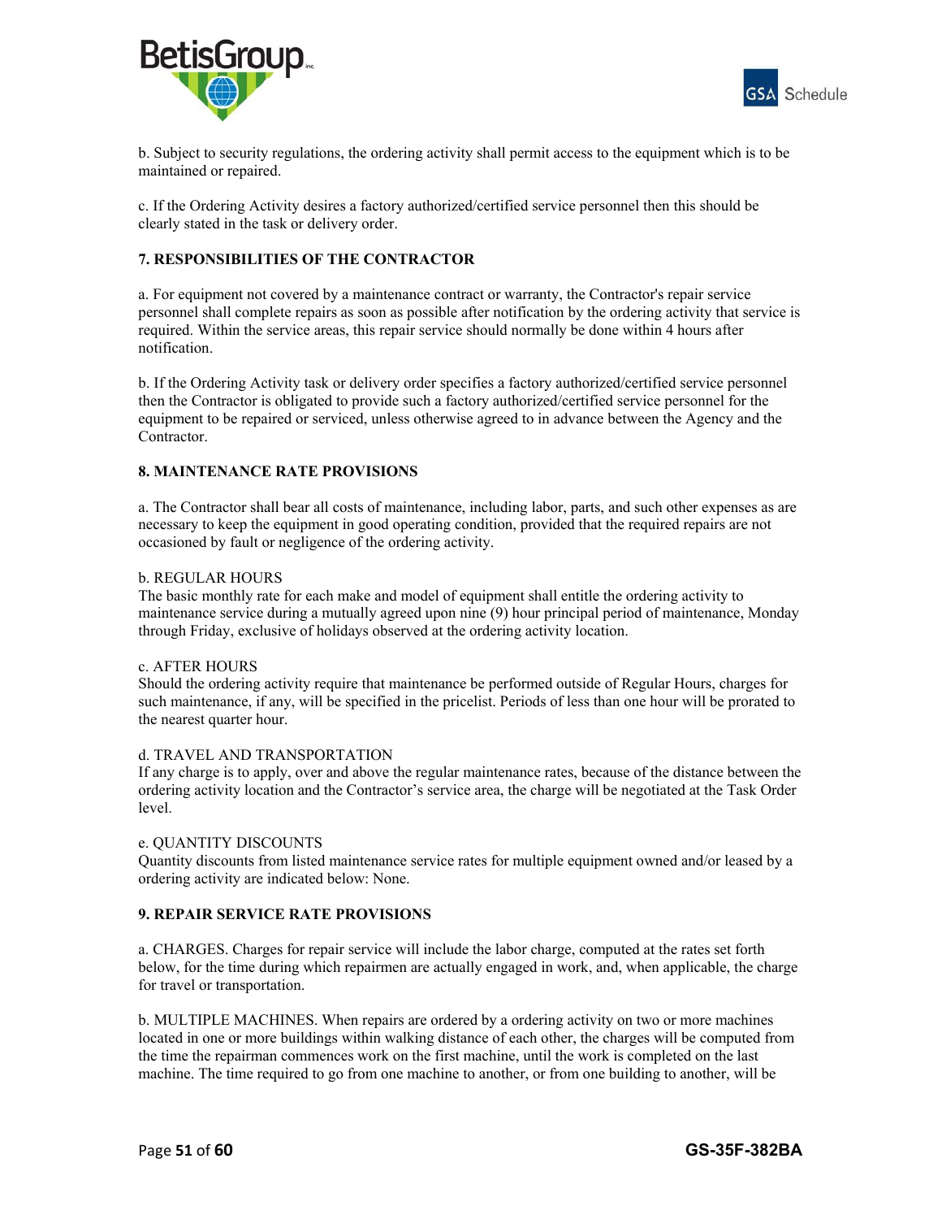b. Subject to security regulations, the ordering activity shall permit access to the equipment which is to be maintained or repaired.

c. If the Ordering Activity desires a factory authorized/certified service personnel then this should be clearly stated in the task or delivery order.

**7. RESPONSIBILITIES OF THE CONTRACTOR**

a. For equipment not covered by a maintenance contract or warranty, the Contractor's repair service personnel shall complete repairs as soon as possible after notification by the ordering activity that service is required. Within the service areas, this repair service should normally be done within 4 hours after notification.

b. If the Ordering Activity task or delivery order specifies a factory authorized/certified service personnel then the Contractor is obligated to provide such a factory authorized/certified service personnel for the equipment to be repaired or serviced, unless otherwise agreed to in advance between the Agency and the Contractor.

**8. MAINTENANCE RATE PROVISIONS**

a. The Contractor shall bear all costs of maintenance, including labor, parts, and such other expenses as are necessary to keep the equipment in good operating condition, provided that the required repairs are not occasioned by fault or negligence of the ordering activity.

b. REGULAR HOURS
The basic monthly rate for each make and model of equipment shall entitle the ordering activity to maintenance service during a mutually agreed upon nine (9) hour principal period of maintenance, Monday through Friday, exclusive of holidays observed at the ordering activity location.

c. AFTER HOURS
Should the ordering activity require that maintenance be performed outside of Regular Hours, charges for such maintenance, if any, will be specified in the pricelist. Periods of less than one hour will be prorated to the nearest quarter hour.

d. TRAVEL AND TRANSPORTATION
If any charge is to apply, over and above the regular maintenance rates, because of the distance between the ordering activity location and the Contractor's service area, the charge will be negotiated at the Task Order level.

e. QUANTITY DISCOUNTS
Quantity discounts from listed maintenance service rates for multiple equipment owned and/or leased by a ordering activity are indicated below: None.

**9. REPAIR SERVICE RATE PROVISIONS**

a. CHARGES. Charges for repair service will include the labor charge, computed at the rates set forth below, for the time during which repairmen are actually engaged in work, and, when applicable, the charge for travel or transportation.

b. MULTIPLE MACHINES. When repairs are ordered by a ordering activity on two or more machines located in one or more buildings within walking distance of each other, the charges will be computed from the time the repairman commences work on the first machine, until the work is completed on the last machine. The time required to go from one machine to another, or from one building to another, will be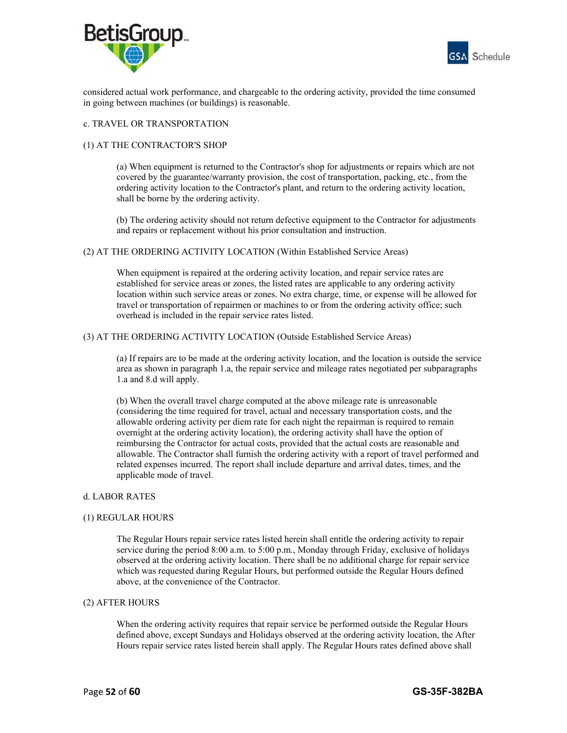considered actual work performance, and chargeable to the ordering activity, provided the time consumed in going between machines (or buildings) is reasonable.

c. TRAVEL OR TRANSPORTATION

(1) AT THE CONTRACTOR'S SHOP

(a) When equipment is returned to the Contractor's shop for adjustments or repairs which are not covered by the guarantee/warranty provision, the cost of transportation, packing, etc., from the ordering activity location to the Contractor's plant, and return to the ordering activity location, shall be borne by the ordering activity.

(b) The ordering activity should not return defective equipment to the Contractor for adjustments and repairs or replacement without his prior consultation and instruction.

(2) AT THE ORDERING ACTIVITY LOCATION (Within Established Service Areas)

When equipment is repaired at the ordering activity location, and repair service rates are established for service areas or zones, the listed rates are applicable to any ordering activity location within such service areas or zones. No extra charge, time, or expense will be allowed for travel or transportation of repairmen or machines to or from the ordering activity office; such overhead is included in the repair service rates listed.

(3) AT THE ORDERING ACTIVITY LOCATION (Outside Established Service Areas)

(a) If repairs are to be made at the ordering activity location, and the location is outside the service area as shown in paragraph 1.a, the repair service and mileage rates negotiated per subparagraphs 1.a and 8.d will apply.

(b) When the overall travel charge computed at the above mileage rate is unreasonable (considering the time required for travel, actual and necessary transportation costs, and the allowable ordering activity per diem rate for each night the repairman is required to remain overnight at the ordering activity location), the ordering activity shall have the option of reimbursing the Contractor for actual costs, provided that the actual costs are reasonable and allowable. The Contractor shall furnish the ordering activity with a report of travel performed and related expenses incurred. The report shall include departure and arrival dates, times, and the applicable mode of travel.

d. LABOR RATES

(1) REGULAR HOURS

The Regular Hours repair service rates listed herein shall entitle the ordering activity to repair service during the period 8:00 a.m. to 5:00 p.m., Monday through Friday, exclusive of holidays observed at the ordering activity location. There shall be no additional charge for repair service which was requested during Regular Hours, but performed outside the Regular Hours defined above, at the convenience of the Contractor.

(2) AFTER HOURS

When the ordering activity requires that repair service be performed outside the Regular Hours defined above, except Sundays and Holidays observed at the ordering activity location, the After Hours repair service rates listed herein shall apply. The Regular Hours rates defined above shall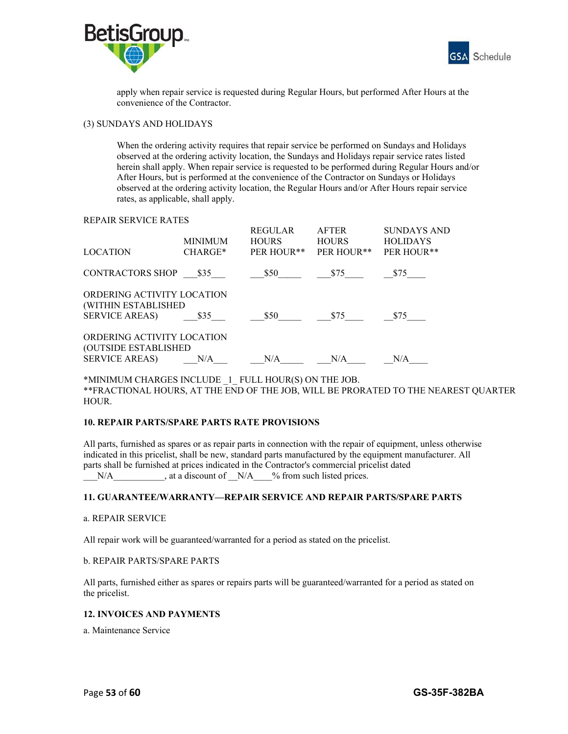apply when repair service is requested during Regular Hours, but performed After Hours at the convenience of the Contractor.

(3) SUNDAYS AND HOLIDAYS

When the ordering activity requires that repair service be performed on Sundays and Holidays observed at the ordering activity location, the Sundays and Holidays repair service rates listed herein shall apply. When repair service is requested to be performed during Regular Hours and/or After Hours, but is performed at the convenience of the Contractor on Sundays or Holidays observed at the ordering activity location, the Regular Hours and/or After Hours repair service rates, as applicable, shall apply.

REPAIR SERVICE RATES

| LOCATION | MINIMUM CHARGE* | REGULAR HOURS PER HOUR** | AFTER HOURS PER HOUR** | SUNDAYS AND HOLIDAYS PER HOUR** |
|---|---|---|---|---|
| CONTRACTORS SHOP | $35 | $50 | $75 | $75 |
| ORDERING ACTIVITY LOCATION (WITHIN ESTABLISHED SERVICE AREAS) | $35 | $50 | $75 | $75 |
| ORDERING ACTIVITY LOCATION (OUTSIDE ESTABLISHED SERVICE AREAS) | N/A | N/A | N/A | N/A |

*MINIMUM CHARGES INCLUDE _1_ FULL HOUR(S) ON THE JOB.
**FRACTIONAL HOURS, AT THE END OF THE JOB, WILL BE PRORATED TO THE NEAREST QUARTER HOUR.

**10. REPAIR PARTS/SPARE PARTS RATE PROVISIONS**

All parts, furnished as spares or as repair parts in connection with the repair of equipment, unless otherwise indicated in this pricelist, shall be new, standard parts manufactured by the equipment manufacturer. All parts shall be furnished at prices indicated in the Contractor's commercial pricelist dated ___N/A___________, at a discount of __N/A____% from such listed prices.

**11. GUARANTEE/WARRANTY—REPAIR SERVICE AND REPAIR PARTS/SPARE PARTS**

a. REPAIR SERVICE

All repair work will be guaranteed/warranted for a period as stated on the pricelist.

b. REPAIR PARTS/SPARE PARTS

All parts, furnished either as spares or repairs parts will be guaranteed/warranted for a period as stated on the pricelist.

**12. INVOICES AND PAYMENTS**

a. Maintenance Service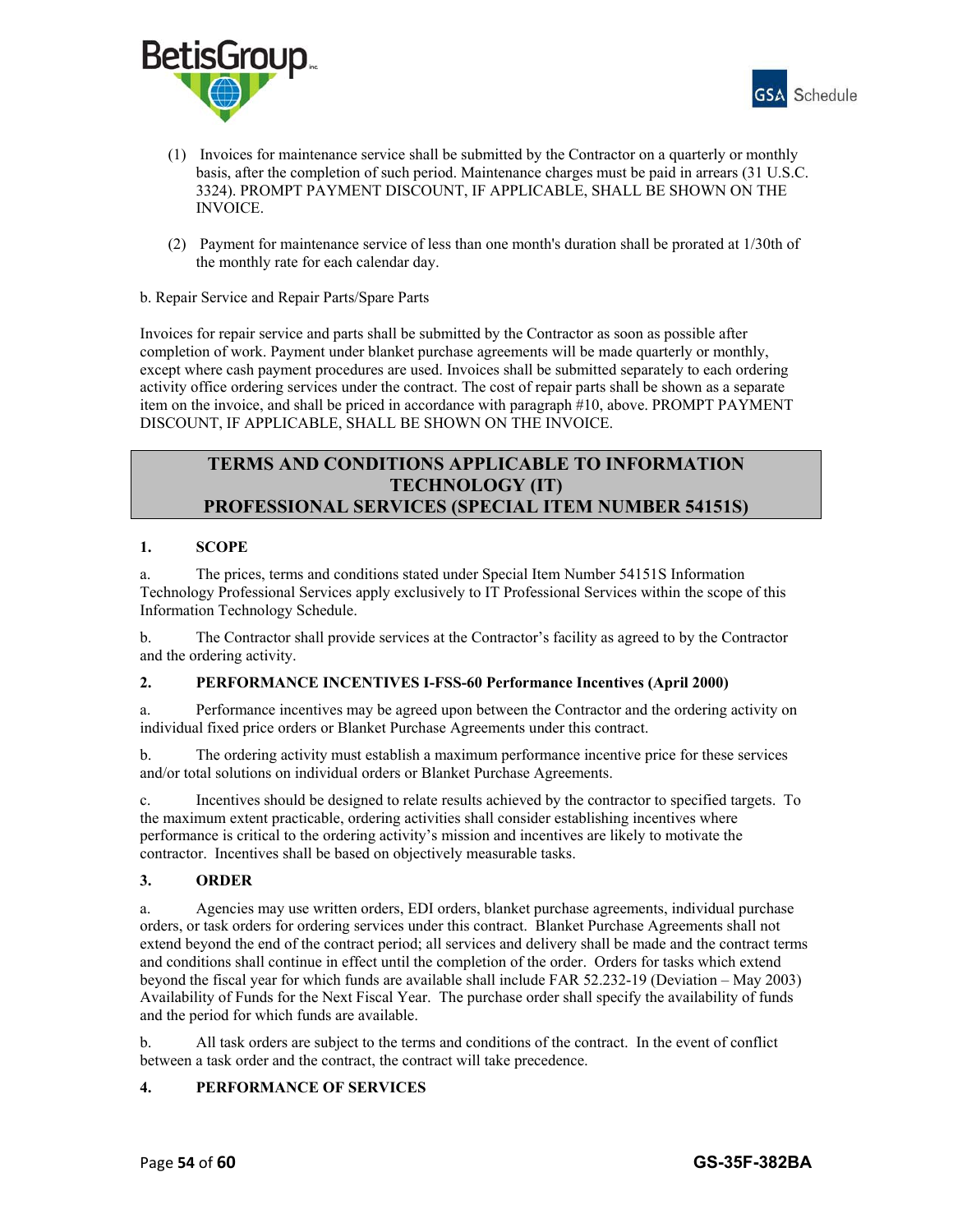(1) Invoices for maintenance service shall be submitted by the Contractor on a quarterly or monthly basis, after the completion of such period. Maintenance charges must be paid in arrears (31 U.S.C. 3324). PROMPT PAYMENT DISCOUNT, IF APPLICABLE, SHALL BE SHOWN ON THE INVOICE.

(2) Payment for maintenance service of less than one month's duration shall be prorated at 1/30th of the monthly rate for each calendar day.

b. Repair Service and Repair Parts/Spare Parts

Invoices for repair service and parts shall be submitted by the Contractor as soon as possible after completion of work. Payment under blanket purchase agreements will be made quarterly or monthly, except where cash payment procedures are used. Invoices shall be submitted separately to each ordering activity office ordering services under the contract. The cost of repair parts shall be shown as a separate item on the invoice, and shall be priced in accordance with paragraph #10, above. PROMPT PAYMENT DISCOUNT, IF APPLICABLE, SHALL BE SHOWN ON THE INVOICE.

## TERMS AND CONDITIONS APPLICABLE TO INFORMATION TECHNOLOGY (IT) PROFESSIONAL SERVICES (SPECIAL ITEM NUMBER 54151S)

**1. SCOPE**

a. The prices, terms and conditions stated under Special Item Number 54151S Information Technology Professional Services apply exclusively to IT Professional Services within the scope of this Information Technology Schedule.

b. The Contractor shall provide services at the Contractor's facility as agreed to by the Contractor and the ordering activity.

**2. PERFORMANCE INCENTIVES I-FSS-60 Performance Incentives (April 2000)**

a. Performance incentives may be agreed upon between the Contractor and the ordering activity on individual fixed price orders or Blanket Purchase Agreements under this contract.

b. The ordering activity must establish a maximum performance incentive price for these services and/or total solutions on individual orders or Blanket Purchase Agreements.

c. Incentives should be designed to relate results achieved by the contractor to specified targets. To the maximum extent practicable, ordering activities shall consider establishing incentives where performance is critical to the ordering activity's mission and incentives are likely to motivate the contractor. Incentives shall be based on objectively measurable tasks.

**3. ORDER**

a. Agencies may use written orders, EDI orders, blanket purchase agreements, individual purchase orders, or task orders for ordering services under this contract. Blanket Purchase Agreements shall not extend beyond the end of the contract period; all services and delivery shall be made and the contract terms and conditions shall continue in effect until the completion of the order. Orders for tasks which extend beyond the fiscal year for which funds are available shall include FAR 52.232-19 (Deviation – May 2003) Availability of Funds for the Next Fiscal Year. The purchase order shall specify the availability of funds and the period for which funds are available.

b. All task orders are subject to the terms and conditions of the contract. In the event of conflict between a task order and the contract, the contract will take precedence.

**4. PERFORMANCE OF SERVICES**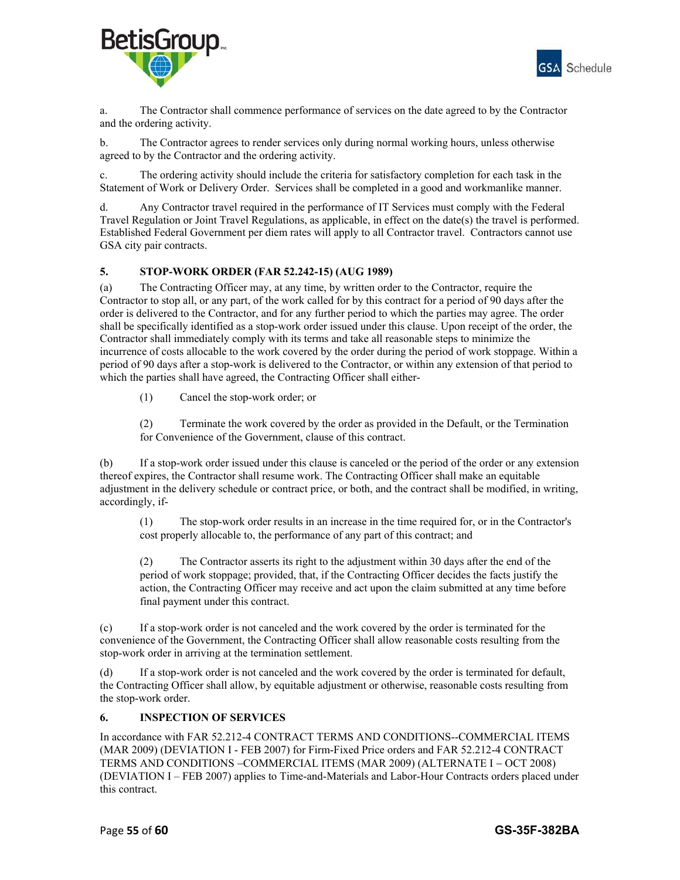a. The Contractor shall commence performance of services on the date agreed to by the Contractor and the ordering activity.

b. The Contractor agrees to render services only during normal working hours, unless otherwise agreed to by the Contractor and the ordering activity.

c. The ordering activity should include the criteria for satisfactory completion for each task in the Statement of Work or Delivery Order. Services shall be completed in a good and workmanlike manner.

d. Any Contractor travel required in the performance of IT Services must comply with the Federal Travel Regulation or Joint Travel Regulations, as applicable, in effect on the date(s) the travel is performed. Established Federal Government per diem rates will apply to all Contractor travel. Contractors cannot use GSA city pair contracts.

**5. STOP-WORK ORDER (FAR 52.242-15) (AUG 1989)**

(a) The Contracting Officer may, at any time, by written order to the Contractor, require the Contractor to stop all, or any part, of the work called for by this contract for a period of 90 days after the order is delivered to the Contractor, and for any further period to which the parties may agree. The order shall be specifically identified as a stop-work order issued under this clause. Upon receipt of the order, the Contractor shall immediately comply with its terms and take all reasonable steps to minimize the incurrence of costs allocable to the work covered by the order during the period of work stoppage. Within a period of 90 days after a stop-work is delivered to the Contractor, or within any extension of that period to which the parties shall have agreed, the Contracting Officer shall either-

(1) Cancel the stop-work order; or

(2) Terminate the work covered by the order as provided in the Default, or the Termination for Convenience of the Government, clause of this contract.

(b) If a stop-work order issued under this clause is canceled or the period of the order or any extension thereof expires, the Contractor shall resume work. The Contracting Officer shall make an equitable adjustment in the delivery schedule or contract price, or both, and the contract shall be modified, in writing, accordingly, if-

(1) The stop-work order results in an increase in the time required for, or in the Contractor's cost properly allocable to, the performance of any part of this contract; and

(2) The Contractor asserts its right to the adjustment within 30 days after the end of the period of work stoppage; provided, that, if the Contracting Officer decides the facts justify the action, the Contracting Officer may receive and act upon the claim submitted at any time before final payment under this contract.

(c) If a stop-work order is not canceled and the work covered by the order is terminated for the convenience of the Government, the Contracting Officer shall allow reasonable costs resulting from the stop-work order in arriving at the termination settlement.

(d) If a stop-work order is not canceled and the work covered by the order is terminated for default, the Contracting Officer shall allow, by equitable adjustment or otherwise, reasonable costs resulting from the stop-work order.

**6. INSPECTION OF SERVICES**

In accordance with FAR 52.212-4 CONTRACT TERMS AND CONDITIONS--COMMERCIAL ITEMS (MAR 2009) (DEVIATION I - FEB 2007) for Firm-Fixed Price orders and FAR 52.212-4 CONTRACT TERMS AND CONDITIONS –COMMERCIAL ITEMS (MAR 2009) (ALTERNATE I – OCT 2008) (DEVIATION I – FEB 2007) applies to Time-and-Materials and Labor-Hour Contracts orders placed under this contract.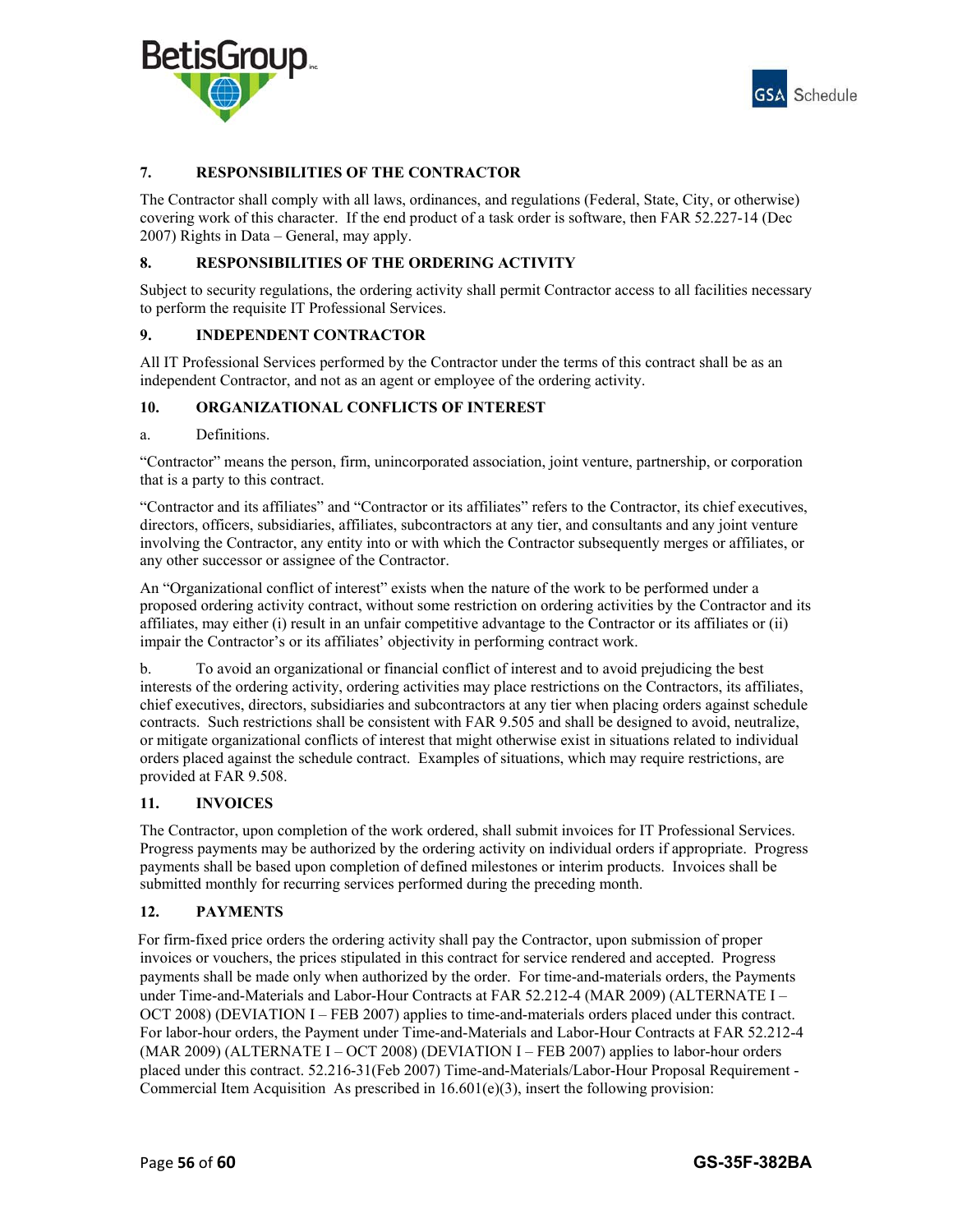### 7. RESPONSIBILITIES OF THE CONTRACTOR

The Contractor shall comply with all laws, ordinances, and regulations (Federal, State, City, or otherwise) covering work of this character. If the end product of a task order is software, then FAR 52.227-14 (Dec 2007) Rights in Data – General, may apply.

### 8. RESPONSIBILITIES OF THE ORDERING ACTIVITY

Subject to security regulations, the ordering activity shall permit Contractor access to all facilities necessary to perform the requisite IT Professional Services.

### 9. INDEPENDENT CONTRACTOR

All IT Professional Services performed by the Contractor under the terms of this contract shall be as an independent Contractor, and not as an agent or employee of the ordering activity.

### 10. ORGANIZATIONAL CONFLICTS OF INTEREST

a. Definitions.

"Contractor" means the person, firm, unincorporated association, joint venture, partnership, or corporation that is a party to this contract.

"Contractor and its affiliates" and "Contractor or its affiliates" refers to the Contractor, its chief executives, directors, officers, subsidiaries, affiliates, subcontractors at any tier, and consultants and any joint venture involving the Contractor, any entity into or with which the Contractor subsequently merges or affiliates, or any other successor or assignee of the Contractor.

An "Organizational conflict of interest" exists when the nature of the work to be performed under a proposed ordering activity contract, without some restriction on ordering activities by the Contractor and its affiliates, may either (i) result in an unfair competitive advantage to the Contractor or its affiliates or (ii) impair the Contractor's or its affiliates' objectivity in performing contract work.

b. To avoid an organizational or financial conflict of interest and to avoid prejudicing the best interests of the ordering activity, ordering activities may place restrictions on the Contractors, its affiliates, chief executives, directors, subsidiaries and subcontractors at any tier when placing orders against schedule contracts. Such restrictions shall be consistent with FAR 9.505 and shall be designed to avoid, neutralize, or mitigate organizational conflicts of interest that might otherwise exist in situations related to individual orders placed against the schedule contract. Examples of situations, which may require restrictions, are provided at FAR 9.508.

### 11. INVOICES

The Contractor, upon completion of the work ordered, shall submit invoices for IT Professional Services. Progress payments may be authorized by the ordering activity on individual orders if appropriate. Progress payments shall be based upon completion of defined milestones or interim products. Invoices shall be submitted monthly for recurring services performed during the preceding month.

### 12. PAYMENTS

For firm-fixed price orders the ordering activity shall pay the Contractor, upon submission of proper invoices or vouchers, the prices stipulated in this contract for service rendered and accepted. Progress payments shall be made only when authorized by the order. For time-and-materials orders, the Payments under Time-and-Materials and Labor-Hour Contracts at FAR 52.212-4 (MAR 2009) (ALTERNATE I – OCT 2008) (DEVIATION I – FEB 2007) applies to time-and-materials orders placed under this contract. For labor-hour orders, the Payment under Time-and-Materials and Labor-Hour Contracts at FAR 52.212-4 (MAR 2009) (ALTERNATE I – OCT 2008) (DEVIATION I – FEB 2007) applies to labor-hour orders placed under this contract. 52.216-31(Feb 2007) Time-and-Materials/Labor-Hour Proposal Requirement - Commercial Item Acquisition As prescribed in 16.601(e)(3), insert the following provision: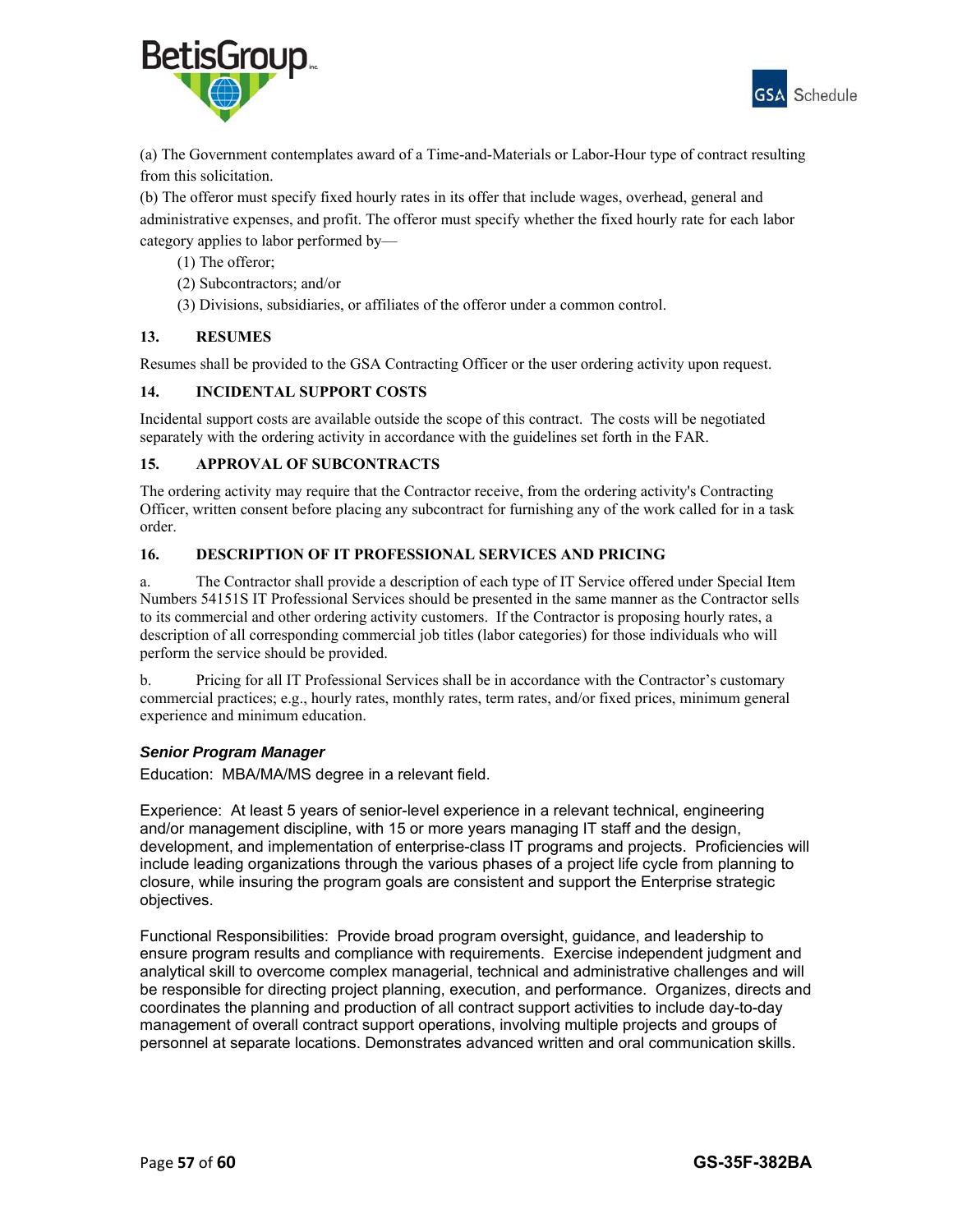(a) The Government contemplates award of a Time-and-Materials or Labor-Hour type of contract resulting from this solicitation.

(b) The offeror must specify fixed hourly rates in its offer that include wages, overhead, general and administrative expenses, and profit. The offeror must specify whether the fixed hourly rate for each labor category applies to labor performed by—

(1) The offeror;

(2) Subcontractors; and/or

(3) Divisions, subsidiaries, or affiliates of the offeror under a common control.

### 13. RESUMES

Resumes shall be provided to the GSA Contracting Officer or the user ordering activity upon request.

### 14. INCIDENTAL SUPPORT COSTS

Incidental support costs are available outside the scope of this contract. The costs will be negotiated separately with the ordering activity in accordance with the guidelines set forth in the FAR.

### 15. APPROVAL OF SUBCONTRACTS

The ordering activity may require that the Contractor receive, from the ordering activity's Contracting Officer, written consent before placing any subcontract for furnishing any of the work called for in a task order.

### 16. DESCRIPTION OF IT PROFESSIONAL SERVICES AND PRICING

a. The Contractor shall provide a description of each type of IT Service offered under Special Item Numbers 54151S IT Professional Services should be presented in the same manner as the Contractor sells to its commercial and other ordering activity customers. If the Contractor is proposing hourly rates, a description of all corresponding commercial job titles (labor categories) for those individuals who will perform the service should be provided.

b. Pricing for all IT Professional Services shall be in accordance with the Contractor's customary commercial practices; e.g., hourly rates, monthly rates, term rates, and/or fixed prices, minimum general experience and minimum education.

***Senior Program Manager***

Education: MBA/MA/MS degree in a relevant field.

Experience: At least 5 years of senior-level experience in a relevant technical, engineering and/or management discipline, with 15 or more years managing IT staff and the design, development, and implementation of enterprise-class IT programs and projects. Proficiencies will include leading organizations through the various phases of a project life cycle from planning to closure, while insuring the program goals are consistent and support the Enterprise strategic objectives.

Functional Responsibilities: Provide broad program oversight, guidance, and leadership to ensure program results and compliance with requirements. Exercise independent judgment and analytical skill to overcome complex managerial, technical and administrative challenges and will be responsible for directing project planning, execution, and performance. Organizes, directs and coordinates the planning and production of all contract support activities to include day-to-day management of overall contract support operations, involving multiple projects and groups of personnel at separate locations. Demonstrates advanced written and oral communication skills.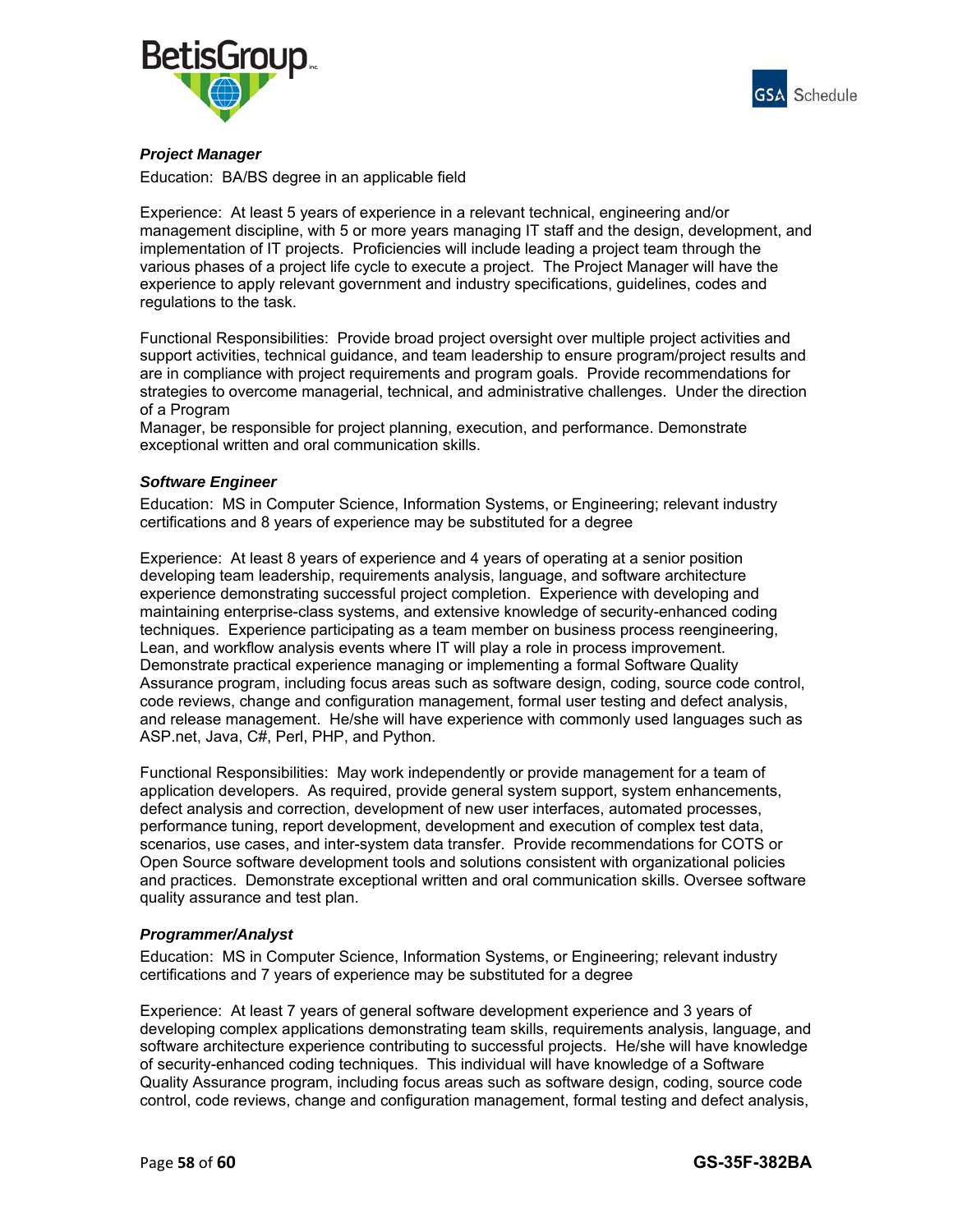***Project Manager***

Education: BA/BS degree in an applicable field

Experience: At least 5 years of experience in a relevant technical, engineering and/or management discipline, with 5 or more years managing IT staff and the design, development, and implementation of IT projects. Proficiencies will include leading a project team through the various phases of a project life cycle to execute a project. The Project Manager will have the experience to apply relevant government and industry specifications, guidelines, codes and regulations to the task.

Functional Responsibilities: Provide broad project oversight over multiple project activities and support activities, technical guidance, and team leadership to ensure program/project results and are in compliance with project requirements and program goals. Provide recommendations for strategies to overcome managerial, technical, and administrative challenges. Under the direction of a Program Manager, be responsible for project planning, execution, and performance. Demonstrate exceptional written and oral communication skills.

***Software Engineer***

Education: MS in Computer Science, Information Systems, or Engineering; relevant industry certifications and 8 years of experience may be substituted for a degree

Experience: At least 8 years of experience and 4 years of operating at a senior position developing team leadership, requirements analysis, language, and software architecture experience demonstrating successful project completion. Experience with developing and maintaining enterprise-class systems, and extensive knowledge of security-enhanced coding techniques. Experience participating as a team member on business process reengineering, Lean, and workflow analysis events where IT will play a role in process improvement. Demonstrate practical experience managing or implementing a formal Software Quality Assurance program, including focus areas such as software design, coding, source code control, code reviews, change and configuration management, formal user testing and defect analysis, and release management. He/she will have experience with commonly used languages such as ASP.net, Java, C#, Perl, PHP, and Python.

Functional Responsibilities: May work independently or provide management for a team of application developers. As required, provide general system support, system enhancements, defect analysis and correction, development of new user interfaces, automated processes, performance tuning, report development, development and execution of complex test data, scenarios, use cases, and inter-system data transfer. Provide recommendations for COTS or Open Source software development tools and solutions consistent with organizational policies and practices. Demonstrate exceptional written and oral communication skills. Oversee software quality assurance and test plan.

***Programmer/Analyst***

Education: MS in Computer Science, Information Systems, or Engineering; relevant industry certifications and 7 years of experience may be substituted for a degree

Experience: At least 7 years of general software development experience and 3 years of developing complex applications demonstrating team skills, requirements analysis, language, and software architecture experience contributing to successful projects. He/she will have knowledge of security-enhanced coding techniques. This individual will have knowledge of a Software Quality Assurance program, including focus areas such as software design, coding, source code control, code reviews, change and configuration management, formal testing and defect analysis,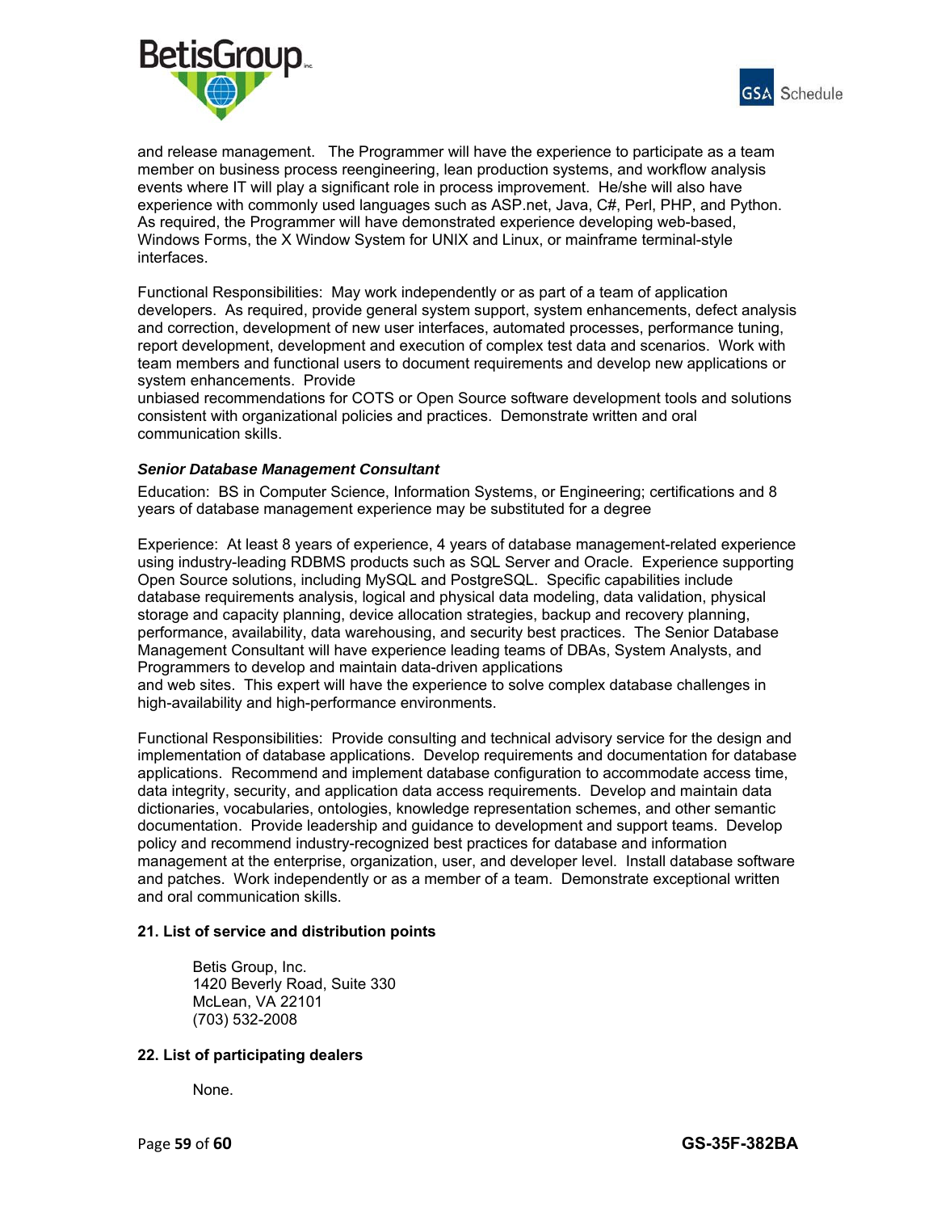and release management. The Programmer will have the experience to participate as a team member on business process reengineering, lean production systems, and workflow analysis events where IT will play a significant role in process improvement. He/she will also have experience with commonly used languages such as ASP.net, Java, C#, Perl, PHP, and Python. As required, the Programmer will have demonstrated experience developing web-based, Windows Forms, the X Window System for UNIX and Linux, or mainframe terminal-style interfaces.

Functional Responsibilities: May work independently or as part of a team of application developers. As required, provide general system support, system enhancements, defect analysis and correction, development of new user interfaces, automated processes, performance tuning, report development, development and execution of complex test data and scenarios. Work with team members and functional users to document requirements and develop new applications or system enhancements. Provide unbiased recommendations for COTS or Open Source software development tools and solutions consistent with organizational policies and practices. Demonstrate written and oral communication skills.

***Senior Database Management Consultant***

Education: BS in Computer Science, Information Systems, or Engineering; certifications and 8 years of database management experience may be substituted for a degree

Experience: At least 8 years of experience, 4 years of database management-related experience using industry-leading RDBMS products such as SQL Server and Oracle. Experience supporting Open Source solutions, including MySQL and PostgreSQL. Specific capabilities include database requirements analysis, logical and physical data modeling, data validation, physical storage and capacity planning, device allocation strategies, backup and recovery planning, performance, availability, data warehousing, and security best practices. The Senior Database Management Consultant will have experience leading teams of DBAs, System Analysts, and Programmers to develop and maintain data-driven applications and web sites. This expert will have the experience to solve complex database challenges in high-availability and high-performance environments.

Functional Responsibilities: Provide consulting and technical advisory service for the design and implementation of database applications. Develop requirements and documentation for database applications. Recommend and implement database configuration to accommodate access time, data integrity, security, and application data access requirements. Develop and maintain data dictionaries, vocabularies, ontologies, knowledge representation schemes, and other semantic documentation. Provide leadership and guidance to development and support teams. Develop policy and recommend industry-recognized best practices for database and information management at the enterprise, organization, user, and developer level. Install database software and patches. Work independently or as a member of a team. Demonstrate exceptional written and oral communication skills.

**21. List of service and distribution points**

Betis Group, Inc.
1420 Beverly Road, Suite 330
McLean, VA 22101
(703) 532-2008

**22. List of participating dealers**

None.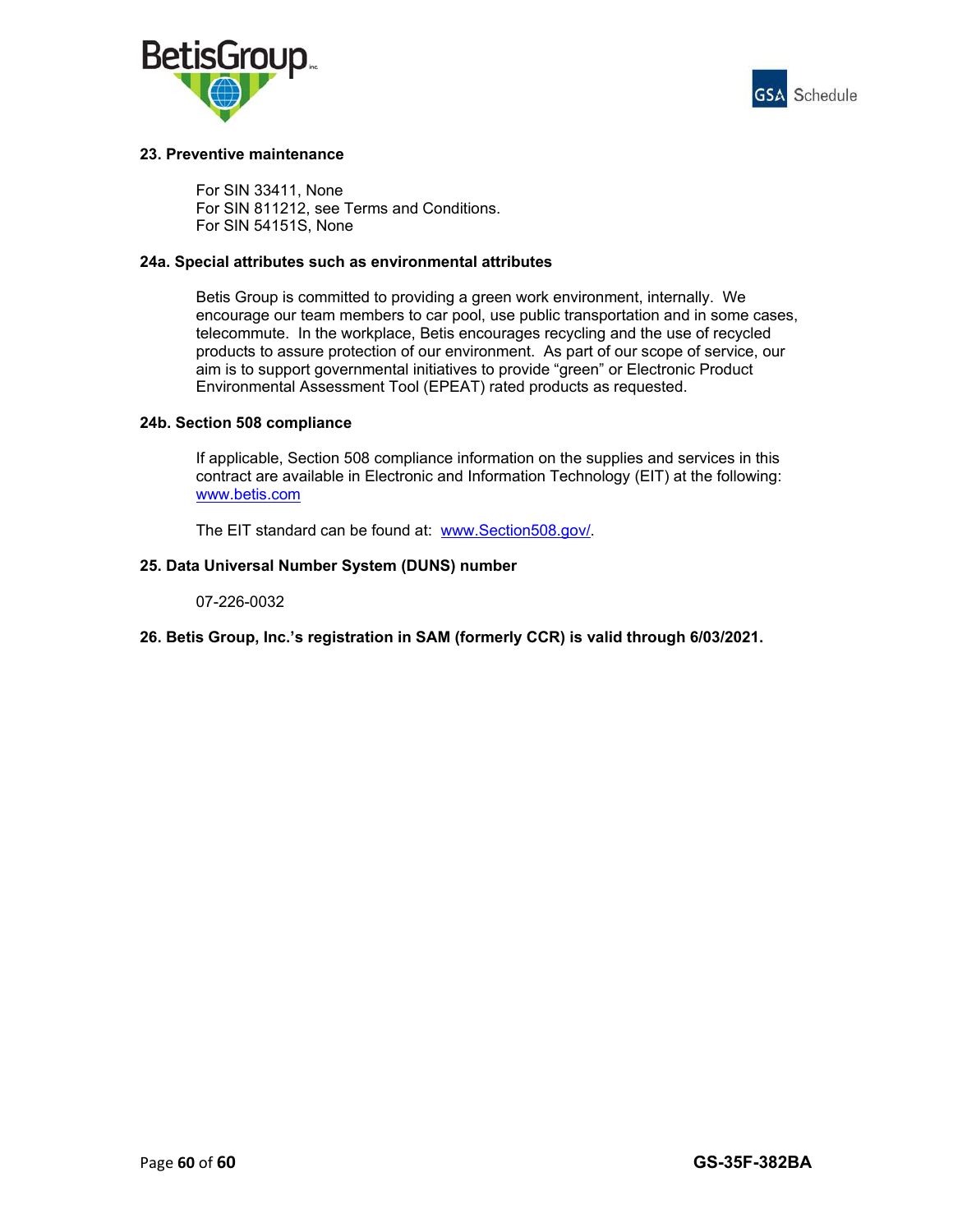**23. Preventive maintenance**

For SIN 33411, None
For SIN 811212, see Terms and Conditions.
For SIN 54151S, None

**24a. Special attributes such as environmental attributes**

Betis Group is committed to providing a green work environment, internally. We encourage our team members to car pool, use public transportation and in some cases, telecommute. In the workplace, Betis encourages recycling and the use of recycled products to assure protection of our environment. As part of our scope of service, our aim is to support governmental initiatives to provide "green" or Electronic Product Environmental Assessment Tool (EPEAT) rated products as requested.

**24b. Section 508 compliance**

If applicable, Section 508 compliance information on the supplies and services in this contract are available in Electronic and Information Technology (EIT) at the following: [www.betis.com](http://www.betis.com)

The EIT standard can be found at: [www.Section508.gov/](http://www.Section508.gov/).

**25. Data Universal Number System (DUNS) number**

07-226-0032

**26. Betis Group, Inc.'s registration in SAM (formerly CCR) is valid through 6/03/2021.**